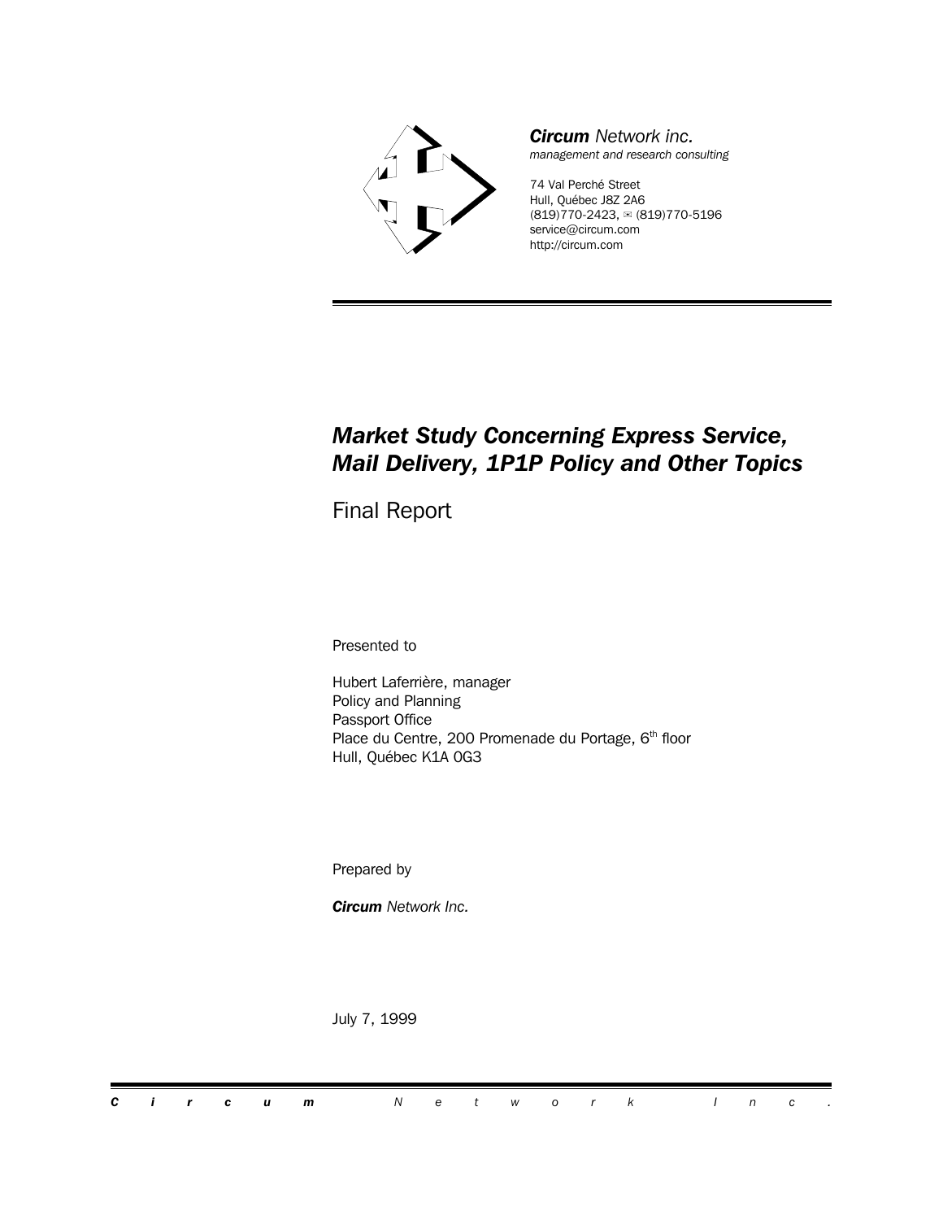***Circum*** *Network inc.*
*management and research consulting*

74 Val Perché Street
Hull, Québec J8Z 2A6
(819)770-2423, ✉ (819)770-5196
service@circum.com
http://circum.com

# *Market Study Concerning Express Service, Mail Delivery, 1P1P Policy and Other Topics*

## Final Report

Presented to

Hubert Laferrière, manager
Policy and Planning
Passport Office
Place du Centre, 200 Promenade du Portage, 6th floor
Hull, Québec K1A 0G3

Prepared by

***Circum*** *Network Inc.*

July 7, 1999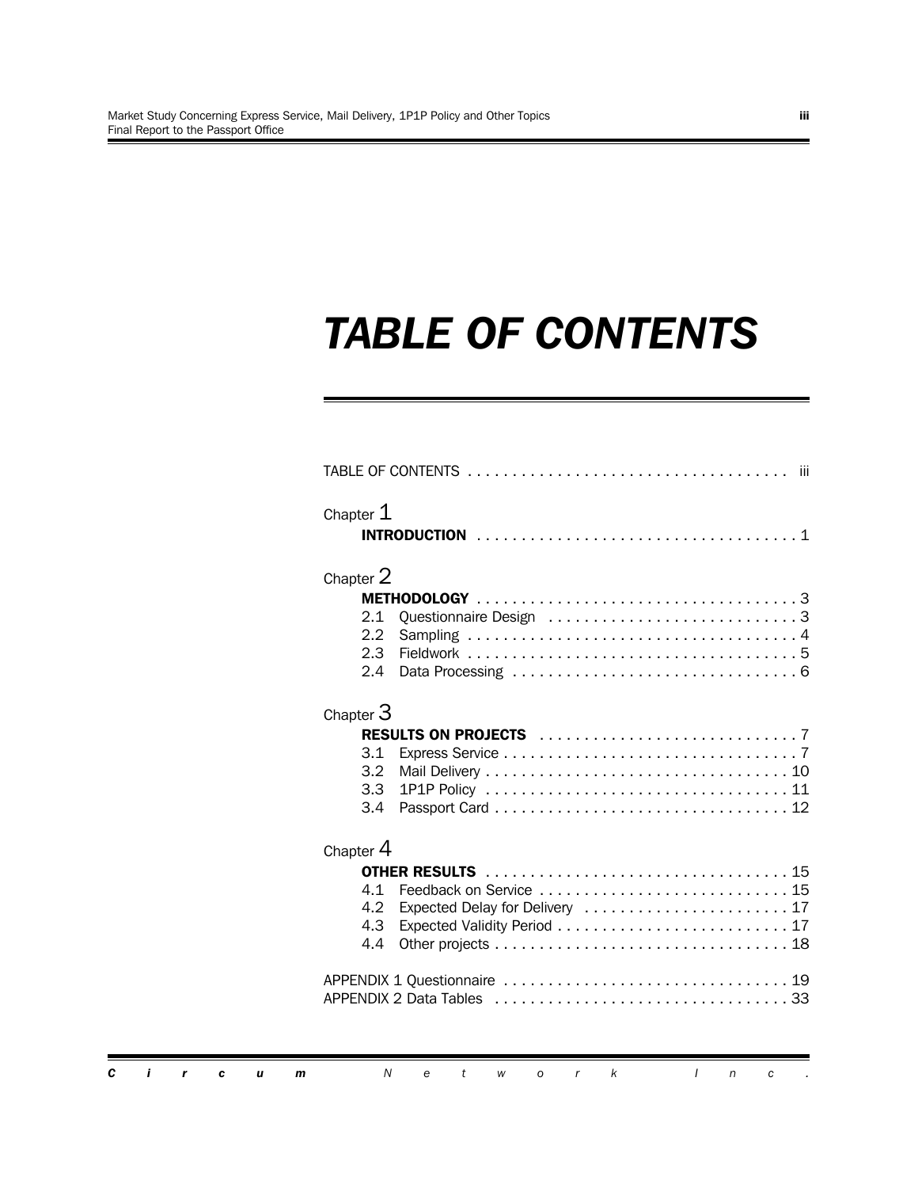# TABLE OF CONTENTS

TABLE OF CONTENTS . . . . . . . . . . . . . . . . . . . . . . . . . . . . . . . . . . . . iii

Chapter 1

**INTRODUCTION** . . . . . . . . . . . . . . . . . . . . . . . . . . . . . . . . . . . . 1

Chapter 2

**METHODOLOGY** . . . . . . . . . . . . . . . . . . . . . . . . . . . . . . . . . . . . 3

2.1 Questionnaire Design . . . . . . . . . . . . . . . . . . . . . . . . . . . . 3

2.2 Sampling . . . . . . . . . . . . . . . . . . . . . . . . . . . . . . . . . . . . . 4

2.3 Fieldwork . . . . . . . . . . . . . . . . . . . . . . . . . . . . . . . . . . . . . 5

2.4 Data Processing . . . . . . . . . . . . . . . . . . . . . . . . . . . . . . . . 6

Chapter 3

**RESULTS ON PROJECTS** . . . . . . . . . . . . . . . . . . . . . . . . . . . . . 7

3.1 Express Service . . . . . . . . . . . . . . . . . . . . . . . . . . . . . . . . . 7

3.2 Mail Delivery . . . . . . . . . . . . . . . . . . . . . . . . . . . . . . . . . . 10

3.3 1P1P Policy . . . . . . . . . . . . . . . . . . . . . . . . . . . . . . . . . . 11

3.4 Passport Card . . . . . . . . . . . . . . . . . . . . . . . . . . . . . . . . . 12

Chapter 4

**OTHER RESULTS** . . . . . . . . . . . . . . . . . . . . . . . . . . . . . . . . . . 15

4.1 Feedback on Service . . . . . . . . . . . . . . . . . . . . . . . . . . . 15

4.2 Expected Delay for Delivery . . . . . . . . . . . . . . . . . . . . . . . 17

4.3 Expected Validity Period . . . . . . . . . . . . . . . . . . . . . . . . . . 17

4.4 Other projects . . . . . . . . . . . . . . . . . . . . . . . . . . . . . . . . . 18

APPENDIX 1 Questionnaire . . . . . . . . . . . . . . . . . . . . . . . . . . . . . . . . 19

APPENDIX 2 Data Tables . . . . . . . . . . . . . . . . . . . . . . . . . . . . . . . . . 33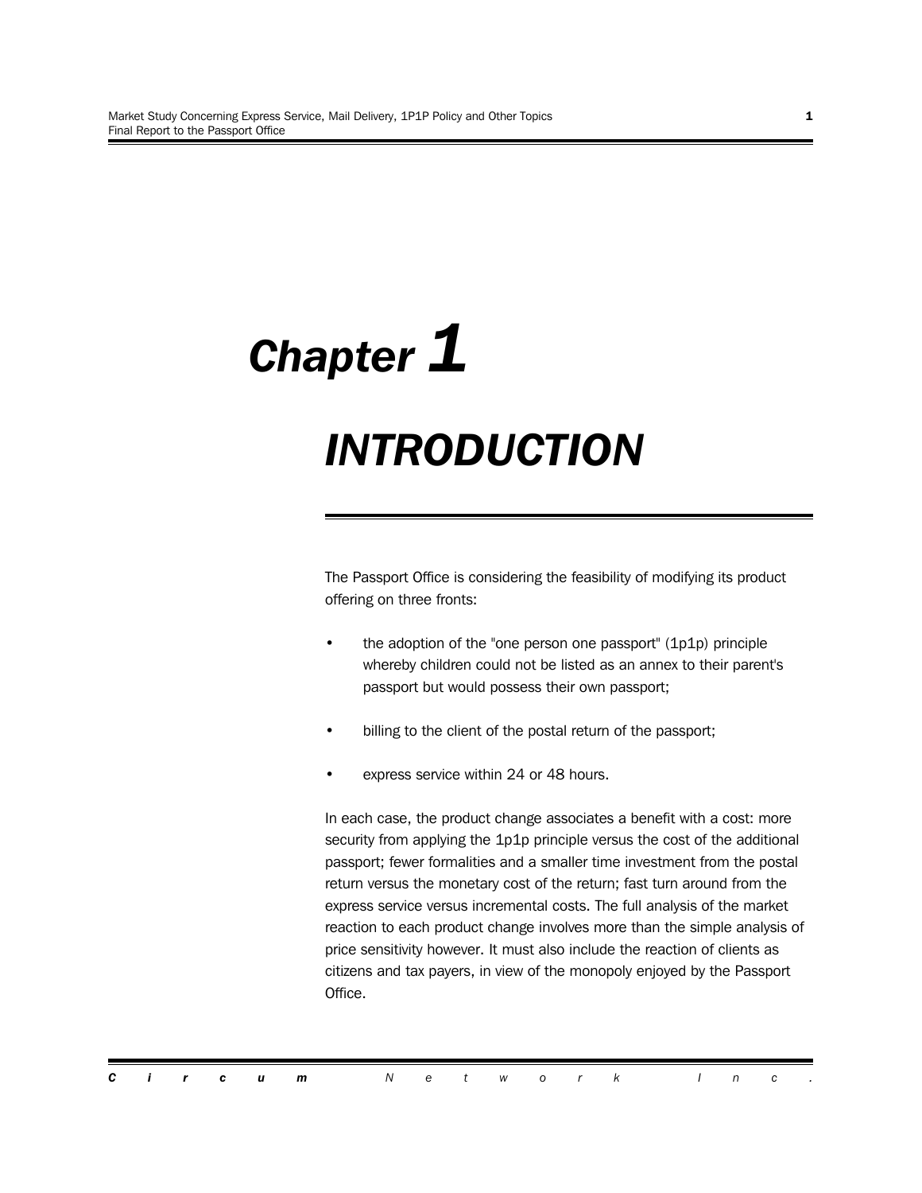# Chapter 1

# INTRODUCTION

The Passport Office is considering the feasibility of modifying its product offering on three fronts:

- the adoption of the "one person one passport" (1p1p) principle whereby children could not be listed as an annex to their parent's passport but would possess their own passport;
- billing to the client of the postal return of the passport;
- express service within 24 or 48 hours.

In each case, the product change associates a benefit with a cost: more security from applying the 1p1p principle versus the cost of the additional passport; fewer formalities and a smaller time investment from the postal return versus the monetary cost of the return; fast turn around from the express service versus incremental costs. The full analysis of the market reaction to each product change involves more than the simple analysis of price sensitivity however. It must also include the reaction of clients as citizens and tax payers, in view of the monopoly enjoyed by the Passport Office.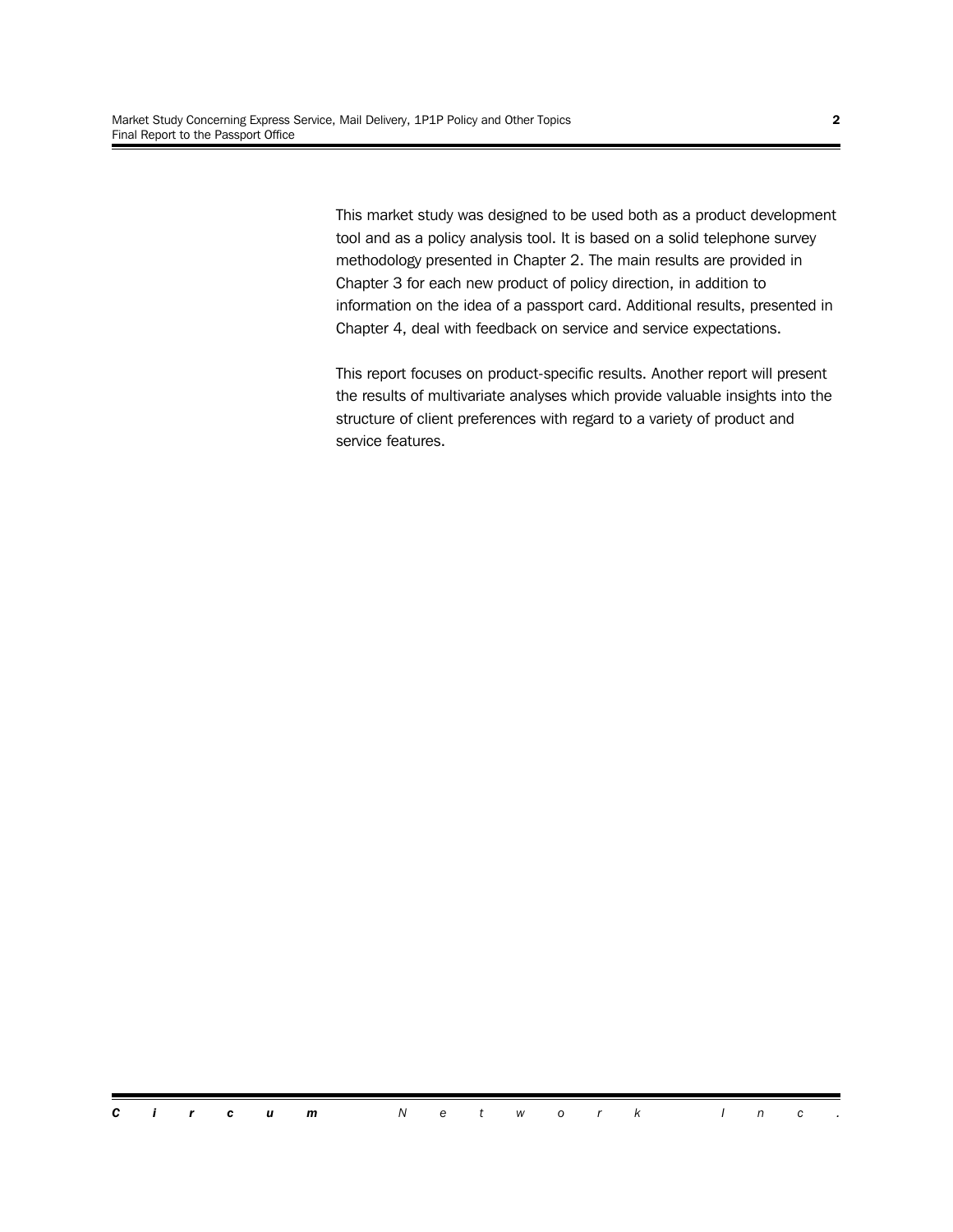This market study was designed to be used both as a product development tool and as a policy analysis tool. It is based on a solid telephone survey methodology presented in Chapter 2. The main results are provided in Chapter 3 for each new product of policy direction, in addition to information on the idea of a passport card. Additional results, presented in Chapter 4, deal with feedback on service and service expectations.

This report focuses on product-specific results. Another report will present the results of multivariate analyses which provide valuable insights into the structure of client preferences with regard to a variety of product and service features.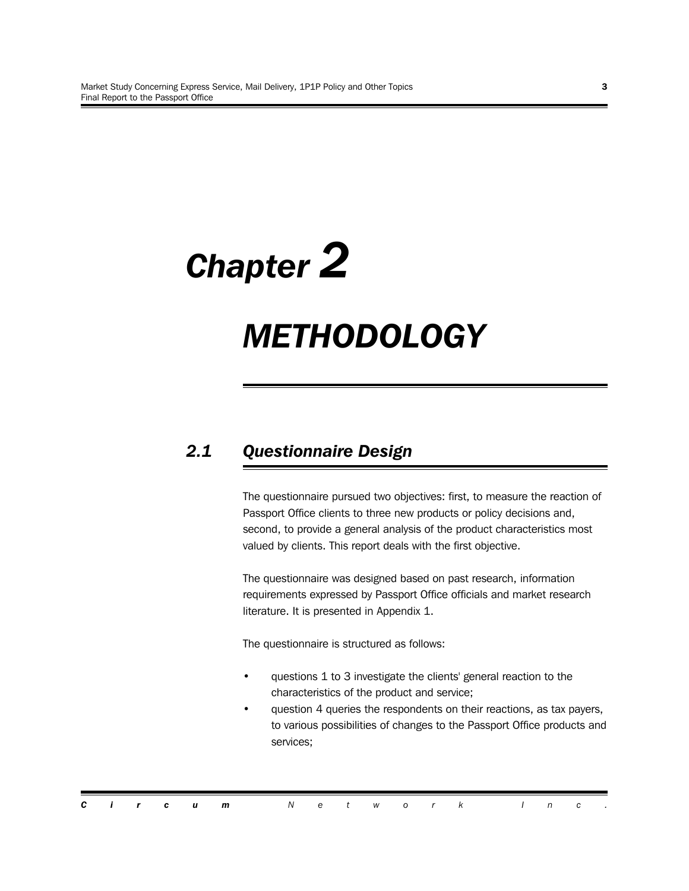# Chapter 2

# METHODOLOGY

## 2.1 Questionnaire Design

The questionnaire pursued two objectives: first, to measure the reaction of Passport Office clients to three new products or policy decisions and, second, to provide a general analysis of the product characteristics most valued by clients. This report deals with the first objective.

The questionnaire was designed based on past research, information requirements expressed by Passport Office officials and market research literature. It is presented in Appendix 1.

The questionnaire is structured as follows:

- questions 1 to 3 investigate the clients' general reaction to the characteristics of the product and service;
- question 4 queries the respondents on their reactions, as tax payers, to various possibilities of changes to the Passport Office products and services;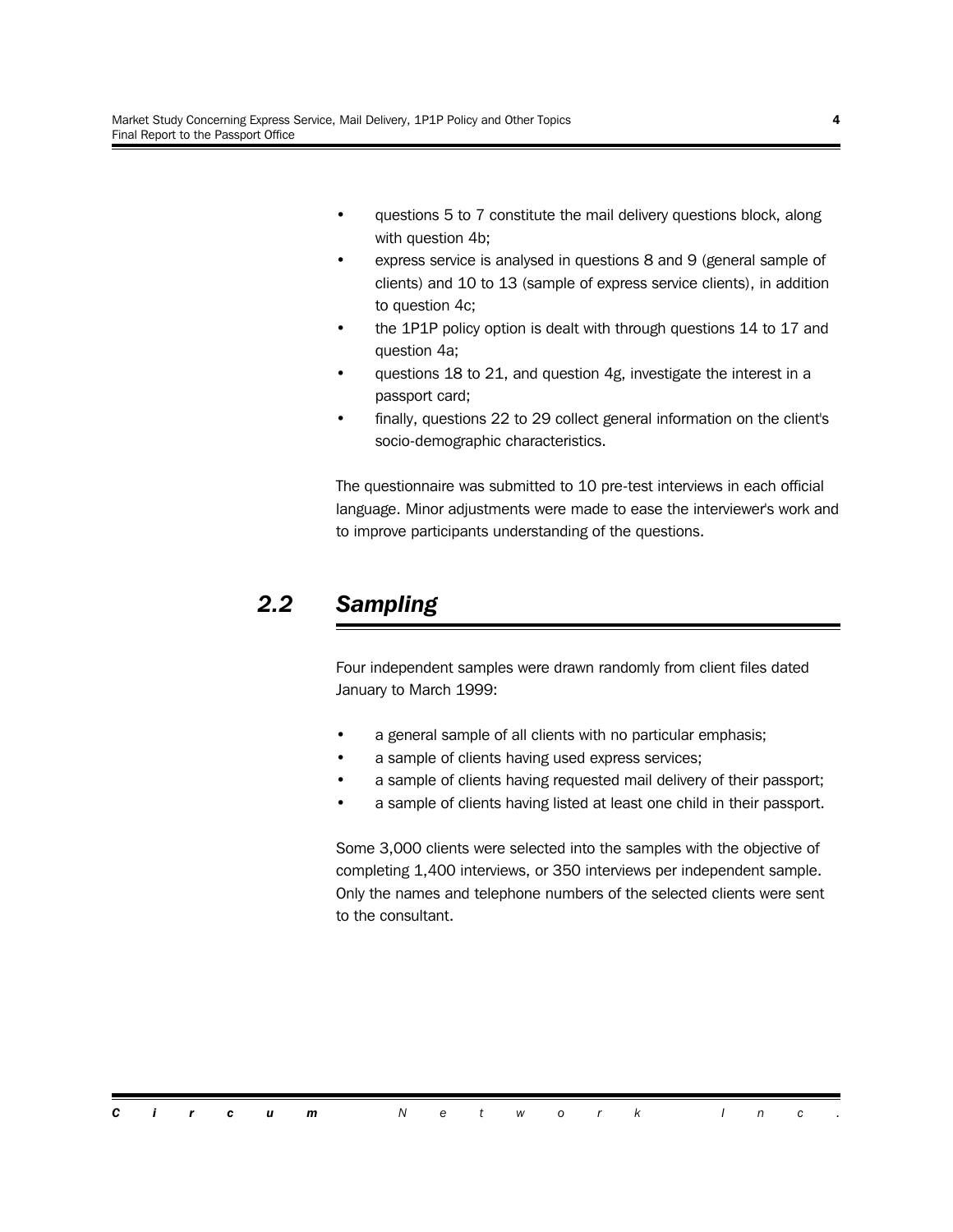- questions 5 to 7 constitute the mail delivery questions block, along with question 4b;
- express service is analysed in questions 8 and 9 (general sample of clients) and 10 to 13 (sample of express service clients), in addition to question 4c;
- the 1P1P policy option is dealt with through questions 14 to 17 and question 4a;
- questions 18 to 21, and question 4g, investigate the interest in a passport card;
- finally, questions 22 to 29 collect general information on the client's socio-demographic characteristics.

The questionnaire was submitted to 10 pre-test interviews in each official language. Minor adjustments were made to ease the interviewer's work and to improve participants understanding of the questions.

## *2.2 Sampling*

Four independent samples were drawn randomly from client files dated January to March 1999:

- a general sample of all clients with no particular emphasis;
- a sample of clients having used express services;
- a sample of clients having requested mail delivery of their passport;
- a sample of clients having listed at least one child in their passport.

Some 3,000 clients were selected into the samples with the objective of completing 1,400 interviews, or 350 interviews per independent sample. Only the names and telephone numbers of the selected clients were sent to the consultant.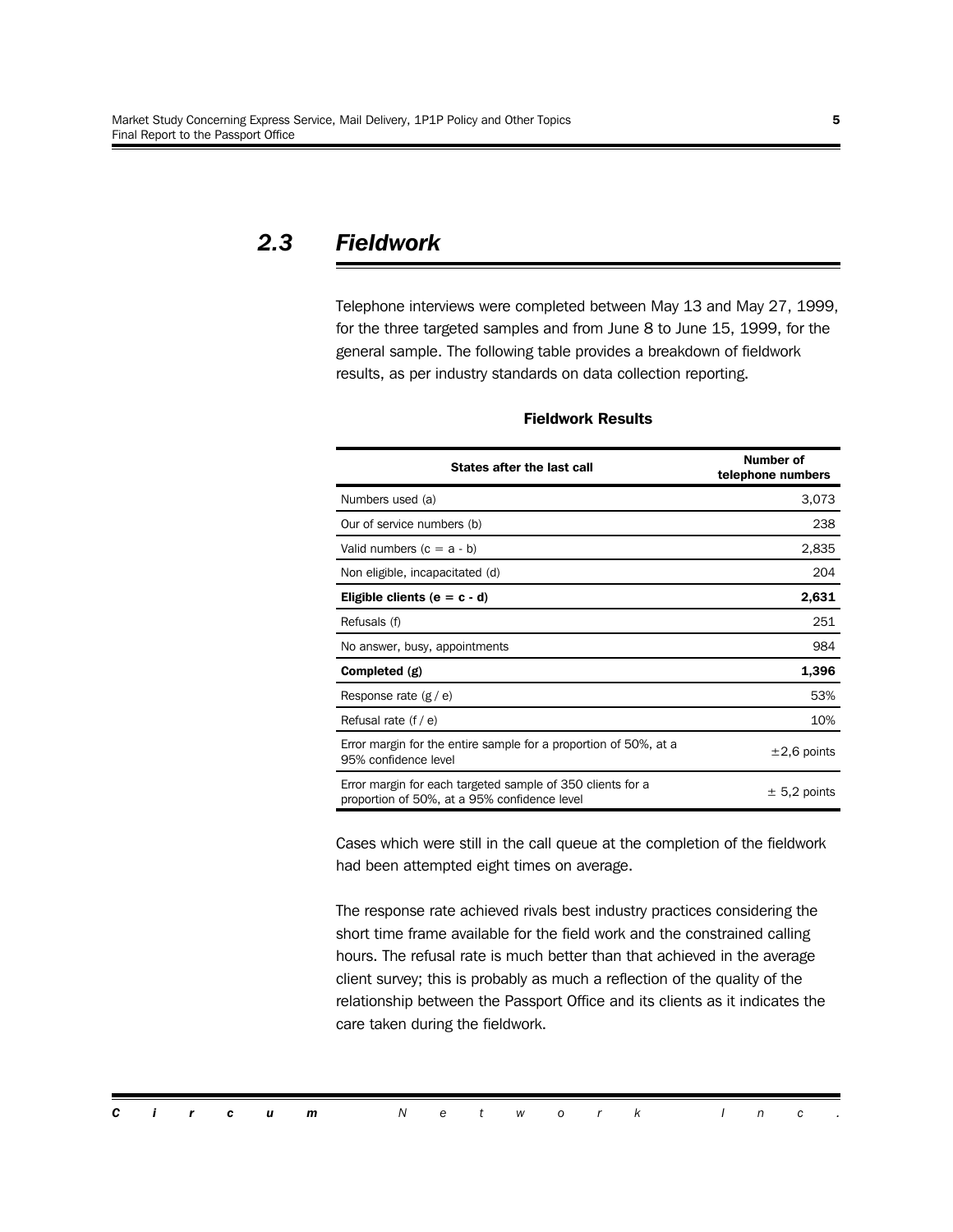## 2.3 Fieldwork

Telephone interviews were completed between May 13 and May 27, 1999, for the three targeted samples and from June 8 to June 15, 1999, for the general sample. The following table provides a breakdown of fieldwork results, as per industry standards on data collection reporting.

**Fieldwork Results**

| States after the last call | Number of telephone numbers |
|---|---:|
| Numbers used (a) | 3,073 |
| Our of service numbers (b) | 238 |
| Valid numbers (c = a - b) | 2,835 |
| Non eligible, incapacitated (d) | 204 |
| **Eligible clients (e = c - d)** | **2,631** |
| Refusals (f) | 251 |
| No answer, busy, appointments | 984 |
| **Completed (g)** | **1,396** |
| Response rate (g / e) | 53% |
| Refusal rate (f / e) | 10% |
| Error margin for the entire sample for a proportion of 50%, at a 95% confidence level | ±2,6 points |
| Error margin for each targeted sample of 350 clients for a proportion of 50%, at a 95% confidence level | ± 5,2 points |

Cases which were still in the call queue at the completion of the fieldwork had been attempted eight times on average.

The response rate achieved rivals best industry practices considering the short time frame available for the field work and the constrained calling hours. The refusal rate is much better than that achieved in the average client survey; this is probably as much a reflection of the quality of the relationship between the Passport Office and its clients as it indicates the care taken during the fieldwork.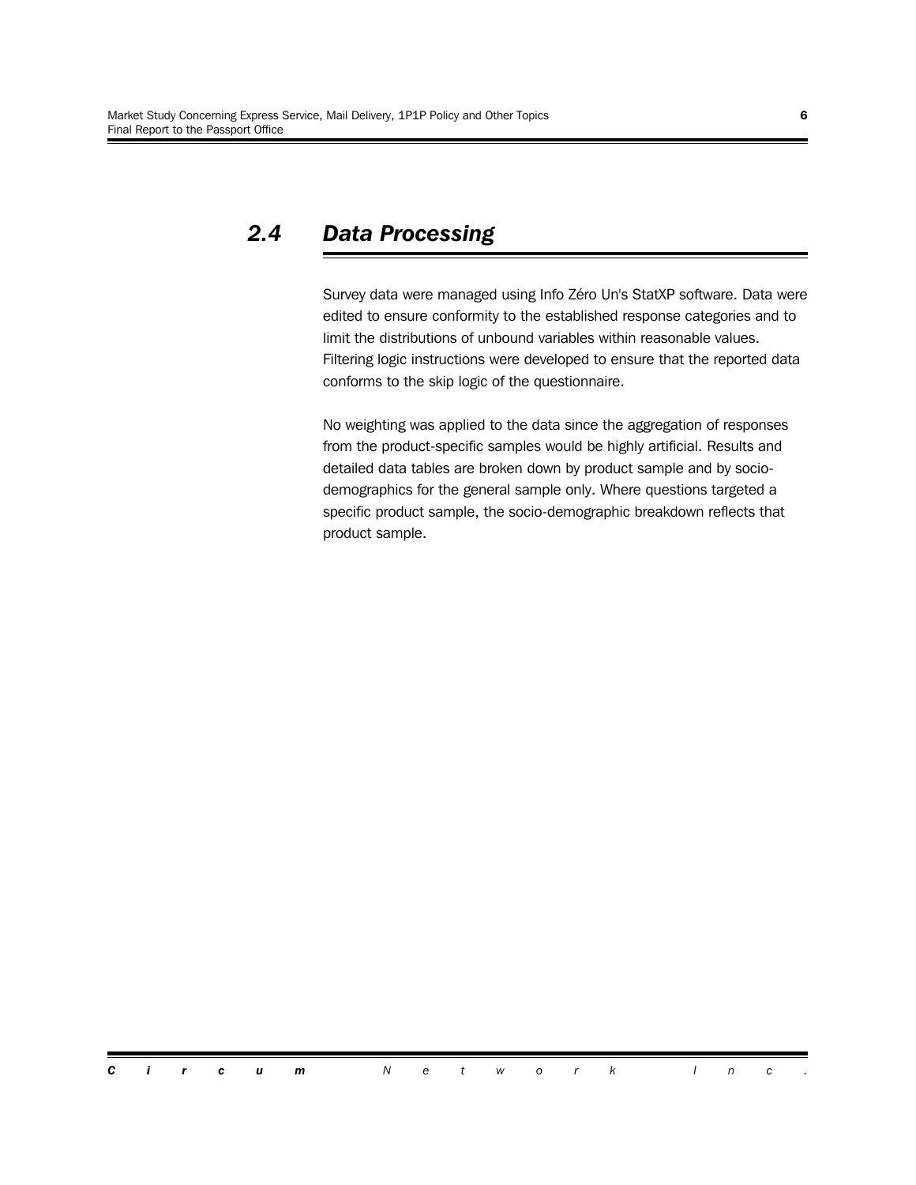## 2.4 Data Processing

Survey data were managed using Info Zéro Un's StatXP software. Data were edited to ensure conformity to the established response categories and to limit the distributions of unbound variables within reasonable values. Filtering logic instructions were developed to ensure that the reported data conforms to the skip logic of the questionnaire.

No weighting was applied to the data since the aggregation of responses from the product-specific samples would be highly artificial. Results and detailed data tables are broken down by product sample and by socio-demographics for the general sample only. Where questions targeted a specific product sample, the socio-demographic breakdown reflects that product sample.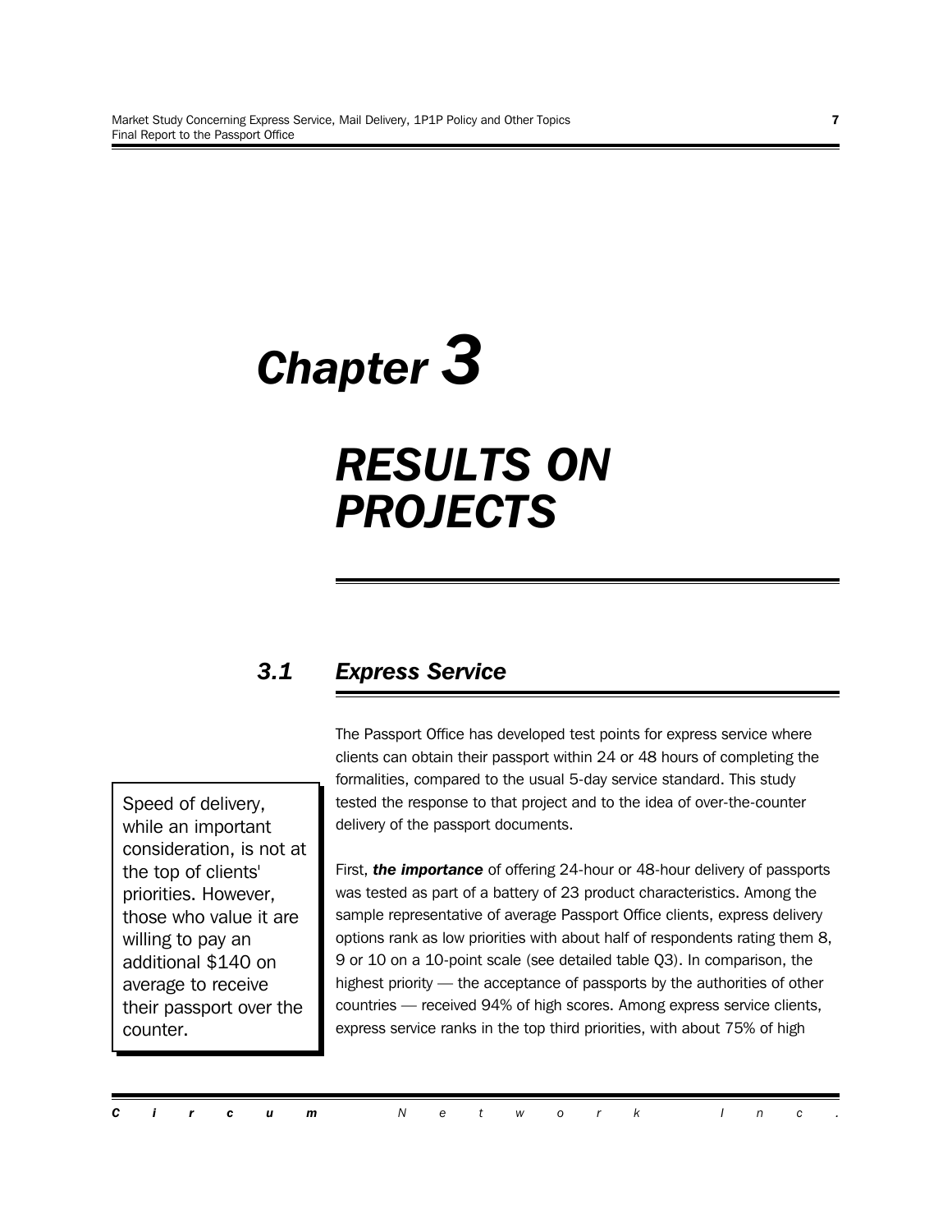# Chapter 3

# RESULTS ON PROJECTS

## 3.1 Express Service

> Speed of delivery, while an important consideration, is not at the top of clients' priorities. However, those who value it are willing to pay an additional $140 on average to receive their passport over the counter.

The Passport Office has developed test points for express service where clients can obtain their passport within 24 or 48 hours of completing the formalities, compared to the usual 5-day service standard. This study tested the response to that project and to the idea of over-the-counter delivery of the passport documents.

First, ***the importance*** of offering 24-hour or 48-hour delivery of passports was tested as part of a battery of 23 product characteristics. Among the sample representative of average Passport Office clients, express delivery options rank as low priorities with about half of respondents rating them 8, 9 or 10 on a 10-point scale (see detailed table Q3). In comparison, the highest priority — the acceptance of passports by the authorities of other countries — received 94% of high scores. Among express service clients, express service ranks in the top third priorities, with about 75% of high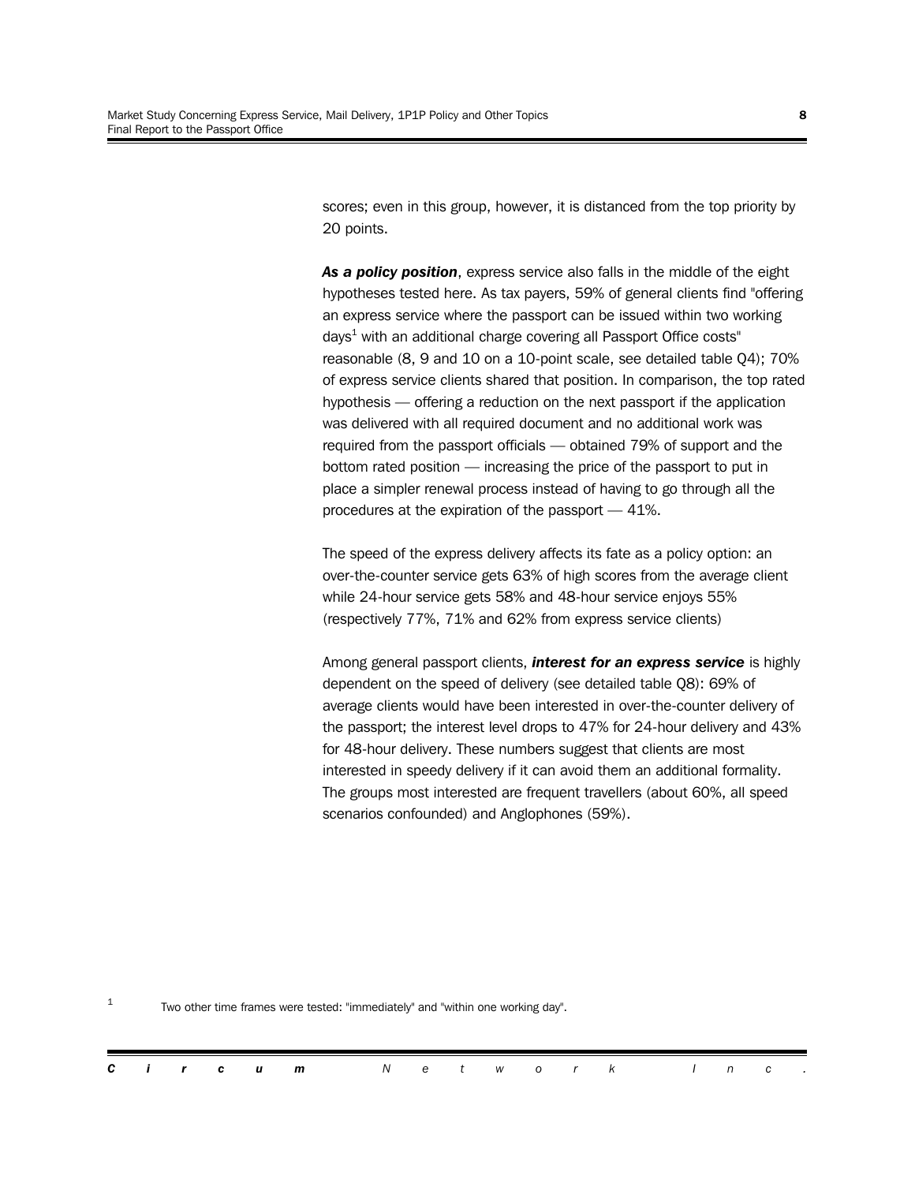scores; even in this group, however, it is distanced from the top priority by 20 points.

***As a policy position***, express service also falls in the middle of the eight hypotheses tested here. As tax payers, 59% of general clients find "offering an express service where the passport can be issued within two working days[1] with an additional charge covering all Passport Office costs" reasonable (8, 9 and 10 on a 10-point scale, see detailed table Q4); 70% of express service clients shared that position. In comparison, the top rated hypothesis — offering a reduction on the next passport if the application was delivered with all required document and no additional work was required from the passport officials — obtained 79% of support and the bottom rated position — increasing the price of the passport to put in place a simpler renewal process instead of having to go through all the procedures at the expiration of the passport — 41%.

The speed of the express delivery affects its fate as a policy option: an over-the-counter service gets 63% of high scores from the average client while 24-hour service gets 58% and 48-hour service enjoys 55% (respectively 77%, 71% and 62% from express service clients)

Among general passport clients, ***interest for an express service*** is highly dependent on the speed of delivery (see detailed table Q8): 69% of average clients would have been interested in over-the-counter delivery of the passport; the interest level drops to 47% for 24-hour delivery and 43% for 48-hour delivery. These numbers suggest that clients are most interested in speedy delivery if it can avoid them an additional formality. The groups most interested are frequent travellers (about 60%, all speed scenarios confounded) and Anglophones (59%).

[1] Two other time frames were tested: "immediately" and "within one working day".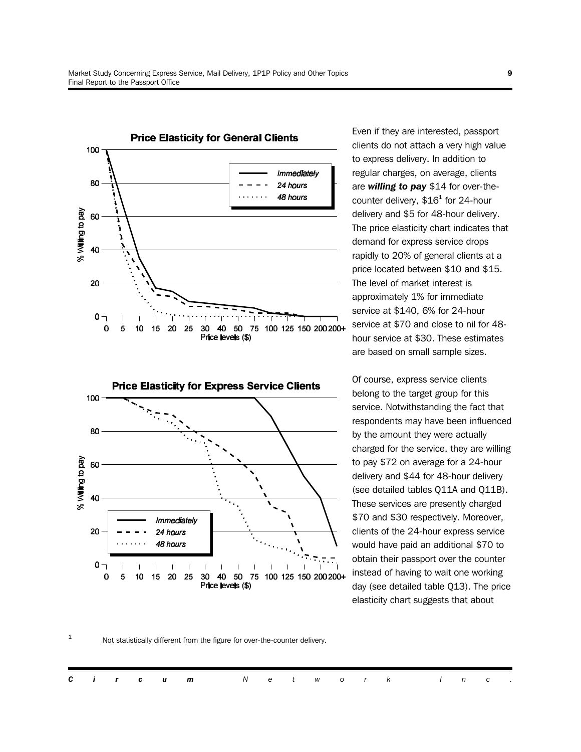**Price Elasticity for General Clients**

**Price Elasticity for Express Service Clients**

Even if they are interested, passport clients do not attach a very high value to express delivery. In addition to regular charges, on average, clients are ***willing to pay*** $14 for over-the-counter delivery, $16[1] for 24-hour delivery and $5 for 48-hour delivery. The price elasticity chart indicates that demand for express service drops rapidly to 20% of general clients at a price located between $10 and $15. The level of market interest is approximately 1% for immediate service at $140, 6% for 24-hour service at $70 and close to nil for 48-hour service at $30. These estimates are based on small sample sizes.

Of course, express service clients belong to the target group for this service. Notwithstanding the fact that respondents may have been influenced by the amount they were actually charged for the service, they are willing to pay $72 on average for a 24-hour delivery and $44 for 48-hour delivery (see detailed tables Q11A and Q11B). These services are presently charged $70 and $30 respectively. Moreover, clients of the 24-hour express service would have paid an additional $70 to obtain their passport over the counter instead of having to wait one working day (see detailed table Q13). The price elasticity chart suggests that about

[1] Not statistically different from the figure for over-the-counter delivery.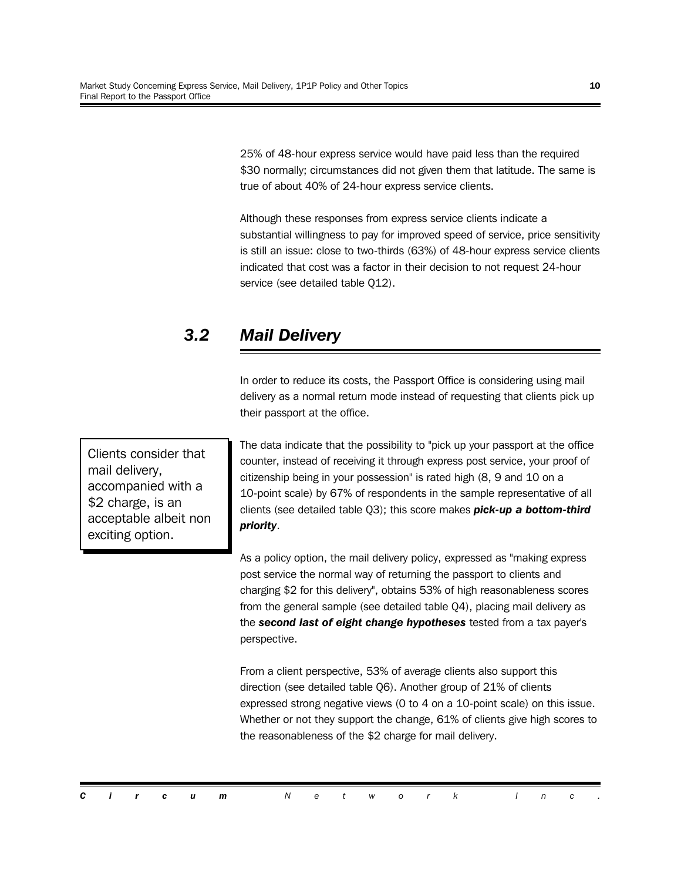25% of 48-hour express service would have paid less than the required $30 normally; circumstances did not given them that latitude. The same is true of about 40% of 24-hour express service clients.

Although these responses from express service clients indicate a substantial willingness to pay for improved speed of service, price sensitivity is still an issue: close to two-thirds (63%) of 48-hour express service clients indicated that cost was a factor in their decision to not request 24-hour service (see detailed table Q12).

## *3.2 Mail Delivery*

In order to reduce its costs, the Passport Office is considering using mail delivery as a normal return mode instead of requesting that clients pick up their passport at the office.

> Clients consider that mail delivery, accompanied with a $2 charge, is an acceptable albeit non exciting option.

The data indicate that the possibility to "pick up your passport at the office counter, instead of receiving it through express post service, your proof of citizenship being in your possession" is rated high (8, 9 and 10 on a 10-point scale) by 67% of respondents in the sample representative of all clients (see detailed table Q3); this score makes ***pick-up a bottom-third priority***.

As a policy option, the mail delivery policy, expressed as "making express post service the normal way of returning the passport to clients and charging $2 for this delivery", obtains 53% of high reasonableness scores from the general sample (see detailed table Q4), placing mail delivery as the ***second last of eight change hypotheses*** tested from a tax payer's perspective.

From a client perspective, 53% of average clients also support this direction (see detailed table Q6). Another group of 21% of clients expressed strong negative views (0 to 4 on a 10-point scale) on this issue. Whether or not they support the change, 61% of clients give high scores to the reasonableness of the $2 charge for mail delivery.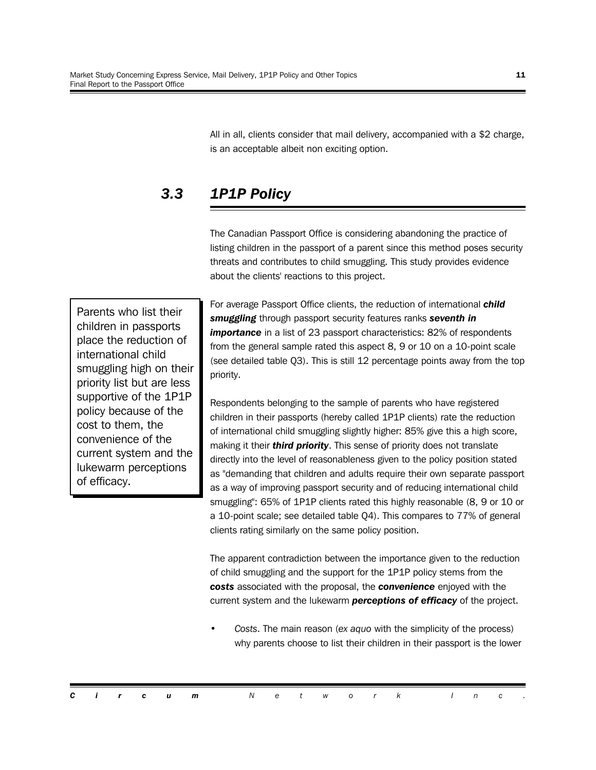All in all, clients consider that mail delivery, accompanied with a $2 charge, is an acceptable albeit non exciting option.

## 3.3 1P1P Policy

The Canadian Passport Office is considering abandoning the practice of listing children in the passport of a parent since this method poses security threats and contributes to child smuggling. This study provides evidence about the clients' reactions to this project.

> Parents who list their children in passports place the reduction of international child smuggling high on their priority list but are less supportive of the 1P1P policy because of the cost to them, the convenience of the current system and the lukewarm perceptions of efficacy.

For average Passport Office clients, the reduction of international ***child smuggling*** through passport security features ranks ***seventh in importance*** in a list of 23 passport characteristics: 82% of respondents from the general sample rated this aspect 8, 9 or 10 on a 10-point scale (see detailed table Q3). This is still 12 percentage points away from the top priority.

Respondents belonging to the sample of parents who have registered children in their passports (hereby called 1P1P clients) rate the reduction of international child smuggling slightly higher: 85% give this a high score, making it their ***third priority***. This sense of priority does not translate directly into the level of reasonableness given to the policy position stated as "demanding that children and adults require their own separate passport as a way of improving passport security and of reducing international child smuggling": 65% of 1P1P clients rated this highly reasonable (8, 9 or 10 or a 10-point scale; see detailed table Q4). This compares to 77% of general clients rating similarly on the same policy position.

The apparent contradiction between the importance given to the reduction of child smuggling and the support for the 1P1P policy stems from the ***costs*** associated with the proposal, the ***convenience*** enjoyed with the current system and the lukewarm ***perceptions of efficacy*** of the project.

- *Costs*. The main reason (*ex aquo* with the simplicity of the process) why parents choose to list their children in their passport is the lower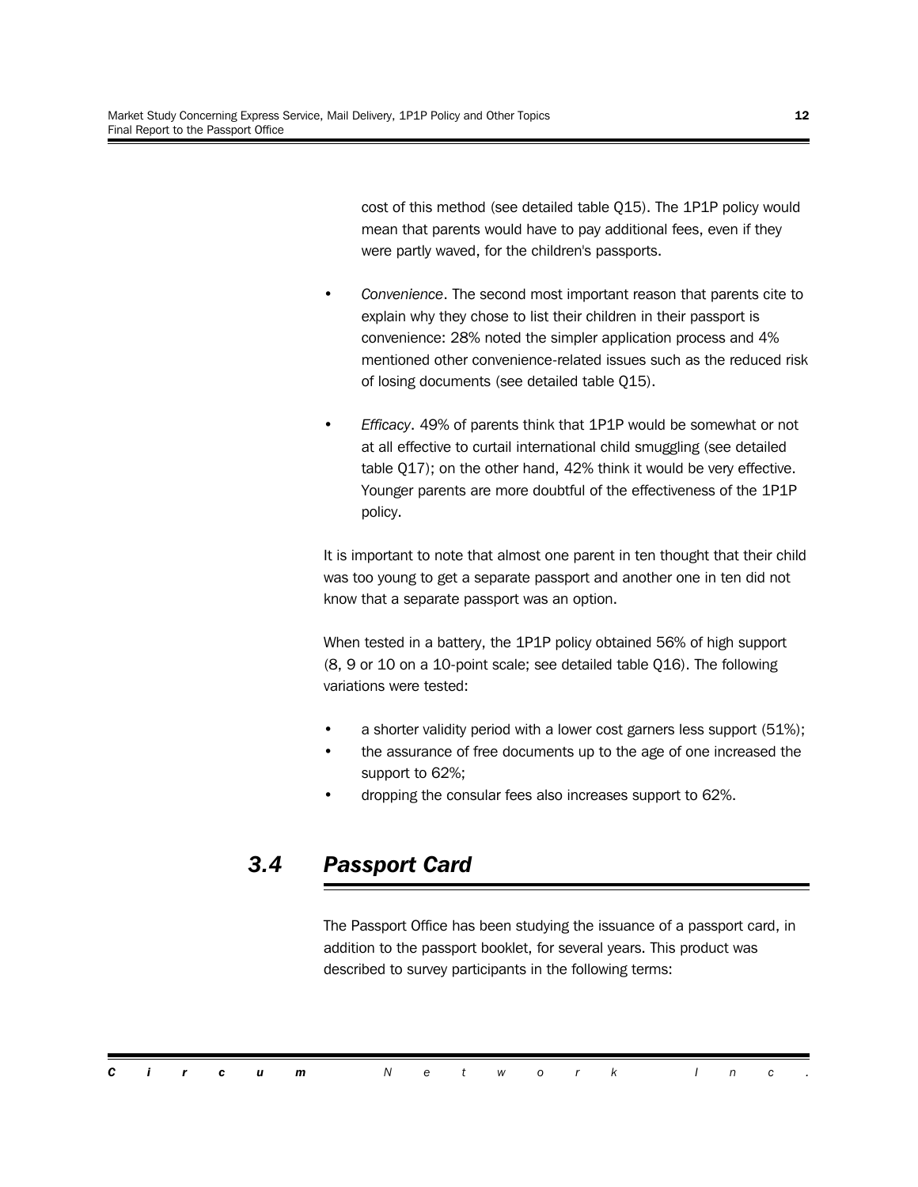cost of this method (see detailed table Q15). The 1P1P policy would mean that parents would have to pay additional fees, even if they were partly waved, for the children's passports.

- *Convenience*. The second most important reason that parents cite to explain why they chose to list their children in their passport is convenience: 28% noted the simpler application process and 4% mentioned other convenience-related issues such as the reduced risk of losing documents (see detailed table Q15).
- *Efficacy*. 49% of parents think that 1P1P would be somewhat or not at all effective to curtail international child smuggling (see detailed table Q17); on the other hand, 42% think it would be very effective. Younger parents are more doubtful of the effectiveness of the 1P1P policy.

It is important to note that almost one parent in ten thought that their child was too young to get a separate passport and another one in ten did not know that a separate passport was an option.

When tested in a battery, the 1P1P policy obtained 56% of high support (8, 9 or 10 on a 10-point scale; see detailed table Q16). The following variations were tested:

- a shorter validity period with a lower cost garners less support (51%);
- the assurance of free documents up to the age of one increased the support to 62%;
- dropping the consular fees also increases support to 62%.

## 3.4 Passport Card

The Passport Office has been studying the issuance of a passport card, in addition to the passport booklet, for several years. This product was described to survey participants in the following terms: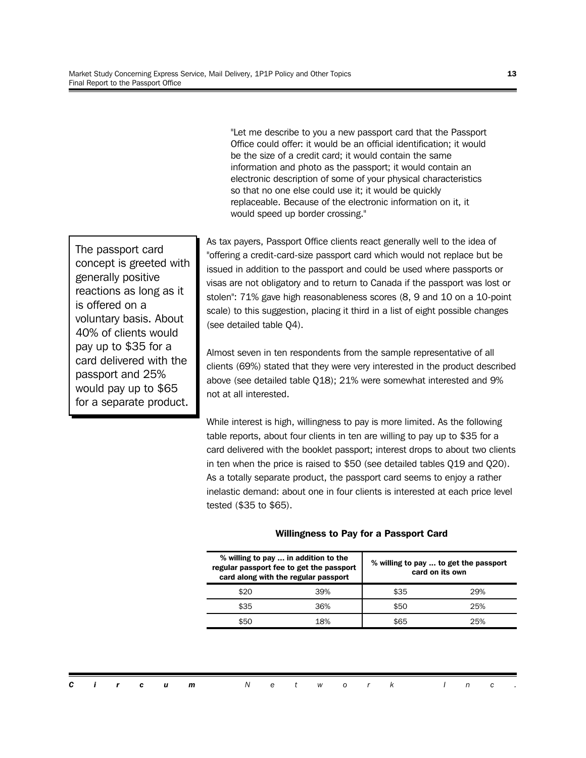"Let me describe to you a new passport card that the Passport Office could offer: it would be an official identification; it would be the size of a credit card; it would contain the same information and photo as the passport; it would contain an electronic description of some of your physical characteristics so that no one else could use it; it would be quickly replaceable. Because of the electronic information on it, it would speed up border crossing."

> The passport card concept is greeted with generally positive reactions as long as it is offered on a voluntary basis. About 40% of clients would pay up to $35 for a card delivered with the passport and 25% would pay up to $65 for a separate product.

As tax payers, Passport Office clients react generally well to the idea of "offering a credit-card-size passport card which would not replace but be issued in addition to the passport and could be used where passports or visas are not obligatory and to return to Canada if the passport was lost or stolen": 71% gave high reasonableness scores (8, 9 and 10 on a 10-point scale) to this suggestion, placing it third in a list of eight possible changes (see detailed table Q4).

Almost seven in ten respondents from the sample representative of all clients (69%) stated that they were very interested in the product described above (see detailed table Q18); 21% were somewhat interested and 9% not at all interested.

While interest is high, willingness to pay is more limited. As the following table reports, about four clients in ten are willing to pay up to $35 for a card delivered with the booklet passport; interest drops to about two clients in ten when the price is raised to $50 (see detailed tables Q19 and Q20). As a totally separate product, the passport card seems to enjoy a rather inelastic demand: about one in four clients is interested at each price level tested ($35 to $65).

**Willingness to Pay for a Passport Card**

| % willing to pay ... in addition to the regular passport fee to get the passport card along with the regular passport | | % willing to pay ... to get the passport card on its own | |
|---|---|---|---|
| $20 | 39% | $35 | 29% |
| $35 | 36% | $50 | 25% |
| $50 | 18% | $65 | 25% |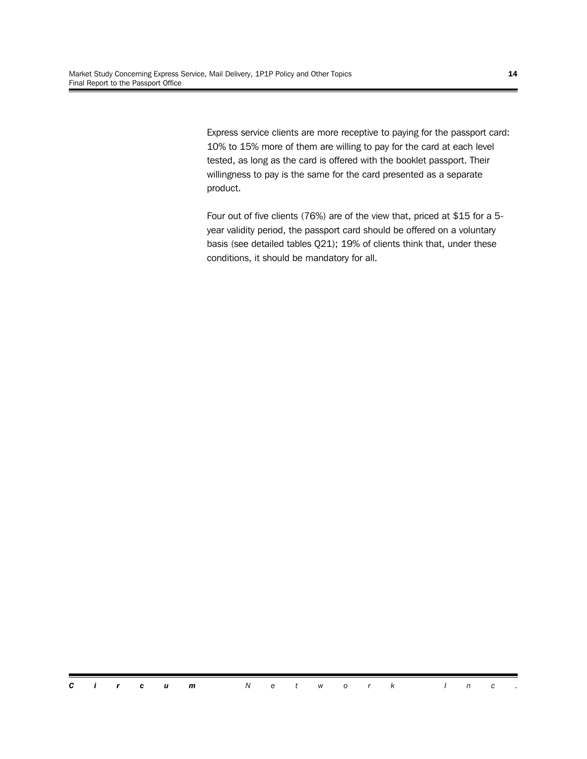Express service clients are more receptive to paying for the passport card: 10% to 15% more of them are willing to pay for the card at each level tested, as long as the card is offered with the booklet passport. Their willingness to pay is the same for the card presented as a separate product.

Four out of five clients (76%) are of the view that, priced at $15 for a 5-year validity period, the passport card should be offered on a voluntary basis (see detailed tables Q21); 19% of clients think that, under these conditions, it should be mandatory for all.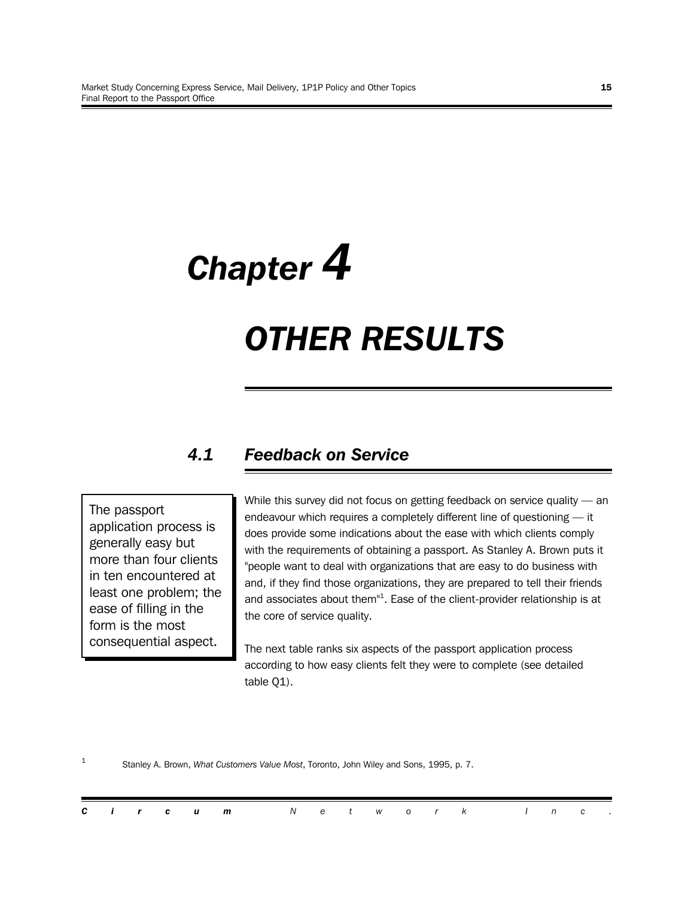# Chapter 4

# OTHER RESULTS

## 4.1 Feedback on Service

> The passport application process is generally easy but more than four clients in ten encountered at least one problem; the ease of filling in the form is the most consequential aspect.

While this survey did not focus on getting feedback on service quality — an endeavour which requires a completely different line of questioning — it does provide some indications about the ease with which clients comply with the requirements of obtaining a passport. As Stanley A. Brown puts it "people want to deal with organizations that are easy to do business with and, if they find those organizations, they are prepared to tell their friends and associates about them"[1]. Ease of the client-provider relationship is at the core of service quality.

The next table ranks six aspects of the passport application process according to how easy clients felt they were to complete (see detailed table Q1).

[1] Stanley A. Brown, *What Customers Value Most*, Toronto, John Wiley and Sons, 1995, p. 7.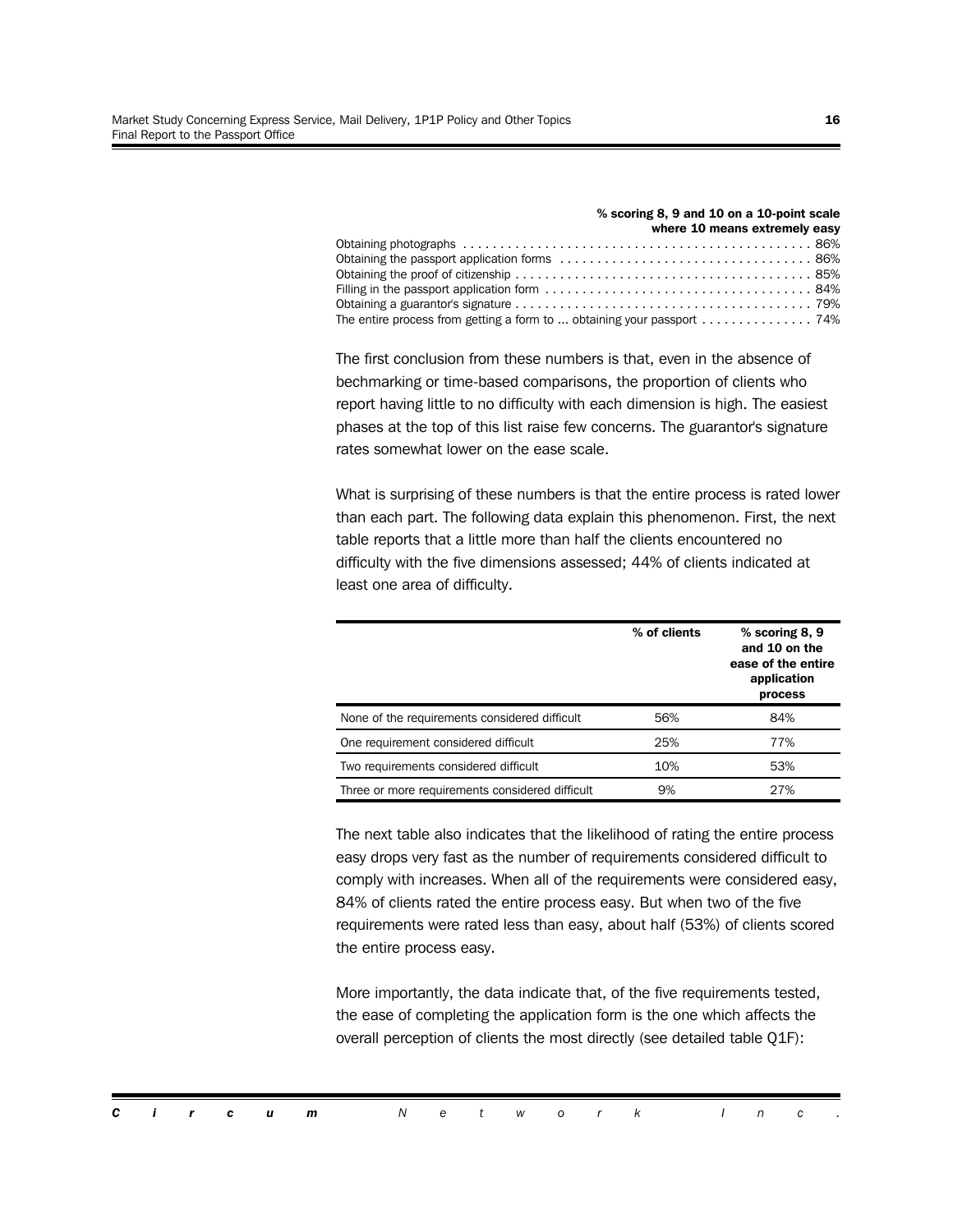| | % scoring 8, 9 and 10 on a 10-point scale where 10 means extremely easy |
|---|---|
| Obtaining photographs | 86% |
| Obtaining the passport application forms | 86% |
| Obtaining the proof of citizenship | 85% |
| Filling in the passport application form | 84% |
| Obtaining a guarantor's signature | 79% |
| The entire process from getting a form to ... obtaining your passport | 74% |

The first conclusion from these numbers is that, even in the absence of bechmarking or time-based comparisons, the proportion of clients who report having little to no difficulty with each dimension is high. The easiest phases at the top of this list raise few concerns. The guarantor's signature rates somewhat lower on the ease scale.

What is surprising of these numbers is that the entire process is rated lower than each part. The following data explain this phenomenon. First, the next table reports that a little more than half the clients encountered no difficulty with the five dimensions assessed; 44% of clients indicated at least one area of difficulty.

| | % of clients | % scoring 8, 9 and 10 on the ease of the entire application process |
|---|---|---|
| None of the requirements considered difficult | 56% | 84% |
| One requirement considered difficult | 25% | 77% |
| Two requirements considered difficult | 10% | 53% |
| Three or more requirements considered difficult | 9% | 27% |

The next table also indicates that the likelihood of rating the entire process easy drops very fast as the number of requirements considered difficult to comply with increases. When all of the requirements were considered easy, 84% of clients rated the entire process easy. But when two of the five requirements were rated less than easy, about half (53%) of clients scored the entire process easy.

More importantly, the data indicate that, of the five requirements tested, the ease of completing the application form is the one which affects the overall perception of clients the most directly (see detailed table Q1F):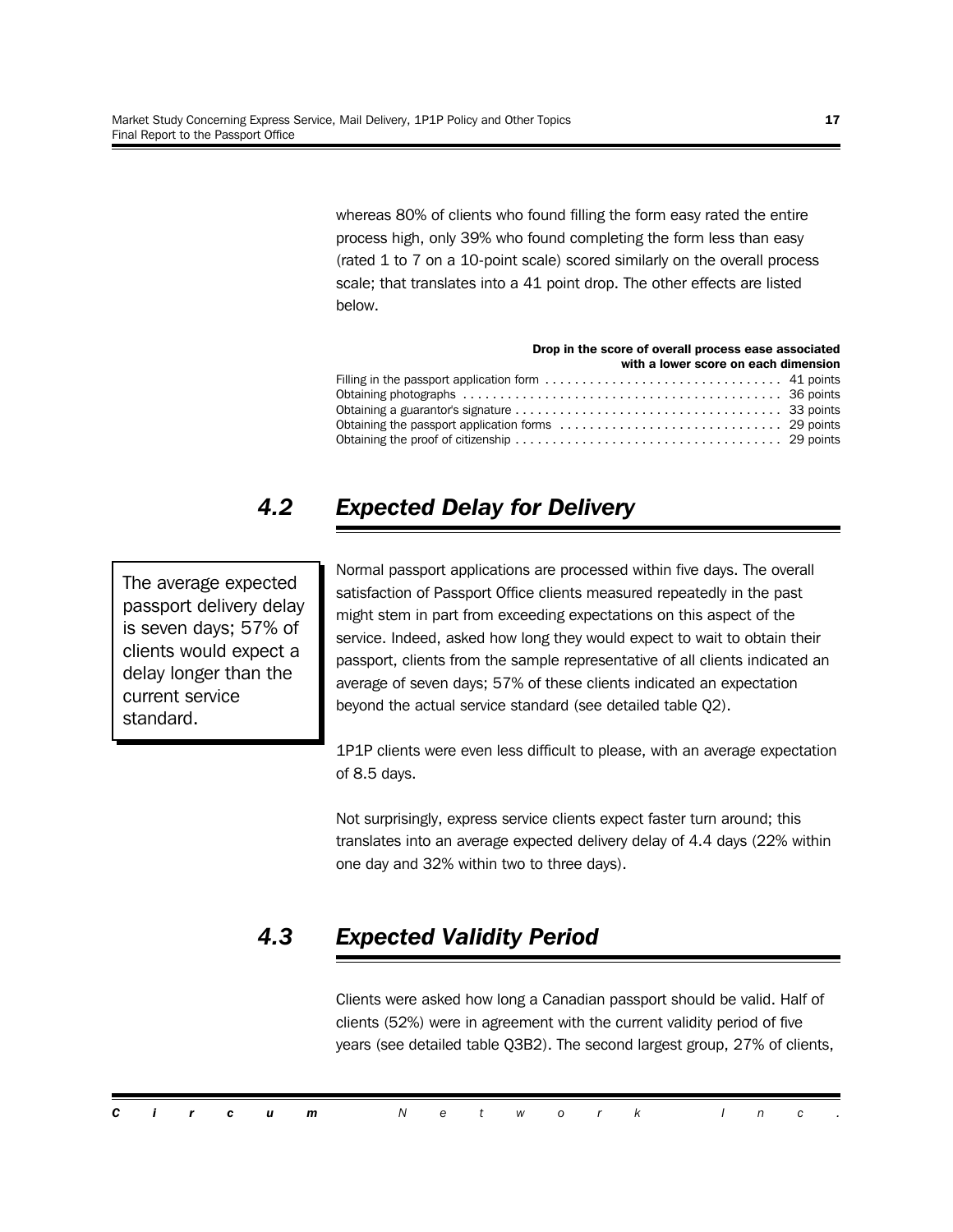whereas 80% of clients who found filling the form easy rated the entire process high, only 39% who found completing the form less than easy (rated 1 to 7 on a 10-point scale) scored similarly on the overall process scale; that translates into a 41 point drop. The other effects are listed below.

| | Drop in the score of overall process ease associated with a lower score on each dimension |
|---|---|
| Filling in the passport application form | 41 points |
| Obtaining photographs | 36 points |
| Obtaining a guarantor's signature | 33 points |
| Obtaining the passport application forms | 29 points |
| Obtaining the proof of citizenship | 29 points |

## *4.2 Expected Delay for Delivery*

> The average expected passport delivery delay is seven days; 57% of clients would expect a delay longer than the current service standard.

Normal passport applications are processed within five days. The overall satisfaction of Passport Office clients measured repeatedly in the past might stem in part from exceeding expectations on this aspect of the service. Indeed, asked how long they would expect to wait to obtain their passport, clients from the sample representative of all clients indicated an average of seven days; 57% of these clients indicated an expectation beyond the actual service standard (see detailed table Q2).

1P1P clients were even less difficult to please, with an average expectation of 8.5 days.

Not surprisingly, express service clients expect faster turn around; this translates into an average expected delivery delay of 4.4 days (22% within one day and 32% within two to three days).

## *4.3 Expected Validity Period*

Clients were asked how long a Canadian passport should be valid. Half of clients (52%) were in agreement with the current validity period of five years (see detailed table Q3B2). The second largest group, 27% of clients,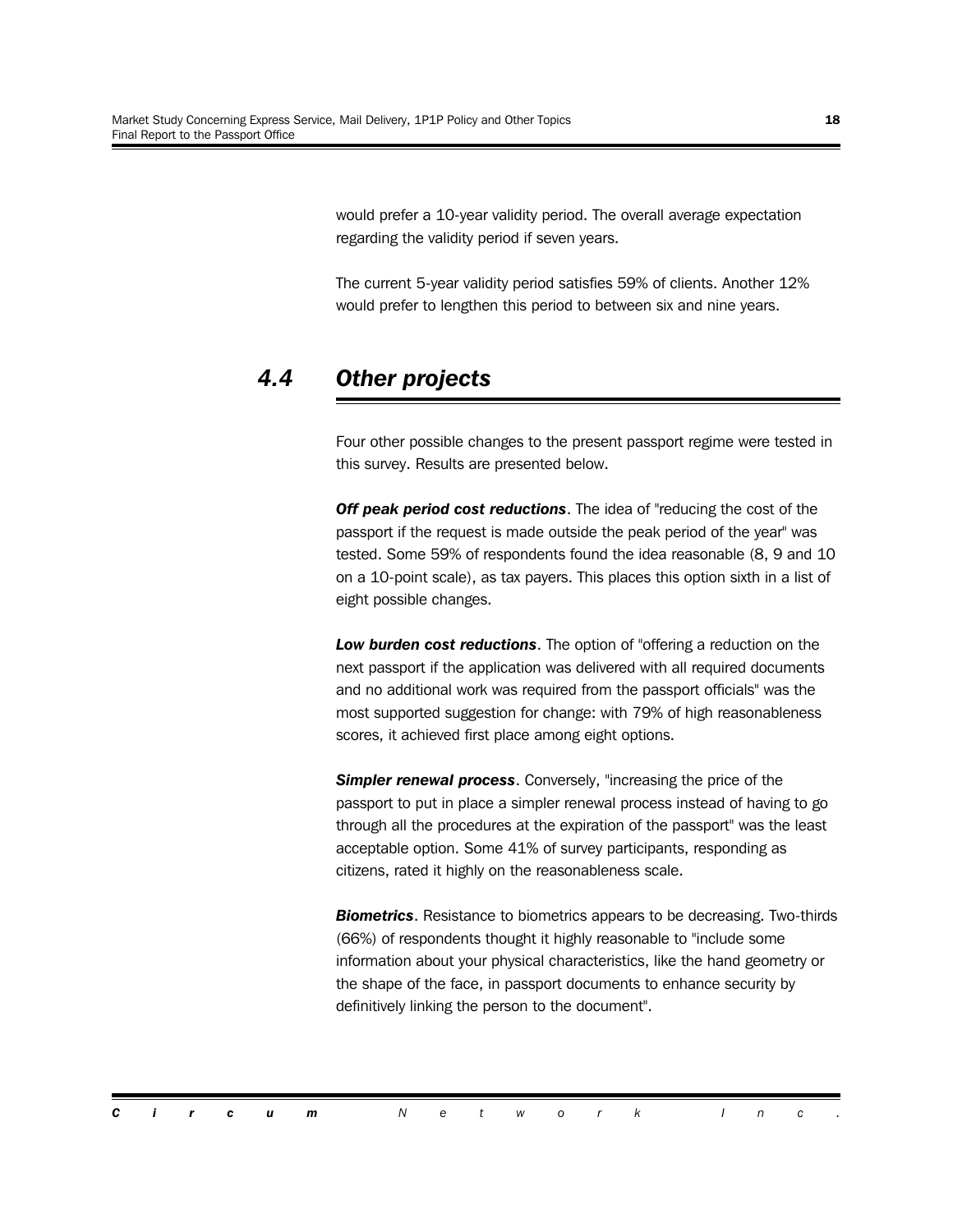would prefer a 10-year validity period. The overall average expectation regarding the validity period if seven years.

The current 5-year validity period satisfies 59% of clients. Another 12% would prefer to lengthen this period to between six and nine years.

## *4.4 Other projects*

Four other possible changes to the present passport regime were tested in this survey. Results are presented below.

***Off peak period cost reductions***. The idea of "reducing the cost of the passport if the request is made outside the peak period of the year" was tested. Some 59% of respondents found the idea reasonable (8, 9 and 10 on a 10-point scale), as tax payers. This places this option sixth in a list of eight possible changes.

***Low burden cost reductions***. The option of "offering a reduction on the next passport if the application was delivered with all required documents and no additional work was required from the passport officials" was the most supported suggestion for change: with 79% of high reasonableness scores, it achieved first place among eight options.

***Simpler renewal process***. Conversely, "increasing the price of the passport to put in place a simpler renewal process instead of having to go through all the procedures at the expiration of the passport" was the least acceptable option. Some 41% of survey participants, responding as citizens, rated it highly on the reasonableness scale.

***Biometrics***. Resistance to biometrics appears to be decreasing. Two-thirds (66%) of respondents thought it highly reasonable to "include some information about your physical characteristics, like the hand geometry or the shape of the face, in passport documents to enhance security by definitively linking the person to the document".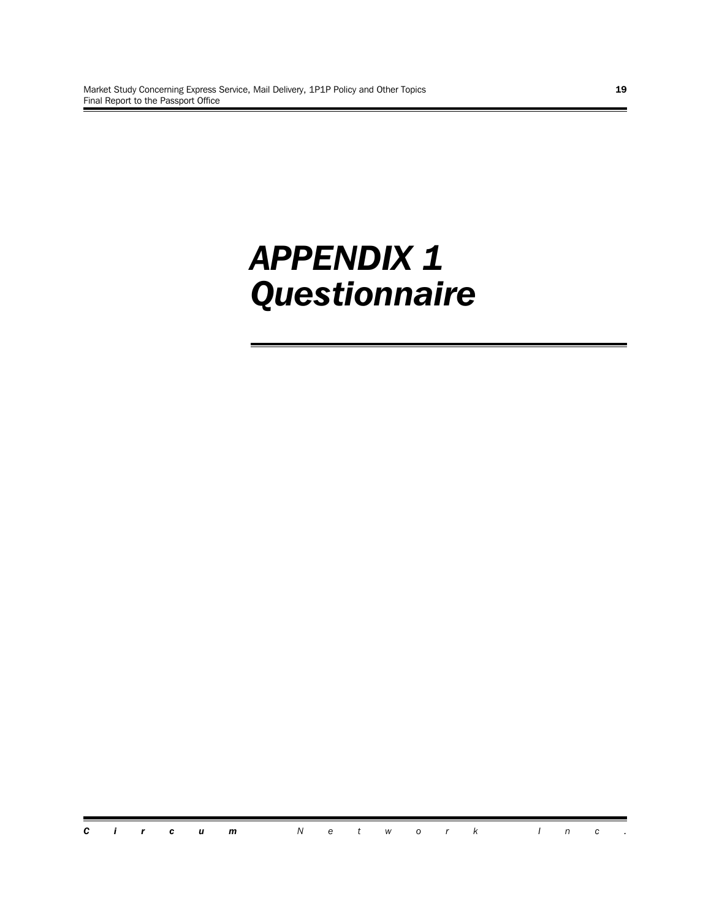# APPENDIX 1
# Questionnaire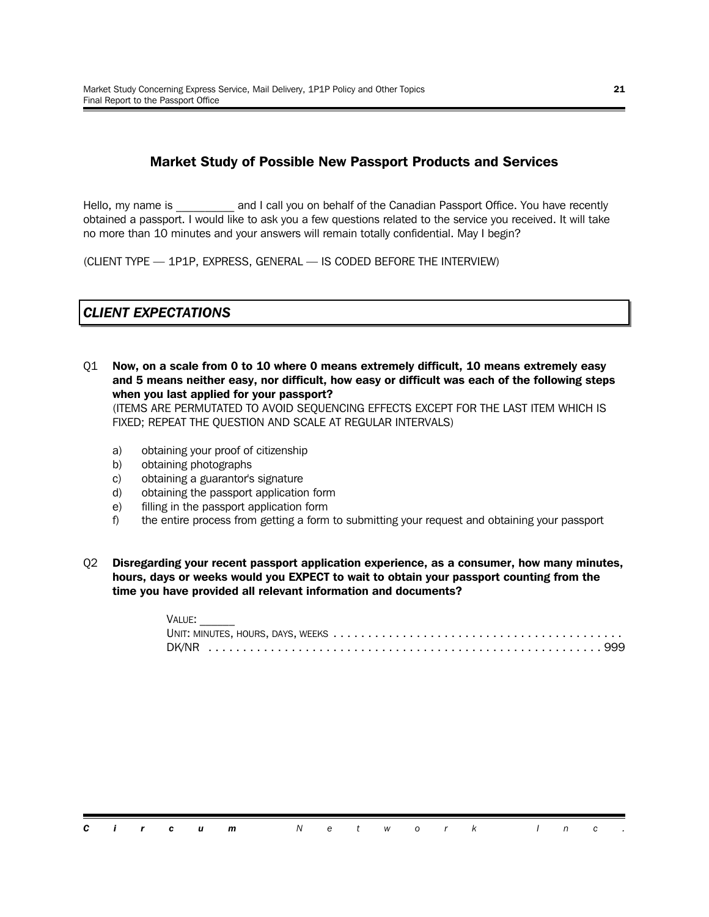## Market Study of Possible New Passport Products and Services

Hello, my name is __________ and I call you on behalf of the Canadian Passport Office. You have recently obtained a passport. I would like to ask you a few questions related to the service you received. It will take no more than 10 minutes and your answers will remain totally confidential. May I begin?

(CLIENT TYPE — 1P1P, EXPRESS, GENERAL — IS CODED BEFORE THE INTERVIEW)

### *CLIENT EXPECTATIONS*

Q1 **Now, on a scale from 0 to 10 where 0 means extremely difficult, 10 means extremely easy and 5 means neither easy, nor difficult, how easy or difficult was each of the following steps when you last applied for your passport?**
(ITEMS ARE PERMUTATED TO AVOID SEQUENCING EFFECTS EXCEPT FOR THE LAST ITEM WHICH IS FIXED; REPEAT THE QUESTION AND SCALE AT REGULAR INTERVALS)

a) obtaining your proof of citizenship
b) obtaining photographs
c) obtaining a guarantor's signature
d) obtaining the passport application form
e) filling in the passport application form
f) the entire process from getting a form to submitting your request and obtaining your passport

Q2 **Disregarding your recent passport application experience, as a consumer, how many minutes, hours, days or weeks would you EXPECT to wait to obtain your passport counting from the time you have provided all relevant information and documents?**

VALUE: ______
UNIT: MINUTES, HOURS, DAYS, WEEKS . . . . . . . . . . . . . . . . . . . . . . . . . . . . . . . . . . . . . . . . . .
DK/NR . . . . . . . . . . . . . . . . . . . . . . . . . . . . . . . . . . . . . . . . . . . . . . . . . . . . . . . . 999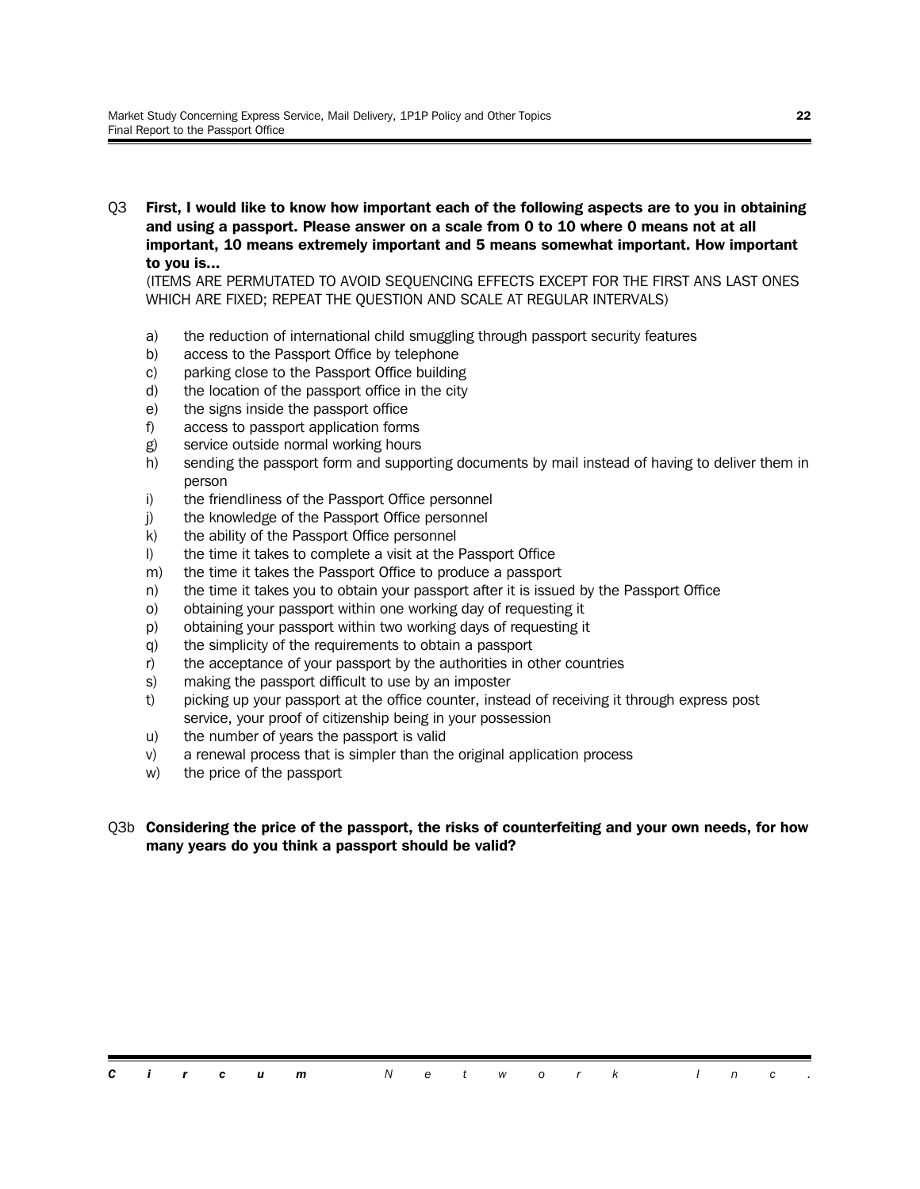Q3 **First, I would like to know how important each of the following aspects are to you in obtaining and using a passport. Please answer on a scale from 0 to 10 where 0 means not at all important, 10 means extremely important and 5 means somewhat important. How important to you is...**

(ITEMS ARE PERMUTATED TO AVOID SEQUENCING EFFECTS EXCEPT FOR THE FIRST ANS LAST ONES WHICH ARE FIXED; REPEAT THE QUESTION AND SCALE AT REGULAR INTERVALS)

- a) the reduction of international child smuggling through passport security features
- b) access to the Passport Office by telephone
- c) parking close to the Passport Office building
- d) the location of the passport office in the city
- e) the signs inside the passport office
- f) access to passport application forms
- g) service outside normal working hours
- h) sending the passport form and supporting documents by mail instead of having to deliver them in person
- i) the friendliness of the Passport Office personnel
- j) the knowledge of the Passport Office personnel
- k) the ability of the Passport Office personnel
- l) the time it takes to complete a visit at the Passport Office
- m) the time it takes the Passport Office to produce a passport
- n) the time it takes you to obtain your passport after it is issued by the Passport Office
- o) obtaining your passport within one working day of requesting it
- p) obtaining your passport within two working days of requesting it
- q) the simplicity of the requirements to obtain a passport
- r) the acceptance of your passport by the authorities in other countries
- s) making the passport difficult to use by an imposter
- t) picking up your passport at the office counter, instead of receiving it through express post service, your proof of citizenship being in your possession
- u) the number of years the passport is valid
- v) a renewal process that is simpler than the original application process
- w) the price of the passport

Q3b **Considering the price of the passport, the risks of counterfeiting and your own needs, for how many years do you think a passport should be valid?**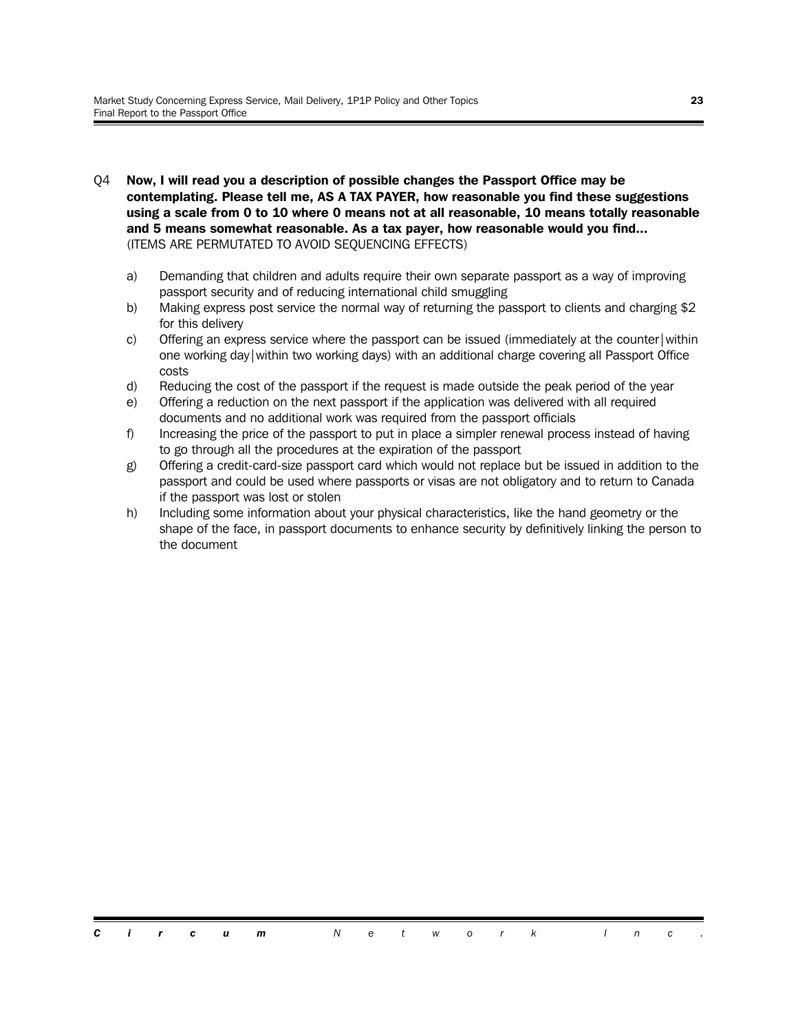Q4 **Now, I will read you a description of possible changes the Passport Office may be contemplating. Please tell me, AS A TAX PAYER, how reasonable you find these suggestions using a scale from 0 to 10 where 0 means not at all reasonable, 10 means totally reasonable and 5 means somewhat reasonable. As a tax payer, how reasonable would you find...** (ITEMS ARE PERMUTATED TO AVOID SEQUENCING EFFECTS)

a) Demanding that children and adults require their own separate passport as a way of improving passport security and of reducing international child smuggling

b) Making express post service the normal way of returning the passport to clients and charging $2 for this delivery

c) Offering an express service where the passport can be issued (immediately at the counter|within one working day|within two working days) with an additional charge covering all Passport Office costs

d) Reducing the cost of the passport if the request is made outside the peak period of the year

e) Offering a reduction on the next passport if the application was delivered with all required documents and no additional work was required from the passport officials

f) Increasing the price of the passport to put in place a simpler renewal process instead of having to go through all the procedures at the expiration of the passport

g) Offering a credit-card-size passport card which would not replace but be issued in addition to the passport and could be used where passports or visas are not obligatory and to return to Canada if the passport was lost or stolen

h) Including some information about your physical characteristics, like the hand geometry or the shape of the face, in passport documents to enhance security by definitively linking the person to the document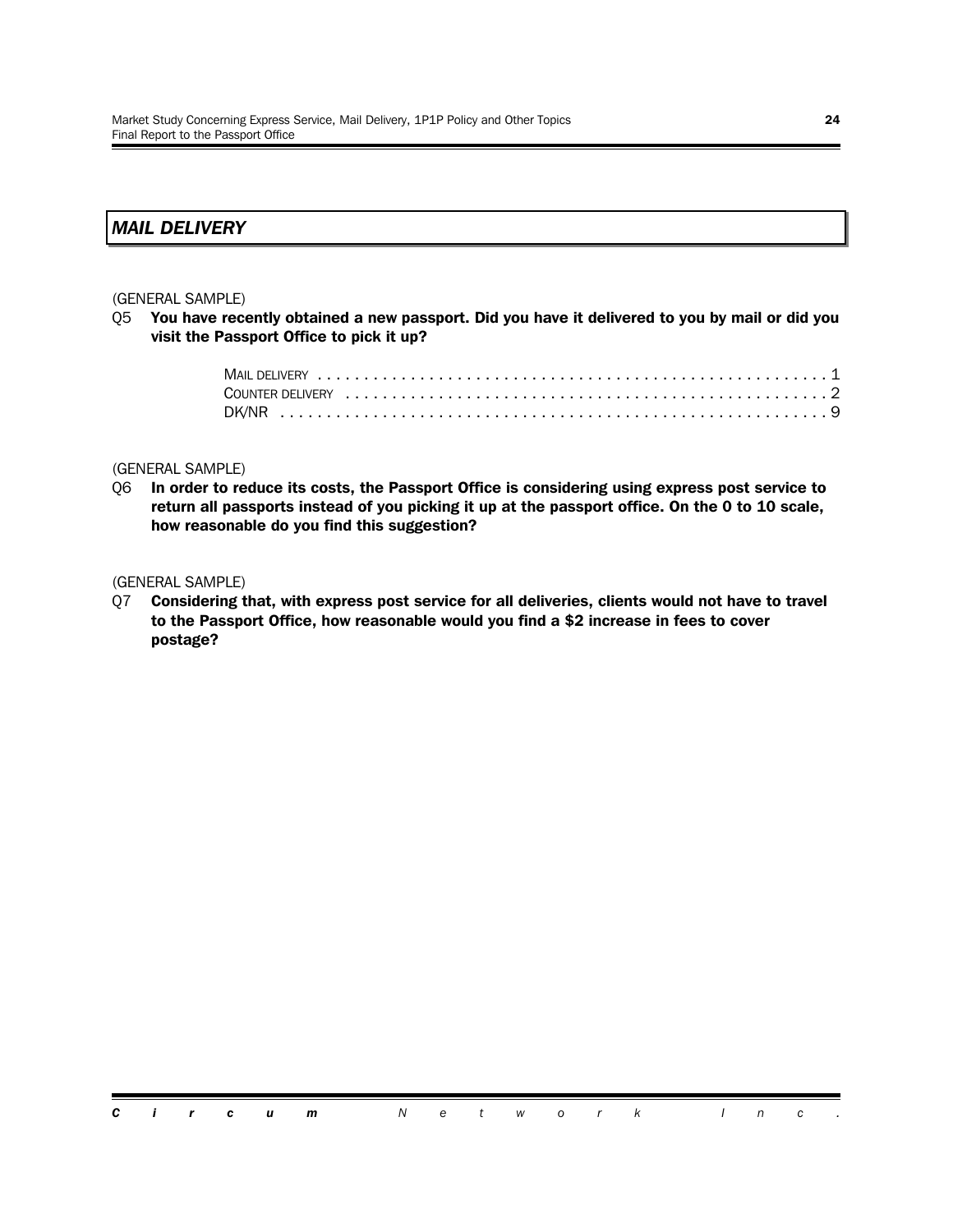## *MAIL DELIVERY*

(GENERAL SAMPLE)

Q5 **You have recently obtained a new passport. Did you have it delivered to you by mail or did you visit the Passport Office to pick it up?**

| | |
|---|---|
| MAIL DELIVERY | 1 |
| COUNTER DELIVERY | 2 |
| DK/NR | 9 |

(GENERAL SAMPLE)

Q6 **In order to reduce its costs, the Passport Office is considering using express post service to return all passports instead of you picking it up at the passport office. On the 0 to 10 scale, how reasonable do you find this suggestion?**

(GENERAL SAMPLE)

Q7 **Considering that, with express post service for all deliveries, clients would not have to travel to the Passport Office, how reasonable would you find a $2 increase in fees to cover postage?**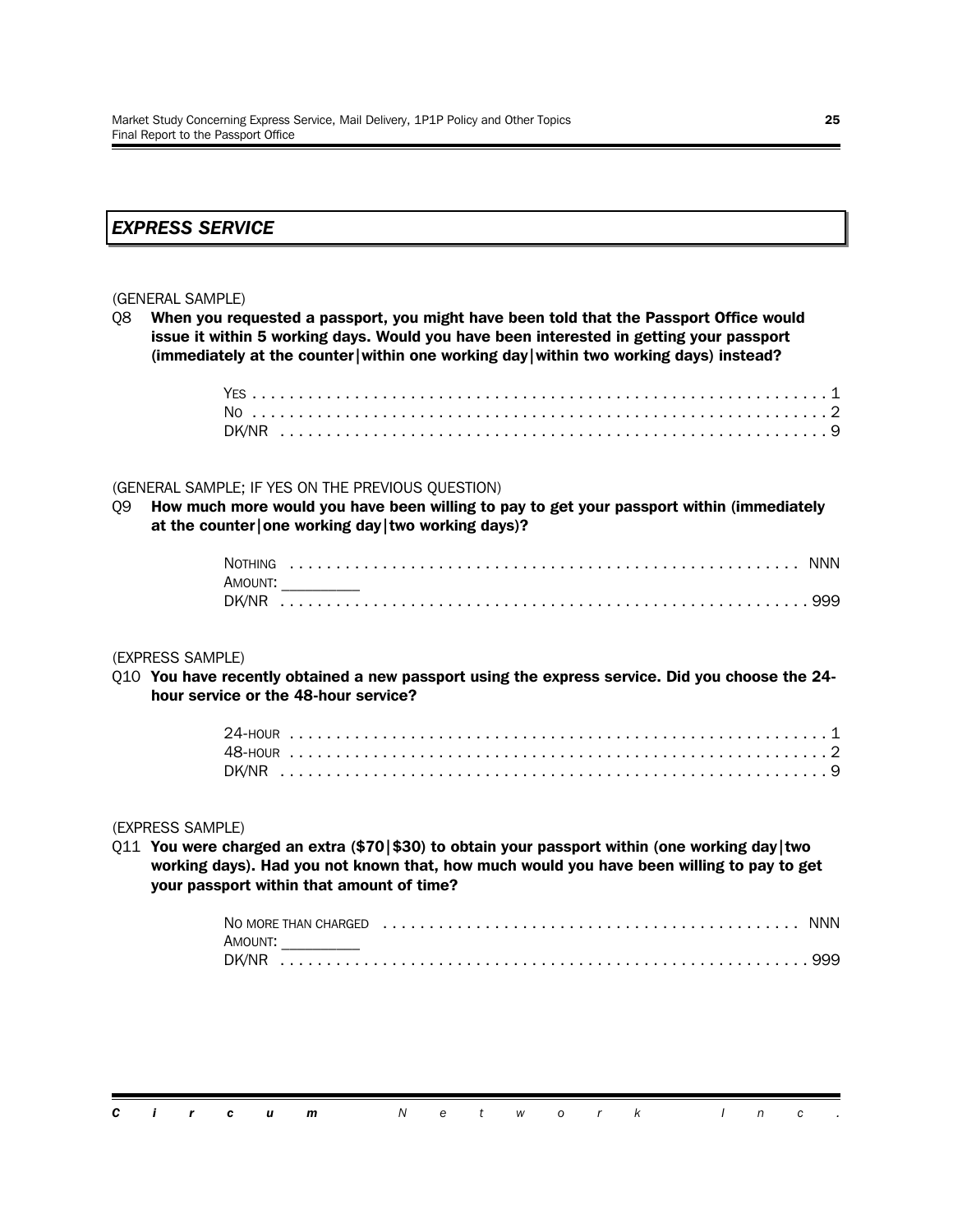## *EXPRESS SERVICE*

(GENERAL SAMPLE)

Q8 **When you requested a passport, you might have been told that the Passport Office would issue it within 5 working days. Would you have been interested in getting your passport (immediately at the counter|within one working day|within two working days) instead?**

| | |
|---|---|
| YES | 1 |
| NO | 2 |
| DK/NR | 9 |

(GENERAL SAMPLE; IF YES ON THE PREVIOUS QUESTION)

Q9 **How much more would you have been willing to pay to get your passport within (immediately at the counter|one working day|two working days)?**

| | |
|---|---|
| NOTHING | NNN |
| AMOUNT: _________ | |
| DK/NR | 999 |

(EXPRESS SAMPLE)

Q10 **You have recently obtained a new passport using the express service. Did you choose the 24-hour service or the 48-hour service?**

| | |
|---|---|
| 24-HOUR | 1 |
| 48-HOUR | 2 |
| DK/NR | 9 |

(EXPRESS SAMPLE)

Q11 **You were charged an extra ($70|$30) to obtain your passport within (one working day|two working days). Had you not known that, how much would you have been willing to pay to get your passport within that amount of time?**

| | |
|---|---|
| NO MORE THAN CHARGED | NNN |
| AMOUNT: _________ | |
| DK/NR | 999 |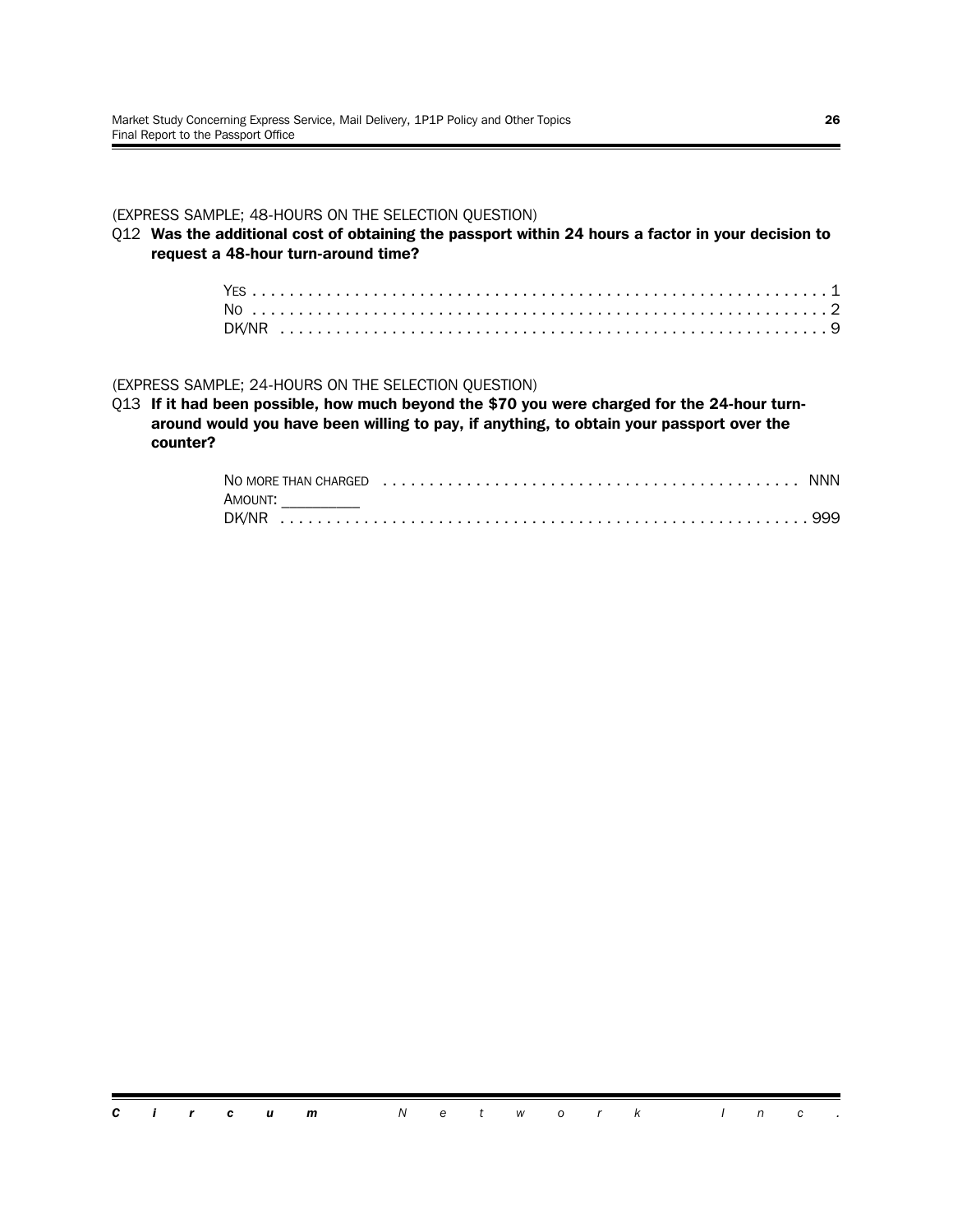(EXPRESS SAMPLE; 48-HOURS ON THE SELECTION QUESTION)

Q12 **Was the additional cost of obtaining the passport within 24 hours a factor in your decision to request a 48-hour turn-around time?**

YES . . . . . . . . . . . . . . . . . . . . . . . . . . . . . . . . . . . . . . . . . . . . . . . . . . . . . . . . . . . . . . 1
NO . . . . . . . . . . . . . . . . . . . . . . . . . . . . . . . . . . . . . . . . . . . . . . . . . . . . . . . . . . . . . . 2
DK/NR . . . . . . . . . . . . . . . . . . . . . . . . . . . . . . . . . . . . . . . . . . . . . . . . . . . . . . . . . . . 9

(EXPRESS SAMPLE; 24-HOURS ON THE SELECTION QUESTION)

Q13 **If it had been possible, how much beyond the $70 you were charged for the 24-hour turn-around would you have been willing to pay, if anything, to obtain your passport over the counter?**

NO MORE THAN CHARGED . . . . . . . . . . . . . . . . . . . . . . . . . . . . . . . . . . . . . . . . . . . . NNN
AMOUNT: _________
DK/NR . . . . . . . . . . . . . . . . . . . . . . . . . . . . . . . . . . . . . . . . . . . . . . . . . . . . . . . 999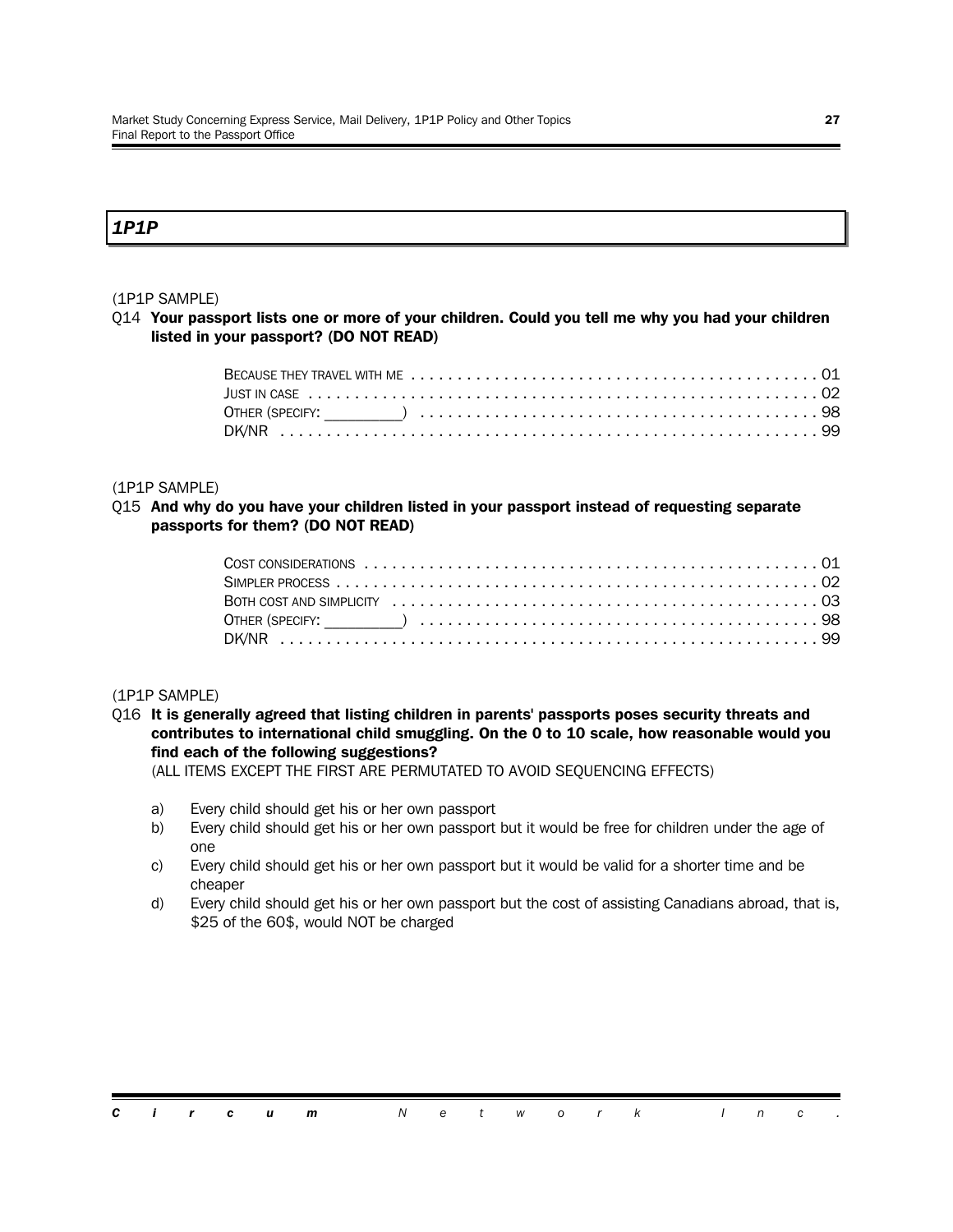## *1P1P*

(1P1P SAMPLE)

Q14 **Your passport lists one or more of your children. Could you tell me why you had your children listed in your passport? (DO NOT READ)**

BECAUSE THEY TRAVEL WITH ME . . . . . . . . . . . . . . . . . . . . . . . . . . . . . . . . . . . . . . . . . . . . 01
JUST IN CASE . . . . . . . . . . . . . . . . . . . . . . . . . . . . . . . . . . . . . . . . . . . . . . . . . . . . . . . 02
OTHER (SPECIFY: _________) . . . . . . . . . . . . . . . . . . . . . . . . . . . . . . . . . . . . . . . . . . . 98
DK/NR . . . . . . . . . . . . . . . . . . . . . . . . . . . . . . . . . . . . . . . . . . . . . . . . . . . . . . . . . . 99

(1P1P SAMPLE)

Q15 **And why do you have your children listed in your passport instead of requesting separate passports for them? (DO NOT READ)**

COST CONSIDERATIONS . . . . . . . . . . . . . . . . . . . . . . . . . . . . . . . . . . . . . . . . . . . . . . . . . 01
SIMPLER PROCESS . . . . . . . . . . . . . . . . . . . . . . . . . . . . . . . . . . . . . . . . . . . . . . . . . . . . 02
BOTH COST AND SIMPLICITY . . . . . . . . . . . . . . . . . . . . . . . . . . . . . . . . . . . . . . . . . . . . . 03
OTHER (SPECIFY: _________) . . . . . . . . . . . . . . . . . . . . . . . . . . . . . . . . . . . . . . . . . . . 98
DK/NR . . . . . . . . . . . . . . . . . . . . . . . . . . . . . . . . . . . . . . . . . . . . . . . . . . . . . . . . . . 99

(1P1P SAMPLE)

Q16 **It is generally agreed that listing children in parents' passports poses security threats and contributes to international child smuggling. On the 0 to 10 scale, how reasonable would you find each of the following suggestions?**
(ALL ITEMS EXCEPT THE FIRST ARE PERMUTATED TO AVOID SEQUENCING EFFECTS)

a) Every child should get his or her own passport
b) Every child should get his or her own passport but it would be free for children under the age of one
c) Every child should get his or her own passport but it would be valid for a shorter time and be cheaper
d) Every child should get his or her own passport but the cost of assisting Canadians abroad, that is, \$25 of the 60\$, would NOT be charged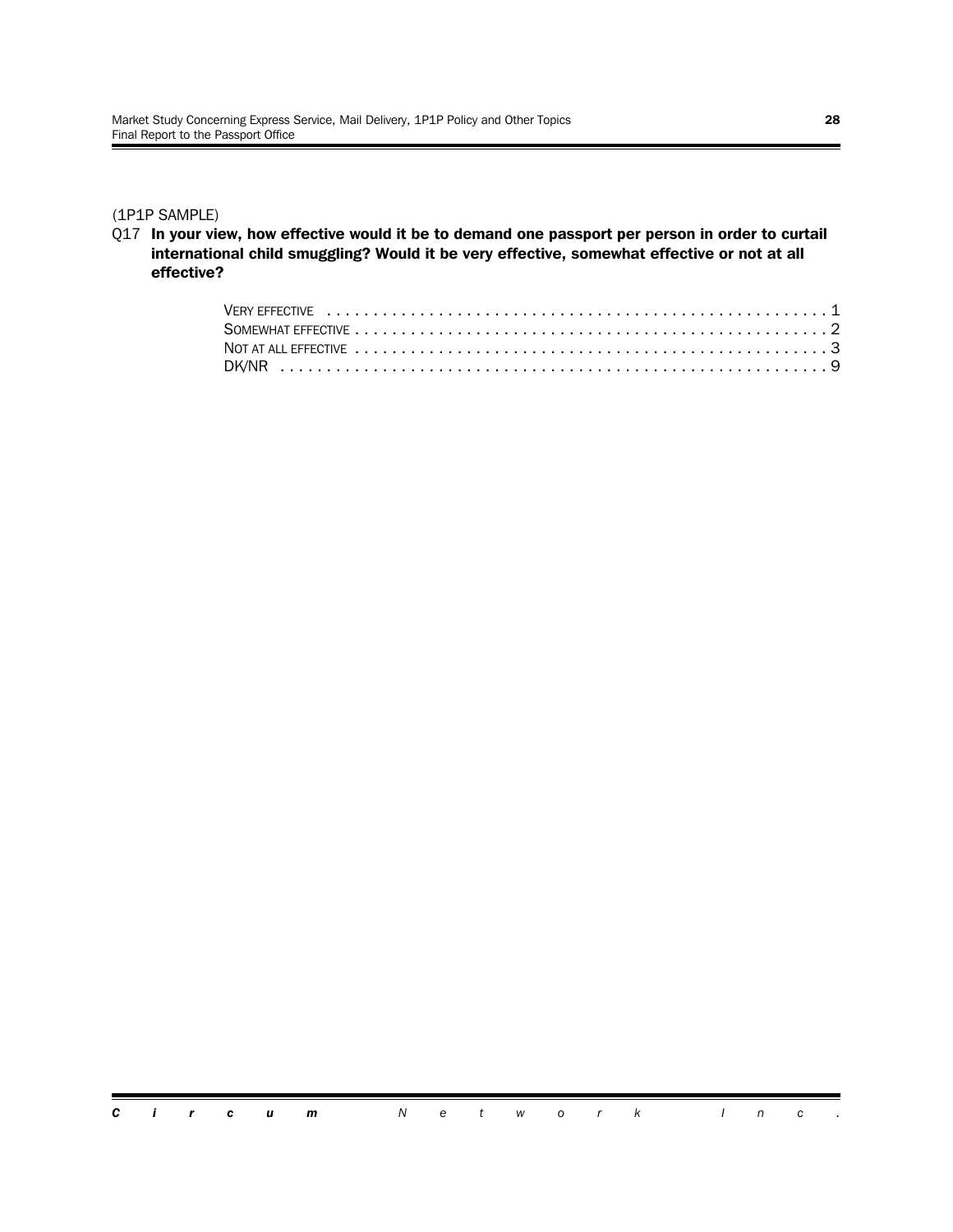(1P1P SAMPLE)

Q17 **In your view, how effective would it be to demand one passport per person in order to curtail international child smuggling? Would it be very effective, somewhat effective or not at all effective?**

VERY EFFECTIVE . . . . . . . . . . . . . . . . . . . . . . . . . . . . . . . . . . . . . . . . . . . . . . . . . . . . 1
SOMEWHAT EFFECTIVE . . . . . . . . . . . . . . . . . . . . . . . . . . . . . . . . . . . . . . . . . . . . . . . . . . 2
NOT AT ALL EFFECTIVE . . . . . . . . . . . . . . . . . . . . . . . . . . . . . . . . . . . . . . . . . . . . . . . . . 3
DK/NR . . . . . . . . . . . . . . . . . . . . . . . . . . . . . . . . . . . . . . . . . . . . . . . . . . . . . . . . . . . 9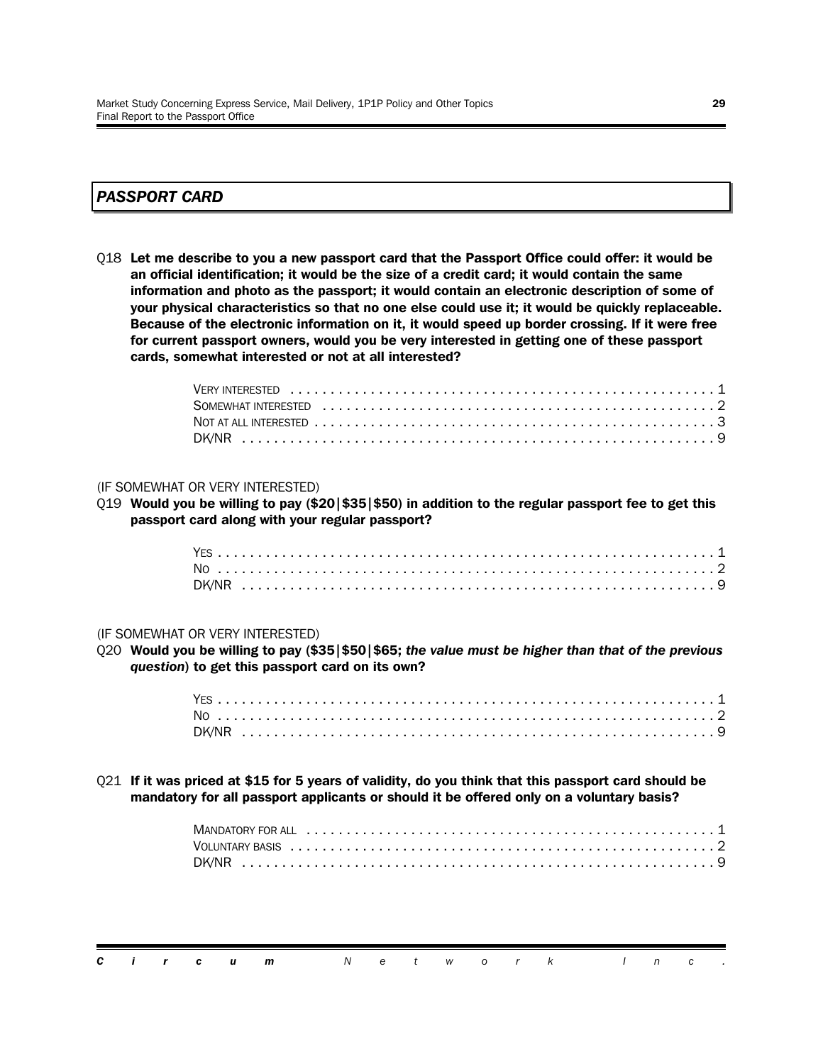## *PASSPORT CARD*

Q18 **Let me describe to you a new passport card that the Passport Office could offer: it would be an official identification; it would be the size of a credit card; it would contain the same information and photo as the passport; it would contain an electronic description of some of your physical characteristics so that no one else could use it; it would be quickly replaceable. Because of the electronic information on it, it would speed up border crossing. If it were free for current passport owners, would you be very interested in getting one of these passport cards, somewhat interested or not at all interested?**

VERY INTERESTED . . . . . . . . . . . . . . . . . . . . . . . . . . . . . . . . . . . . . . . . . . . . . . . . . . . 1
SOMEWHAT INTERESTED . . . . . . . . . . . . . . . . . . . . . . . . . . . . . . . . . . . . . . . . . . . . . . . . 2
NOT AT ALL INTERESTED . . . . . . . . . . . . . . . . . . . . . . . . . . . . . . . . . . . . . . . . . . . . . . . . . 3
DK/NR . . . . . . . . . . . . . . . . . . . . . . . . . . . . . . . . . . . . . . . . . . . . . . . . . . . . . . . . . . . . 9

(IF SOMEWHAT OR VERY INTERESTED)

Q19 **Would you be willing to pay ($20|$35|$50) in addition to the regular passport fee to get this passport card along with your regular passport?**

YES . . . . . . . . . . . . . . . . . . . . . . . . . . . . . . . . . . . . . . . . . . . . . . . . . . . . . . . . . . . . . 1
NO . . . . . . . . . . . . . . . . . . . . . . . . . . . . . . . . . . . . . . . . . . . . . . . . . . . . . . . . . . . . . . 2
DK/NR . . . . . . . . . . . . . . . . . . . . . . . . . . . . . . . . . . . . . . . . . . . . . . . . . . . . . . . . . . . . 9

(IF SOMEWHAT OR VERY INTERESTED)

Q20 **Would you be willing to pay ($35|$50|$65; *the value must be higher than that of the previous question*) to get this passport card on its own?**

YES . . . . . . . . . . . . . . . . . . . . . . . . . . . . . . . . . . . . . . . . . . . . . . . . . . . . . . . . . . . . . 1
NO . . . . . . . . . . . . . . . . . . . . . . . . . . . . . . . . . . . . . . . . . . . . . . . . . . . . . . . . . . . . . . 2
DK/NR . . . . . . . . . . . . . . . . . . . . . . . . . . . . . . . . . . . . . . . . . . . . . . . . . . . . . . . . . . . . 9

Q21 **If it was priced at $15 for 5 years of validity, do you think that this passport card should be mandatory for all passport applicants or should it be offered only on a voluntary basis?**

MANDATORY FOR ALL . . . . . . . . . . . . . . . . . . . . . . . . . . . . . . . . . . . . . . . . . . . . . . . . . . . 1
VOLUNTARY BASIS . . . . . . . . . . . . . . . . . . . . . . . . . . . . . . . . . . . . . . . . . . . . . . . . . . . . . 2
DK/NR . . . . . . . . . . . . . . . . . . . . . . . . . . . . . . . . . . . . . . . . . . . . . . . . . . . . . . . . . . . . 9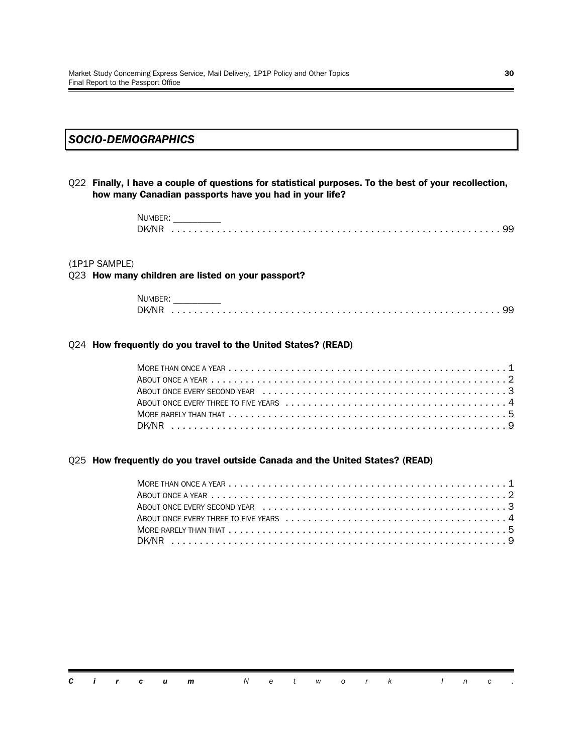## *SOCIO-DEMOGRAPHICS*

Q22 **Finally, I have a couple of questions for statistical purposes. To the best of your recollection, how many Canadian passports have you had in your life?**

NUMBER: _________
DK/NR . . . . . . . . . . . . . . . . . . . . . . . . . . . . . . . . . . . . . . . . . . . . . . . . . . . . . 99

(1P1P SAMPLE)
Q23 **How many children are listed on your passport?**

NUMBER: _________
DK/NR . . . . . . . . . . . . . . . . . . . . . . . . . . . . . . . . . . . . . . . . . . . . . . . . . . . . . 99

Q24 **How frequently do you travel to the United States? (READ)**

MORE THAN ONCE A YEAR . . . . . . . . . . . . . . . . . . . . . . . . . . . . . . . . . . . . . . . . . . . . . 1
ABOUT ONCE A YEAR . . . . . . . . . . . . . . . . . . . . . . . . . . . . . . . . . . . . . . . . . . . . . . . . 2
ABOUT ONCE EVERY SECOND YEAR . . . . . . . . . . . . . . . . . . . . . . . . . . . . . . . . . . . . . . 3
ABOUT ONCE EVERY THREE TO FIVE YEARS . . . . . . . . . . . . . . . . . . . . . . . . . . . . . . . . . 4
MORE RARELY THAN THAT . . . . . . . . . . . . . . . . . . . . . . . . . . . . . . . . . . . . . . . . . . . . . 5
DK/NR . . . . . . . . . . . . . . . . . . . . . . . . . . . . . . . . . . . . . . . . . . . . . . . . . . . . . . . . 9

Q25 **How frequently do you travel outside Canada and the United States? (READ)**

MORE THAN ONCE A YEAR . . . . . . . . . . . . . . . . . . . . . . . . . . . . . . . . . . . . . . . . . . . . . 1
ABOUT ONCE A YEAR . . . . . . . . . . . . . . . . . . . . . . . . . . . . . . . . . . . . . . . . . . . . . . . . 2
ABOUT ONCE EVERY SECOND YEAR . . . . . . . . . . . . . . . . . . . . . . . . . . . . . . . . . . . . . . 3
ABOUT ONCE EVERY THREE TO FIVE YEARS . . . . . . . . . . . . . . . . . . . . . . . . . . . . . . . . . 4
MORE RARELY THAN THAT . . . . . . . . . . . . . . . . . . . . . . . . . . . . . . . . . . . . . . . . . . . . . 5
DK/NR . . . . . . . . . . . . . . . . . . . . . . . . . . . . . . . . . . . . . . . . . . . . . . . . . . . . . . . . 9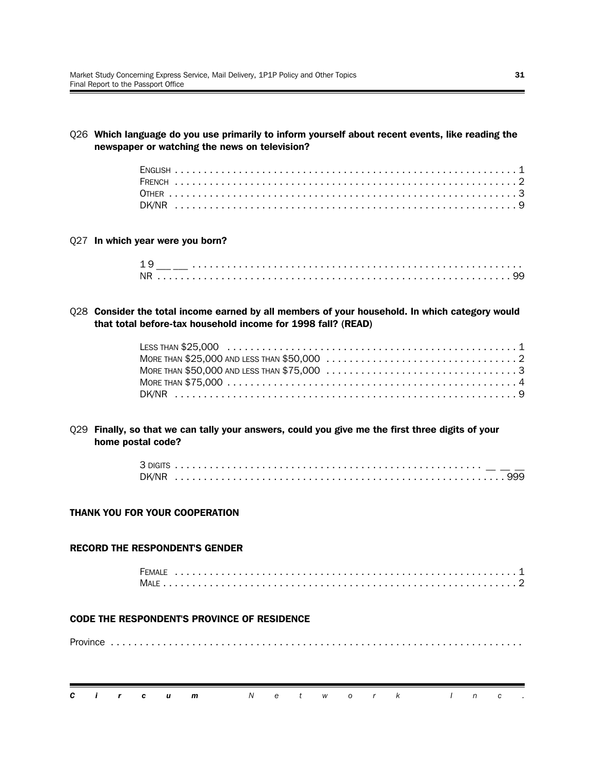Q26 **Which language do you use primarily to inform yourself about recent events, like reading the newspaper or watching the news on television?**

ENGLISH . . . . . . . . . . . . . . . . . . . . . . . . . . . . . . . . . . . . . . . . . . . . . . . . . . . . . . . . . 1
FRENCH . . . . . . . . . . . . . . . . . . . . . . . . . . . . . . . . . . . . . . . . . . . . . . . . . . . . . . . . . 2
OTHER . . . . . . . . . . . . . . . . . . . . . . . . . . . . . . . . . . . . . . . . . . . . . . . . . . . . . . . . . . 3
DK/NR . . . . . . . . . . . . . . . . . . . . . . . . . . . . . . . . . . . . . . . . . . . . . . . . . . . . . . . . . 9

Q27 **In which year were you born?**

1 9 ___ ___ . . . . . . . . . . . . . . . . . . . . . . . . . . . . . . . . . . . . . . . . . . . . . . . . . . . . .
NR . . . . . . . . . . . . . . . . . . . . . . . . . . . . . . . . . . . . . . . . . . . . . . . . . . . . . . . . . . 99

Q28 **Consider the total income earned by all members of your household. In which category would that total before-tax household income for 1998 fall? (READ)**

LESS THAN $25,000 . . . . . . . . . . . . . . . . . . . . . . . . . . . . . . . . . . . . . . . . . . . . . . . 1
MORE THAN $25,000 AND LESS THAN $50,000 . . . . . . . . . . . . . . . . . . . . . . . . . . . . . . . 2
MORE THAN $50,000 AND LESS THAN $75,000 . . . . . . . . . . . . . . . . . . . . . . . . . . . . . . . 3
MORE THAN $75,000 . . . . . . . . . . . . . . . . . . . . . . . . . . . . . . . . . . . . . . . . . . . . . . . 4
DK/NR . . . . . . . . . . . . . . . . . . . . . . . . . . . . . . . . . . . . . . . . . . . . . . . . . . . . . . . . . 9

Q29 **Finally, so that we can tally your answers, could you give me the first three digits of your home postal code?**

3 DIGITS . . . . . . . . . . . . . . . . . . . . . . . . . . . . . . . . . . . . . . . . . . . . . . . . . . . __ __ __
DK/NR . . . . . . . . . . . . . . . . . . . . . . . . . . . . . . . . . . . . . . . . . . . . . . . . . . . . . . . 999

**THANK YOU FOR YOUR COOPERATION**

**RECORD THE RESPONDENT'S GENDER**

FEMALE . . . . . . . . . . . . . . . . . . . . . . . . . . . . . . . . . . . . . . . . . . . . . . . . . . . . . . . . 1
MALE . . . . . . . . . . . . . . . . . . . . . . . . . . . . . . . . . . . . . . . . . . . . . . . . . . . . . . . . . . 2

**CODE THE RESPONDENT'S PROVINCE OF RESIDENCE**

Province . . . . . . . . . . . . . . . . . . . . . . . . . . . . . . . . . . . . . . . . . . . . . . . . . . . . . . . . . . . . .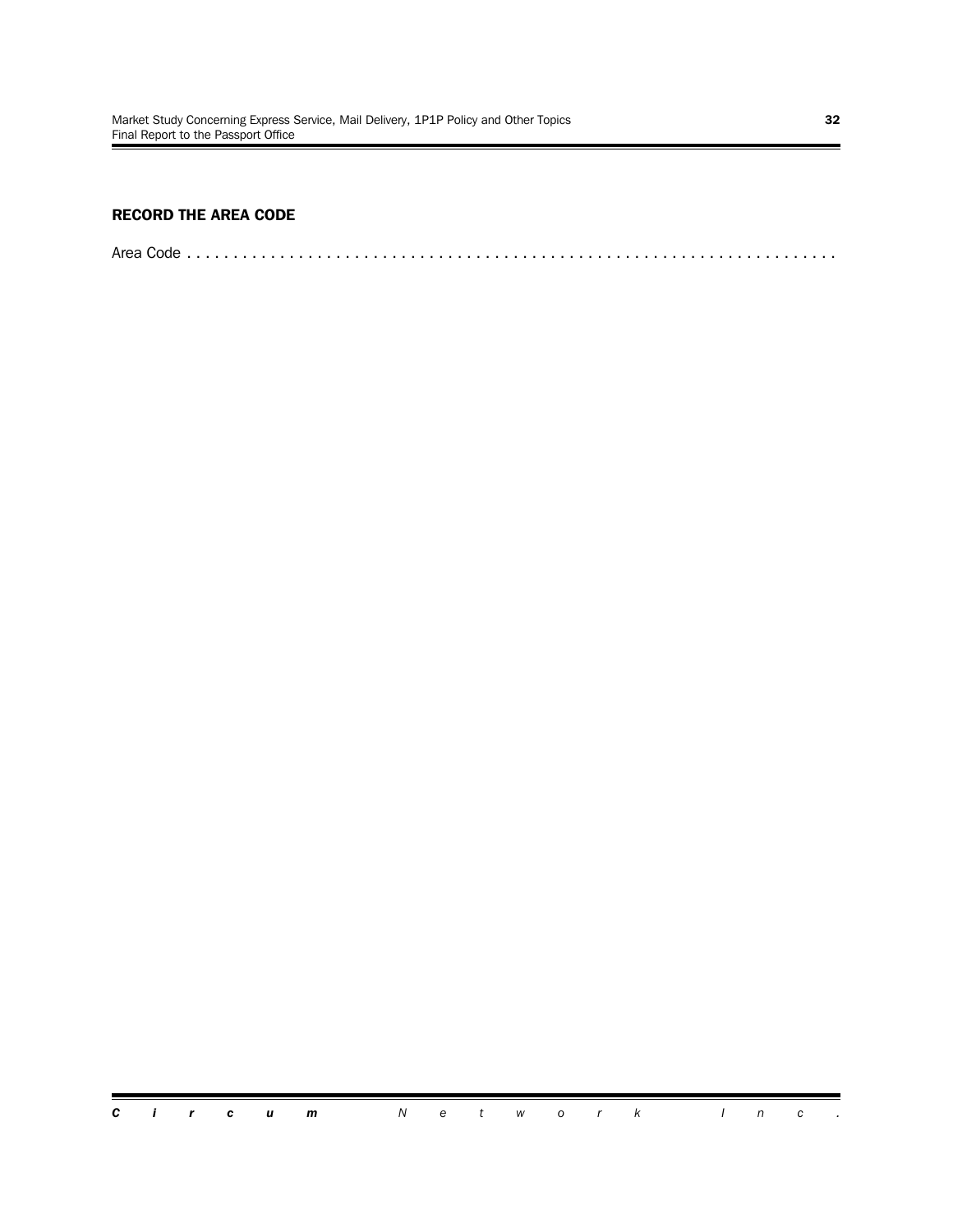**RECORD THE AREA CODE**

Area Code . . . . . . . . . . . . . . . . . . . . . . . . . . . . . . . . . . . . . . . . . . . . . . . . . . . . . . . . . . . . . . . . . .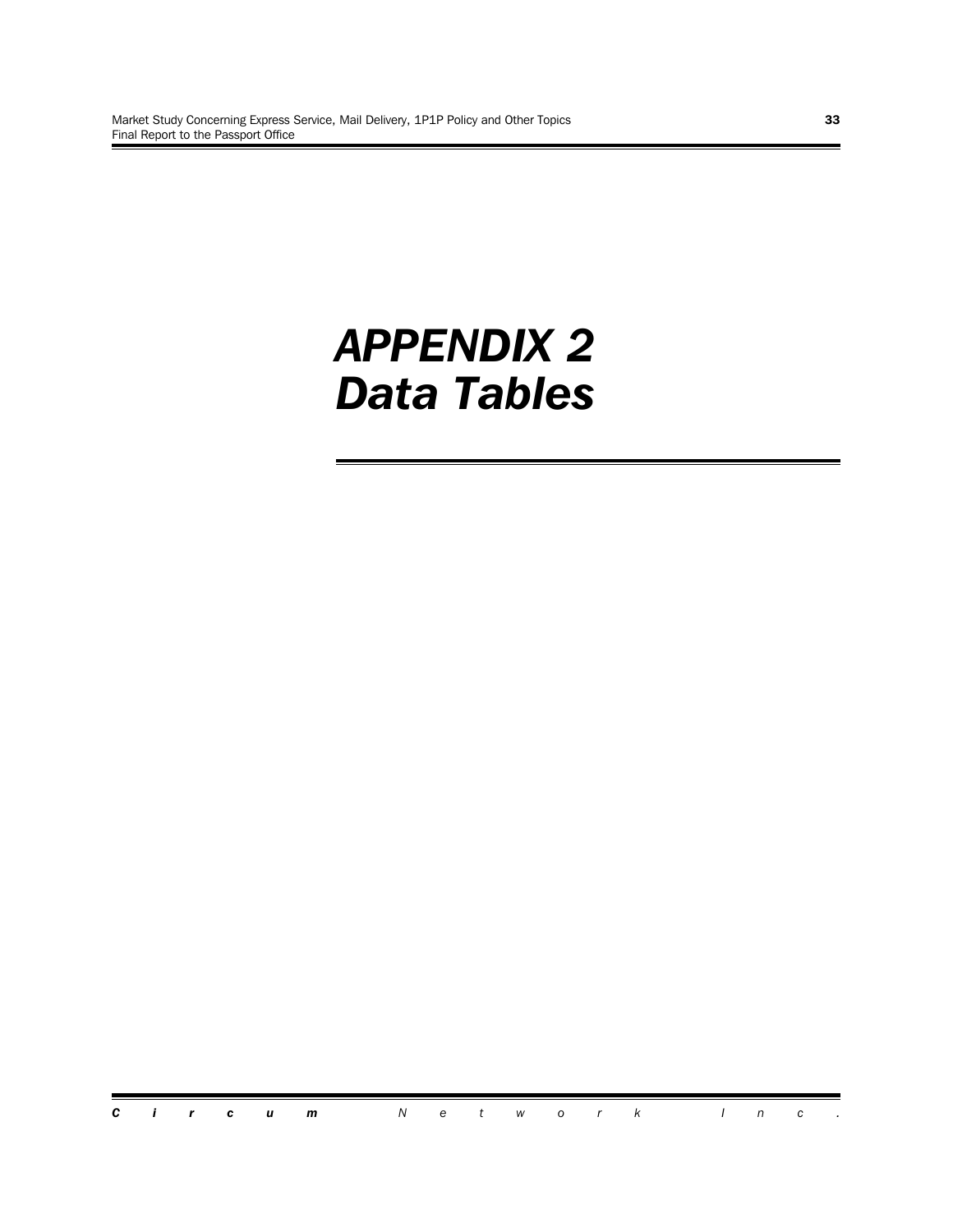# *APPENDIX 2*
# *Data Tables*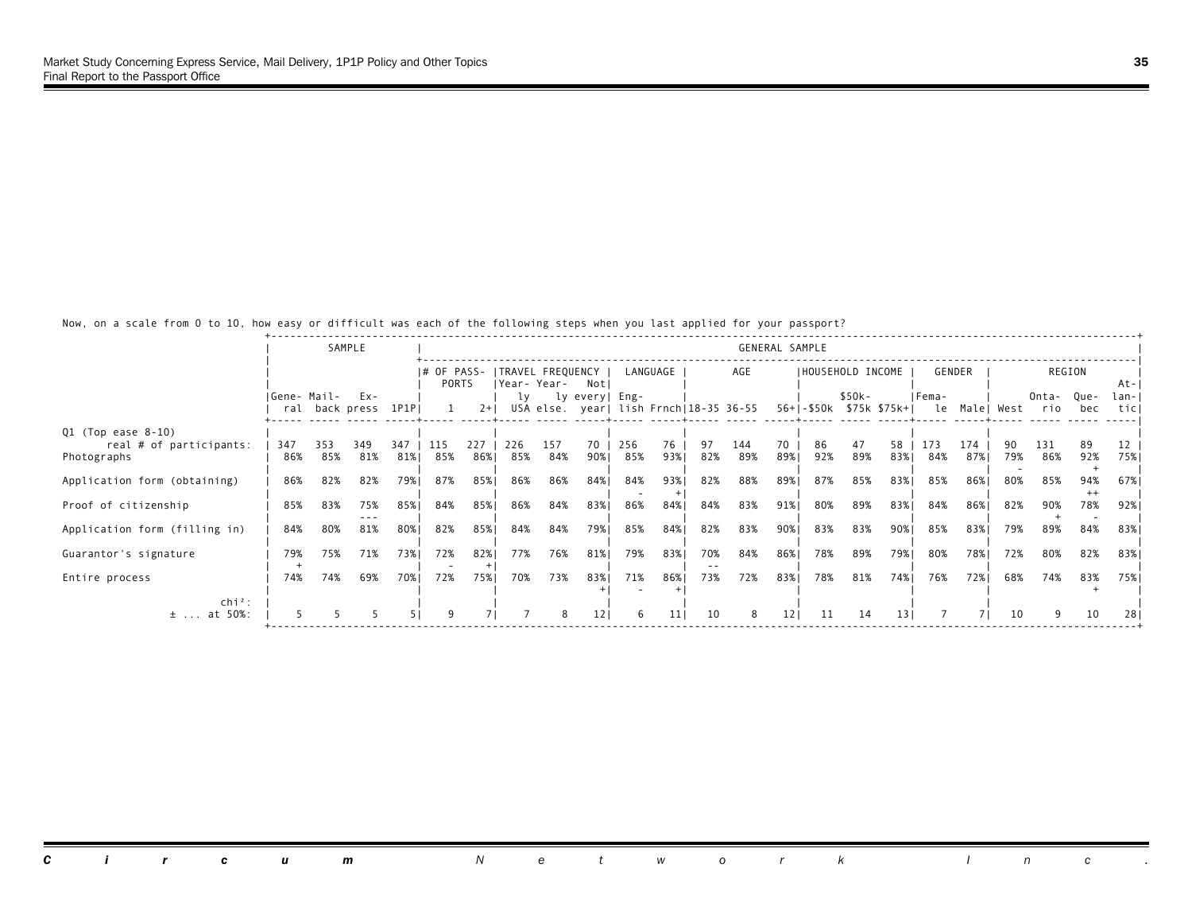Now, on a scale from 0 to 10, how easy or difficult was each of the following steps when you last applied for your passport?

| | SAMPLE | | | | GENERAL SAMPLE | | | | | | | | | | | | | | | | | | |
|---|---|---|---|---|---|---|---|---|---|---|---|---|---|---|---|---|---|---|---|---|---|---|---|
| | | | | | # OF PASSPORTS | | TRAVEL FREQUENCY | | | LANGUAGE | | AGE | | | HOUSEHOLD INCOME | | | GENDER | | REGION | | | |
| | General | Mail-back | Express | 1P1P | 1 | 2+ | Yearly USA | Yearly else. | Not every year | English | Frnch | 18-35 | 36-55 | 56+ | -$50k | $50k-$75k | $75k+ | Female | Male | West | Ontario | Quebec | Atlantic |
| Q1 (Top ease 8-10) | | | | | | | | | | | | | | | | | | | | | | | |
| real # of participants: | 347 | 353 | 349 | 347 | 115 | 227 | 226 | 157 | 70 | 256 | 76 | 97 | 144 | 70 | 86 | 47 | 58 | 173 | 174 | 90 | 131 | 89 | 12 |
| Photographs | 86% | 85% | 81% | 81% | 85% | 86% | 85% | 84% | 90% | 85% | 93% | 82% | 89% | 89% | 92% | 89% | 83% | 84% | 87% | 79% | 86% | 92% | 75% |
| | | | | | | | | | | | | | | | | | | | | - | | + | |
| Application form (obtaining) | 86% | 82% | 82% | 79% | 87% | 85% | 86% | 86% | 84% | 84% | 93% | 82% | 88% | 89% | 87% | 85% | 83% | 85% | 86% | 80% | 85% | 94% | 67% |
| | | | | | | | | | | - | + | | | | | | | | | | | ++ | |
| Proof of citizenship | 85% | 83% | 75% | 85% | 84% | 85% | 86% | 84% | 83% | 86% | 84% | 84% | 83% | 91% | 80% | 89% | 83% | 84% | 86% | 82% | 90% | 78% | 92% |
| | | | --- | | | | | | | | | | | | | | | | | | + | - | |
| Application form (filling in) | 84% | 80% | 81% | 80% | 82% | 85% | 84% | 84% | 79% | 85% | 84% | 82% | 83% | 90% | 83% | 83% | 90% | 85% | 83% | 79% | 89% | 84% | 83% |
| Guarantor's signature | 79% | 75% | 71% | 73% | 72% | 82% | 77% | 76% | 81% | 79% | 83% | 70% | 84% | 86% | 78% | 89% | 79% | 80% | 78% | 72% | 80% | 82% | 83% |
| | + | | | | - | + | | | | | | -- | | | | | | | | | | | |
| Entire process | 74% | 74% | 69% | 70% | 72% | 75% | 70% | 73% | 83% | 71% | 86% | 73% | 72% | 83% | 78% | 81% | 74% | 76% | 72% | 68% | 74% | 83% | 75% |
| | | | | | | | | | + | - | + | | | | | | | | | | | + | |
| chi²: | | | | | | | | | | | | | | | | | | | | | | | |
| ± ... at 50%: | 5 | 5 | 5 | 5 | 9 | 7 | 7 | 8 | 12 | 6 | 11 | 10 | 8 | 12 | 11 | 14 | 13 | 7 | 7 | 10 | 9 | 10 | 28 |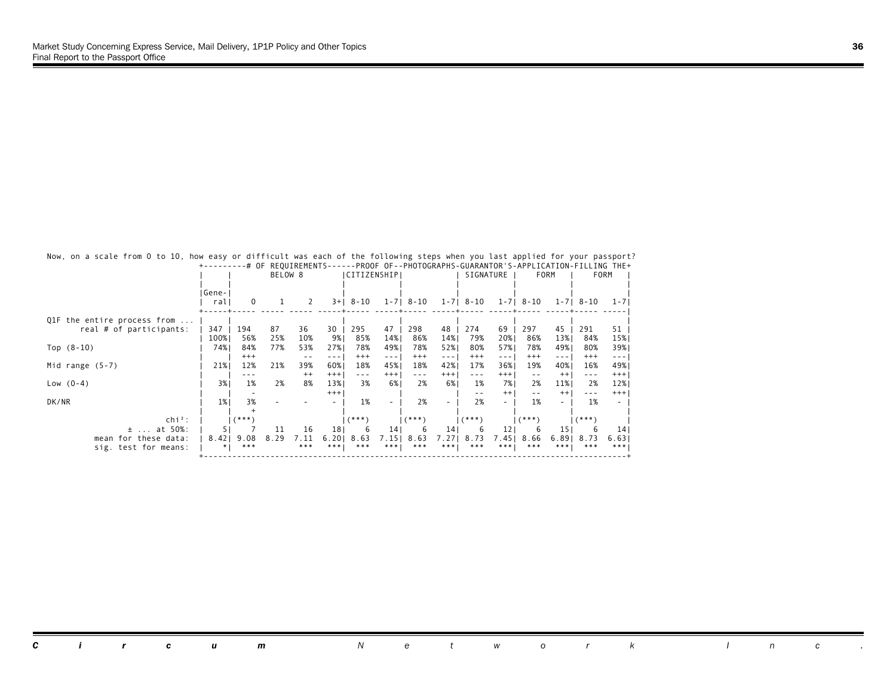Now, on a scale from 0 to 10, how easy or difficult was each of the following steps when you last applied for your passport?

| | General | # OF REQUIREMENTS BELOW 8: 0 | 1 | 2 | 3+ | PROOF OF CITIZENSHIP: 8-10 | 1-7 | PHOTOGRAPHS: 8-10 | 1-7 | GUARANTOR'S SIGNATURE: 8-10 | 1-7 | APPLICATION FORM: 8-10 | 1-7 | FILLING THE FORM: 8-10 | 1-7 |
|---|---|---|---|---|---|---|---|---|---|---|---|---|---|---|---|
| Q1F the entire process from ... | | | | | | | | | | | | | | | |
| real # of participants: | 347 | 194 | 87 | 36 | 30 | 295 | 47 | 298 | 48 | 274 | 69 | 297 | 45 | 291 | 51 |
| | 100% | 56% | 25% | 10% | 9% | 85% | 14% | 86% | 14% | 79% | 20% | 86% | 13% | 84% | 15% |
| Top (8-10) | 74% | 84% | 77% | 53% | 27% | 78% | 49% | 78% | 52% | 80% | 57% | 78% | 49% | 80% | 39% |
| | | +++ | | -- | --- | +++ | --- | +++ | --- | +++ | --- | +++ | --- | +++ | --- |
| Mid range (5-7) | 21% | 12% | 21% | 39% | 60% | 18% | 45% | 18% | 42% | 17% | 36% | 19% | 40% | 16% | 49% |
| | | --- | | ++ | +++ | --- | +++ | --- | +++ | --- | +++ | -- | ++ | --- | +++ |
| Low (0-4) | 3% | 1% | 2% | 8% | 13% | 3% | 6% | 2% | 6% | 1% | 7% | 2% | 11% | 2% | 12% |
| | | - | | | +++ | | | | | -- | ++ | -- | ++ | --- | +++ |
| DK/NR | 1% | 3% | - | - | - | 1% | - | 2% | - | 2% | - | 1% | - | 1% | - |
| | | + | | | | | | | | | | | | | |
| chi²: | | (***) | | | | (***) | | (***) | | (***) | | (***) | | (***) | |
| ± ... at 50%: | 5 | 7 | 11 | 16 | 18 | 6 | 14 | 6 | 14 | 6 | 12 | 6 | 15 | 6 | 14 |
| mean for these data: | 8.42 | 9.08 | 8.29 | 7.11 | 6.20 | 8.63 | 7.15 | 8.63 | 7.27 | 8.73 | 7.45 | 8.66 | 6.89 | 8.73 | 6.63 |
| sig. test for means: | * | *** | | *** | *** | *** | *** | *** | *** | *** | *** | *** | *** | *** | *** |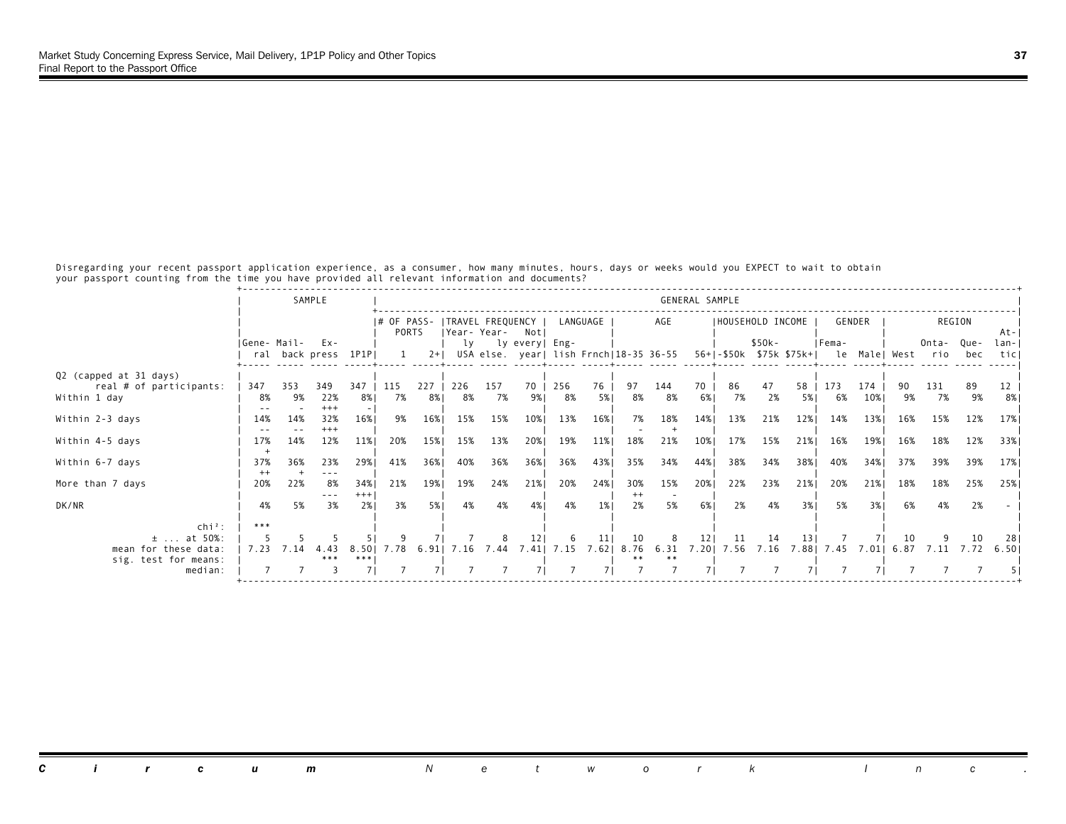Disregarding your recent passport application experience, as a consumer, how many minutes, hours, days or weeks would you EXPECT to wait to obtain your passport counting from the time you have provided all relevant information and documents?

| | SAMPLE | | | | GENERAL SAMPLE | | | | | | | | | | | | | | | | | | | | |
|---|---|---|---|---|---|---|---|---|---|---|---|---|---|---|---|---|---|---|---|---|---|---|---|---|---|
| | | | | | # OF PASSPORTS | | TRAVEL FREQUENCY | | | LANGUAGE | | AGE | | | HOUSEHOLD INCOME | | | GENDER | | REGION | | | |
| | General | Mail-back | Express | 1P1P | 1 | 2+ | Yearly USA | Yearly else. | Not every year | English | Frnch | 18-35 | 36-55 | 56+ | -$50k | $50k-$75k | $75k+ | Female | Male | West | Ontario | Quebec | Atlantic |
| Q2 (capped at 31 days) real # of participants: | 347 | 353 | 349 | 347 | 115 | 227 | 226 | 157 | 70 | 256 | 76 | 97 | 144 | 70 | 86 | 47 | 58 | 173 | 174 | 90 | 131 | 89 | 12 |
| Within 1 day | 8% | 9% | 22% | 8% | 7% | 8% | 8% | 7% | 9% | 8% | 5% | 8% | 8% | 6% | 7% | 2% | 5% | 6% | 10% | 9% | 7% | 9% | 8% |
| | -- | - | +++ | - | | | | | | | | | | | | | | | | | | | |
| Within 2-3 days | 14% | 14% | 32% | 16% | 9% | 16% | 15% | 15% | 10% | 13% | 16% | 7% | 18% | 14% | 13% | 21% | 12% | 14% | 13% | 16% | 15% | 12% | 17% |
| | -- | -- | +++ | | | | | | | | | - | + | | | | | | | | | | |
| Within 4-5 days | 17% | 14% | 12% | 11% | 20% | 15% | 15% | 13% | 20% | 19% | 11% | 18% | 21% | 10% | 17% | 15% | 21% | 16% | 19% | 16% | 18% | 12% | 33% |
| | + | | | | | | | | | | | | | | | | | | | | | | |
| Within 6-7 days | 37% | 36% | 23% | 29% | 41% | 36% | 40% | 36% | 36% | 36% | 43% | 35% | 34% | 44% | 38% | 34% | 38% | 40% | 34% | 37% | 39% | 39% | 17% |
| | ++ | + | --- | | | | | | | | | | | | | | | | | | | | |
| More than 7 days | 20% | 22% | 8% | 34% | 21% | 19% | 19% | 24% | 21% | 20% | 24% | 30% | 15% | 20% | 22% | 23% | 21% | 20% | 21% | 18% | 18% | 25% | 25% |
| | | | --- | +++ | | | | | | | | ++ | - | | | | | | | | | | |
| DK/NR | 4% | 5% | 3% | 2% | 3% | 5% | 4% | 4% | 4% | 4% | 1% | 2% | 5% | 6% | 2% | 4% | 3% | 5% | 3% | 6% | 4% | 2% | - |
| chi²: | *** | | | | | | | | | | | | | | | | | | | | | | |
| ± ... at 50%: | 5 | 5 | 5 | 5 | 9 | 7 | 7 | 8 | 12 | 6 | 11 | 10 | 8 | 12 | 11 | 14 | 13 | 7 | 7 | 10 | 9 | 10 | 28 |
| mean for these data: | 7.23 | 7.14 | 4.43 | 8.50 | 7.78 | 6.91 | 7.16 | 7.44 | 7.41 | 7.15 | 7.62 | 8.76 | 6.31 | 7.20 | 7.56 | 7.16 | 7.88 | 7.45 | 7.01 | 6.87 | 7.11 | 7.72 | 6.50 |
| sig. test for means: | | | *** | *** | | | | | | | | ** | ** | | | | | | | | | | |
| median: | 7 | 7 | 3 | 7 | 7 | 7 | 7 | 7 | 7 | 7 | 7 | 7 | 7 | 7 | 7 | 7 | 7 | 7 | 7 | 7 | 7 | 7 | 5 |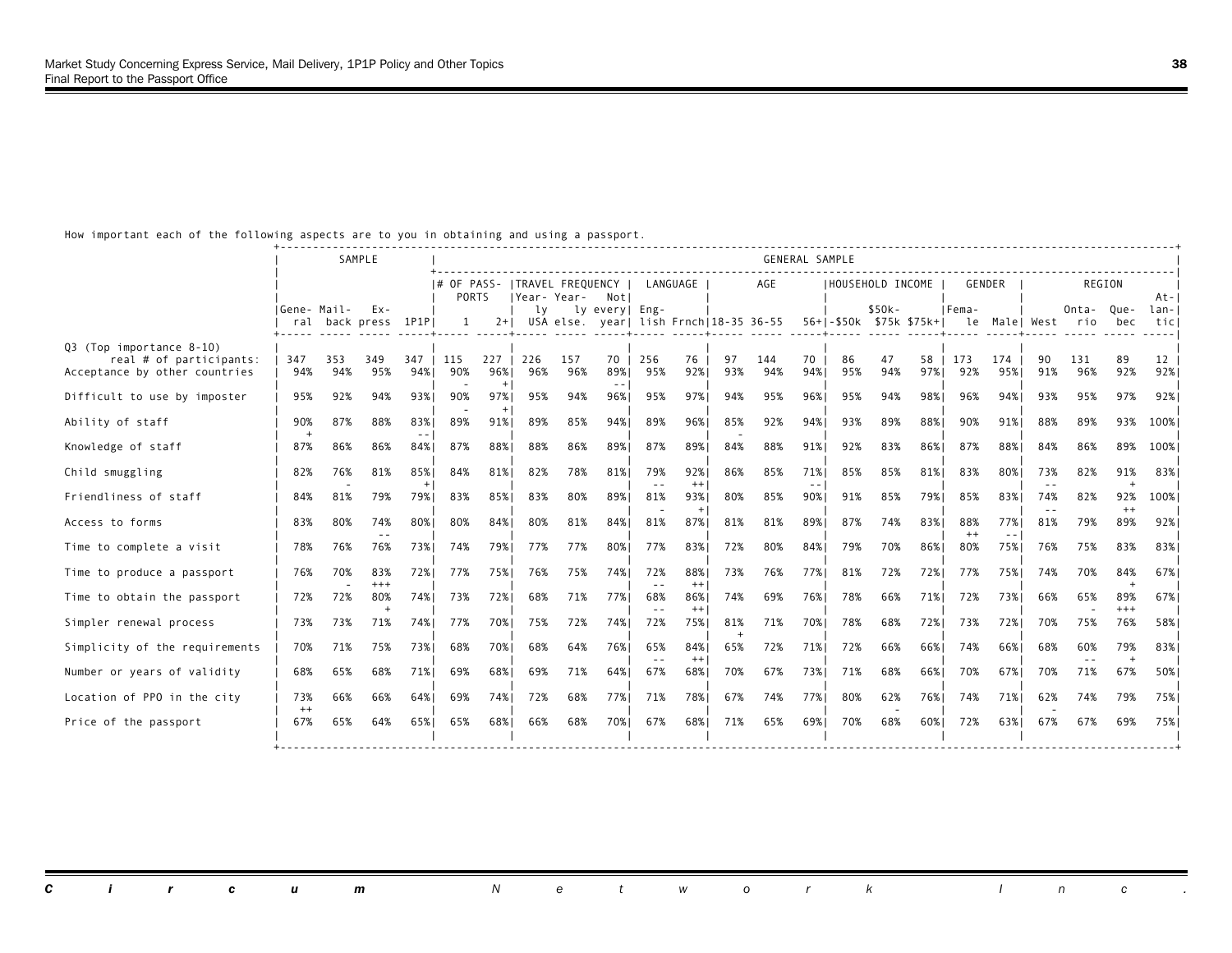How important each of the following aspects are to you in obtaining and using a passport.

| | SAMPLE | | | | GENERAL SAMPLE | | | | | | | | | | | | | | | | | | |
|---|---|---|---|---|---|---|---|---|---|---|---|---|---|---|---|---|---|---|---|---|---|---|---|
| | | | | | # OF PASSPORTS | | TRAVEL FREQUENCY | | | LANGUAGE | | AGE | | | HOUSEHOLD INCOME | | | GENDER | | REGION | | | |
| | General | Mail-back | Express | 1P1P | 1 | 2+ | Yearly USA | Yearly else. | Not every year | English | Frnch | 18-35 | 36-55 | 56+ | -$50k | $50k-$75k | $75k+ | Female | Male | West | Ontario | Quebec | Atlantic |
| Q3 (Top importance 8-10) real # of participants: | 347 | 353 | 349 | 347 | 115 | 227 | 226 | 157 | 70 | 256 | 76 | 97 | 144 | 70 | 86 | 47 | 58 | 173 | 174 | 90 | 131 | 89 | 12 |
| Acceptance by other countries | 94% | 94% | 95% | 94% | 90% - | 96% + | 96% | 96% | 89% -- | 95% | 92% | 93% | 94% | 94% | 95% | 94% | 97% | 92% | 95% | 91% | 96% | 92% | 92% |
| Difficult to use by imposter | 95% | 92% | 94% | 93% | 90% - | 97% + | 95% | 94% | 96% | 95% | 97% | 94% | 95% | 96% | 95% | 94% | 98% | 96% | 94% | 93% | 95% | 97% | 92% |
| Ability of staff | 90% + | 87% | 88% | 83% -- | 89% | 91% | 89% | 85% | 94% | 89% | 96% | 85% - | 92% | 94% | 93% | 89% | 88% | 90% | 91% | 88% | 89% | 93% | 100% |
| Knowledge of staff | 87% | 86% | 86% | 84% | 87% | 88% | 88% | 86% | 89% | 87% | 89% | 84% | 88% | 91% | 92% | 83% | 86% | 87% | 88% | 84% | 86% | 89% | 100% |
| Child smuggling | 82% | 76% - | 81% | 85% + | 84% | 81% | 82% | 78% | 81% | 79% -- | 92% ++ | 86% | 85% | 71% -- | 85% | 85% | 81% | 83% | 80% | 73% -- | 82% | 91% + | 83% |
| Friendliness of staff | 84% | 81% | 79% | 79% | 83% | 85% | 83% | 80% | 89% | 81% - | 93% + | 80% | 85% | 90% | 91% | 85% | 79% | 85% | 83% | 74% -- | 82% | 92% ++ | 100% |
| Access to forms | 83% | 80% | 74% -- | 80% | 80% | 84% | 80% | 81% | 84% | 81% | 87% | 81% | 81% | 89% | 87% | 74% | 83% | 88% ++ | 77% -- | 81% | 79% | 89% | 92% |
| Time to complete a visit | 78% | 76% | 76% | 73% | 74% | 79% | 77% | 77% | 80% | 77% | 83% | 72% | 80% | 84% | 79% | 70% | 86% | 80% | 75% | 76% | 75% | 83% | 83% |
| Time to produce a passport | 76% | 70% - | 83% +++ | 72% | 77% | 75% | 76% | 75% | 74% | 72% -- | 88% ++ | 73% | 76% | 77% | 81% | 72% | 72% | 77% | 75% | 74% | 70% | 84% + | 67% |
| Time to obtain the passport | 72% | 72% | 80% + | 74% | 73% | 72% | 68% | 71% | 77% | 68% -- | 86% ++ | 74% | 69% | 76% | 78% | 66% | 71% | 72% | 73% | 66% | 65% - | 89% +++ | 67% |
| Simpler renewal process | 73% | 73% | 71% | 74% | 77% | 70% | 75% | 72% | 74% | 72% | 75% | 81% + | 71% | 70% | 78% | 68% | 72% | 73% | 72% | 70% | 75% | 76% | 58% |
| Simplicity of the requirements | 70% | 71% | 75% | 73% | 68% | 70% | 68% | 64% | 76% | 65% -- | 84% ++ | 65% | 72% | 71% | 72% | 66% | 66% | 74% | 66% | 68% | 60% -- | 79% + | 83% |
| Number or years of validity | 68% | 65% | 68% | 71% | 69% | 68% | 69% | 71% | 64% | 67% | 68% | 70% | 67% | 73% | 71% | 68% | 66% | 70% | 67% | 70% | 71% | 67% | 50% |
| Location of PPO in the city | 73% ++ | 66% | 66% | 64% | 69% | 74% | 72% | 68% | 77% | 71% | 78% | 67% | 74% | 77% | 80% | 62% - | 76% | 74% | 71% | 62% - | 74% | 79% | 75% |
| Price of the passport | 67% | 65% | 64% | 65% | 65% | 68% | 66% | 68% | 70% | 67% | 68% | 71% | 65% | 69% | 70% | 68% | 60% | 72% | 63% | 67% | 67% | 69% | 75% |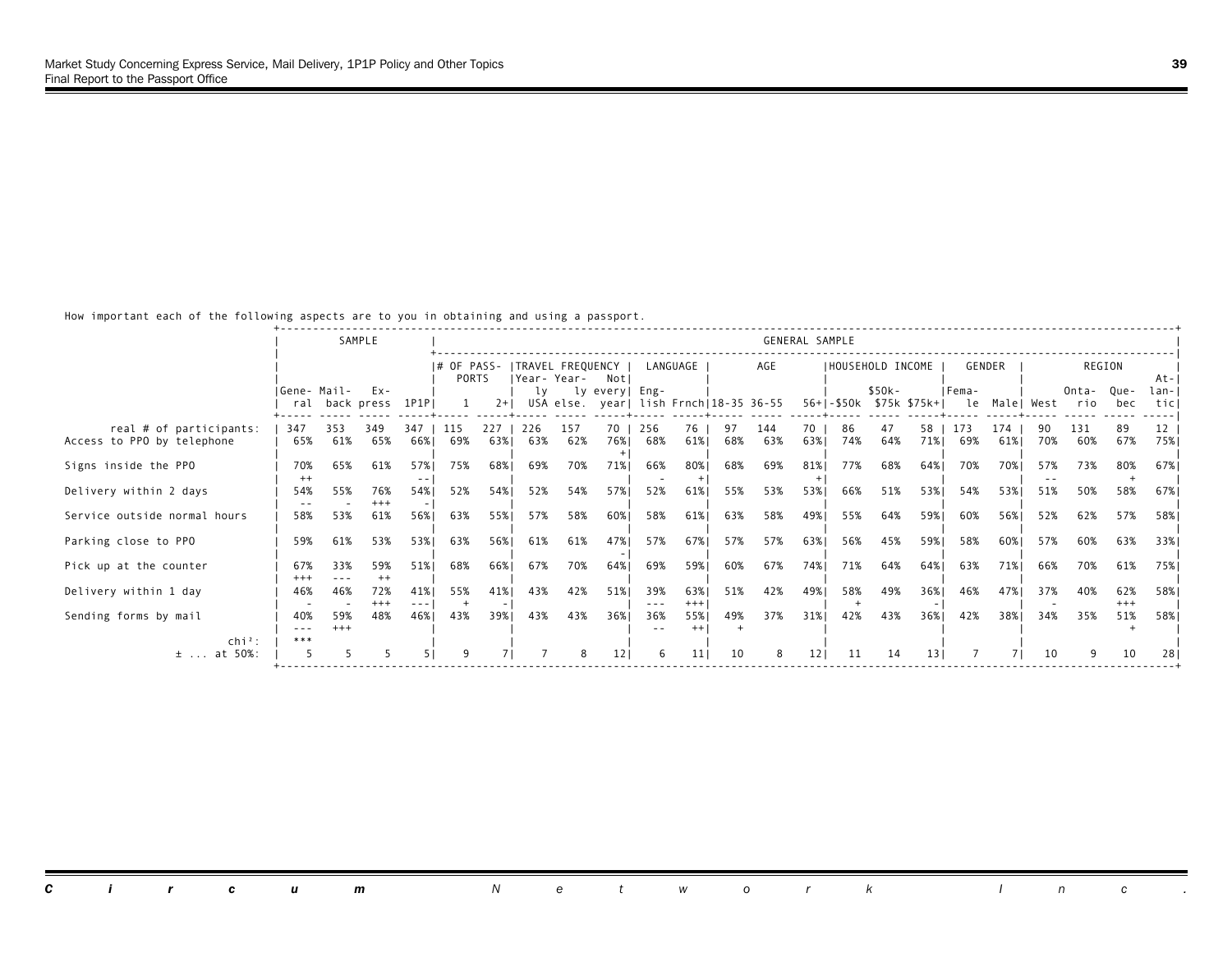How important each of the following aspects are to you in obtaining and using a passport.

| | SAMPLE | | | | GENERAL SAMPLE | | | | | | | | | | | | | | | | | | | |
|---|---|---|---|---|---|---|---|---|---|---|---|---|---|---|---|---|---|---|---|---|---|---|---|---|
| | | | | | # OF PASSPORTS | | TRAVEL FREQUENCY | | | LANGUAGE | | AGE | | | HOUSEHOLD INCOME | | | GENDER | | REGION | | | | |
| | General | Mailback | Express | 1P1P | 1 | 2+ | Yearly USA | Yearly else. | Not every year | English | Frnch | 18-35 | 36-55 | 56+ | -$50k | $50k-$75k | $75k+ | Female | Male | West | Ontario | Quebec | Atlantic |
| real # of participants: | 347 | 353 | 349 | 347 | 115 | 227 | 226 | 157 | 70 | 256 | 76 | 97 | 144 | 70 | 86 | 47 | 58 | 173 | 174 | 90 | 131 | 89 | 12 |
| Access to PPO by telephone | 65% | 61% | 65% | 66% | 69% | 63% | 63% | 62% | 76% + | 68% | 61% | 68% | 63% | 63% | 74% | 64% | 71% | 69% | 61% | 70% | 60% | 67% | 75% |
| Signs inside the PPO | 70% ++ | 65% | 61% | 57% -- | 75% | 68% | 69% | 70% | 71% | 66% - | 80% + | 68% | 69% | 81% + | 77% | 68% | 64% | 70% | 70% | 57% -- | 73% | 80% + | 67% |
| Delivery within 2 days | 54% -- | 55% - | 76% +++ | 54% - | 52% | 54% | 52% | 54% | 57% | 52% | 61% | 55% | 53% | 53% | 66% | 51% | 53% | 54% | 53% | 51% | 50% | 58% | 67% |
| Service outside normal hours | 58% | 53% | 61% | 56% | 63% | 55% | 57% | 58% | 60% | 58% | 61% | 63% | 58% | 49% | 55% | 64% | 59% | 60% | 56% | 52% | 62% | 57% | 58% |
| Parking close to PPO | 59% | 61% | 53% | 53% | 63% | 56% | 61% | 61% | 47% - | 57% | 67% | 57% | 57% | 63% | 56% | 45% | 59% | 58% | 60% | 57% | 60% | 63% | 33% |
| Pick up at the counter | 67% +++ | 33% --- | 59% ++ | 51% | 68% | 66% | 67% | 70% | 64% | 69% | 59% | 60% | 67% | 74% | 71% | 64% | 64% | 63% | 71% | 66% | 70% | 61% | 75% |
| Delivery within 1 day | 46% - | 46% - | 72% +++ | 41% --- | 55% + | 41% - | 43% | 42% | 51% | 39% --- | 63% +++ | 51% | 42% | 49% | 58% + | 49% | 36% - | 46% | 47% | 37% - | 40% | 62% +++ | 58% |
| Sending forms by mail | 40% --- | 59% +++ | 48% | 46% | 43% | 39% | 43% | 43% | 36% | 36% -- | 55% ++ | 49% + | 37% | 31% | 42% | 43% | 36% | 42% | 38% | 34% | 35% | 51% + | 58% |
| chi²: | *** | | | | | | | | | | | | | | | | | | | | | | |
| ± ... at 50%: | 5 | 5 | 5 | 5 | 9 | 7 | 7 | 8 | 12 | 6 | 11 | 10 | 8 | 12 | 11 | 14 | 13 | 7 | 7 | 10 | 9 | 10 | 28 |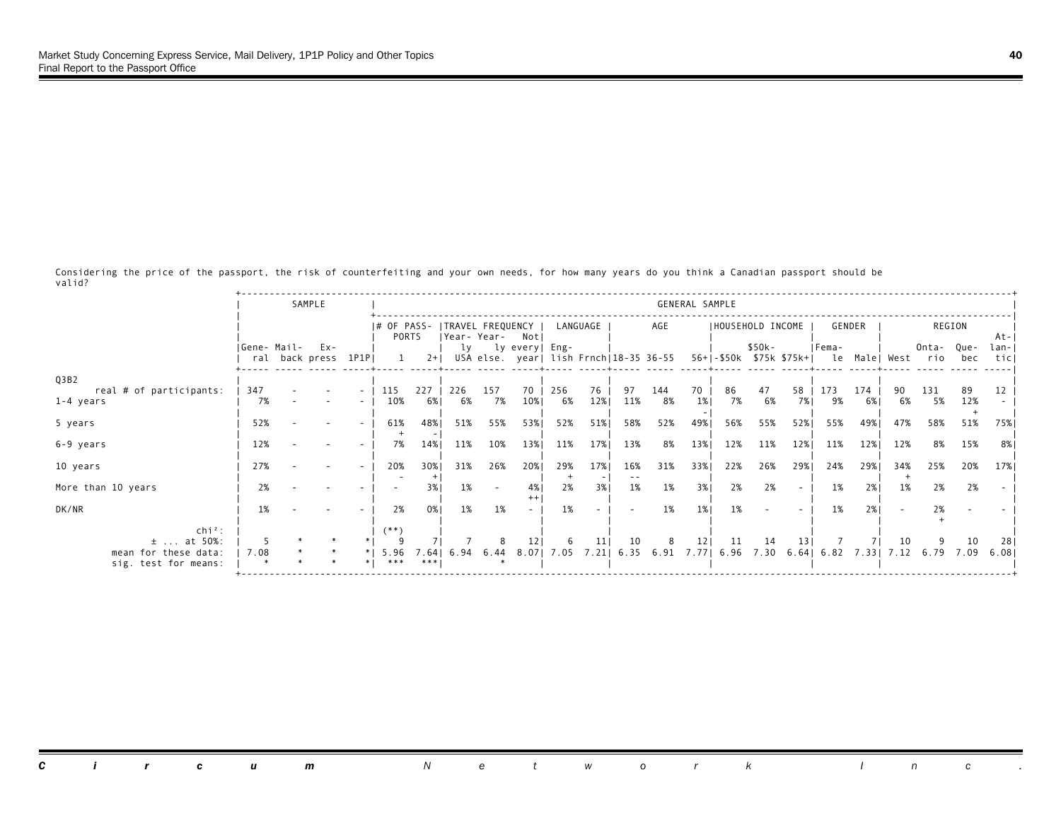Considering the price of the passport, the risk of counterfeiting and your own needs, for how many years do you think a Canadian passport should be valid?

| | SAMPLE | | | | GENERAL SAMPLE | | | | | | | | | | | | | | | | | | | | |
|---|---|---|---|---|---|---|---|---|---|---|---|---|---|---|---|---|---|---|---|---|---|---|---|---|---|
| | | | | | # OF PASSPORTS | | TRAVEL FREQUENCY | | | LANGUAGE | | AGE | | | HOUSEHOLD INCOME | | | GENDER | | REGION | | | |
| | General | Mail-back | Express | 1P1P | 1 | 2+ | Yearly USA | Yearly else. | Not every year | English | Frnch | 18-35 | 36-55 | 56+ | -$50k | $50k-$75k | $75k+ | Female | Male | West | Ontario | Quebec | Atlantic |
| Q3B2 | | | | | | | | | | | | | | | | | | | | | | | |
| real # of participants: | 347 | - | - | - | 115 | 227 | 226 | 157 | 70 | 256 | 76 | 97 | 144 | 70 | 86 | 47 | 58 | 173 | 174 | 90 | 131 | 89 | 12 |
| 1-4 years | 7% | - | - | - | 10% | 6% | 6% | 7% | 10% | 6% | 12% | 11% | 8% | 1% - | 7% | 6% | 7% | 9% | 6% | 6% | 5% | 12% + | - |
| 5 years | 52% | - | - | - | 61% + | 48% - | 51% | 55% | 53% | 52% | 51% | 58% | 52% | 49% | 56% | 55% | 52% | 55% | 49% | 47% | 58% | 51% | 75% |
| 6-9 years | 12% | - | - | - | 7% | 14% | 11% | 10% | 13% | 11% | 17% | 13% | 8% | 13% | 12% | 11% | 12% | 11% | 12% | 12% | 8% | 15% | 8% |
| 10 years | 27% | - | - | - | 20% - | 30% + | 31% | 26% | 20% | 29% + | 17% - | 16% -- | 31% | 33% | 22% | 26% | 29% | 24% | 29% | 34% + | 25% | 20% | 17% |
| More than 10 years | 2% | - | - | - | - | 3% | 1% | - | 4% ++ | 2% | 3% | 1% | 1% | 3% | 2% | 2% | - | 1% | 2% | 1% | 2% | 2% | - |
| DK/NR | 1% | - | - | - | 2% | 0% | 1% | 1% | - | 1% | - | - | 1% | 1% | 1% | - | - | 1% | 2% | - | 2% + | - | - |
| chi²: | | | | | (**) | | | | | | | | | | | | | | | | | | |
| ± ... at 50%: | 5 | * | * | * | 9 | 7 | 7 | 8 | 12 | 6 | 11 | 10 | 8 | 12 | 11 | 14 | 13 | 7 | 7 | 10 | 9 | 10 | 28 |
| mean for these data: | 7.08 | * | * | * | 5.96 | 7.64 | 6.94 | 6.44 | 8.07 | 7.05 | 7.21 | 6.35 | 6.91 | 7.77 | 6.96 | 7.30 | 6.64 | 6.82 | 7.33 | 7.12 | 6.79 | 7.09 | 6.08 |
| sig. test for means: | * | * | * | * | *** | *** | | * | | | | | | | | | | | | | | | |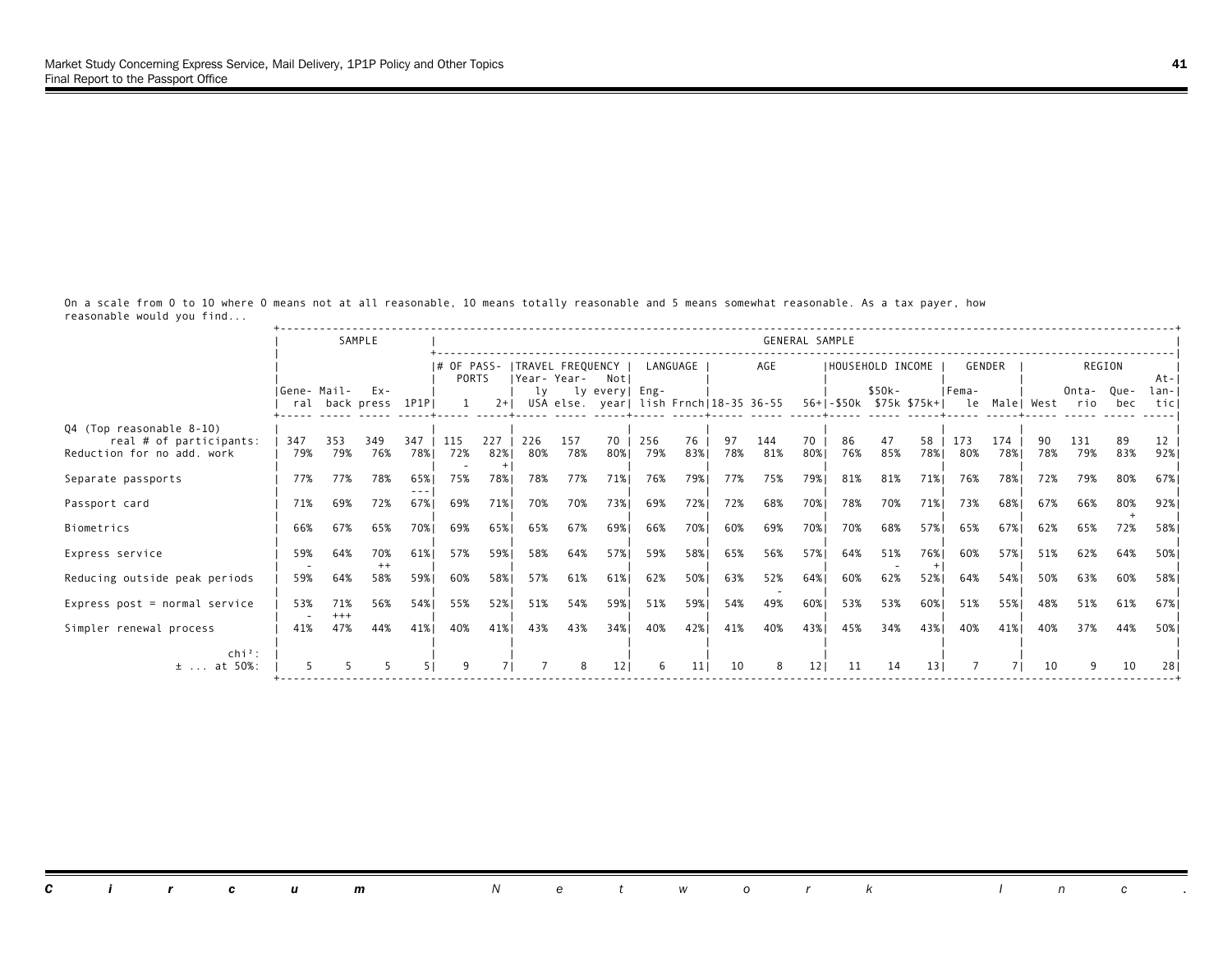On a scale from 0 to 10 where 0 means not at all reasonable, 10 means totally reasonable and 5 means somewhat reasonable. As a tax payer, how reasonable would you find...

| | SAMPLE | | | | GENERAL SAMPLE | | | | | | | | | | | | | | | | | | | |
|---|---|---|---|---|---|---|---|---|---|---|---|---|---|---|---|---|---|---|---|---|---|---|---|---|
| | | | | | # OF PASSPORTS | | TRAVEL FREQUENCY | | | LANGUAGE | | AGE | | | HOUSEHOLD INCOME | | | GENDER | | REGION | | | |
| | General | Mailback | Express | 1P1P | 1 | 2+ | Yearly USA | Yearly else. | Not every year | English | Frnch | 18-35 | 36-55 | 56+ | -$50k | $50k-$75k | $75k+ | Female | Male | West | Ontario | Quebec | Atlantic |
| Q4 (Top reasonable 8-10) real # of participants: | 347 | 353 | 349 | 347 | 115 | 227 | 226 | 157 | 70 | 256 | 76 | 97 | 144 | 70 | 86 | 47 | 58 | 173 | 174 | 90 | 131 | 89 | 12 |
| Reduction for no add. work | 79% | 79% | 76% | 78% | 72% - | 82% + | 80% | 78% | 80% | 79% | 83% | 78% | 81% | 80% | 76% | 85% | 78% | 80% | 78% | 78% | 79% | 83% | 92% |
| Separate passports | 77% | 77% | 78% | 65% --- | 75% | 78% | 78% | 77% | 71% | 76% | 79% | 77% | 75% | 79% | 81% | 81% | 71% | 76% | 78% | 72% | 79% | 80% | 67% |
| Passport card | 71% | 69% | 72% | 67% | 69% | 71% | 70% | 70% | 73% | 69% | 72% | 72% | 68% | 70% | 78% | 70% | 71% | 73% | 68% | 67% | 66% | 80% + | 92% |
| Biometrics | 66% | 67% | 65% | 70% | 69% | 65% | 65% | 67% | 69% | 66% | 70% | 60% | 69% | 70% | 70% | 68% | 57% | 65% | 67% | 62% | 65% | 72% | 58% |
| Express service | 59% - | 64% | 70% ++ | 61% | 57% | 59% | 58% | 64% | 57% | 59% | 58% | 65% | 56% | 57% | 64% | 51% - | 76% + | 60% | 57% | 51% | 62% | 64% | 50% |
| Reducing outside peak periods | 59% | 64% | 58% | 59% | 60% | 58% | 57% | 61% | 61% | 62% | 50% | 63% | 52% - | 64% | 60% | 62% | 52% | 64% | 54% | 50% | 63% | 60% | 58% |
| Express post = normal service | 53% - | 71% +++ | 56% | 54% | 55% | 52% | 51% | 54% | 59% | 51% | 59% | 54% | 49% | 60% | 53% | 53% | 60% | 51% | 55% | 48% | 51% | 61% | 67% |
| Simpler renewal process | 41% | 47% | 44% | 41% | 40% | 41% | 43% | 43% | 34% | 40% | 42% | 41% | 40% | 43% | 45% | 34% | 43% | 40% | 41% | 40% | 37% | 44% | 50% |
| chi²: ± ... at 50%: | 5 | 5 | 5 | 5 | 9 | 7 | 7 | 8 | 12 | 6 | 11 | 10 | 8 | 12 | 11 | 14 | 13 | 7 | 7 | 10 | 9 | 10 | 28 |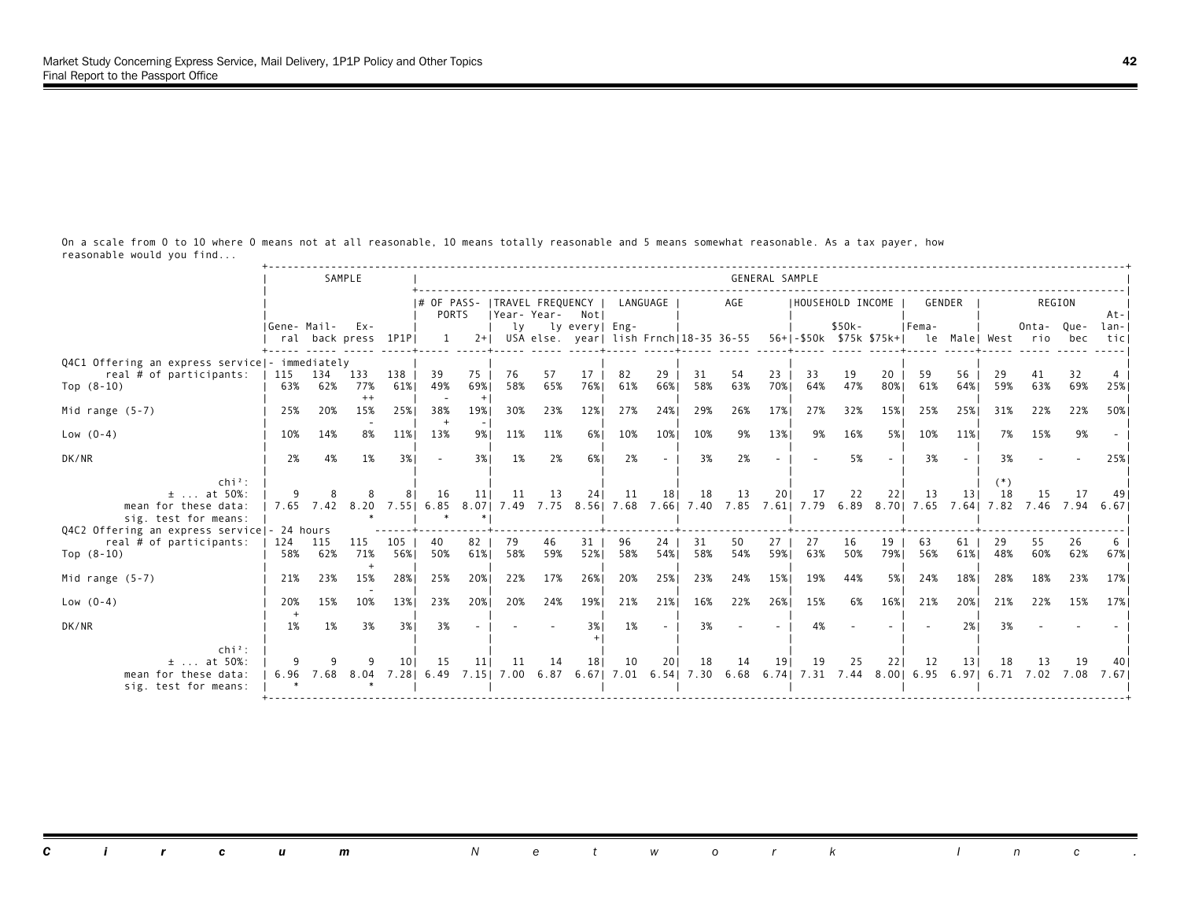On a scale from 0 to 10 where 0 means not at all reasonable, 10 means totally reasonable and 5 means somewhat reasonable. As a tax payer, how reasonable would you find...

| | SAMPLE | | | | GENERAL SAMPLE | | | | | | | | | | | | | | | | | | | | |
|---|---|---|---|---|---|---|---|---|---|---|---|---|---|---|---|---|---|---|---|---|---|---|---|---|---|
| | | | | | # OF PASSPORTS | | TRAVEL FREQUENCY | | | LANGUAGE | | AGE | | | HOUSEHOLD INCOME | | | GENDER | | REGION | | | |
| | General | Mailback | Express | 1P1P | 1 | 2+ | Yearly USA | Yearly else. | Not every year | English | Frnch | 18-35 | 36-55 | 56+ | -$50k | $50k-$75k | $75k+ | Female | Male | West | Ontario | Quebec | Atlantic |
| **Q4C1 Offering an express service - immediately** | | | | | | | | | | | | | | | | | | | | | | | |
| real # of participants: | 115 | 134 | 133 | 138 | 39 | 75 | 76 | 57 | 17 | 82 | 29 | 31 | 54 | 23 | 33 | 19 | 20 | 59 | 56 | 29 | 41 | 32 | 4 |
| Top (8-10) | 63% | 62% | 77% ++ | 61% | 49% - | 69% + | 58% | 65% | 76% | 61% | 66% | 58% | 63% | 70% | 64% | 47% | 80% | 61% | 64% | 59% | 63% | 69% | 25% |
| Mid range (5-7) | 25% | 20% | 15% - | 25% | 38% + | 19% - | 30% | 23% | 12% | 27% | 24% | 29% | 26% | 17% | 27% | 32% | 15% | 25% | 25% | 31% | 22% | 22% | 50% |
| Low (0-4) | 10% | 14% | 8% | 11% | 13% | 9% | 11% | 11% | 6% | 10% | 10% | 10% | 9% | 13% | 9% | 16% | 5% | 10% | 11% | 7% | 15% | 9% | - |
| DK/NR | 2% | 4% | 1% | 3% | - | 3% | 1% | 2% | 6% | 2% | - | 3% | 2% | - | - | 5% | - | 3% | - | 3% | - | - | 25% |
| chi²: | | | | | | | | | | | | | | | | | | | | (*) | | | |
| ± ... at 50%: | 9 | 8 | 8 | 8 | 16 | 11 | 11 | 13 | 24 | 11 | 18 | 18 | 13 | 20 | 17 | 22 | 22 | 13 | 13 | 18 | 15 | 17 | 49 |
| mean for these data: | 7.65 | 7.42 | 8.20 | 7.55 | 6.85 | 8.07 | 7.49 | 7.75 | 8.56 | 7.68 | 7.66 | 7.40 | 7.85 | 7.61 | 7.79 | 6.89 | 8.70 | 7.65 | 7.64 | 7.82 | 7.46 | 7.94 | 6.67 |
| sig. test for means: | | | * | | * | * | | | | | | | | | | | | | | | | | |
| **Q4C2 Offering an express service - 24 hours** | | | | | | | | | | | | | | | | | | | | | | | |
| real # of participants: | 124 | 115 | 115 | 105 | 40 | 82 | 79 | 46 | 31 | 96 | 24 | 31 | 50 | 27 | 27 | 16 | 19 | 63 | 61 | 29 | 55 | 26 | 6 |
| Top (8-10) | 58% | 62% | 71% + | 56% | 50% | 61% | 58% | 59% | 52% | 58% | 54% | 58% | 54% | 59% | 63% | 50% | 79% | 56% | 61% | 48% | 60% | 62% | 67% |
| Mid range (5-7) | 21% | 23% | 15% - | 28% | 25% | 20% | 22% | 17% | 26% | 20% | 25% | 23% | 24% | 15% | 19% | 44% | 5% | 24% | 18% | 28% | 18% | 23% | 17% |
| Low (0-4) | 20% + | 15% | 10% | 13% | 23% | 20% | 20% | 24% | 19% | 21% | 21% | 16% | 22% | 26% | 15% | 6% | 16% | 21% | 20% | 21% | 22% | 15% | 17% |
| DK/NR | 1% | 1% | 3% | 3% | 3% | - | - | - | 3% + | 1% | - | 3% | - | - | 4% | - | - | - | 2% | 3% | - | - | - |
| chi²: | | | | | | | | | | | | | | | | | | | | | | | |
| ± ... at 50%: | 9 | 9 | 9 | 10 | 15 | 11 | 11 | 14 | 18 | 10 | 20 | 18 | 14 | 19 | 19 | 25 | 22 | 12 | 13 | 18 | 13 | 19 | 40 |
| mean for these data: | 6.96 | 7.68 | 8.04 | 7.28 | 6.49 | 7.15 | 7.00 | 6.87 | 6.67 | 7.01 | 6.54 | 7.30 | 6.68 | 6.74 | 7.31 | 7.44 | 8.00 | 6.95 | 6.97 | 6.71 | 7.02 | 7.08 | 7.67 |
| sig. test for means: | * | | * | | | | | | | | | | | | | | | | | | | | |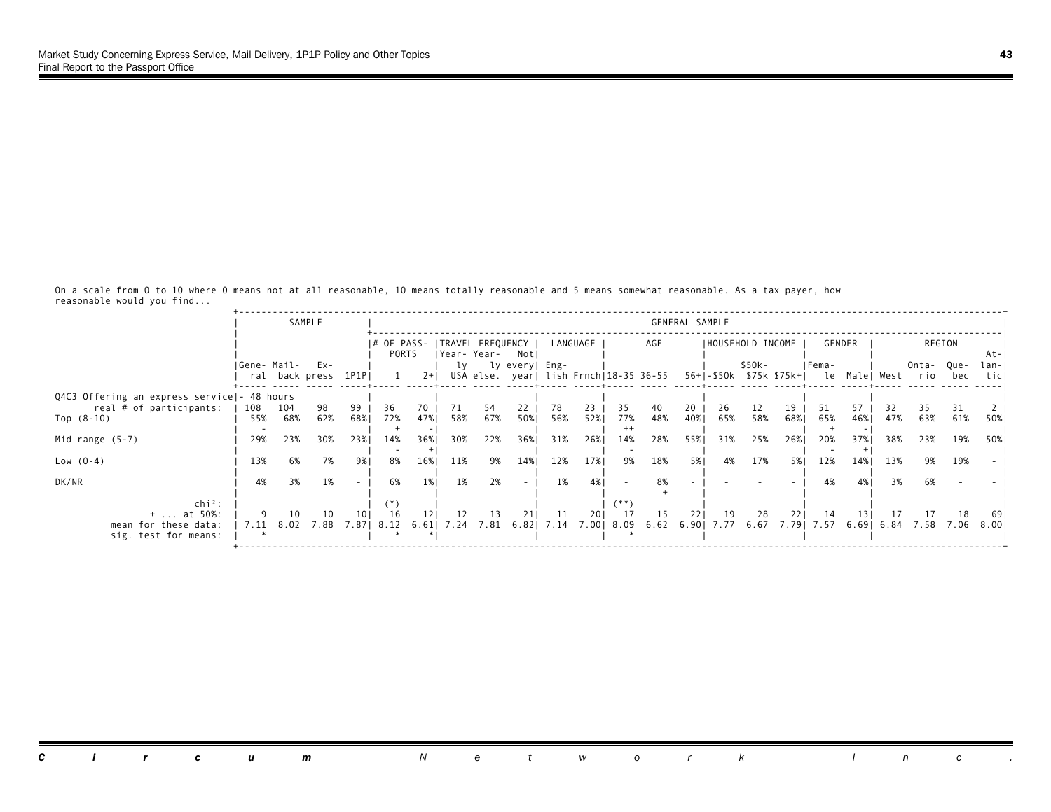On a scale from 0 to 10 where 0 means not at all reasonable, 10 means totally reasonable and 5 means somewhat reasonable. As a tax payer, how reasonable would you find...

| | SAMPLE | | | | GENERAL SAMPLE | | | | | | | | | | | | | | | | | | | | |
|---|---|---|---|---|---|---|---|---|---|---|---|---|---|---|---|---|---|---|---|---|---|---|---|---|---|
| | | | | | # OF PASSPORTS | | TRAVEL FREQUENCY | | | LANGUAGE | | AGE | | | HOUSEHOLD INCOME | | | GENDER | | REGION | | | |
| | General | Mail-back | Express | 1P1P | 1 | 2+ | Yearly USA | Yearly else. | Not every year | English | Frnch | 18-35 | 36-55 | 56+ | -$50k | $50k-$75k | $75k+ | Female | Male | West | Ontario | Quebec | Atlantic |
| Q4C3 Offering an express service - 48 hours | | | | | | | | | | | | | | | | | | | | | | | |
| real # of participants: | 108 | 104 | 98 | 99 | 36 | 70 | 71 | 54 | 22 | 78 | 23 | 35 | 40 | 20 | 26 | 12 | 19 | 51 | 57 | 32 | 35 | 31 | 2 |
| Top (8-10) | 55% - | 68% | 62% | 68% | 72% + | 47% - | 58% | 67% | 50% | 56% | 52% | 77% ++ | 48% | 40% | 65% | 58% | 68% | 65% + | 46% - | 47% | 63% | 61% | 50% |
| Mid range (5-7) | 29% | 23% | 30% | 23% | 14% - | 36% + | 30% | 22% | 36% | 31% | 26% | 14% - | 28% | 55% | 31% | 25% | 26% | 20% - | 37% + | 38% | 23% | 19% | 50% |
| Low (0-4) | 13% | 6% | 7% | 9% | 8% | 16% | 11% | 9% | 14% | 12% | 17% | 9% | 18% | 5% | 4% | 17% | 5% | 12% | 14% | 13% | 9% | 19% | - |
| DK/NR | 4% | 3% | 1% | - | 6% | 1% | 1% | 2% | - | 1% | 4% | - | 8% + | - | - | - | - | 4% | 4% | 3% | 6% | - | - |
| chi²: | | | | | (*) | | | | | | | (**) | | | | | | | | | | | |
| ± ... at 50%: | 9 | 10 | 10 | 10 | 16 | 12 | 12 | 13 | 21 | 11 | 20 | 17 | 15 | 22 | 19 | 28 | 22 | 14 | 13 | 17 | 17 | 18 | 69 |
| mean for these data: | 7.11 | 8.02 | 7.88 | 7.87 | 8.12 | 6.61 | 7.24 | 7.81 | 6.82 | 7.14 | 7.00 | 8.09 | 6.62 | 6.90 | 7.77 | 6.67 | 7.79 | 7.57 | 6.69 | 6.84 | 7.58 | 7.06 | 8.00 |
| sig. test for means: | * | | | | * | * | | | | | | * | | | | | | | | | | | |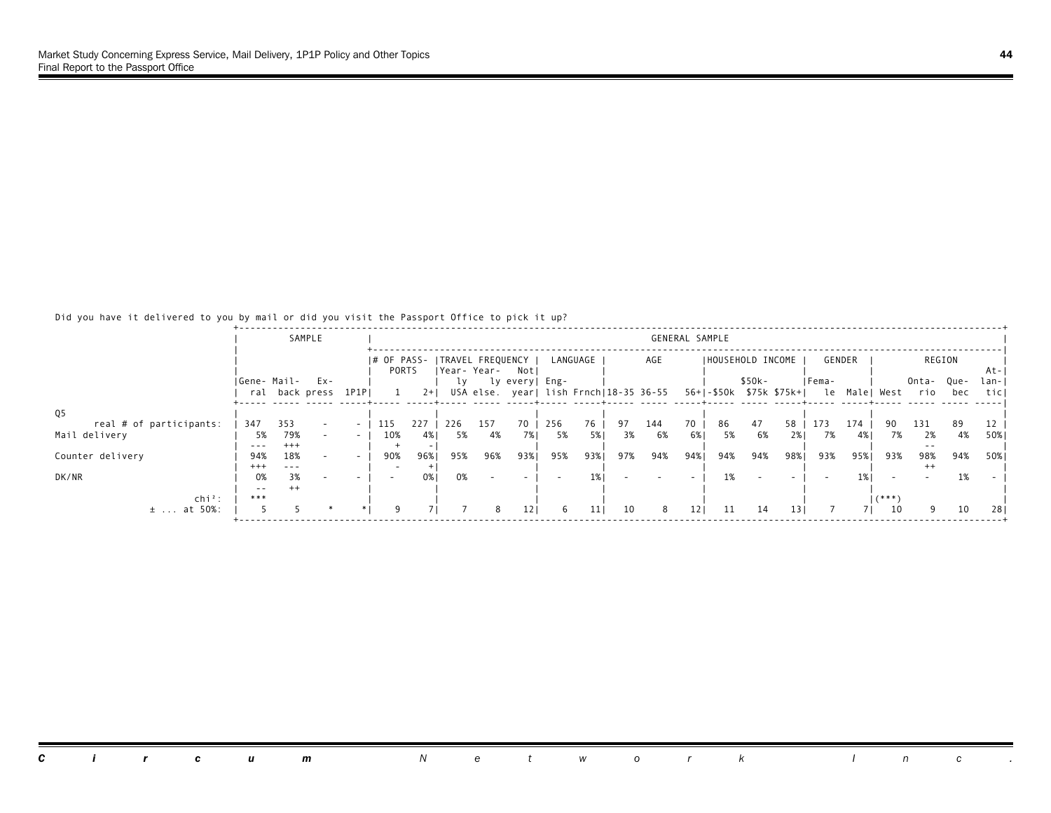Did you have it delivered to you by mail or did you visit the Passport Office to pick it up?

| | SAMPLE | | | | GENERAL SAMPLE | | | | | | | | | | | | | | | | | | | |
|---|---|---|---|---|---|---|---|---|---|---|---|---|---|---|---|---|---|---|---|---|---|---|---|---|
| | | | | | # OF PASSPORTS | | TRAVEL FREQUENCY | | | LANGUAGE | | AGE | | | HOUSEHOLD INCOME | | | GENDER | | REGION | | | | |
| | General | Mailback | Express | 1P1P | 1 | 2+ | Yearly USA | Yearly else. | Not every year | English | Frnch | 18-35 | 36-55 | 56+ | -$50k | $50k-$75k | $75k+ | Female | Male | West | Ontario | Quebec | Atlantic |
| Q5 | | | | | | | | | | | | | | | | | | | | | | | |
| real # of participants: | 347 | 353 | - | - | 115 | 227 | 226 | 157 | 70 | 256 | 76 | 97 | 144 | 70 | 86 | 47 | 58 | 173 | 174 | 90 | 131 | 89 | 12 |
| Mail delivery | 5% | 79% | - | - | 10% | 4% | 5% | 4% | 7% | 5% | 5% | 3% | 6% | 6% | 5% | 6% | 2% | 7% | 4% | 7% | 2% | 4% | 50% |
| | --- | +++ | | | + | - | | | | | | | | | | | | | | | -- | | |
| Counter delivery | 94% | 18% | - | - | 90% | 96% | 95% | 96% | 93% | 95% | 93% | 97% | 94% | 94% | 94% | 94% | 98% | 93% | 95% | 93% | 98% | 94% | 50% |
| | +++ | --- | | | - | + | | | | | | | | | | | | | | | ++ | | |
| DK/NR | 0% | 3% | - | - | - | 0% | 0% | - | - | - | 1% | - | - | - | 1% | - | - | - | 1% | - | - | 1% | - |
| | -- | ++ | | | | | | | | | | | | | | | | | | | | | |
| chi²: | *** | | | | | | | | | | | | | | | | | | | (***) | | | |
| ± ... at 50%: | 5 | 5 | * | * | 9 | 7 | 7 | 8 | 12 | 6 | 11 | 10 | 8 | 12 | 11 | 14 | 13 | 7 | 7 | 10 | 9 | 10 | 28 |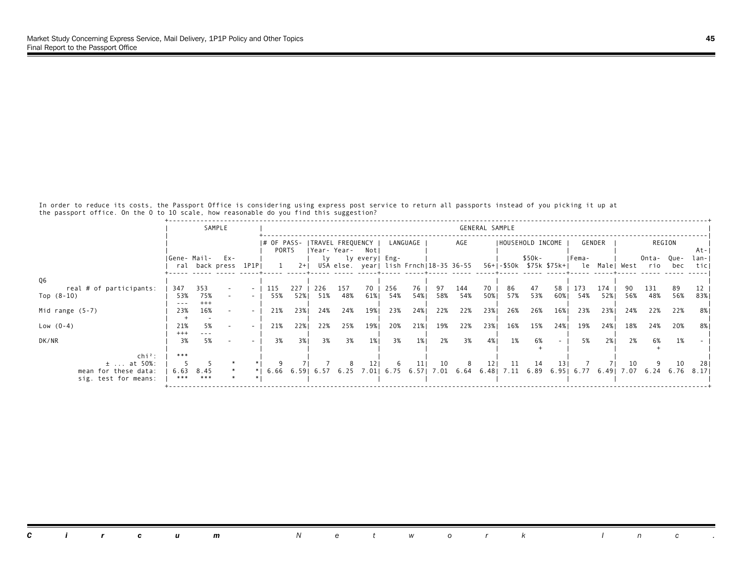In order to reduce its costs, the Passport Office is considering using express post service to return all passports instead of you picking it up at the passport office. On the 0 to 10 scale, how reasonable do you find this suggestion?

| | SAMPLE | | | | GENERAL SAMPLE | | | | | | | | | | | | | | | | | | | |
|---|---|---|---|---|---|---|---|---|---|---|---|---|---|---|---|---|---|---|---|---|---|---|---|---|
| | | | | | # OF PASSPORTS | | TRAVEL FREQUENCY | | | LANGUAGE | | AGE | | | HOUSEHOLD INCOME | | | GENDER | | REGION | | | | |
| | General | Mailback | Express | 1P1P | 1 | 2+ | Yearly USA | Yearly else. | Not every year | English | Frnch | 18-35 | 36-55 | 56+ | -$50k | $50k-$75k | $75k+ | Female | Male | West | Ontario | Quebec | Atlantic |
| Q6 | | | | | | | | | | | | | | | | | | | | | | | |
| real # of participants: | 347 | 353 | - | - | 115 | 227 | 226 | 157 | 70 | 256 | 76 | 97 | 144 | 70 | 86 | 47 | 58 | 173 | 174 | 90 | 131 | 89 | 12 |
| Top (8-10) | 53% | 75% | - | - | 55% | 52% | 51% | 48% | 61% | 54% | 54% | 58% | 54% | 50% | 57% | 53% | 60% | 54% | 52% | 56% | 48% | 56% | 83% |
| | --- | +++ | | | | | | | | | | | | | | | | | | | | | |
| Mid range (5-7) | 23% | 16% | - | - | 21% | 23% | 24% | 24% | 19% | 23% | 24% | 22% | 22% | 23% | 26% | 26% | 16% | 23% | 23% | 24% | 22% | 22% | 8% |
| | + | - | | | | | | | | | | | | | | | | | | | | | |
| Low (0-4) | 21% | 5% | - | - | 21% | 22% | 22% | 25% | 19% | 20% | 21% | 19% | 22% | 23% | 16% | 15% | 24% | 19% | 24% | 18% | 24% | 20% | 8% |
| | +++ | --- | | | | | | | | | | | | | | | | | | | | | |
| DK/NR | 3% | 5% | - | - | 3% | 3% | 3% | 3% | 1% | 3% | 1% | 2% | 3% | 4% | 1% | 6% | - | 5% | 2% | 2% | 6% | 1% | - |
| | | | | | | | | | | | | | | | | + | | | | | + | | |
| chi²: | *** | | | | | | | | | | | | | | | | | | | | | | |
| ± ... at 50%: | 5 | 5 | * | * | 9 | 7 | 7 | 8 | 12 | 6 | 11 | 10 | 8 | 12 | 11 | 14 | 13 | 7 | 7 | 10 | 9 | 10 | 28 |
| mean for these data: | 6.63 | 8.45 | * | * | 6.66 | 6.59 | 6.57 | 6.25 | 7.01 | 6.75 | 6.57 | 7.01 | 6.64 | 6.48 | 7.11 | 6.89 | 6.95 | 6.77 | 6.49 | 7.07 | 6.24 | 6.76 | 8.17 |
| sig. test for means: | *** | *** | * | * | | | | | | | | | | | | | | | | | | | |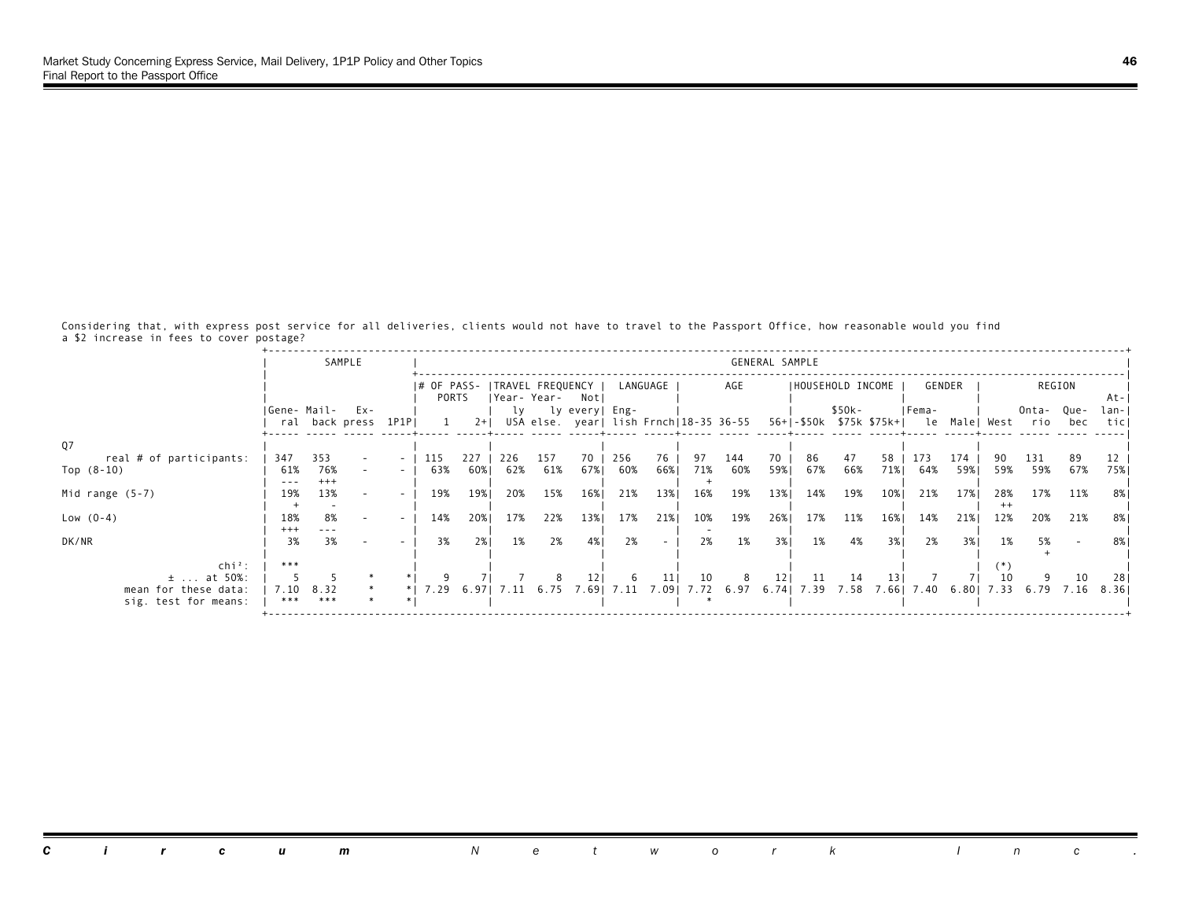Considering that, with express post service for all deliveries, clients would not have to travel to the Passport Office, how reasonable would you find a $2 increase in fees to cover postage?

| | SAMPLE | | | | GENERAL SAMPLE | | | | | | | | | | | | | | | | | | | | |
|---|---|---|---|---|---|---|---|---|---|---|---|---|---|---|---|---|---|---|---|---|---|---|---|---|---|
| | | | | | # OF PASSPORTS | | TRAVEL FREQUENCY | | | LANGUAGE | | AGE | | | HOUSEHOLD INCOME | | | GENDER | | REGION | | | |
| | General | Mailback | Express | 1P1P | 1 | 2+ | Yearly USA | Yearly else. | Not every year | English | Frnch | 18-35 | 36-55 | 56+ | -$50k | $50k-$75k | $75k+ | Female | Male | West | Ontario | Quebec | Atlantic |
| **Q7** | | | | | | | | | | | | | | | | | | | | | | | |
| real # of participants: | 347 | 353 | - | - | 115 | 227 | 226 | 157 | 70 | 256 | 76 | 97 | 144 | 70 | 86 | 47 | 58 | 173 | 174 | 90 | 131 | 89 | 12 |
| Top (8-10) | 61% | 76% | - | - | 63% | 60% | 62% | 61% | 67% | 60% | 66% | 71% | 60% | 59% | 67% | 66% | 71% | 64% | 59% | 59% | 59% | 67% | 75% |
| | --- | +++ | | | | | | | | | | + | | | | | | | | | | | |
| Mid range (5-7) | 19% | 13% | - | - | 19% | 19% | 20% | 15% | 16% | 21% | 13% | 16% | 19% | 13% | 14% | 19% | 10% | 21% | 17% | 28% | 17% | 11% | 8% |
| | + | - | | | | | | | | | | | | | | | | | | ++ | | | |
| Low (0-4) | 18% | 8% | - | - | 14% | 20% | 17% | 22% | 13% | 17% | 21% | 10% | 19% | 26% | 17% | 11% | 16% | 14% | 21% | 12% | 20% | 21% | 8% |
| | +++ | --- | | | | | | | | | | - | | | | | | | | | | | |
| DK/NR | 3% | 3% | - | - | 3% | 2% | 1% | 2% | 4% | 2% | - | 2% | 1% | 3% | 1% | 4% | 3% | 2% | 3% | 1% | 5% | - | 8% |
| | | | | | | | | | | | | | | | | | | | | | + | | |
| chi²: | *** | | | | | | | | | | | | | | | | | | | (*) | | | |
| ± ... at 50%: | 5 | 5 | * | * | 9 | 7 | 7 | 8 | 12 | 6 | 11 | 10 | 8 | 12 | 11 | 14 | 13 | 7 | 7 | 10 | 9 | 10 | 28 |
| mean for these data: | 7.10 | 8.32 | * | * | 7.29 | 6.97 | 7.11 | 6.75 | 7.69 | 7.11 | 7.09 | 7.72 | 6.97 | 6.74 | 7.39 | 7.58 | 7.66 | 7.40 | 6.80 | 7.33 | 6.79 | 7.16 | 8.36 |
| sig. test for means: | *** | *** | * | * | | | | | | | | * | | | | | | | | | | | |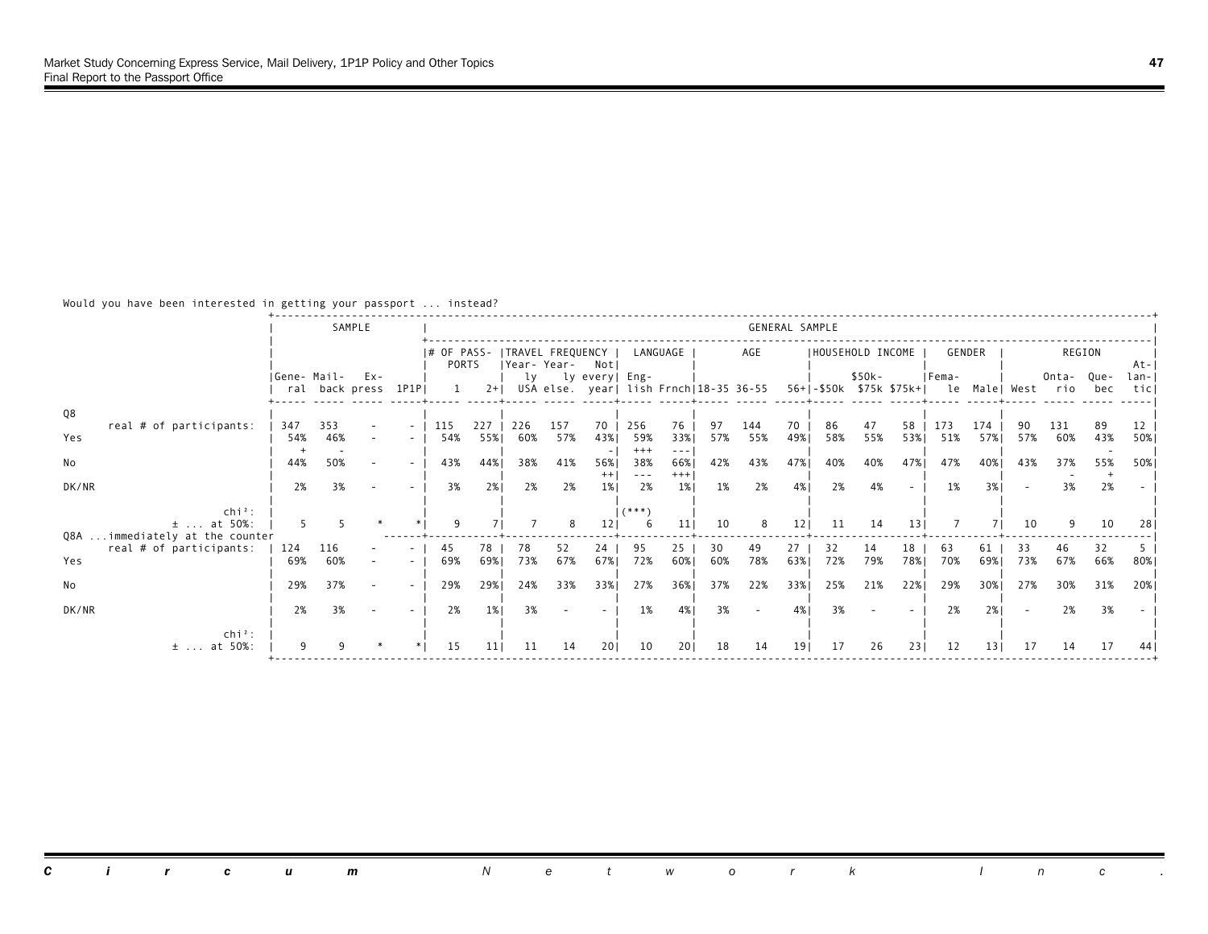Would you have been interested in getting your passport ... instead?

| | SAMPLE | | | | GENERAL SAMPLE | | | | | | | | | | | | | | | | | | |
|---|---|---|---|---|---|---|---|---|---|---|---|---|---|---|---|---|---|---|---|---|---|---|---|
| | | | | | # OF PASSPORTS | | TRAVEL FREQUENCY | | | LANGUAGE | | AGE | | | HOUSEHOLD INCOME | | | GENDER | | REGION | | | |
| | General | Mail-back | Express | 1P1P | 1 | 2+ | Yearly USA | Yearly else. | Not every year | English | Frnch | 18-35 | 36-55 | 56+ | -$50k | $50k-$75k | $75k+ | Female | Male | West | Ontario | Quebec | Atlantic |
| **Q8** | | | | | | | | | | | | | | | | | | | | | | | |
| real # of participants: | 347 | 353 | - | - | 115 | 227 | 226 | 157 | 70 | 256 | 76 | 97 | 144 | 70 | 86 | 47 | 58 | 173 | 174 | 90 | 131 | 89 | 12 |
| Yes | 54% | 46% | - | - | 54% | 55% | 60% | 57% | 43% | 59% | 33% | 57% | 55% | 49% | 58% | 55% | 53% | 51% | 57% | 57% | 60% | 43% | 50% |
| | + | - | | | | | | | - | +++ | --- | | | | | | | | | | | - | |
| No | 44% | 50% | - | - | 43% | 44% | 38% | 41% | 56% | 38% | 66% | 42% | 43% | 47% | 40% | 40% | 47% | 47% | 40% | 43% | 37% | 55% | 50% |
| | | | | | | | | | ++ | --- | +++ | | | | | | | | | | - | + | |
| DK/NR | 2% | 3% | - | - | 3% | 2% | 2% | 2% | 1% | 2% | 1% | 1% | 2% | 4% | 2% | 4% | - | 1% | 3% | - | 3% | 2% | - |
| chi²: | | | | | | | | | | (***) | | | | | | | | | | | | | |
| ± ... at 50%: | 5 | 5 | * | * | 9 | 7 | 7 | 8 | 12 | 6 | 11 | 10 | 8 | 12 | 11 | 14 | 13 | 7 | 7 | 10 | 9 | 10 | 28 |
| **Q8A ...immediately at the counter** | | | | | | | | | | | | | | | | | | | | | | | |
| real # of participants: | 124 | 116 | - | - | 45 | 78 | 78 | 52 | 24 | 95 | 25 | 30 | 49 | 27 | 32 | 14 | 18 | 63 | 61 | 33 | 46 | 32 | 5 |
| Yes | 69% | 60% | - | - | 69% | 69% | 73% | 67% | 67% | 72% | 60% | 60% | 78% | 63% | 72% | 79% | 78% | 70% | 69% | 73% | 67% | 66% | 80% |
| No | 29% | 37% | - | - | 29% | 29% | 24% | 33% | 33% | 27% | 36% | 37% | 22% | 33% | 25% | 21% | 22% | 29% | 30% | 27% | 30% | 31% | 20% |
| DK/NR | 2% | 3% | - | - | 2% | 1% | 3% | - | - | 1% | 4% | 3% | - | 4% | 3% | - | - | 2% | 2% | - | 2% | 3% | - |
| chi²: | | | | | | | | | | | | | | | | | | | | | | | |
| ± ... at 50%: | 9 | 9 | * | * | 15 | 11 | 11 | 14 | 20 | 10 | 20 | 18 | 14 | 19 | 17 | 26 | 23 | 12 | 13 | 17 | 14 | 17 | 44 |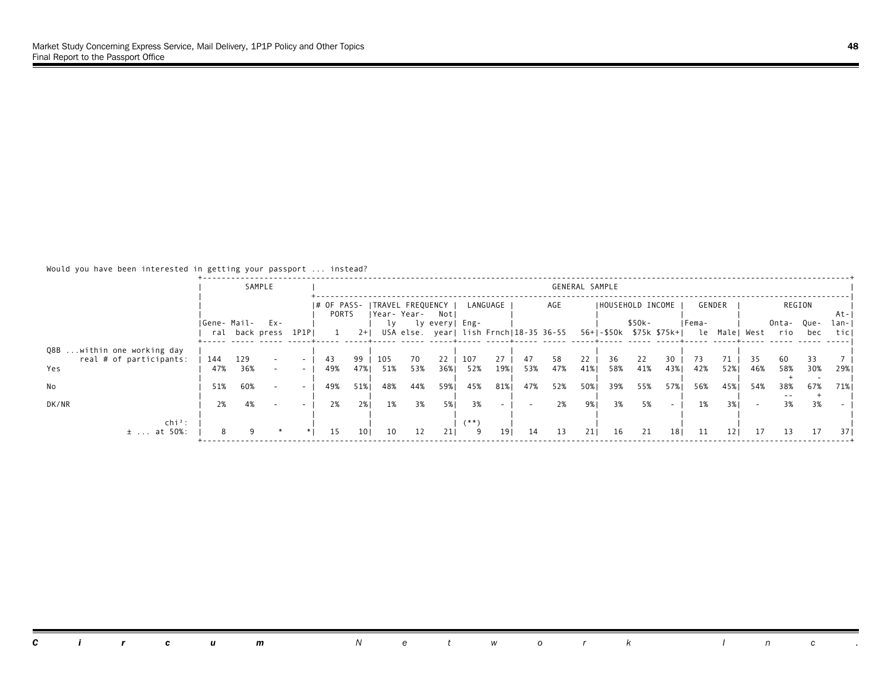Would you have been interested in getting your passport ... instead?

| | SAMPLE | | | | GENERAL SAMPLE | | | | | | | | | | | | | | | | | | | |
|---|---|---|---|---|---|---|---|---|---|---|---|---|---|---|---|---|---|---|---|---|---|---|---|---|
| | | | | | # OF PASSPORTS | | TRAVEL FREQUENCY | | | LANGUAGE | | AGE | | | HOUSEHOLD INCOME | | | GENDER | | REGION | | | | |
| | General | Mailback | Express | 1P1P | 1 | 2+ | Yearly USA | Yearly else. | Not every year | English | Frnch | 18-35 | 36-55 | 56+ | -$50k | $50k-$75k | $75k+ | Female | Male | West | Ontario | Quebec | Atlantic |
| Q8B ...within one working day real # of participants: | 144 | 129 | - | - | 43 | 99 | 105 | 70 | 22 | 107 | 27 | 47 | 58 | 22 | 36 | 22 | 30 | 73 | 71 | 35 | 60 | 33 | 7 |
| Yes | 47% | 36% | - | - | 49% | 47% | 51% | 53% | 36% | 52% | 19% | 53% | 47% | 41% | 58% | 41% | 43% | 42% | 52% | 46% | 58% + | 30% - | 29% |
| No | 51% | 60% | - | - | 49% | 51% | 48% | 44% | 59% | 45% | 81% | 47% | 52% | 50% | 39% | 55% | 57% | 56% | 45% | 54% | 38% -- | 67% + | 71% |
| DK/NR | 2% | 4% | - | - | 2% | 2% | 1% | 3% | 5% | 3% | - | - | 2% | 9% | 3% | 5% | - | 1% | 3% | - | 3% | 3% | - |
| chi²: | | | | | | | | | | (**) | | | | | | | | | | | | | |
| ± ... at 50%: | 8 | 9 | * | * | 15 | 10 | 10 | 12 | 21 | 9 | 19 | 14 | 13 | 21 | 16 | 21 | 18 | 11 | 12 | 17 | 13 | 17 | 37 |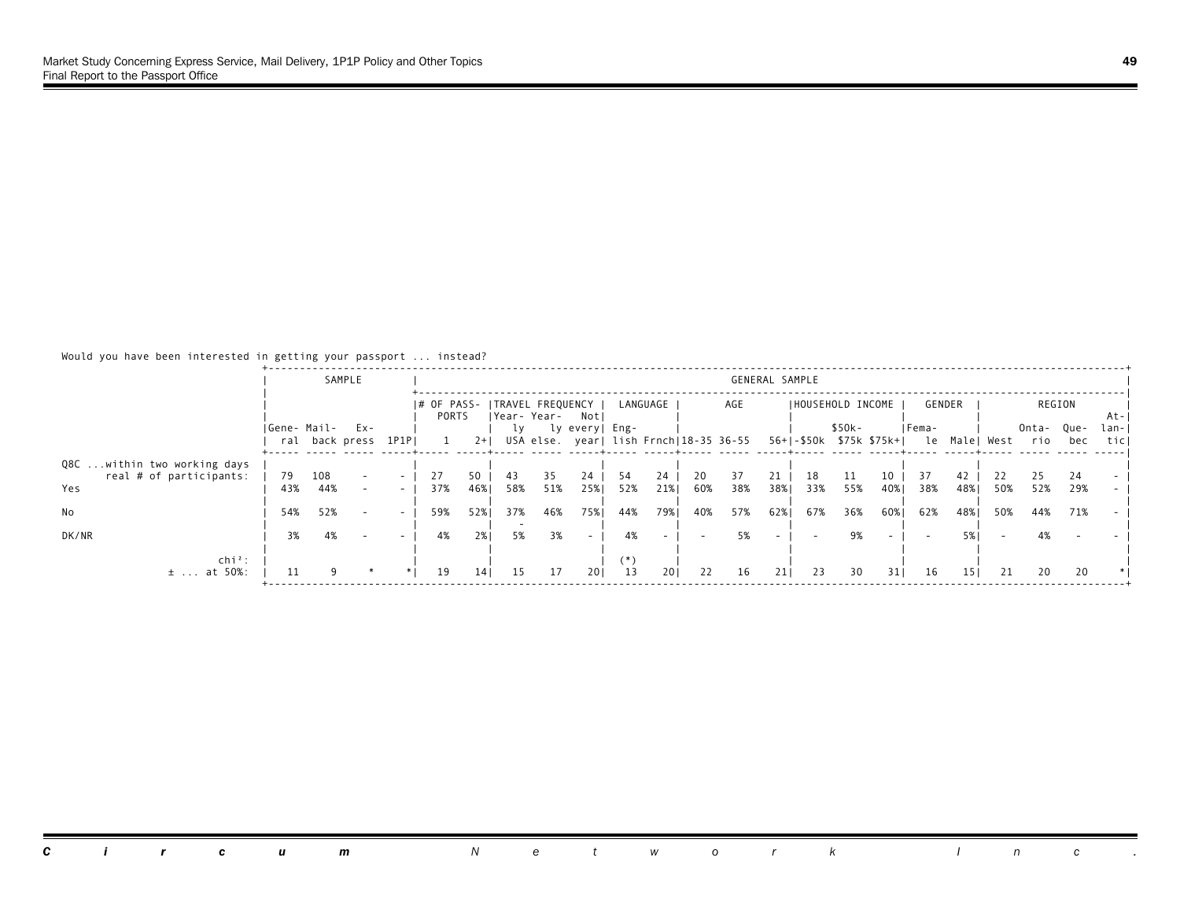Would you have been interested in getting your passport ... instead?

| | SAMPLE | | | | GENERAL SAMPLE | | | | | | | | | | | | | | | | | | | | |
|---|---|---|---|---|---|---|---|---|---|---|---|---|---|---|---|---|---|---|---|---|---|---|---|---|---|
| | | | | | # OF PASSPORTS | | TRAVEL FREQUENCY | | | LANGUAGE | | AGE | | | HOUSEHOLD INCOME | | | GENDER | | REGION | | | |
| | General | Mail-back | Express | 1P1P | 1 | 2+ | Yearly USA | Yearly else. | Not every year | English | Frnch | 18-35 | 36-55 | 56+ | -$50k | $50k-$75k | $75k+ | Female | Male | West | Ontario | Quebec | Atlantic |
| Q8C ...within two working days real # of participants: | 79 | 108 | - | - | 27 | 50 | 43 | 35 | 24 | 54 | 24 | 20 | 37 | 21 | 18 | 11 | 10 | 37 | 42 | 22 | 25 | 24 | - |
| Yes | 43% | 44% | - | - | 37% | 46% | 58% | 51% | 25% | 52% | 21% | 60% | 38% | 38% | 33% | 55% | 40% | 38% | 48% | 50% | 52% | 29% | - |
| No | 54% | 52% | - | - | 59% | 52% | 37% - | 46% | 75% | 44% | 79% | 40% | 57% | 62% | 67% | 36% | 60% | 62% | 48% | 50% | 44% | 71% | - |
| DK/NR | 3% | 4% | - | - | 4% | 2% | 5% | 3% | - | 4% | - | - | 5% | - | - | 9% | - | - | 5% | - | 4% | - | - |
| chi²: | | | | | | | | | | (*) | | | | | | | | | | | | | |
| ± ... at 50%: | 11 | 9 | * | * | 19 | 14 | 15 | 17 | 20 | 13 | 20 | 22 | 16 | 21 | 23 | 30 | 31 | 16 | 15 | 21 | 20 | 20 | * |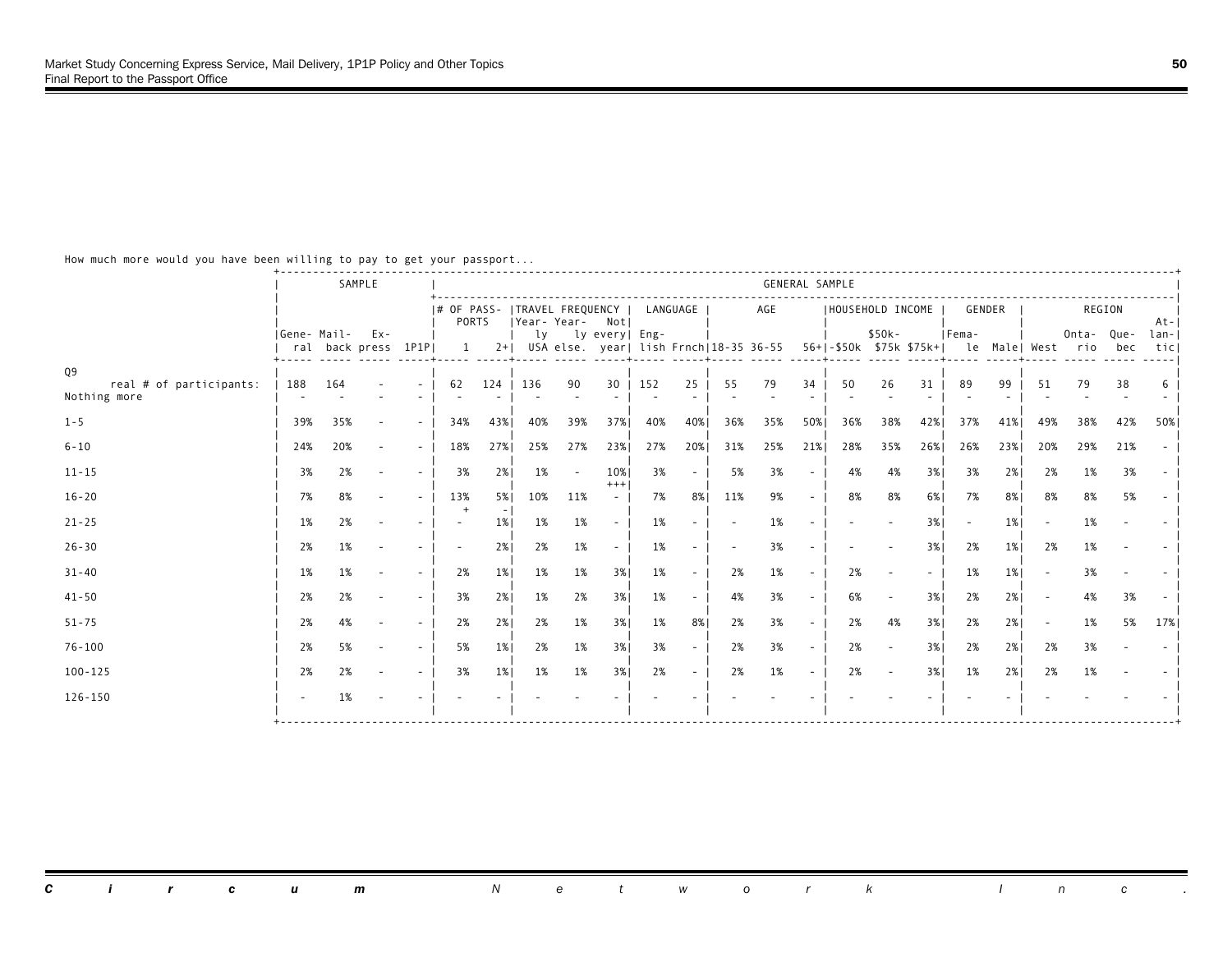How much more would you have been willing to pay to get your passport...

| | SAMPLE | | | | GENERAL SAMPLE | | | | | | | | | | | | | | | | | | | | |
|---|---|---|---|---|---|---|---|---|---|---|---|---|---|---|---|---|---|---|---|---|---|---|---|---|---|
| | | | | | # OF PASSPORTS | | TRAVEL FREQUENCY | | | LANGUAGE | | AGE | | | HOUSEHOLD INCOME | | | GENDER | | REGION | | | |
| | General | Mail-back | Express | 1P1P | 1 | 2+ | Yearly USA | Yearly else. | Not every year | English | Frnch | 18-35 | 36-55 | 56+ | -$50k | $50k-$75k | $75k+ | Female | Male | West | Ontario | Quebec | Atlantic |
| Q9 | | | | | | | | | | | | | | | | | | | | | | | |
| real # of participants: | 188 | 164 | - | - | 62 | 124 | 136 | 90 | 30 | 152 | 25 | 55 | 79 | 34 | 50 | 26 | 31 | 89 | 99 | 51 | 79 | 38 | 6 |
| Nothing more | - | - | - | - | - | - | - | - | - | - | - | - | - | - | - | - | - | - | - | - | - | - | - |
| 1-5 | 39% | 35% | - | - | 34% | 43% | 40% | 39% | 37% | 40% | 40% | 36% | 35% | 50% | 36% | 38% | 42% | 37% | 41% | 49% | 38% | 42% | 50% |
| 6-10 | 24% | 20% | - | - | 18% | 27% | 25% | 27% | 23% | 27% | 20% | 31% | 25% | 21% | 28% | 35% | 26% | 26% | 23% | 20% | 29% | 21% | - |
| 11-15 | 3% | 2% | - | - | 3% | 2% | 1% | - | 10% +++ | 3% | - | 5% | 3% | - | 4% | 4% | 3% | 3% | 2% | 2% | 1% | 3% | - |
| 16-20 | 7% | 8% | - | - | 13% + | 5% - | 10% | 11% | - | 7% | 8% | 11% | 9% | - | 8% | 8% | 6% | 7% | 8% | 8% | 8% | 5% | - |
| 21-25 | 1% | 2% | - | - | - | 1% | 1% | 1% | - | 1% | - | - | 1% | - | - | - | 3% | - | 1% | - | 1% | - | - |
| 26-30 | 2% | 1% | - | - | - | 2% | 2% | 1% | - | 1% | - | - | 3% | - | - | - | 3% | 2% | 1% | 2% | 1% | - | - |
| 31-40 | 1% | 1% | - | - | 2% | 1% | 1% | 1% | 3% | 1% | - | 2% | 1% | - | 2% | - | - | 1% | 1% | - | 3% | - | - |
| 41-50 | 2% | 2% | - | - | 3% | 2% | 1% | 2% | 3% | 1% | - | 4% | 3% | - | 6% | - | 3% | 2% | 2% | - | 4% | 3% | - |
| 51-75 | 2% | 4% | - | - | 2% | 2% | 2% | 1% | 3% | 1% | 8% | 2% | 3% | - | 2% | 4% | 3% | 2% | 2% | - | 1% | 5% | 17% |
| 76-100 | 2% | 5% | - | - | 5% | 1% | 2% | 1% | 3% | 3% | - | 2% | 3% | - | 2% | - | 3% | 2% | 2% | 2% | 3% | - | - |
| 100-125 | 2% | 2% | - | - | 3% | 1% | 1% | 1% | 3% | 2% | - | 2% | 1% | - | 2% | - | 3% | 1% | 2% | 2% | 1% | - | - |
| 126-150 | - | 1% | - | - | - | - | - | - | - | - | - | - | - | - | - | - | - | - | - | - | - | - | - |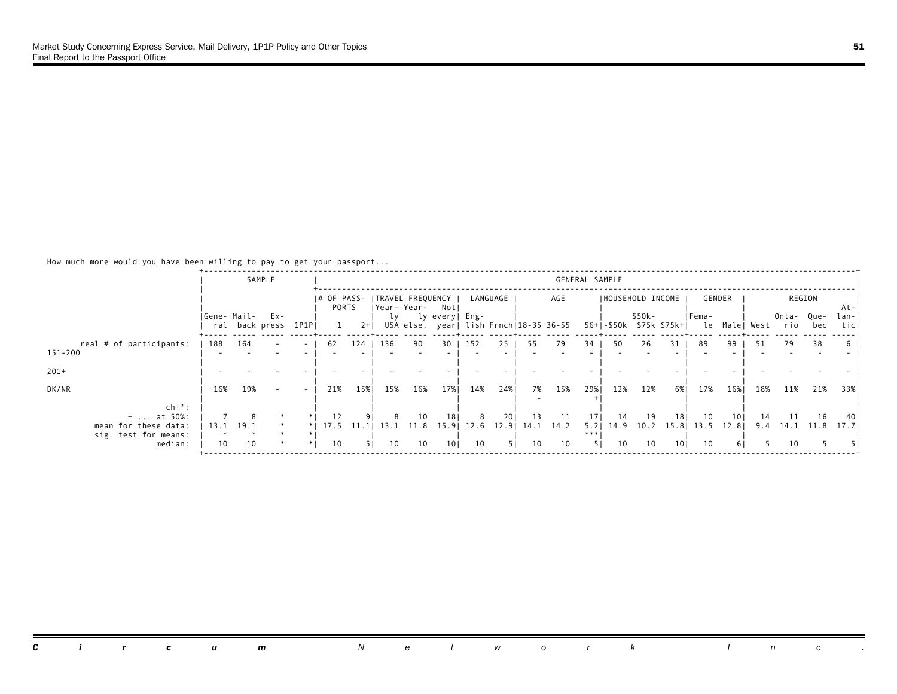How much more would you have been willing to pay to get your passport...

| | SAMPLE | | | | GENERAL SAMPLE | | | | | | | | | | | | | | | | | | | |
|---|---|---|---|---|---|---|---|---|---|---|---|---|---|---|---|---|---|---|---|---|---|---|---|---|
| | | | | | # OF PASSPORTS | | TRAVEL FREQUENCY | | | LANGUAGE | | AGE | | | HOUSEHOLD INCOME | | | GENDER | | REGION | | | | |
| | General | Mail-back | Express | 1P1P | 1 | 2+ | Yearly USA | Yearly else. | Not every year | English | Frnch | 18-35 | 36-55 | 56+ | -$50k | $50k-$75k | $75k+ | Female | Male | West | Ontario | Quebec | Atlantic |
| real # of participants: | 188 | 164 | - | - | 62 | 124 | 136 | 90 | 30 | 152 | 25 | 55 | 79 | 34 | 50 | 26 | 31 | 89 | 99 | 51 | 79 | 38 | 6 |
| 151-200 | - | - | - | - | - | - | - | - | - | - | - | - | - | - | - | - | - | - | - | - | - | - | - |
| 201+ | - | - | - | - | - | - | - | - | - | - | - | - | - | - | - | - | - | - | - | - | - | - | - |
| DK/NR | 16% | 19% | - | - | 21% | 15% | 15% | 16% | 17% | 14% | 24% | 7% | 15% | 29% | 12% | 12% | 6% | 17% | 16% | 18% | 11% | 21% | 33% |
| | | | | | | | | | | | | - | | + | | | | | | | | | |
| chi²: | | | | | | | | | | | | | | | | | | | | | | | |
| ± ... at 50%: | 7 | 8 | * | * | 12 | 9 | 8 | 10 | 18 | 8 | 20 | 13 | 11 | 17 | 14 | 19 | 18 | 10 | 10 | 14 | 11 | 16 | 40 |
| mean for these data: | 13.1 | 19.1 | * | * | 17.5 | 11.1 | 13.1 | 11.8 | 15.9 | 12.6 | 12.9 | 14.1 | 14.2 | 5.2 | 14.9 | 10.2 | 15.8 | 13.5 | 12.8 | 9.4 | 14.1 | 11.8 | 17.7 |
| sig. test for means: | * | * | * | * | | | | | | | | | | *** | | | | | | | | | |
| median: | 10 | 10 | * | * | 10 | 5 | 10 | 10 | 10 | 10 | 5 | 10 | 10 | 5 | 10 | 10 | 10 | 10 | 6 | 5 | 10 | 5 | 5 |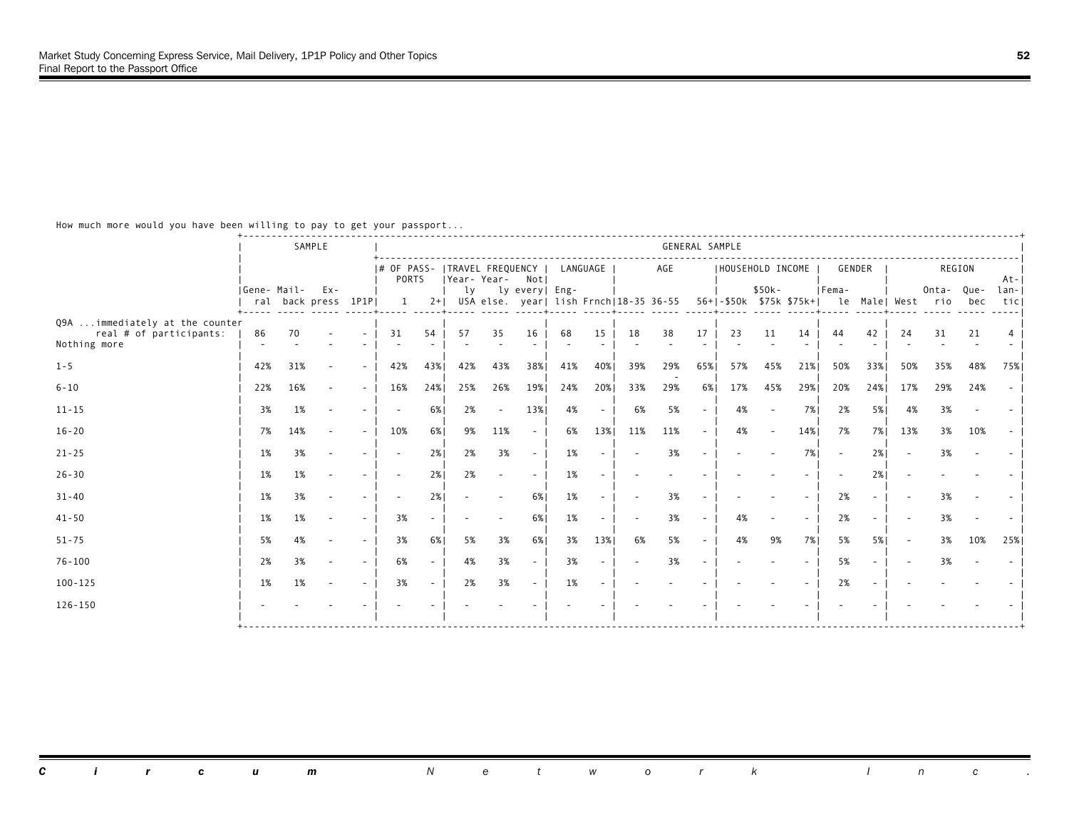How much more would you have been willing to pay to get your passport...

| | SAMPLE | | | | GENERAL SAMPLE | | | | | | | | | | | | | | | | | | | |
|---|---|---|---|---|---|---|---|---|---|---|---|---|---|---|---|---|---|---|---|---|---|---|---|---|
| | | | | | # OF PASSPORTS | | TRAVEL FREQUENCY | | | LANGUAGE | | AGE | | | HOUSEHOLD INCOME | | | GENDER | | REGION | | | | |
| | General | Mail-back | Express | 1P1P | 1 | 2+ | Yearly USA | Yearly else. | Not every year | English | Frnch | 18-35 | 36-55 | 56+ | -$50k | $50k-$75k | $75k+ | Female | Male | West | Ontario | Quebec | Atlantic |
| Q9A ...immediately at the counter real # of participants: | 86 | 70 | - | - | 31 | 54 | 57 | 35 | 16 | 68 | 15 | 18 | 38 | 17 | 23 | 11 | 14 | 44 | 42 | 24 | 31 | 21 | 4 |
| Nothing more | - | - | - | - | - | - | - | - | - | - | - | - | - | - | - | - | - | - | - | - | - | - | - |
| 1-5 | 42% | 31% | - | - | 42% | 43% | 42% | 43% | 38% | 41% | 40% | 39% | 29% | 65% | 57% | 45% | 21% | 50% | 33% | 50% | 35% | 48% | 75% |
| 6-10 | 22% | 16% | - | - | 16% | 24% | 25% | 26% | 19% | 24% | 20% | 33% | 29% | 6% | 17% | 45% | 29% | 20% | 24% | 17% | 29% | 24% | - |
| 11-15 | 3% | 1% | - | - | - | 6% | 2% | - | 13% | 4% | - | 6% | 5% | - | 4% | - | 7% | 2% | 5% | 4% | 3% | - | - |
| 16-20 | 7% | 14% | - | - | 10% | 6% | 9% | 11% | - | 6% | 13% | 11% | 11% | - | 4% | - | 14% | 7% | 7% | 13% | 3% | 10% | - |
| 21-25 | 1% | 3% | - | - | - | 2% | 2% | 3% | - | 1% | - | - | 3% | - | - | - | 7% | - | 2% | - | 3% | - | - |
| 26-30 | 1% | 1% | - | - | - | 2% | 2% | - | - | 1% | - | - | - | - | - | - | - | - | 2% | - | - | - | - |
| 31-40 | 1% | 3% | - | - | - | 2% | - | - | 6% | 1% | - | - | 3% | - | - | - | - | 2% | - | - | 3% | - | - |
| 41-50 | 1% | 1% | - | - | 3% | - | - | - | 6% | 1% | - | - | 3% | - | 4% | - | - | 2% | - | - | 3% | - | - |
| 51-75 | 5% | 4% | - | - | 3% | 6% | 5% | 3% | 6% | 3% | 13% | 6% | 5% | - | 4% | 9% | 7% | 5% | 5% | - | 3% | 10% | 25% |
| 76-100 | 2% | 3% | - | - | 6% | - | 4% | 3% | - | 3% | - | - | 3% | - | - | - | - | 5% | - | - | 3% | - | - |
| 100-125 | 1% | 1% | - | - | 3% | - | 2% | 3% | - | 1% | - | - | - | - | - | - | - | 2% | - | - | - | - | - |
| 126-150 | - | - | - | - | - | - | - | - | - | - | - | - | - | - | - | - | - | - | - | - | - | - | - |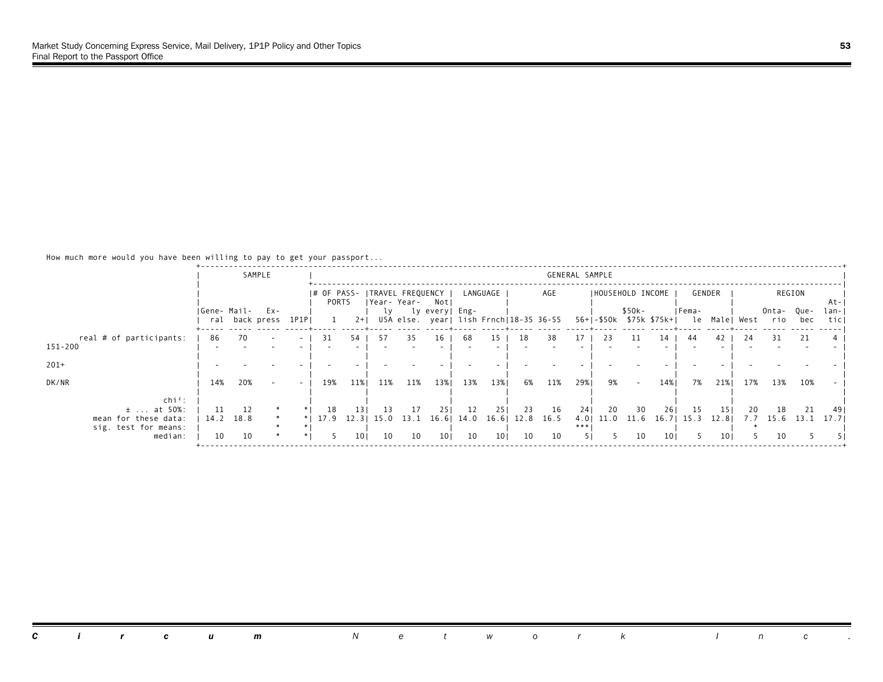How much more would you have been willing to pay to get your passport...

| | SAMPLE | | | | GENERAL SAMPLE | | | | | | | | | | | | | | | | | | |
|---|---|---|---|---|---|---|---|---|---|---|---|---|---|---|---|---|---|---|---|---|---|---|---|
| | | | | | # OF PASSPORTS | | TRAVEL FREQUENCY | | | LANGUAGE | | AGE | | | HOUSEHOLD INCOME | | | GENDER | | REGION | | | |
| | General | Mail-back | Express | 1P1P | 1 | 2+ | Yearly USA | Yearly else. | Not every year | English | Frnch | 18-35 | 36-55 | 56+ | -$50k | $50k-$75k | $75k+ | Female | Male | West | Ontario | Quebec | Atlantic |
| real # of participants: | 86 | 70 | - | - | 31 | 54 | 57 | 35 | 16 | 68 | 15 | 18 | 38 | 17 | 23 | 11 | 14 | 44 | 42 | 24 | 31 | 21 | 4 |
| 151-200 | - | - | - | - | - | - | - | - | - | - | - | - | - | - | - | - | - | - | - | - | - | - | - |
| 201+ | - | - | - | - | - | - | - | - | - | - | - | - | - | - | - | - | - | - | - | - | - | - | - |
| DK/NR | 14% | 20% | - | - | 19% | 11% | 11% | 11% | 13% | 13% | 13% | 6% | 11% | 29% | 9% | - | 14% | 7% | 21% | 17% | 13% | 10% | - |
| chi²: | | | | | | | | | | | | | | | | | | | | | | | |
| ± ... at 50%: | 11 | 12 | * | * | 18 | 13 | 13 | 17 | 25 | 12 | 25 | 23 | 16 | 24 | 20 | 30 | 26 | 15 | 15 | 20 | 18 | 21 | 49 |
| mean for these data: | 14.2 | 18.8 | * | * | 17.9 | 12.3 | 15.0 | 13.1 | 16.6 | 14.0 | 16.6 | 12.8 | 16.5 | 4.0 | 11.0 | 11.6 | 16.7 | 15.3 | 12.8 | 7.7 | 15.6 | 13.1 | 17.7 |
| sig. test for means: | | | * | * | | | | | | | | | | *** | | | | | | * | | | |
| median: | 10 | 10 | * | * | 5 | 10 | 10 | 10 | 10 | 10 | 10 | 10 | 10 | 5 | 5 | 10 | 10 | 5 | 10 | 5 | 10 | 5 | 5 |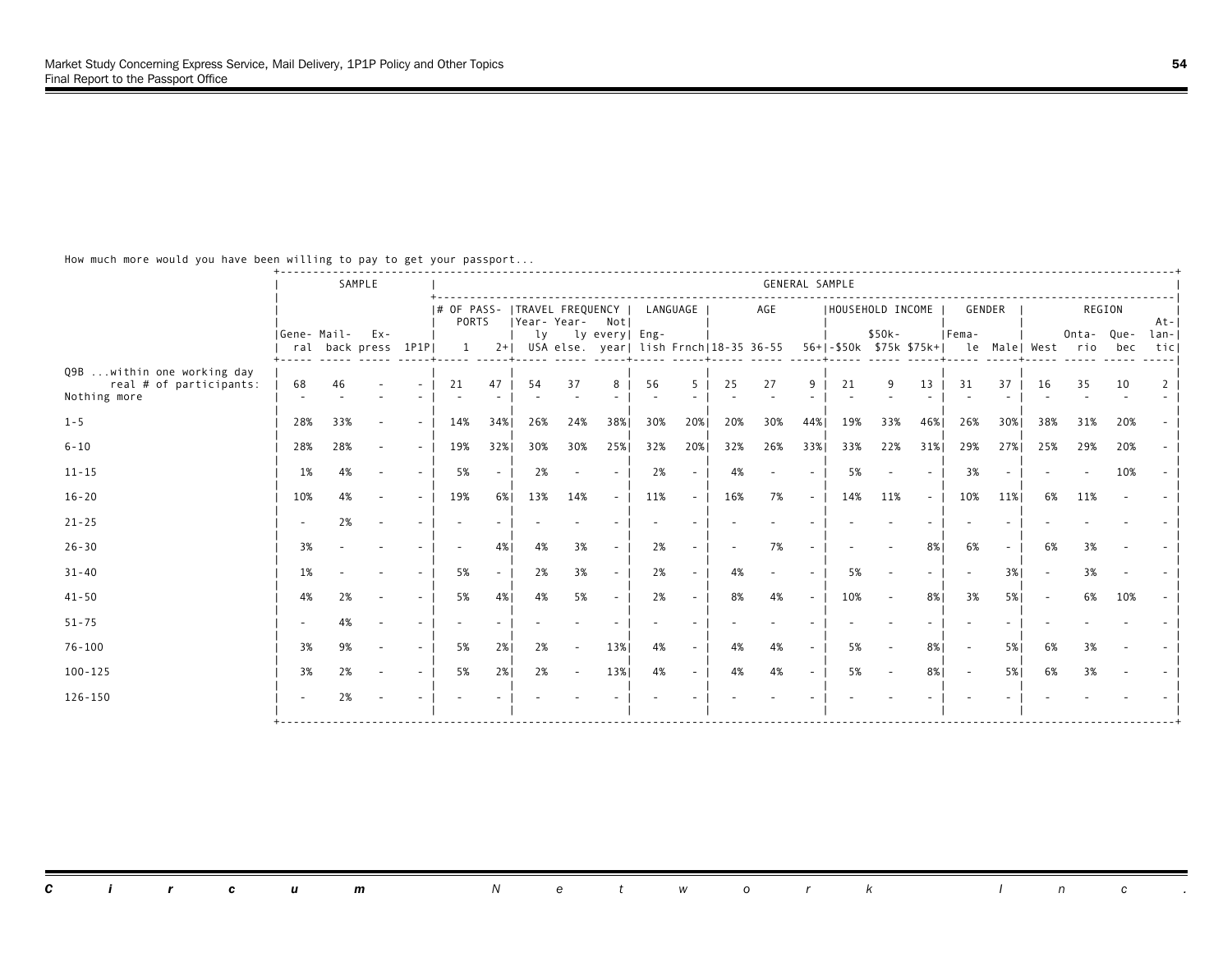How much more would you have been willing to pay to get your passport...

| | SAMPLE | | | | GENERAL SAMPLE | | | | | | | | | | | | | | | | | | | |
|---|---|---|---|---|---|---|---|---|---|---|---|---|---|---|---|---|---|---|---|---|---|---|---|---|
| | | | | | # OF PASSPORTS | | TRAVEL FREQUENCY | | | LANGUAGE | | AGE | | | HOUSEHOLD INCOME | | | GENDER | | REGION | | | | |
| | General | Mail-back | Express | 1P1P | 1 | 2+ | Yearly USA | Yearly else. | Not every year | English | Frnch | 18-35 | 36-55 | 56+ | -$50k | $50k-$75k | $75k+ | Female | Male | West | Ontario | Quebec | Atlantic |
| Q9B ...within one working day real # of participants: | 68 | 46 | - | - | 21 | 47 | 54 | 37 | 8 | 56 | 5 | 25 | 27 | 9 | 21 | 9 | 13 | 31 | 37 | 16 | 35 | 10 | 2 |
| Nothing more | - | - | - | - | - | - | - | - | - | - | - | - | - | - | - | - | - | - | - | - | - | - | - |
| 1-5 | 28% | 33% | - | - | 14% | 34% | 26% | 24% | 38% | 30% | 20% | 20% | 30% | 44% | 19% | 33% | 46% | 26% | 30% | 38% | 31% | 20% | - |
| 6-10 | 28% | 28% | - | - | 19% | 32% | 30% | 30% | 25% | 32% | 20% | 32% | 26% | 33% | 33% | 22% | 31% | 29% | 27% | 25% | 29% | 20% | - |
| 11-15 | 1% | 4% | - | - | 5% | - | 2% | - | - | 2% | - | 4% | - | - | 5% | - | - | 3% | - | - | - | 10% | - |
| 16-20 | 10% | 4% | - | - | 19% | 6% | 13% | 14% | - | 11% | - | 16% | 7% | - | 14% | 11% | - | 10% | 11% | 6% | 11% | - | - |
| 21-25 | - | 2% | - | - | - | - | - | - | - | - | - | - | - | - | - | - | - | - | - | - | - | - | - |
| 26-30 | 3% | - | - | - | - | 4% | 4% | 3% | - | 2% | - | - | 7% | - | - | - | 8% | 6% | - | 6% | 3% | - | - |
| 31-40 | 1% | - | - | - | 5% | - | 2% | 3% | - | 2% | - | 4% | - | - | 5% | - | - | - | 3% | - | 3% | - | - |
| 41-50 | 4% | 2% | - | - | 5% | 4% | 4% | 5% | - | 2% | - | 8% | 4% | - | 10% | - | 8% | 3% | 5% | - | 6% | 10% | - |
| 51-75 | - | 4% | - | - | - | - | - | - | - | - | - | - | - | - | - | - | - | - | - | - | - | - | - |
| 76-100 | 3% | 9% | - | - | 5% | 2% | 2% | - | 13% | 4% | - | 4% | 4% | - | 5% | - | 8% | - | 5% | 6% | 3% | - | - |
| 100-125 | 3% | 2% | - | - | 5% | 2% | 2% | - | 13% | 4% | - | 4% | 4% | - | 5% | - | 8% | - | 5% | 6% | 3% | - | - |
| 126-150 | - | 2% | - | - | - | - | - | - | - | - | - | - | - | - | - | - | - | - | - | - | - | - | - |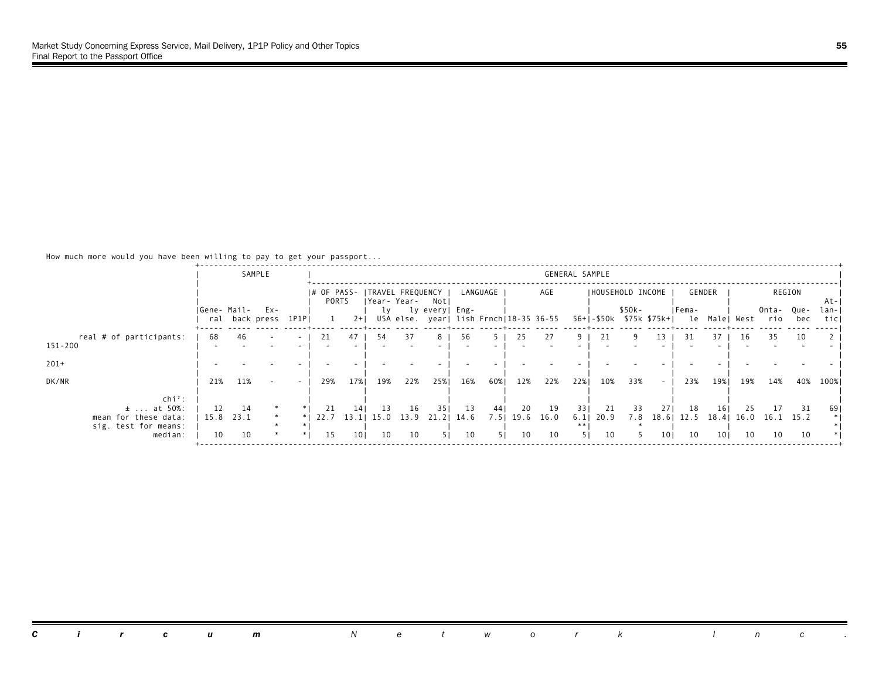How much more would you have been willing to pay to get your passport...

| | SAMPLE | | | | GENERAL SAMPLE | | | | | | | | | | | | | | | | | | |
|---|---|---|---|---|---|---|---|---|---|---|---|---|---|---|---|---|---|---|---|---|---|---|---|
| | | | | | # OF PASSPORTS | | TRAVEL FREQUENCY | | | LANGUAGE | | AGE | | | HOUSEHOLD INCOME | | | GENDER | | REGION | | | |
| | General | Mailback | Express | 1P1P | 1 | 2+ | Yearly USA | Yearly else. | Not every year | English | Frnch | 18-35 | 36-55 | 56+ | -$50k | $50k-$75k | $75k+ | Female | Male | West | Ontario | Quebec | Atlantic |
| real # of participants: | 68 | 46 | - | - | 21 | 47 | 54 | 37 | 8 | 56 | 5 | 25 | 27 | 9 | 21 | 9 | 13 | 31 | 37 | 16 | 35 | 10 | 2 |
| 151-200 | - | - | - | - | - | - | - | - | - | - | - | - | - | - | - | - | - | - | - | - | - | - | - |
| 201+ | - | - | - | - | - | - | - | - | - | - | - | - | - | - | - | - | - | - | - | - | - | - | - |
| DK/NR | 21% | 11% | - | - | 29% | 17% | 19% | 22% | 25% | 16% | 60% | 12% | 22% | 22% | 10% | 33% | - | 23% | 19% | 19% | 14% | 40% | 100% |
| chi²: | | | | | | | | | | | | | | | | | | | | | | | |
| ± ... at 50%: | 12 | 14 | * | * | 21 | 14 | 13 | 16 | 35 | 13 | 44 | 20 | 19 | 33 | 21 | 33 | 27 | 18 | 16 | 25 | 17 | 31 | 69 |
| mean for these data: | 15.8 | 23.1 | * | * | 22.7 | 13.1 | 15.0 | 13.9 | 21.2 | 14.6 | 7.5 | 19.6 | 16.0 | 6.1 | 20.9 | 7.8 | 18.6 | 12.5 | 18.4 | 16.0 | 16.1 | 15.2 | * |
| sig. test for means: | | | * | * | | | | | | | | | | ** | | * | | | | | | | * |
| median: | 10 | 10 | * | * | 15 | 10 | 10 | 10 | 5 | 10 | 5 | 10 | 10 | 5 | 10 | 5 | 10 | 10 | 10 | 10 | 10 | 10 | * |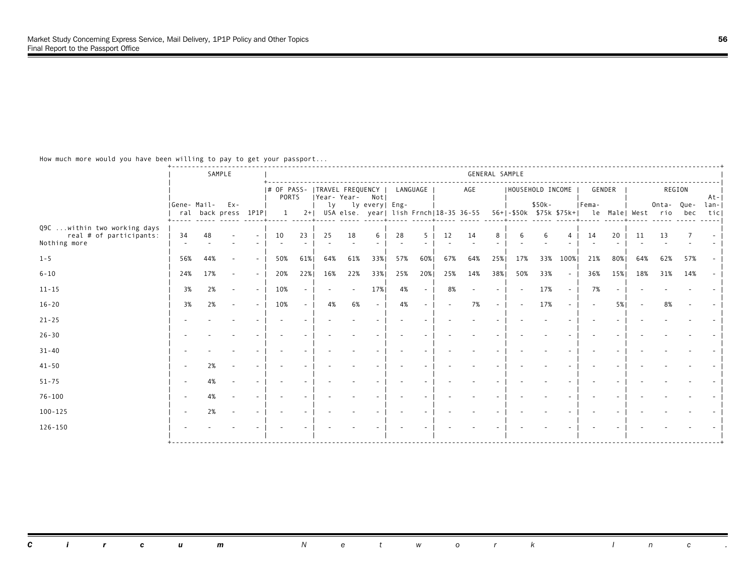How much more would you have been willing to pay to get your passport...

| | SAMPLE | | | | GENERAL SAMPLE | | | | | | | | | | | | | | | | | | | | |
|---|---|---|---|---|---|---|---|---|---|---|---|---|---|---|---|---|---|---|---|---|---|---|---|---|---|
| | | | | | # OF PASSPORTS | | TRAVEL FREQUENCY | | | LANGUAGE | | AGE | | | HOUSEHOLD INCOME | | | GENDER | | REGION | | | |
| | General | Mail-back | Express | 1P1P | 1 | 2+ | Yearly USA | Yearly else. | Not every year | English | Frnch | 18-35 | 36-55 | 56+ | -$50k | $50k-$75k | $75k+ | Female | Male | West | Ontario | Quebec | Atlantic |
| Q9C ...within two working days real # of participants: | 34 | 48 | - | - | 10 | 23 | 25 | 18 | 6 | 28 | 5 | 12 | 14 | 8 | 6 | 6 | 4 | 14 | 20 | 11 | 13 | 7 | - |
| Nothing more | - | - | - | - | - | - | - | - | - | - | - | - | - | - | - | - | - | - | - | - | - | - | - |
| 1-5 | 56% | 44% | - | - | 50% | 61% | 64% | 61% | 33% | 57% | 60% | 67% | 64% | 25% | 17% | 33% | 100% | 21% | 80% | 64% | 62% | 57% | - |
| 6-10 | 24% | 17% | - | - | 20% | 22% | 16% | 22% | 33% | 25% | 20% | 25% | 14% | 38% | 50% | 33% | - | 36% | 15% | 18% | 31% | 14% | - |
| 11-15 | 3% | 2% | - | - | 10% | - | - | - | 17% | 4% | - | 8% | - | - | - | 17% | - | 7% | - | - | - | - | - |
| 16-20 | 3% | 2% | - | - | 10% | - | 4% | 6% | - | 4% | - | - | 7% | - | - | 17% | - | - | 5% | - | 8% | - | - |
| 21-25 | - | - | - | - | - | - | - | - | - | - | - | - | - | - | - | - | - | - | - | - | - | - | - |
| 26-30 | - | - | - | - | - | - | - | - | - | - | - | - | - | - | - | - | - | - | - | - | - | - | - |
| 31-40 | - | - | - | - | - | - | - | - | - | - | - | - | - | - | - | - | - | - | - | - | - | - | - |
| 41-50 | - | 2% | - | - | - | - | - | - | - | - | - | - | - | - | - | - | - | - | - | - | - | - | - |
| 51-75 | - | 4% | - | - | - | - | - | - | - | - | - | - | - | - | - | - | - | - | - | - | - | - | - |
| 76-100 | - | 4% | - | - | - | - | - | - | - | - | - | - | - | - | - | - | - | - | - | - | - | - | - |
| 100-125 | - | 2% | - | - | - | - | - | - | - | - | - | - | - | - | - | - | - | - | - | - | - | - | - |
| 126-150 | - | - | - | - | - | - | - | - | - | - | - | - | - | - | - | - | - | - | - | - | - | - | - |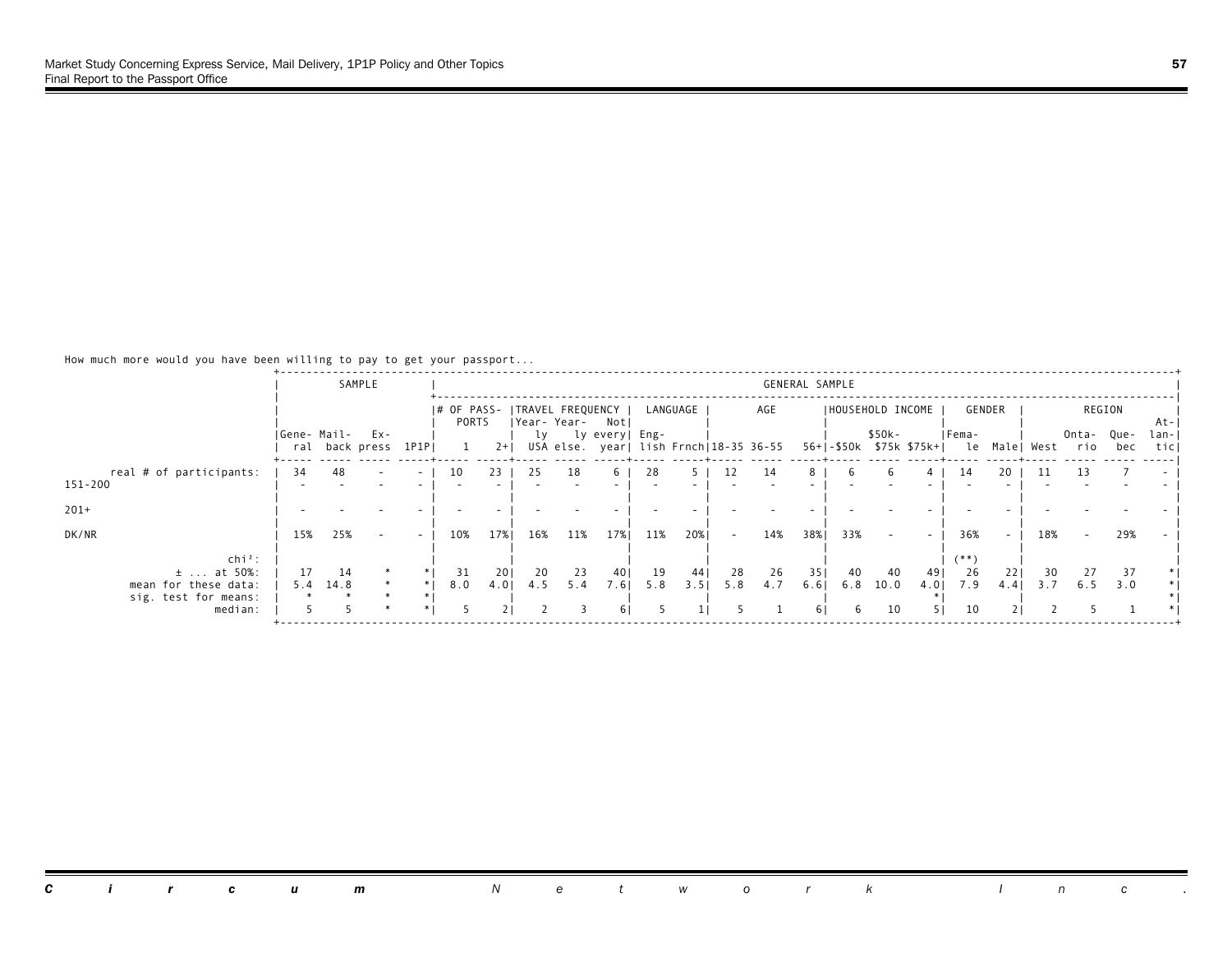How much more would you have been willing to pay to get your passport...

| | SAMPLE | | | | GENERAL SAMPLE | | | | | | | | | | | | | | | | | | | | |
|---|---|---|---|---|---|---|---|---|---|---|---|---|---|---|---|---|---|---|---|---|---|---|---|---|---|
| | | | | | # OF PASSPORTS | | TRAVEL FREQUENCY | | | LANGUAGE | | AGE | | | HOUSEHOLD INCOME | | | GENDER | | REGION | | | |
| | General | Mail-back | Express | 1P1P | 1 | 2+ | Yearly USA | Yearly else. | Not every year | English | Frnch | 18-35 | 36-55 | 56+ | -$50k | $50k-$75k | $75k+ | Female | Male | West | Ontario | Quebec | Atlantic |
| real # of participants: | 34 | 48 | - | - | 10 | 23 | 25 | 18 | 6 | 28 | 5 | 12 | 14 | 8 | 6 | 6 | 4 | 14 | 20 | 11 | 13 | 7 | - |
| 151-200 | - | - | - | - | - | - | - | - | - | - | - | - | - | - | - | - | - | - | - | - | - | - | - |
| 201+ | - | - | - | - | - | - | - | - | - | - | - | - | - | - | - | - | - | - | - | - | - | - | - |
| DK/NR | 15% | 25% | - | - | 10% | 17% | 16% | 11% | 17% | 11% | 20% | - | 14% | 38% | 33% | - | - | 36% | - | 18% | - | 29% | - |
| chi²: | | | | | | | | | | | | | | | | | | (**) | | | | | |
| ± ... at 50%: | 17 | 14 | * | * | 31 | 20 | 20 | 23 | 40 | 19 | 44 | 28 | 26 | 35 | 40 | 40 | 49 | 26 | 22 | 30 | 27 | 37 | * |
| mean for these data: | 5.4 | 14.8 | * | * | 8.0 | 4.0 | 4.5 | 5.4 | 7.6 | 5.8 | 3.5 | 5.8 | 4.7 | 6.6 | 6.8 | 10.0 | 4.0 | 7.9 | 4.4 | 3.7 | 6.5 | 3.0 | * |
| sig. test for means: | * | * | * | * | | | | | | | | | | | | | * | | | | | | * |
| median: | 5 | 5 | * | * | 5 | 2 | 2 | 3 | 6 | 5 | 1 | 5 | 1 | 6 | 6 | 10 | 5 | 10 | 2 | 2 | 5 | 1 | * |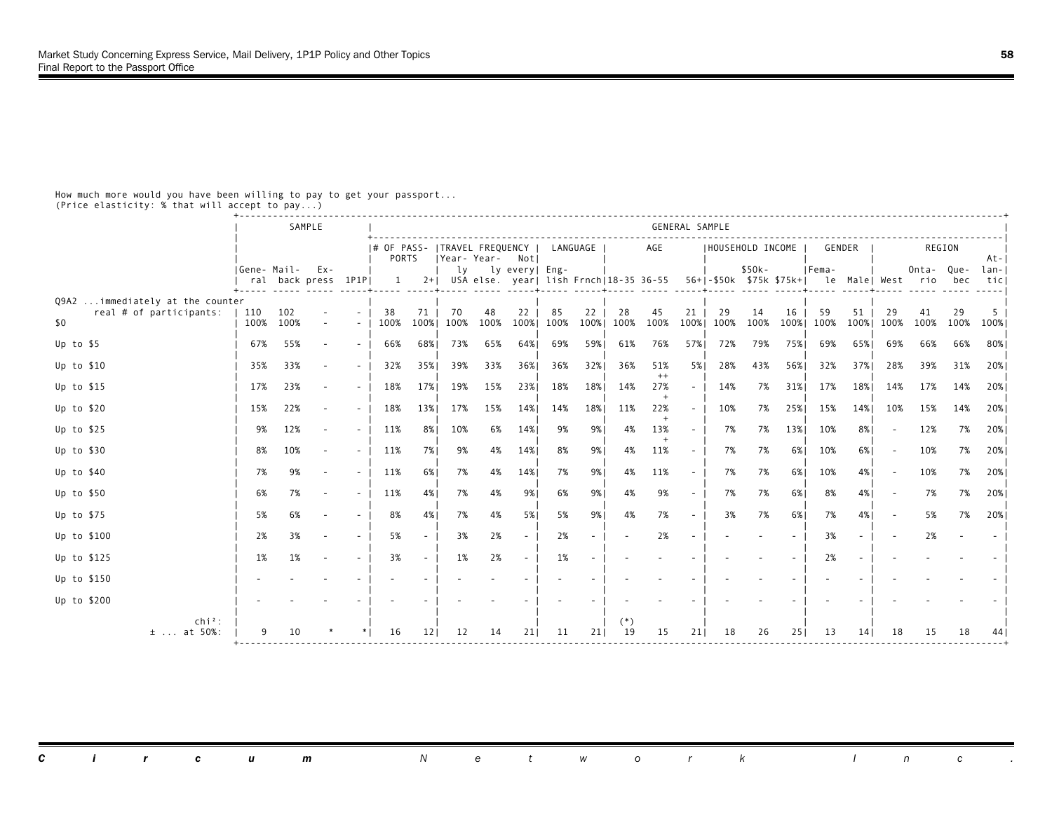How much more would you have been willing to pay to get your passport...
(Price elasticity: % that will accept to pay...)

| | SAMPLE | | | | GENERAL SAMPLE | | | | | | | | | | | | | | | | | | | |
|---|---|---|---|---|---|---|---|---|---|---|---|---|---|---|---|---|---|---|---|---|---|---|---|---|
| | | | | | # OF PASSPORTS | | TRAVEL FREQUENCY | | | LANGUAGE | | AGE | | | HOUSEHOLD INCOME | | | GENDER | | REGION | | | | |
| | General | Mail-back | Express | 1P1P | 1 | 2+ | Yearly USA | Yearly else. | Not every year | English | Frnch | 18-35 | 36-55 | 56+ | -$50k | $50k-$75k | $75k+ | Female | Male | West | Ontario | Quebec | Atlantic |
| Q9A2 ...immediately at the counter | | | | | | | | | | | | | | | | | | | | | | | |
| real # of participants: | 110 | 102 | - | - | 38 | 71 | 70 | 48 | 22 | 85 | 22 | 28 | 45 | 21 | 29 | 14 | 16 | 59 | 51 | 29 | 41 | 29 | 5 |
| $0 | 100% | 100% | - | - | 100% | 100% | 100% | 100% | 100% | 100% | 100% | 100% | 100% | 100% | 100% | 100% | 100% | 100% | 100% | 100% | 100% | 100% | 100% |
| Up to $5 | 67% | 55% | - | - | 66% | 68% | 73% | 65% | 64% | 69% | 59% | 61% | 76% | 57% | 72% | 79% | 75% | 69% | 65% | 69% | 66% | 66% | 80% |
| Up to $10 | 35% | 33% | - | - | 32% | 35% | 39% | 33% | 36% | 36% | 32% | 36% | 51% ++ | 5% | 28% | 43% | 56% | 32% | 37% | 28% | 39% | 31% | 20% |
| Up to $15 | 17% | 23% | - | - | 18% | 17% | 19% | 15% | 23% | 18% | 18% | 14% | 27% + | - | 14% | 7% | 31% | 17% | 18% | 14% | 17% | 14% | 20% |
| Up to $20 | 15% | 22% | - | - | 18% | 13% | 17% | 15% | 14% | 14% | 18% | 11% | 22% + | - | 10% | 7% | 25% | 15% | 14% | 10% | 15% | 14% | 20% |
| Up to $25 | 9% | 12% | - | - | 11% | 8% | 10% | 6% | 14% | 9% | 9% | 4% | 13% + | - | 7% | 7% | 13% | 10% | 8% | - | 12% | 7% | 20% |
| Up to $30 | 8% | 10% | - | - | 11% | 7% | 9% | 4% | 14% | 8% | 9% | 4% | 11% | - | 7% | 7% | 6% | 10% | 6% | - | 10% | 7% | 20% |
| Up to $40 | 7% | 9% | - | - | 11% | 6% | 7% | 4% | 14% | 7% | 9% | 4% | 11% | - | 7% | 7% | 6% | 10% | 4% | - | 10% | 7% | 20% |
| Up to $50 | 6% | 7% | - | - | 11% | 4% | 7% | 4% | 9% | 6% | 9% | 4% | 9% | - | 7% | 7% | 6% | 8% | 4% | - | 7% | 7% | 20% |
| Up to $75 | 5% | 6% | - | - | 8% | 4% | 7% | 4% | 5% | 5% | 9% | 4% | 7% | - | 3% | 7% | 6% | 7% | 4% | - | 5% | 7% | 20% |
| Up to $100 | 2% | 3% | - | - | 5% | - | 3% | 2% | - | 2% | - | - | 2% | - | - | - | - | 3% | - | - | 2% | - | - |
| Up to $125 | 1% | 1% | - | - | 3% | - | 1% | 2% | - | 1% | - | - | - | - | - | - | - | 2% | - | - | - | - | - |
| Up to $150 | - | - | - | - | - | - | - | - | - | - | - | - | - | - | - | - | - | - | - | - | - | - | - |
| Up to $200 | - | - | - | - | - | - | - | - | - | - | - | - | - | - | - | - | - | - | - | - | - | - | - |
| chi²: | | | | | | | | | | | | (*) | | | | | | | | | | | |
| ± ... at 50%: | 9 | 10 | * | * | 16 | 12 | 12 | 14 | 21 | 11 | 21 | 19 | 15 | 21 | 18 | 26 | 25 | 13 | 14 | 18 | 15 | 18 | 44 |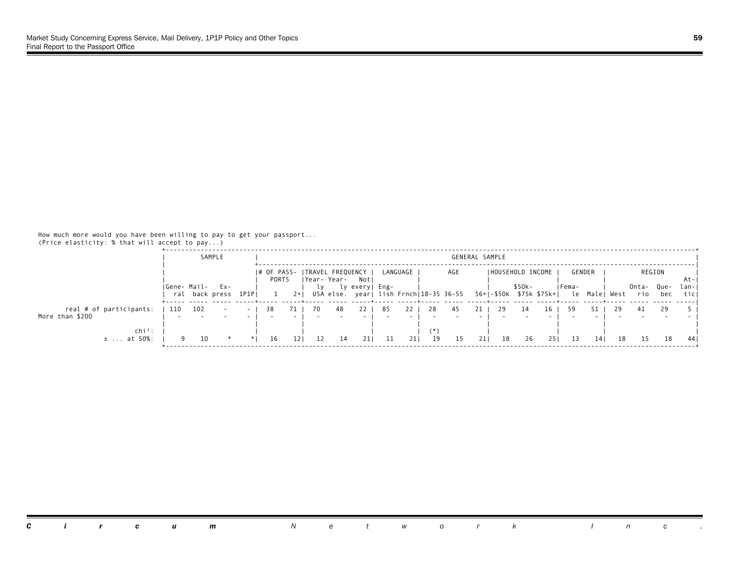How much more would you have been willing to pay to get your passport...
(Price elasticity: % that will accept to pay...)

| | SAMPLE | | | | GENERAL SAMPLE | | | | | | | | | | | | | | | | | | |
|---|---|---|---|---|---|---|---|---|---|---|---|---|---|---|---|---|---|---|---|---|---|---|---|
| | | | | | # OF PASSPORTS | | TRAVEL FREQUENCY | | | LANGUAGE | | AGE | | | HOUSEHOLD INCOME | | | GENDER | | REGION | | | |
| | General | Mail-back | Express | 1P1P | 1 | 2+ | Yearly USA | Yearly else. | Not every year | English | Frnch | 18-35 | 36-55 | 56+ | -$50k | $50k-$75k | $75k+ | Female | Male | West | Ontario | Quebec | Atlantic |
| real # of participants: | 110 | 102 | - | - | 38 | 71 | 70 | 48 | 22 | 85 | 22 | 28 | 45 | 21 | 29 | 14 | 16 | 59 | 51 | 29 | 41 | 29 | 5 |
| More than $200 | - | - | - | - | - | - | - | - | - | - | - | - | - | - | - | - | - | - | - | - | - | - | - |
| chi²: | | | | | | | | | | | | (*) | | | | | | | | | | | |
| ± ... at 50%: | 9 | 10 | * | * | 16 | 12 | 12 | 14 | 21 | 11 | 21 | 19 | 15 | 21 | 18 | 26 | 25 | 13 | 14 | 18 | 15 | 18 | 44 |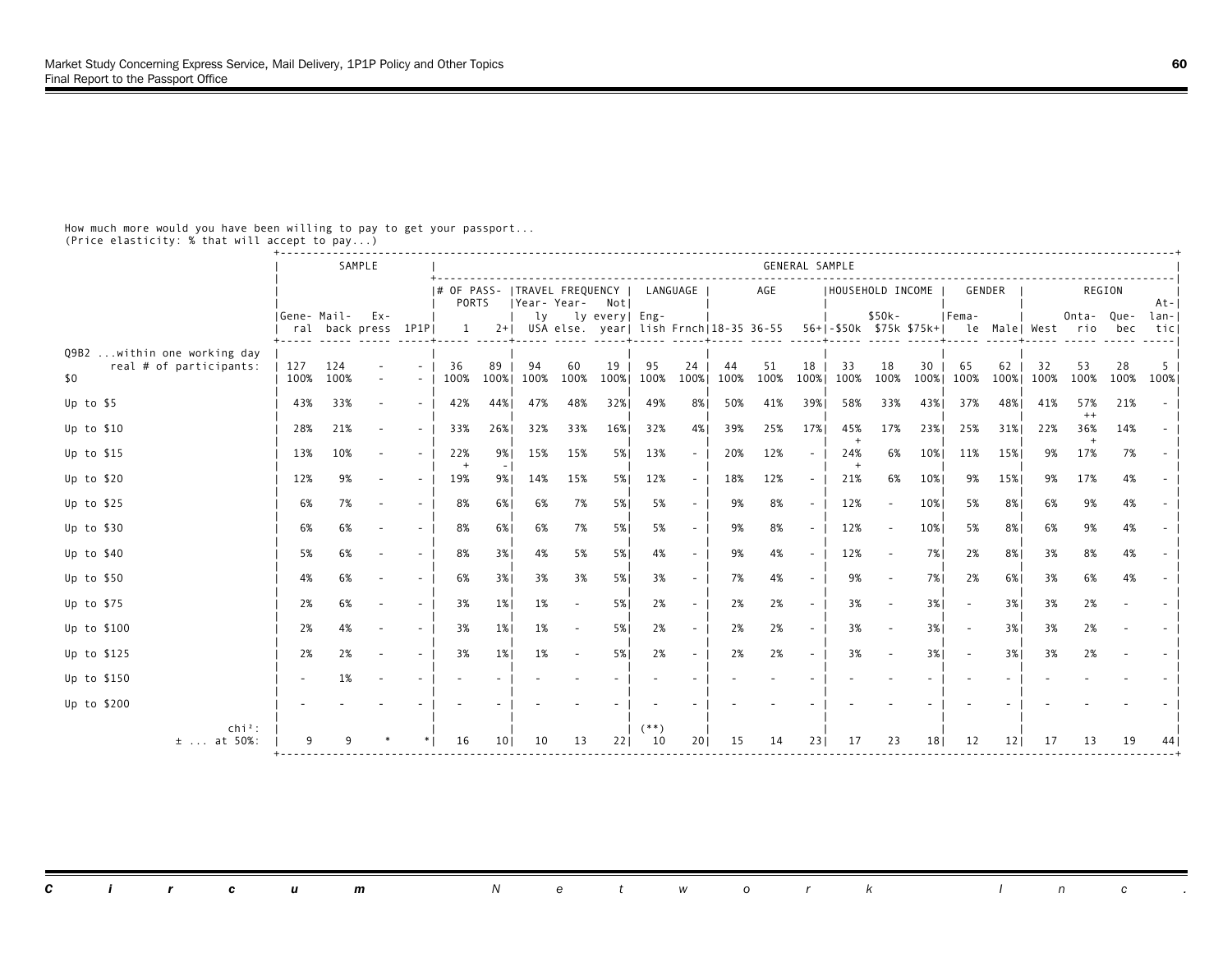How much more would you have been willing to pay to get your passport...
(Price elasticity: % that will accept to pay...)

| | SAMPLE | | | | GENERAL SAMPLE | | | | | | | | | | | | | | | | | | | |
|---|---|---|---|---|---|---|---|---|---|---|---|---|---|---|---|---|---|---|---|---|---|---|---|---|
| | | | | | # OF PASSPORTS | | TRAVEL FREQUENCY | | | LANGUAGE | | AGE | | | HOUSEHOLD INCOME | | | GENDER | | REGION | | | | |
| | General | Mail-back | Express | 1P1P | 1 | 2+ | Yearly USA | Yearly else. | Not every year | English | Frnch | 18-35 | 36-55 | 56+ | -$50k | $50k-$75k | $75k+ | Female | Male | West | Ontario | Quebec | Atlantic |
| Q9B2 ...within one working day | | | | | | | | | | | | | | | | | | | | | | | |
| real # of participants: | 127 | 124 | - | - | 36 | 89 | 94 | 60 | 19 | 95 | 24 | 44 | 51 | 18 | 33 | 18 | 30 | 65 | 62 | 32 | 53 | 28 | 5 |
| $0 | 100% | 100% | - | - | 100% | 100% | 100% | 100% | 100% | 100% | 100% | 100% | 100% | 100% | 100% | 100% | 100% | 100% | 100% | 100% | 100% | 100% | 100% |
| Up to $5 | 43% | 33% | - | - | 42% | 44% | 47% | 48% | 32% | 49% | 8% | 50% | 41% | 39% | 58% | 33% | 43% | 37% | 48% | 41% | 57% ++ | 21% | - |
| Up to $10 | 28% | 21% | - | - | 33% | 26% | 32% | 33% | 16% | 32% | 4% | 39% | 25% | 17% | 45% + | 17% | 23% | 25% | 31% | 22% | 36% + | 14% | - |
| Up to $15 | 13% | 10% | - | - | 22% + | 9% - | 15% | 15% | 5% | 13% | - | 20% | 12% | - | 24% + | 6% | 10% | 11% | 15% | 9% | 17% | 7% | - |
| Up to $20 | 12% | 9% | - | - | 19% | 9% | 14% | 15% | 5% | 12% | - | 18% | 12% | - | 21% | 6% | 10% | 9% | 15% | 9% | 17% | 4% | - |
| Up to $25 | 6% | 7% | - | - | 8% | 6% | 6% | 7% | 5% | 5% | - | 9% | 8% | - | 12% | - | 10% | 5% | 8% | 6% | 9% | 4% | - |
| Up to $30 | 6% | 6% | - | - | 8% | 6% | 6% | 7% | 5% | 5% | - | 9% | 8% | - | 12% | - | 10% | 5% | 8% | 6% | 9% | 4% | - |
| Up to $40 | 5% | 6% | - | - | 8% | 3% | 4% | 5% | 5% | 4% | - | 9% | 4% | - | 12% | - | 7% | 2% | 8% | 3% | 8% | 4% | - |
| Up to $50 | 4% | 6% | - | - | 6% | 3% | 3% | 3% | 5% | 3% | - | 7% | 4% | - | 9% | - | 7% | 2% | 6% | 3% | 6% | 4% | - |
| Up to $75 | 2% | 6% | - | - | 3% | 1% | 1% | - | 5% | 2% | - | 2% | 2% | - | 3% | - | 3% | - | 3% | 3% | 2% | - | - |
| Up to $100 | 2% | 4% | - | - | 3% | 1% | 1% | - | 5% | 2% | - | 2% | 2% | - | 3% | - | 3% | - | 3% | 3% | 2% | - | - |
| Up to $125 | 2% | 2% | - | - | 3% | 1% | 1% | - | 5% | 2% | - | 2% | 2% | - | 3% | - | 3% | - | 3% | 3% | 2% | - | - |
| Up to $150 | - | 1% | - | - | - | - | - | - | - | - | - | - | - | - | - | - | - | - | - | - | - | - | - |
| Up to $200 | - | - | - | - | - | - | - | - | - | - | - | - | - | - | - | - | - | - | - | - | - | - | - |
| chi²: | | | | | | | | | | (**) | | | | | | | | | | | | | |
| ± ... at 50%: | 9 | 9 | * | * | 16 | 10 | 10 | 13 | 22 | 10 | 20 | 15 | 14 | 23 | 17 | 23 | 18 | 12 | 12 | 17 | 13 | 19 | 44 |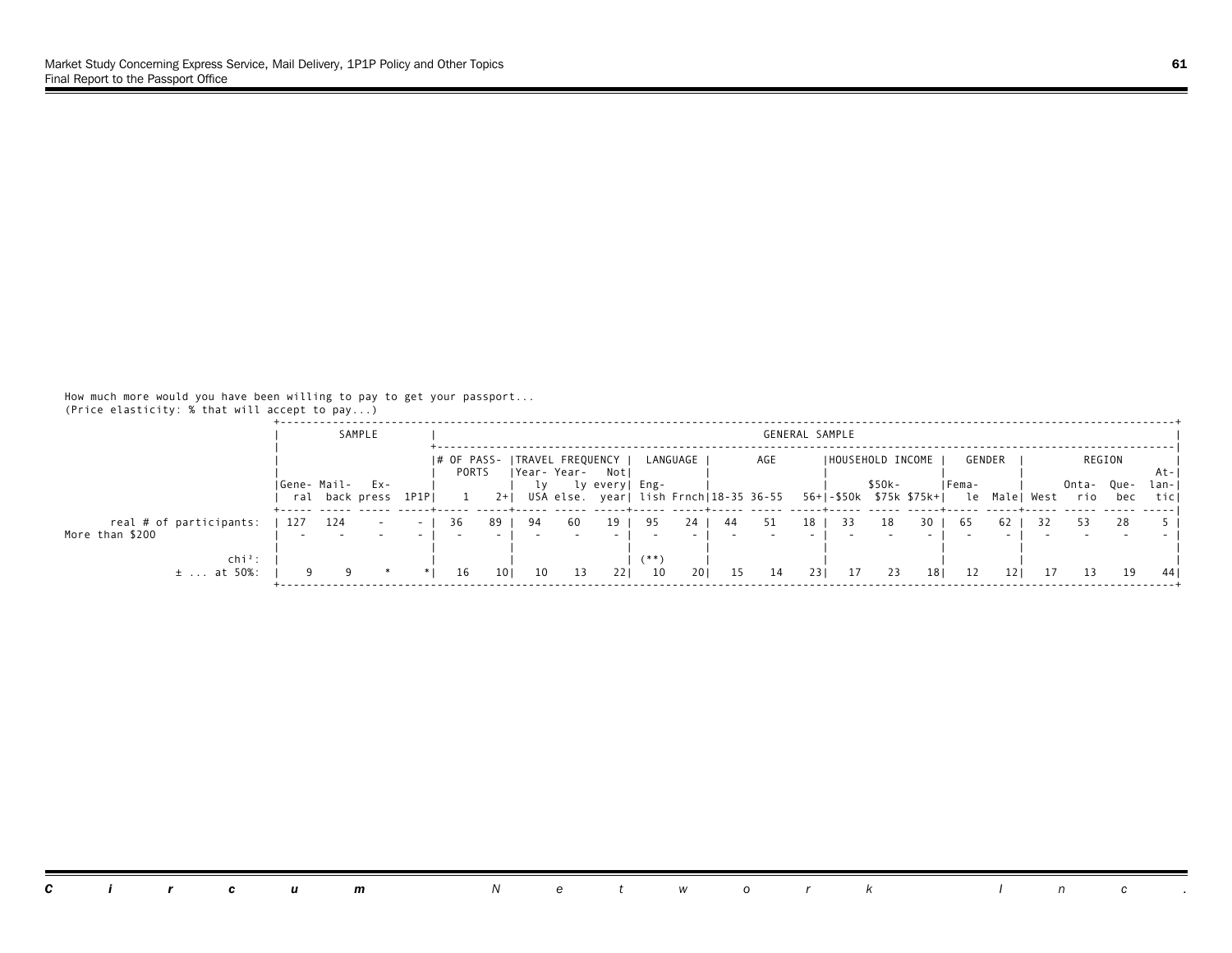How much more would you have been willing to pay to get your passport...
(Price elasticity: % that will accept to pay...)

| | SAMPLE | | | | GENERAL SAMPLE | | | | | | | | | | | | | | | | | | | |
|---|---|---|---|---|---|---|---|---|---|---|---|---|---|---|---|---|---|---|---|---|---|---|---|---|
| | | | | | # OF PASSPORTS | | TRAVEL FREQUENCY | | | LANGUAGE | | AGE | | | HOUSEHOLD INCOME | | | GENDER | | REGION | | | | |
| | General | Mail-back | Express | 1P1P | 1 | 2+ | Yearly USA | Yearly else. | Not every year | English | Frnch | 18-35 | 36-55 | 56+ | -$50k | $50k-$75k | $75k+ | Female | Male | West | Ontario | Quebec | Atlantic |
| real # of participants: | 127 | 124 | - | - | 36 | 89 | 94 | 60 | 19 | 95 | 24 | 44 | 51 | 18 | 33 | 18 | 30 | 65 | 62 | 32 | 53 | 28 | 5 |
| More than $200 | - | - | - | - | - | - | - | - | - | - | - | - | - | - | - | - | - | - | - | - | - | - | - |
| chi²: | | | | | | | | | | (**) | | | | | | | | | | | | | |
| ± ... at 50%: | 9 | 9 | * | * | 16 | 10 | 10 | 13 | 22 | 10 | 20 | 15 | 14 | 23 | 17 | 23 | 18 | 12 | 12 | 17 | 13 | 19 | 44 |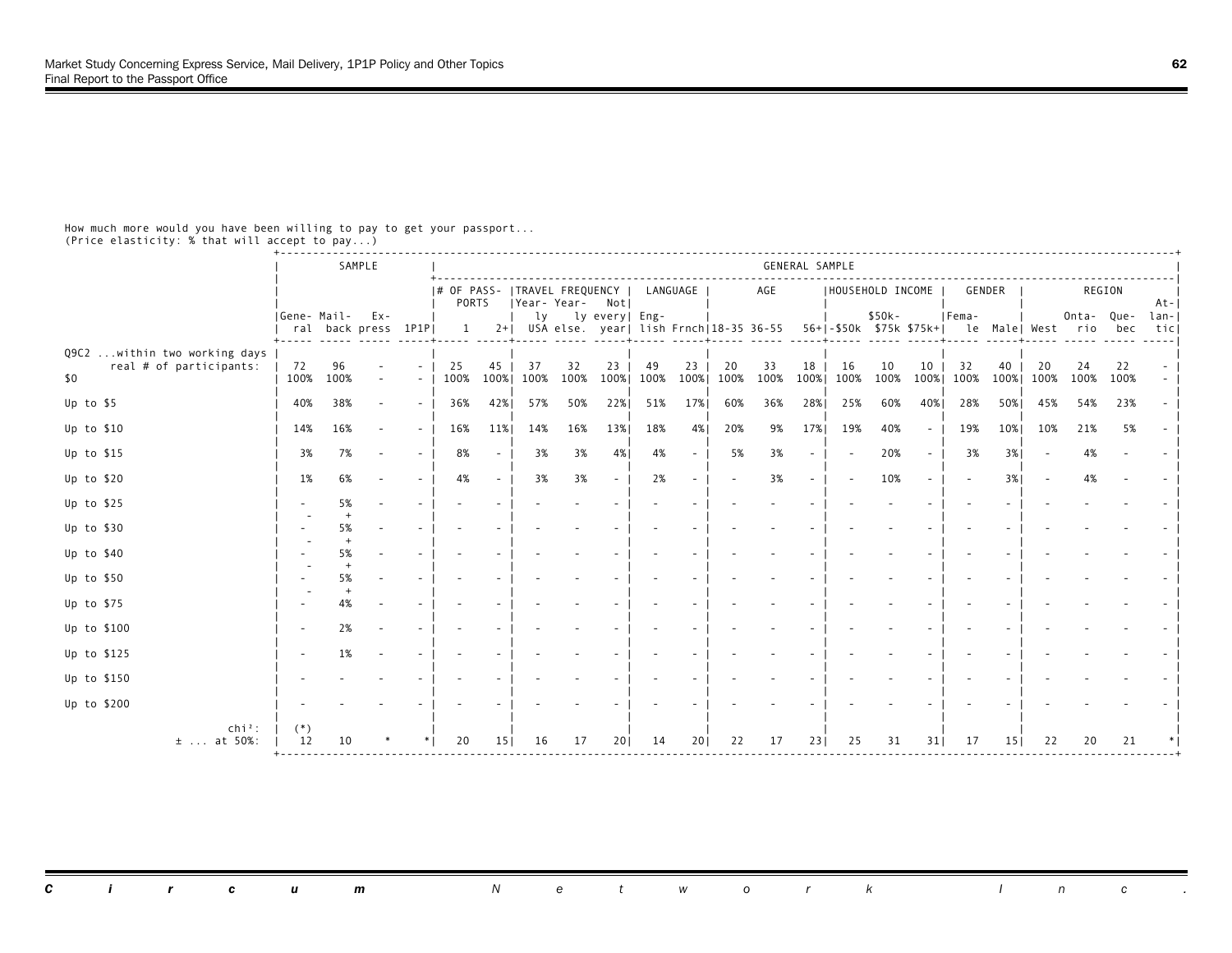How much more would you have been willing to pay to get your passport...
(Price elasticity: % that will accept to pay...)

| | SAMPLE | | | | GENERAL SAMPLE | | | | | | | | | | | | | | | | | | | |
|---|---|---|---|---|---|---|---|---|---|---|---|---|---|---|---|---|---|---|---|---|---|---|---|---|
| | | | | | # OF PASSPORTS | | TRAVEL FREQUENCY | | | LANGUAGE | | AGE | | | HOUSEHOLD INCOME | | | GENDER | | REGION | | | | |
| | General | Mailback | Express | 1P1P | 1 | 2+ | Yearly USA | Yearly else. | Not every year | English | Frnch | 18-35 | 36-55 | 56+ | -$50k | $50k-$75k | $75k+ | Female | Male | West | Ontario | Quebec | Atlantic | |
| Q9C2 ...within two working days real # of participants: | 72 | 96 | - | - | 25 | 45 | 37 | 32 | 23 | 49 | 23 | 20 | 33 | 18 | 16 | 10 | 10 | 32 | 40 | 20 | 24 | 22 | - | |
| $0 | 100% | 100% | - | - | 100% | 100% | 100% | 100% | 100% | 100% | 100% | 100% | 100% | 100% | 100% | 100% | 100% | 100% | 100% | 100% | 100% | 100% | - | |
| Up to $5 | 40% | 38% | - | - | 36% | 42% | 57% | 50% | 22% | 51% | 17% | 60% | 36% | 28% | 25% | 60% | 40% | 28% | 50% | 45% | 54% | 23% | - | |
| Up to $10 | 14% | 16% | - | - | 16% | 11% | 14% | 16% | 13% | 18% | 4% | 20% | 9% | 17% | 19% | 40% | - | 19% | 10% | 10% | 21% | 5% | - | |
| Up to $15 | 3% | 7% | - | - | 8% | - | 3% | 3% | 4% | 4% | - | 5% | 3% | - | - | 20% | - | 3% | 3% | - | 4% | - | - | |
| Up to $20 | 1% | 6% | - | - | 4% | - | 3% | 3% | - | 2% | - | - | 3% | - | - | 10% | - | - | 3% | - | 4% | - | - | |
| Up to $25 | - | 5% | - | - | - | - | - | - | - | - | - | - | - | - | - | - | - | - | - | - | - | - | - | |
| | - | + | | | | | | | | | | | | | | | | | | | | | | |
| Up to $30 | - | 5% | - | - | - | - | - | - | - | - | - | - | - | - | - | - | - | - | - | - | - | - | - | |
| | - | + | | | | | | | | | | | | | | | | | | | | | | |
| Up to $40 | - | 5% | - | - | - | - | - | - | - | - | - | - | - | - | - | - | - | - | - | - | - | - | - | |
| | - | + | | | | | | | | | | | | | | | | | | | | | | |
| Up to $50 | - | 5% | - | - | - | - | - | - | - | - | - | - | - | - | - | - | - | - | - | - | - | - | - | |
| | - | + | | | | | | | | | | | | | | | | | | | | | | |
| Up to $75 | - | 4% | - | - | - | - | - | - | - | - | - | - | - | - | - | - | - | - | - | - | - | - | - | |
| Up to $100 | - | 2% | - | - | - | - | - | - | - | - | - | - | - | - | - | - | - | - | - | - | - | - | - | |
| Up to $125 | - | 1% | - | - | - | - | - | - | - | - | - | - | - | - | - | - | - | - | - | - | - | - | - | |
| Up to $150 | - | - | - | - | - | - | - | - | - | - | - | - | - | - | - | - | - | - | - | - | - | - | - | |
| Up to $200 | - | - | - | - | - | - | - | - | - | - | - | - | - | - | - | - | - | - | - | - | - | - | - | |
| chi²: | (*) | | | | | | | | | | | | | | | | | | | | | | | |
| ± ... at 50%: | 12 | 10 | * | * | 20 | 15 | 16 | 17 | 20 | 14 | 20 | 22 | 17 | 23 | 25 | 31 | 31 | 17 | 15 | 22 | 20 | 21 | * | |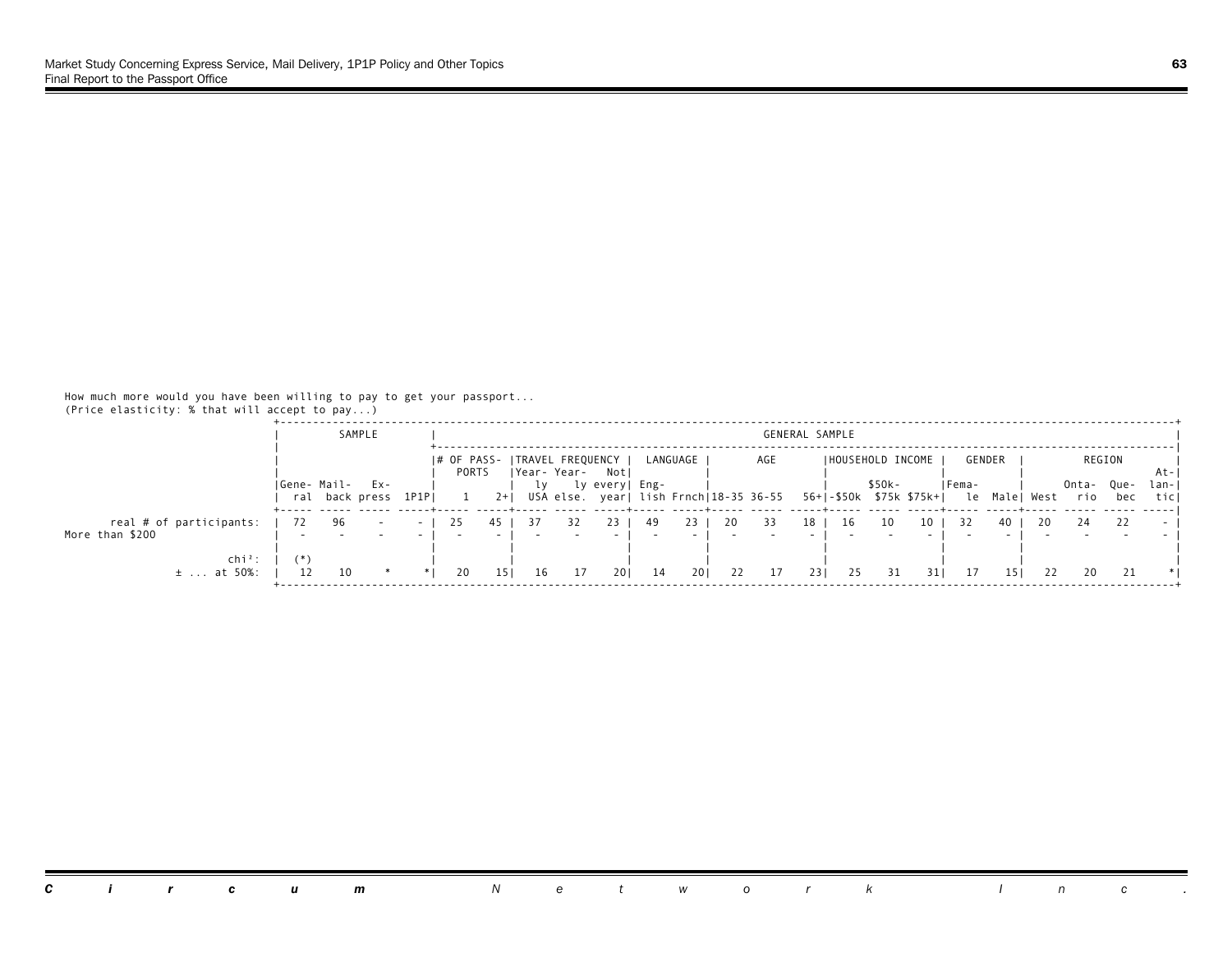How much more would you have been willing to pay to get your passport...
(Price elasticity: % that will accept to pay...)

| | SAMPLE | | | | GENERAL SAMPLE | | | | | | | | | | | | | | | | | | |
|---|---|---|---|---|---|---|---|---|---|---|---|---|---|---|---|---|---|---|---|---|---|---|---|
| | | | | | # OF PASSPORTS | | TRAVEL FREQUENCY | | | LANGUAGE | | AGE | | | HOUSEHOLD INCOME | | | GENDER | | REGION | | | |
| | General | Mailback | Express | 1P1P | 1 | 2+ | Yearly USA | Yearly else. | Not every year | English | Frnch | 18-35 | 36-55 | 56+ | -$50k | $50k-$75k | $75k+ | Female | Male | West | Ontario | Quebec | Atlantic |
| real # of participants: | 72 | 96 | - | - | 25 | 45 | 37 | 32 | 23 | 49 | 23 | 20 | 33 | 18 | 16 | 10 | 10 | 32 | 40 | 20 | 24 | 22 | - |
| More than $200 | - | - | - | - | - | - | - | - | - | - | - | - | - | - | - | - | - | - | - | - | - | - | - |
| chi²: | (*) | | | | | | | | | | | | | | | | | | | | | | |
| ± ... at 50%: | 12 | 10 | * | * | 20 | 15 | 16 | 17 | 20 | 14 | 20 | 22 | 17 | 23 | 25 | 31 | 31 | 17 | 15 | 22 | 20 | 21 | * |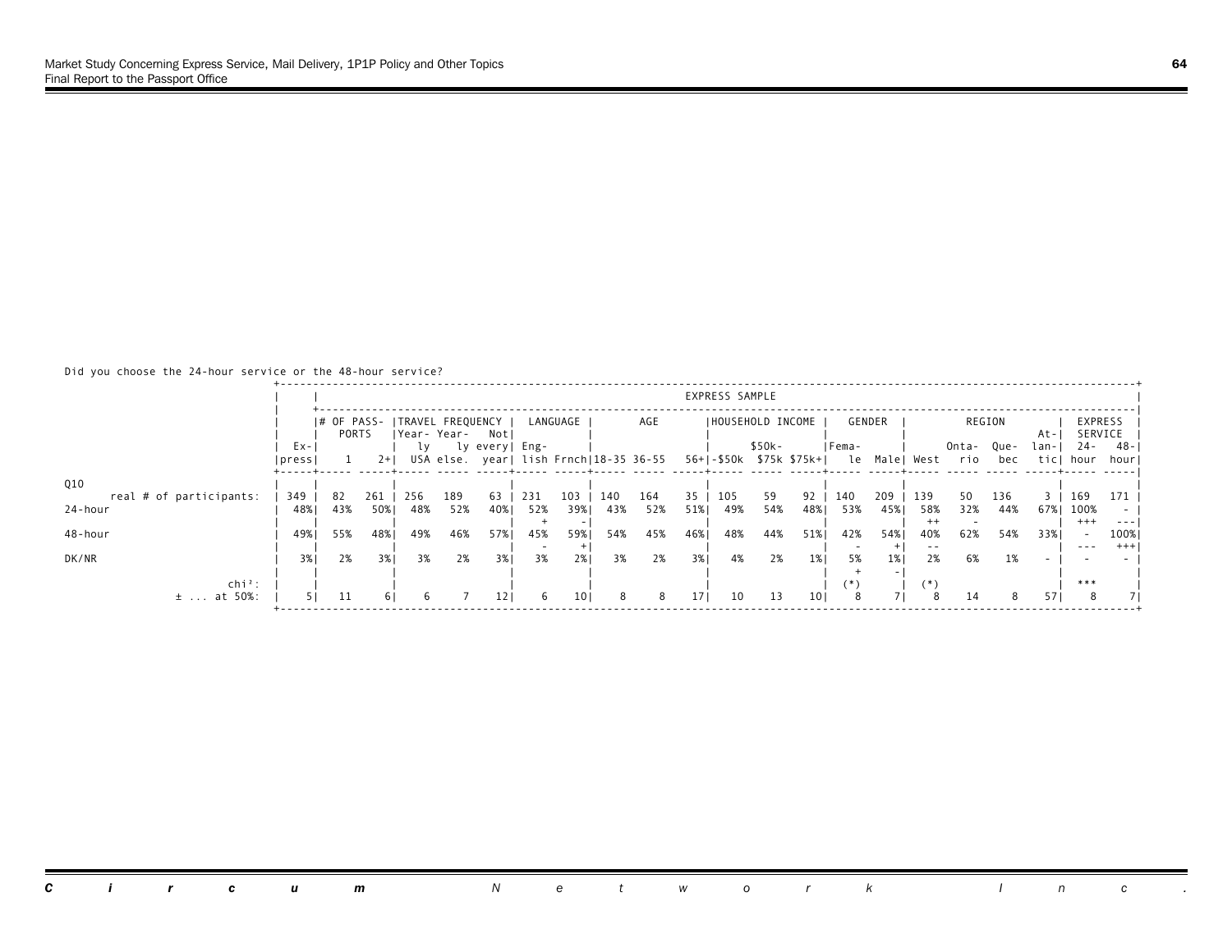Did you choose the 24-hour service or the 48-hour service?

| | | EXPRESS SAMPLE | | | | | | | | | | | | | | | | | | | |
|---|---|---|---|---|---|---|---|---|---|---|---|---|---|---|---|---|---|---|---|---|---|
| | | # OF PASSPORTS | | TRAVEL FREQUENCY | | | LANGUAGE | | AGE | | | HOUSEHOLD INCOME | | | GENDER | | REGION | | | | EXPRESS SERVICE | |
| | Express | 1 | 2+ | Yearly USA | Yearly else. | Not every year | English | Frnch | 18-35 | 36-55 | 56+ | -$50k | $50k-$75k | $75k+ | Female | Male | West | Ontario | Quebec | Atlantic | 24-hour | 48-hour |
| Q10 | | | | | | | | | | | | | | | | | | | | | | |
| real # of participants: | 349 | 82 | 261 | 256 | 189 | 63 | 231 | 103 | 140 | 164 | 35 | 105 | 59 | 92 | 140 | 209 | 139 | 50 | 136 | 3 | 169 | 171 |
| 24-hour | 48% | 43% | 50% | 48% | 52% | 40% | 52% | 39% | 43% | 52% | 51% | 49% | 54% | 48% | 53% | 45% | 58% | 32% | 44% | 67% | 100% | - |
| | | | | | | | + | - | | | | | | | | | ++ | - | | | +++ | --- |
| 48-hour | 49% | 55% | 48% | 49% | 46% | 57% | 45% | 59% | 54% | 45% | 46% | 48% | 44% | 51% | 42% | 54% | 40% | 62% | 54% | 33% | - | 100% |
| | | | | | | | - | + | | | | | | | - | + | -- | | | | --- | +++ |
| DK/NR | 3% | 2% | 3% | 3% | 2% | 3% | 3% | 2% | 3% | 2% | 3% | 4% | 2% | 1% | 5% | 1% | 2% | 6% | 1% | - | - | - |
| | | | | | | | | | | | | | | | + | - | | | | | | |
| chi²: | | | | | | | | | | | | | | | (*) | | (*) | | | | *** | |
| ± ... at 50%: | 5 | 11 | 6 | 6 | 7 | 12 | 6 | 10 | 8 | 8 | 17 | 10 | 13 | 10 | 8 | 7 | 8 | 14 | 8 | 57 | 8 | 7 |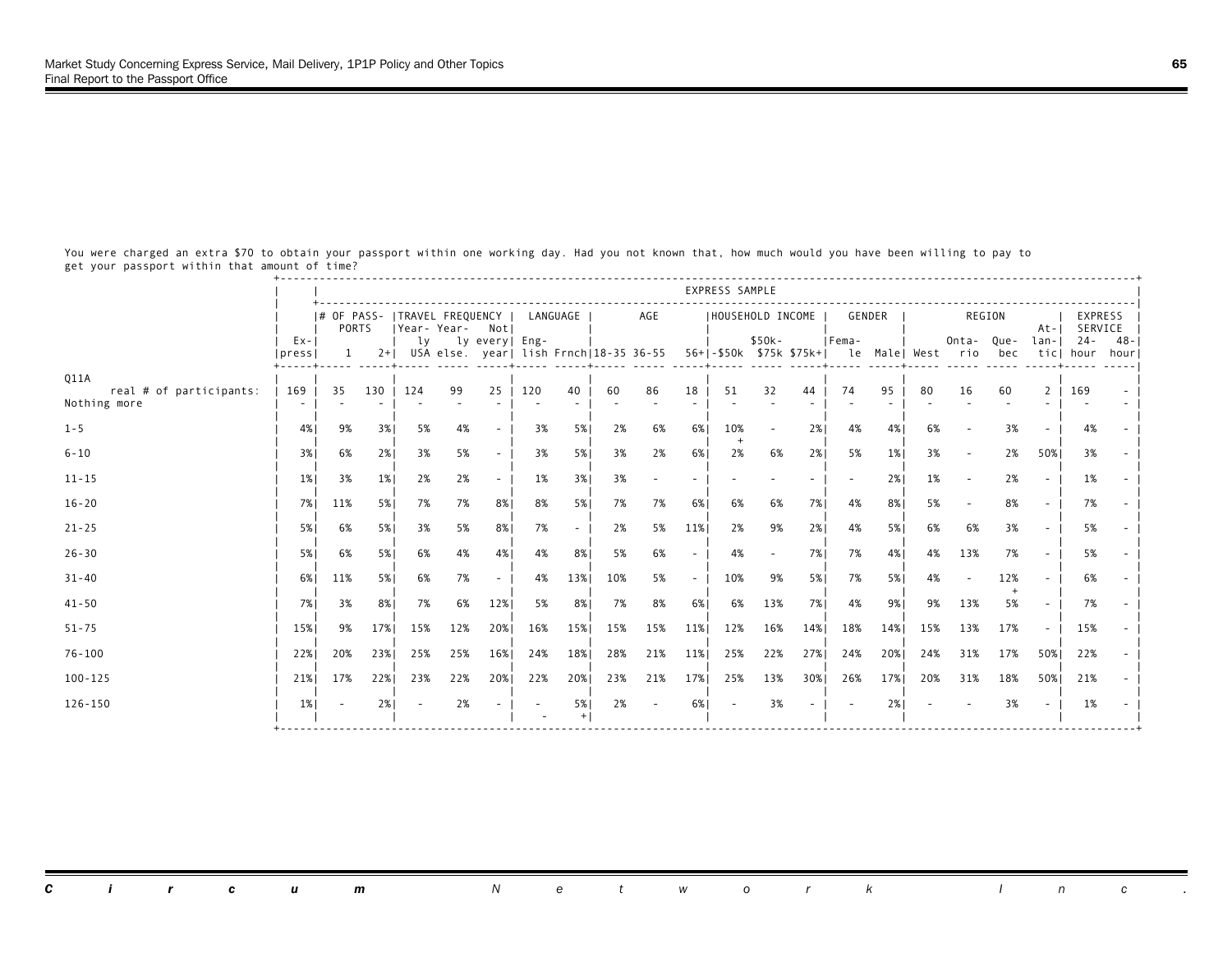You were charged an extra $70 to obtain your passport within one working day. Had you not known that, how much would you have been willing to pay to get your passport within that amount of time?

| | EXPRESS SAMPLE | | | | | | | | | | | | | | | | | | | | | |
|---|---|---|---|---|---|---|---|---|---|---|---|---|---|---|---|---|---|---|---|---|---|---|
| | Ex-press | # OF PASSPORTS | | TRAVEL FREQUENCY | | | LANGUAGE | | AGE | | | HOUSEHOLD INCOME | | | GENDER | | REGION | | | | EXPRESS SERVICE | |
| | | 1 | 2+ | Yearly USA | Yearly else. | Not every year | English | Frnch | 18-35 | 36-55 | 56+ | -$50k | $50k-$75k | $75k+ | Female | Male | West | Ontario | Quebec | Atlantic | 24-hour | 48-hour |
| Q11A real # of participants: | 169 | 35 | 130 | 124 | 99 | 25 | 120 | 40 | 60 | 86 | 18 | 51 | 32 | 44 | 74 | 95 | 80 | 16 | 60 | 2 | 169 | - |
| Nothing more | - | - | - | - | - | - | - | - | - | - | - | - | - | - | - | - | - | - | - | - | - | - |
| 1-5 | 4% | 9% | 3% | 5% | 4% | - | 3% | 5% | 2% | 6% | 6% | 10% + | - | 2% | 4% | 4% | 6% | - | 3% | - | 4% | - |
| 6-10 | 3% | 6% | 2% | 3% | 5% | - | 3% | 5% | 3% | 2% | 6% | 2% | 6% | 2% | 5% | 1% | 3% | - | 2% | 50% | 3% | - |
| 11-15 | 1% | 3% | 1% | 2% | 2% | - | 1% | 3% | 3% | - | - | - | - | - | - | 2% | 1% | - | 2% | - | 1% | - |
| 16-20 | 7% | 11% | 5% | 7% | 7% | 8% | 8% | 5% | 7% | 7% | 6% | 6% | 6% | 7% | 4% | 8% | 5% | - | 8% | - | 7% | - |
| 21-25 | 5% | 6% | 5% | 3% | 5% | 8% | 7% | - | 2% | 5% | 11% | 2% | 9% | 2% | 4% | 5% | 6% | 6% | 3% | - | 5% | - |
| 26-30 | 5% | 6% | 5% | 6% | 4% | 4% | 4% | 8% | 5% | 6% | - | 4% | - | 7% | 7% | 4% | 4% | 13% | 7% | - | 5% | - |
| 31-40 | 6% | 11% | 5% | 6% | 7% | - | 4% | 13% | 10% | 5% | - | 10% | 9% | 5% | 7% | 5% | 4% | - | 12% + | - | 6% | - |
| 41-50 | 7% | 3% | 8% | 7% | 6% | 12% | 5% | 8% | 7% | 8% | 6% | 6% | 13% | 7% | 4% | 9% | 9% | 13% | 5% | - | 7% | - |
| 51-75 | 15% | 9% | 17% | 15% | 12% | 20% | 16% | 15% | 15% | 15% | 11% | 12% | 16% | 14% | 18% | 14% | 15% | 13% | 17% | - | 15% | - |
| 76-100 | 22% | 20% | 23% | 25% | 25% | 16% | 24% | 18% | 28% | 21% | 11% | 25% | 22% | 27% | 24% | 20% | 24% | 31% | 17% | 50% | 22% | - |
| 100-125 | 21% | 17% | 22% | 23% | 22% | 20% | 22% | 20% | 23% | 21% | 17% | 25% | 13% | 30% | 26% | 17% | 20% | 31% | 18% | 50% | 21% | - |
| 126-150 | 1% | - | 2% | - | 2% | - | - | 5% + | 2% | - | 6% | - | 3% | - | - | 2% | - | - | 3% | - | 1% | - |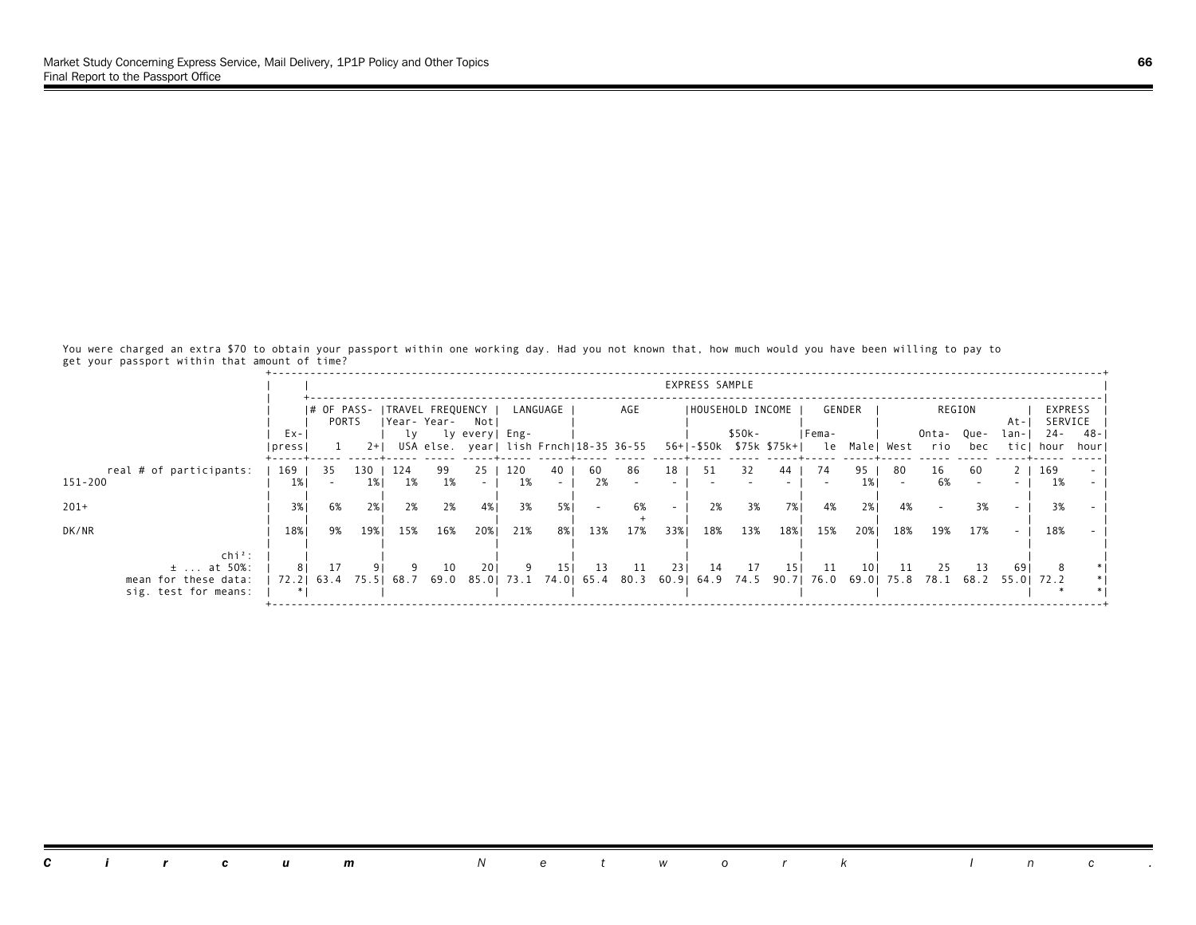You were charged an extra $70 to obtain your passport within one working day. Had you not known that, how much would you have been willing to pay to get your passport within that amount of time?

| | | EXPRESS SAMPLE | | | | | | | | | | | | | | | | | | | | | |
|---|---|---|---|---|---|---|---|---|---|---|---|---|---|---|---|---|---|---|---|---|---|---|---|
| | | # OF PASSPORTS | | TRAVEL FREQUENCY | | | LANGUAGE | | AGE | | | HOUSEHOLD INCOME | | | GENDER | | REGION | | | | EXPRESS SERVICE | |
| | Express | 1 | 2+ | Yearly USA | Yearly else. | Not every year | English | Frnch | 18-35 | 36-55 | 56+ | -$50k | $50k-$75k | $75k+ | Female | Male | West | Ontario | Quebec | Atlantic | 24-hour | 48-hour |
| real # of participants: | 169 | 35 | 130 | 124 | 99 | 25 | 120 | 40 | 60 | 86 | 18 | 51 | 32 | 44 | 74 | 95 | 80 | 16 | 60 | 2 | 169 | - |
| 151-200 | 1% | - | 1% | 1% | 1% | - | 1% | - | 2% | - | - | - | - | - | - | 1% | - | 6% | - | - | 1% | - |
| 201+ | 3% | 6% | 2% | 2% | 2% | 4% | 3% | 5% | - | 6% + | - | 2% | 3% | 7% | 4% | 2% | 4% | - | 3% | - | 3% | - |
| DK/NR | 18% | 9% | 19% | 15% | 16% | 20% | 21% | 8% | 13% | 17% | 33% | 18% | 13% | 18% | 15% | 20% | 18% | 19% | 17% | - | 18% | - |
| chi²: | | | | | | | | | | | | | | | | | | | | | | |
| ± ... at 50%: | 8 | 17 | 9 | 9 | 10 | 20 | 9 | 15 | 13 | 11 | 23 | 14 | 17 | 15 | 11 | 10 | 11 | 25 | 13 | 69 | 8 | * |
| mean for these data: | 72.2 | 63.4 | 75.5 | 68.7 | 69.0 | 85.0 | 73.1 | 74.0 | 65.4 | 80.3 | 60.9 | 64.9 | 74.5 | 90.7 | 76.0 | 69.0 | 75.8 | 78.1 | 68.2 | 55.0 | 72.2 | * |
| sig. test for means: | * | | | | | | | | | | | | | | | | | | | | * | * |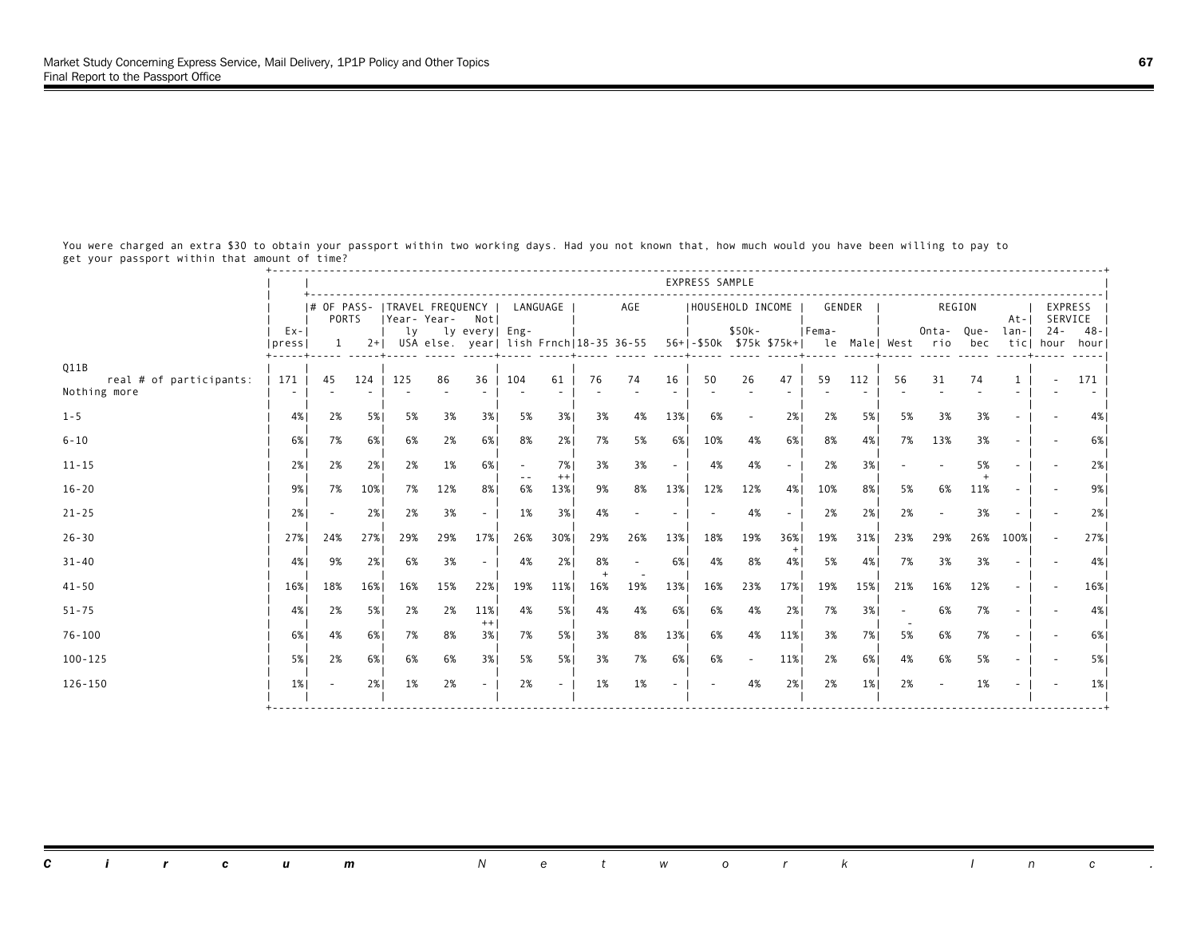You were charged an extra $30 to obtain your passport within two working days. Had you not known that, how much would you have been willing to pay to get your passport within that amount of time?

| | | EXPRESS SAMPLE | | | | | | | | | | | | | | | | | | | | | | |
|---|---|---|---|---|---|---|---|---|---|---|---|---|---|---|---|---|---|---|---|---|---|---|---|---|
| | | # OF PASSPORTS | | TRAVEL FREQUENCY | | | LANGUAGE | | AGE | | | HOUSEHOLD INCOME | | | GENDER | | REGION | | | | EXPRESS SERVICE | |
| | Express | 1 | 2+ | Yearly USA | Yearly else. | Not every year | English | Frnch | 18-35 | 36-55 | 56+ | -$50k | $50k-$75k | $75k+ | Female | Male | West | Ontario | Quebec | Atlantic | 24-hour | 48-hour |
| Q11B real # of participants: | 171 | 45 | 124 | 125 | 86 | 36 | 104 | 61 | 76 | 74 | 16 | 50 | 26 | 47 | 59 | 112 | 56 | 31 | 74 | 1 | - | 171 |
| Nothing more | - | - | - | - | - | - | - | - | - | - | - | - | - | - | - | - | - | - | - | - | - | - |
| 1-5 | 4% | 2% | 5% | 5% | 3% | 3% | 5% | 3% | 3% | 4% | 13% | 6% | - | 2% | 2% | 5% | 5% | 3% | 3% | - | - | 4% |
| 6-10 | 6% | 7% | 6% | 6% | 2% | 6% | 8% | 2% | 7% | 5% | 6% | 10% | 4% | 6% | 8% | 4% | 7% | 13% | 3% | - | - | 6% |
| 11-15 | 2% | 2% | 2% | 2% | 1% | 6% | - -- | 7% ++ | 3% | 3% | - | 4% | 4% | - | 2% | 3% | - | - | 5% + | - | - | 2% |
| 16-20 | 9% | 7% | 10% | 7% | 12% | 8% | 6% | 13% | 9% | 8% | 13% | 12% | 12% | 4% | 10% | 8% | 5% | 6% | 11% | - | - | 9% |
| 21-25 | 2% | - | 2% | 2% | 3% | - | 1% | 3% | 4% | - | - | - | 4% | - | 2% | 2% | 2% | - | 3% | - | - | 2% |
| 26-30 | 27% | 24% | 27% | 29% | 29% | 17% | 26% | 30% | 29% | 26% | 13% | 18% | 19% | 36% + | 19% | 31% | 23% | 29% | 26% | 100% | - | 27% |
| 31-40 | 4% | 9% | 2% | 6% | 3% | - | 4% | 2% | 8% + | - - | 6% | 4% | 8% | 4% | 5% | 4% | 7% | 3% | 3% | - | - | 4% |
| 41-50 | 16% | 18% | 16% | 16% | 15% | 22% | 19% | 11% | 16% | 19% | 13% | 16% | 23% | 17% | 19% | 15% | 21% | 16% | 12% | - | - | 16% |
| 51-75 | 4% | 2% | 5% | 2% | 2% | 11% ++ | 4% | 5% | 4% | 4% | 6% | 6% | 4% | 2% | 7% | 3% | - - | 6% | 7% | - | - | 4% |
| 76-100 | 6% | 4% | 6% | 7% | 8% | 3% | 7% | 5% | 3% | 8% | 13% | 6% | 4% | 11% | 3% | 7% | 5% | 6% | 7% | - | - | 6% |
| 100-125 | 5% | 2% | 6% | 6% | 6% | 3% | 5% | 5% | 3% | 7% | 6% | 6% | - | 11% | 2% | 6% | 4% | 6% | 5% | - | - | 5% |
| 126-150 | 1% | - | 2% | 1% | 2% | - | 2% | - | 1% | 1% | - | - | 4% | 2% | 2% | 1% | 2% | - | 1% | - | - | 1% |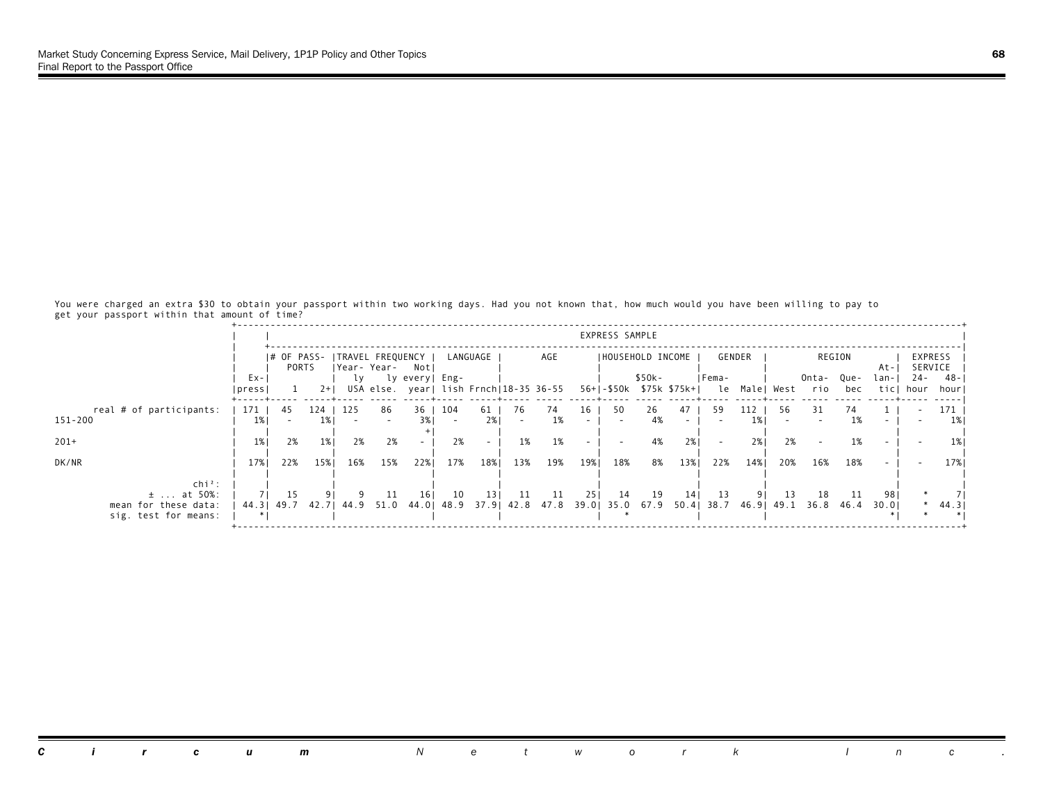You were charged an extra $30 to obtain your passport within two working days. Had you not known that, how much would you have been willing to pay to get your passport within that amount of time?

| | Ex-press | # OF PASSPORTS 1 | 2+ | TRAVEL FREQUENCY Yearly USA | Yearly else. | Not every year | LANGUAGE English | Frnch | AGE 18-35 | 36-55 | 56+ | HOUSEHOLD INCOME -$50k | $50k-$75k | $75k+ | GENDER Female | Male | REGION West | Ontario | Quebec | Atlantic | EXPRESS SERVICE 24-hour | 48-hour |
|---|---|---|---|---|---|---|---|---|---|---|---|---|---|---|---|---|---|---|---|---|---|---|
| real # of participants: | 171 | 45 | 124 | 125 | 86 | 36 | 104 | 61 | 76 | 74 | 16 | 50 | 26 | 47 | 59 | 112 | 56 | 31 | 74 | 1 | - | 171 |
| 151-200 | 1% | - | 1% | - | - | 3% + | - | 2% | - | 1% | - | - | 4% | - | - | 1% | - | - | 1% | - | - | 1% |
| 201+ | 1% | 2% | 1% | 2% | 2% | - | 2% | - | 1% | 1% | - | - | 4% | 2% | - | 2% | 2% | - | 1% | - | - | 1% |
| DK/NR | 17% | 22% | 15% | 16% | 15% | 22% | 17% | 18% | 13% | 19% | 19% | 18% | 8% | 13% | 22% | 14% | 20% | 16% | 18% | - | - | 17% |
| chi²: | | | | | | | | | | | | | | | | | | | | | | |
| ± ... at 50%: | 7 | 15 | 9 | 9 | 11 | 16 | 10 | 13 | 11 | 11 | 25 | 14 | 19 | 14 | 13 | 9 | 13 | 18 | 11 | 98 | * | 7 |
| mean for these data: | 44.3 | 49.7 | 42.7 | 44.9 | 51.0 | 44.0 | 48.9 | 37.9 | 42.8 | 47.8 | 39.0 | 35.0 | 67.9 | 50.4 | 38.7 | 46.9 | 49.1 | 36.8 | 46.4 | 30.0 | * | 44.3 |
| sig. test for means: | * | | | | | | | | | | | * | | | | | | | | * | * | * |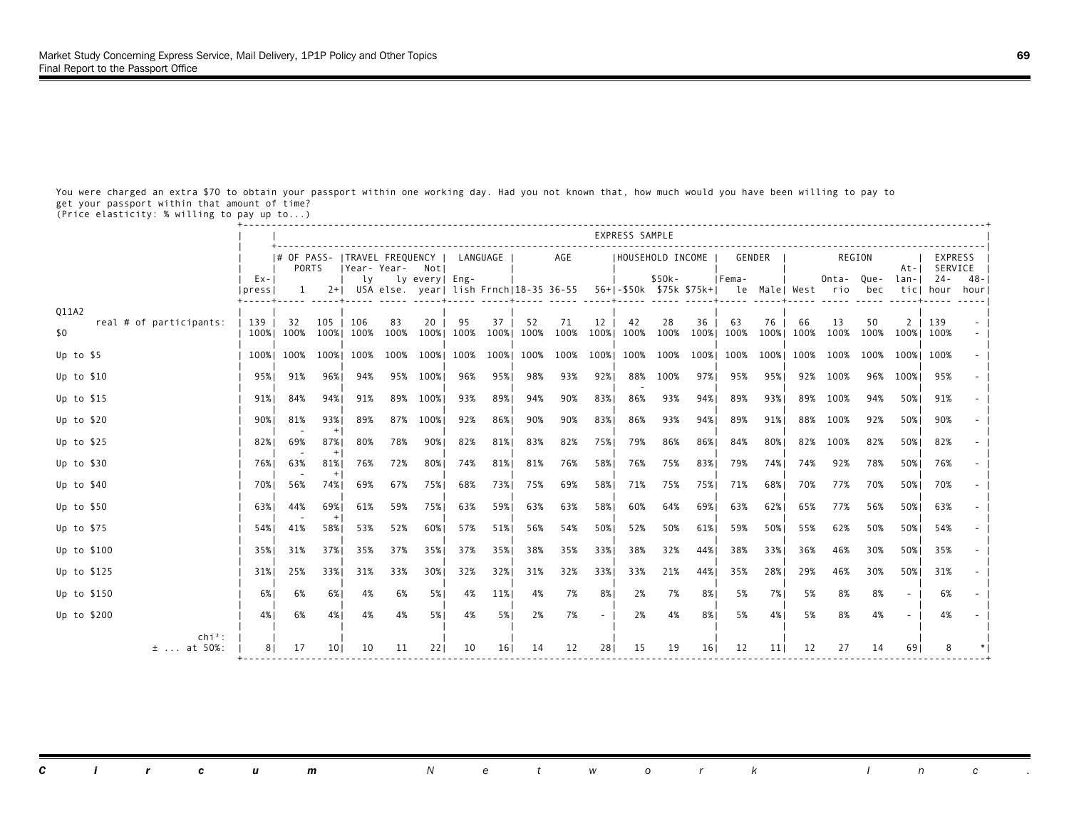You were charged an extra $70 to obtain your passport within one working day. Had you not known that, how much would you have been willing to pay to get your passport within that amount of time?
(Price elasticity: % willing to pay up to...)

| Q11A2 | Express | # OF PASSPORTS: 1 | # OF PASSPORTS: 2+ | TRAVEL FREQUENCY: Yearly USA | TRAVEL FREQUENCY: Yearly else. | TRAVEL FREQUENCY: Not every year | LANGUAGE: English | LANGUAGE: Frnch | AGE: 18-35 | AGE: 36-55 | AGE: 56+ | HOUSEHOLD INCOME: -$50k | HOUSEHOLD INCOME: $50k-$75k | HOUSEHOLD INCOME: $75k+ | GENDER: Female | GENDER: Male | REGION: West | REGION: Ontario | REGION: Quebec | REGION: Atlantic | EXPRESS SERVICE: 24-hour | EXPRESS SERVICE: 48-hour |
|---|---|---|---|---|---|---|---|---|---|---|---|---|---|---|---|---|---|---|---|---|---|---|
| real # of participants: | 139 | 32 | 105 | 106 | 83 | 20 | 95 | 37 | 52 | 71 | 12 | 42 | 28 | 36 | 63 | 76 | 66 | 13 | 50 | 2 | 139 | - |
| $0 | 100% | 100% | 100% | 100% | 100% | 100% | 100% | 100% | 100% | 100% | 100% | 100% | 100% | 100% | 100% | 100% | 100% | 100% | 100% | 100% | 100% | - |
| Up to $5 | 100% | 100% | 100% | 100% | 100% | 100% | 100% | 100% | 100% | 100% | 100% | 100% | 100% | 100% | 100% | 100% | 100% | 100% | 100% | 100% | 100% | - |
| Up to $10 | 95% | 91% | 96% | 94% | 95% | 100% | 96% | 95% | 98% | 93% | 92% | 88% - | 100% | 97% | 95% | 95% | 92% | 100% | 96% | 100% | 95% | - |
| Up to $15 | 91% | 84% | 94% | 91% | 89% | 100% | 93% | 89% | 94% | 90% | 83% | 86% | 93% | 94% | 89% | 93% | 89% | 100% | 94% | 50% | 91% | - |
| Up to $20 | 90% | 81% - | 93% + | 89% | 87% | 100% | 92% | 86% | 90% | 90% | 83% | 86% | 93% | 94% | 89% | 91% | 88% | 100% | 92% | 50% | 90% | - |
| Up to $25 | 82% | 69% - | 87% + | 80% | 78% | 90% | 82% | 81% | 83% | 82% | 75% | 79% | 86% | 86% | 84% | 80% | 82% | 100% | 82% | 50% | 82% | - |
| Up to $30 | 76% | 63% - | 81% + | 76% | 72% | 80% | 74% | 81% | 81% | 76% | 58% | 76% | 75% | 83% | 79% | 74% | 74% | 92% | 78% | 50% | 76% | - |
| Up to $40 | 70% | 56% | 74% | 69% | 67% | 75% | 68% | 73% | 75% | 69% | 58% | 71% | 75% | 75% | 71% | 68% | 70% | 77% | 70% | 50% | 70% | - |
| Up to $50 | 63% | 44% - | 69% + | 61% | 59% | 75% | 63% | 59% | 63% | 63% | 58% | 60% | 64% | 69% | 63% | 62% | 65% | 77% | 56% | 50% | 63% | - |
| Up to $75 | 54% | 41% | 58% | 53% | 52% | 60% | 57% | 51% | 56% | 54% | 50% | 52% | 50% | 61% | 59% | 50% | 55% | 62% | 50% | 50% | 54% | - |
| Up to $100 | 35% | 31% | 37% | 35% | 37% | 35% | 37% | 35% | 38% | 35% | 33% | 38% | 32% | 44% | 38% | 33% | 36% | 46% | 30% | 50% | 35% | - |
| Up to $125 | 31% | 25% | 33% | 31% | 33% | 30% | 32% | 32% | 31% | 32% | 33% | 33% | 21% | 44% | 35% | 28% | 29% | 46% | 30% | 50% | 31% | - |
| Up to $150 | 6% | 6% | 6% | 4% | 6% | 5% | 4% | 11% | 4% | 7% | 8% | 2% | 7% | 8% | 5% | 7% | 5% | 8% | 8% | - | 6% | - |
| Up to $200 | 4% | 6% | 4% | 4% | 4% | 5% | 4% | 5% | 2% | 7% | - | 2% | 4% | 8% | 5% | 4% | 5% | 8% | 4% | - | 4% | - |
| chi²: | | | | | | | | | | | | | | | | | | | | | | |
| ± ... at 50%: | 8 | 17 | 10 | 10 | 11 | 22 | 10 | 16 | 14 | 12 | 28 | 15 | 19 | 16 | 12 | 11 | 12 | 27 | 14 | 69 | 8 | * |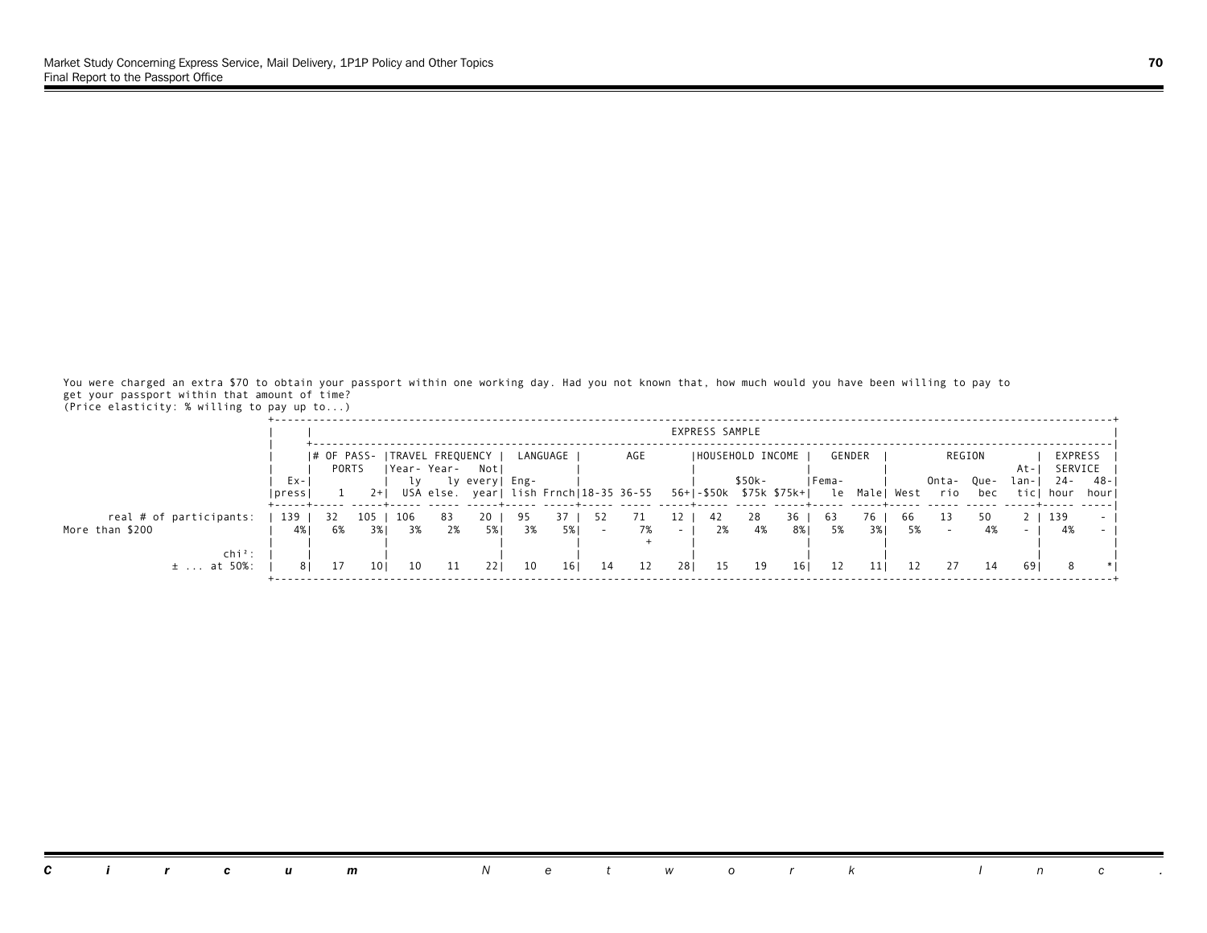You were charged an extra $70 to obtain your passport within one working day. Had you not known that, how much would you have been willing to pay to get your passport within that amount of time?
(Price elasticity: % willing to pay up to...)

| | | EXPRESS SAMPLE | | | | | | | | | | | | | | | | | | | | |
|---|---|---|---|---|---|---|---|---|---|---|---|---|---|---|---|---|---|---|---|---|---|---|
| | | # OF PASSPORTS | | TRAVEL FREQUENCY | | | LANGUAGE | | AGE | | | HOUSEHOLD INCOME | | | GENDER | | REGION | | | | EXPRESS SERVICE | |
| | Express | 1 | 2+ | Yearly USA | Yearly else. | Not every year | English | Frnch | 18-35 | 36-55 | 56+ | -$50k | $50k-$75k | $75k+ | Female | Male | West | Ontario | Quebec | Atlantic | 24-hour | 48-hour |
| real # of participants: | 139 | 32 | 105 | 106 | 83 | 20 | 95 | 37 | 52 | 71 | 12 | 42 | 28 | 36 | 63 | 76 | 66 | 13 | 50 | 2 | 139 | - |
| More than $200 | 4% | 6% | 3% | 3% | 2% | 5% | 3% | 5% | - | 7% | - | 2% | 4% | 8% | 5% | 3% | 5% | - | 4% | - | 4% | - |
| | | | | | | | | | | + | | | | | | | | | | | | |
| chi²: | | | | | | | | | | | | | | | | | | | | | | |
| ± ... at 50%: | 8 | 17 | 10 | 10 | 11 | 22 | 10 | 16 | 14 | 12 | 28 | 15 | 19 | 16 | 12 | 11 | 12 | 27 | 14 | 69 | 8 | * |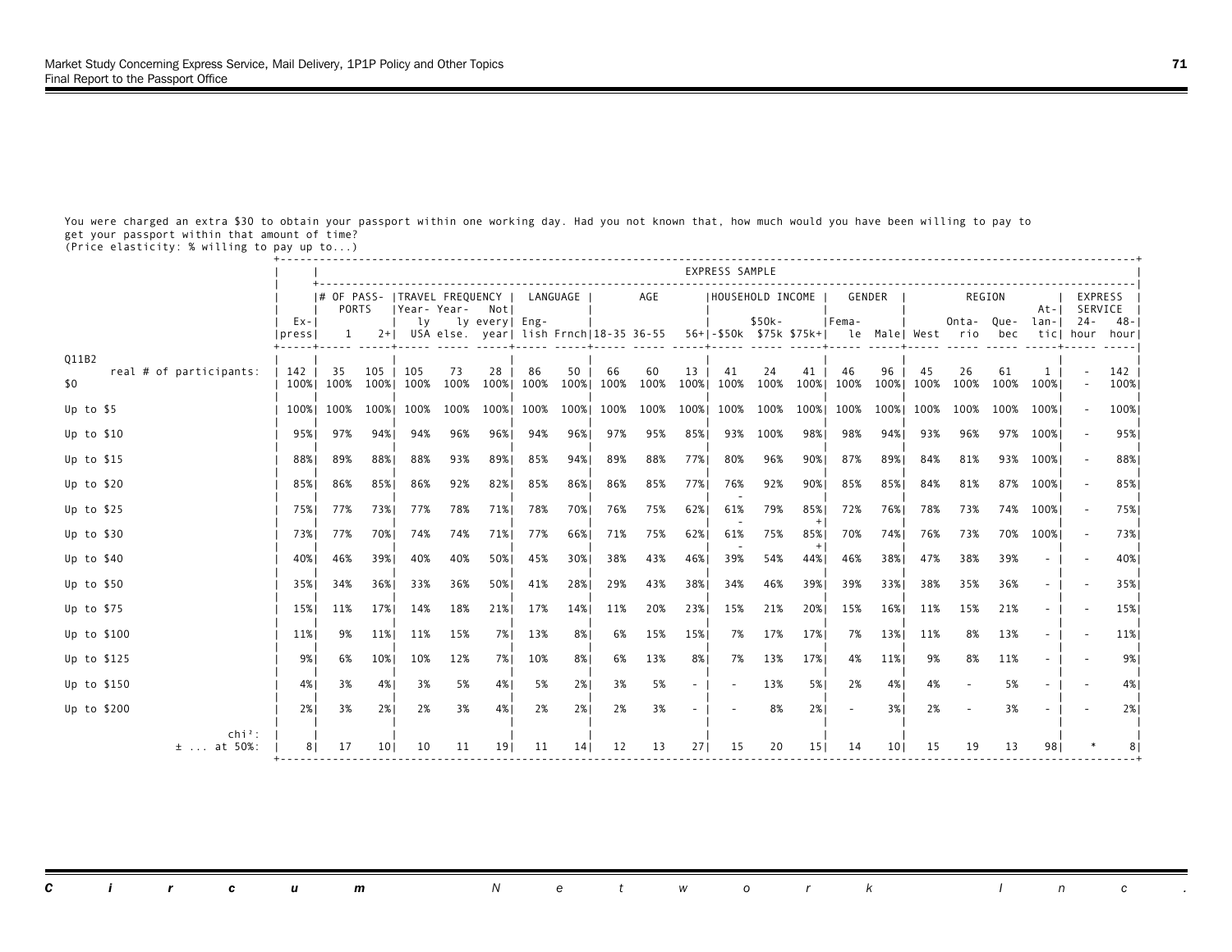You were charged an extra $30 to obtain your passport within one working day. Had you not known that, how much would you have been willing to pay to get your passport within that amount of time?
(Price elasticity: % willing to pay up to...)

| | | EXPRESS SAMPLE | | | | | | | | | | | | | | | | | | | | |
|---|---|---|---|---|---|---|---|---|---|---|---|---|---|---|---|---|---|---|---|---|---|---|
| | | # OF PASSPORTS | | TRAVEL FREQUENCY | | | LANGUAGE | | AGE | | | HOUSEHOLD INCOME | | | GENDER | | REGION | | | | EXPRESS SERVICE | |
| | Express | 1 | 2+ | Yearly USA | Yearly else. | Not every year | English | Frnch | 18-35 | 36-55 | 56+ | -$50k | $50k-$75k | $75k+ | Female | Male | West | Ontario | Quebec | Atlantic | 24-hour | 48-hour |
| Q11B2 real # of participants: | 142 | 35 | 105 | 105 | 73 | 28 | 86 | 50 | 66 | 60 | 13 | 41 | 24 | 41 | 46 | 96 | 45 | 26 | 61 | 1 | - | 142 |
| $0 | 100% | 100% | 100% | 100% | 100% | 100% | 100% | 100% | 100% | 100% | 100% | 100% | 100% | 100% | 100% | 100% | 100% | 100% | 100% | 100% | - | 100% |
| Up to $5 | 100% | 100% | 100% | 100% | 100% | 100% | 100% | 100% | 100% | 100% | 100% | 100% | 100% | 100% | 100% | 100% | 100% | 100% | 100% | 100% | - | 100% |
| Up to $10 | 95% | 97% | 94% | 94% | 96% | 96% | 94% | 96% | 97% | 95% | 85% | 93% | 100% | 98% | 98% | 94% | 93% | 96% | 97% | 100% | - | 95% |
| Up to $15 | 88% | 89% | 88% | 88% | 93% | 89% | 85% | 94% | 89% | 88% | 77% | 80% | 96% | 90% | 87% | 89% | 84% | 81% | 93% | 100% | - | 88% |
| Up to $20 | 85% | 86% | 85% | 86% | 92% | 82% | 85% | 86% | 86% | 85% | 77% | 76% | 92% | 90% | 85% | 85% | 84% | 81% | 87% | 100% | - | 85% |
| Up to $25 | 75% | 77% | 73% | 77% | 78% | 71% | 78% | 70% | 76% | 75% | 62% | 61% - | 79% | 85% + | 72% | 76% | 78% | 73% | 74% | 100% | - | 75% |
| Up to $30 | 73% | 77% | 70% | 74% | 74% | 71% | 77% | 66% | 71% | 75% | 62% | 61% - | 75% | 85% + | 70% | 74% | 76% | 73% | 70% | 100% | - | 73% |
| Up to $40 | 40% | 46% | 39% | 40% | 40% | 50% | 45% | 30% | 38% | 43% | 46% | 39% | 54% | 44% | 46% | 38% | 47% | 38% | 39% | - | - | 40% |
| Up to $50 | 35% | 34% | 36% | 33% | 36% | 50% | 41% | 28% | 29% | 43% | 38% | 34% | 46% | 39% | 39% | 33% | 38% | 35% | 36% | - | - | 35% |
| Up to $75 | 15% | 11% | 17% | 14% | 18% | 21% | 17% | 14% | 11% | 20% | 23% | 15% | 21% | 20% | 15% | 16% | 11% | 15% | 21% | - | - | 15% |
| Up to $100 | 11% | 9% | 11% | 11% | 15% | 7% | 13% | 8% | 6% | 15% | 15% | 7% | 17% | 17% | 7% | 13% | 11% | 8% | 13% | - | - | 11% |
| Up to $125 | 9% | 6% | 10% | 10% | 12% | 7% | 10% | 8% | 6% | 13% | 8% | 7% | 13% | 17% | 4% | 11% | 9% | 8% | 11% | - | - | 9% |
| Up to $150 | 4% | 3% | 4% | 3% | 5% | 4% | 5% | 2% | 3% | 5% | - | - | 13% | 5% | 2% | 4% | 4% | - | 5% | - | - | 4% |
| Up to $200 | 2% | 3% | 2% | 2% | 3% | 4% | 2% | 2% | 2% | 3% | - | - | 8% | 2% | - | 3% | 2% | - | 3% | - | - | 2% |
| chi²: | | | | | | | | | | | | | | | | | | | | | | |
| ± ... at 50%: | 8 | 17 | 10 | 10 | 11 | 19 | 11 | 14 | 12 | 13 | 27 | 15 | 20 | 15 | 14 | 10 | 15 | 19 | 13 | 98 | * | 8 |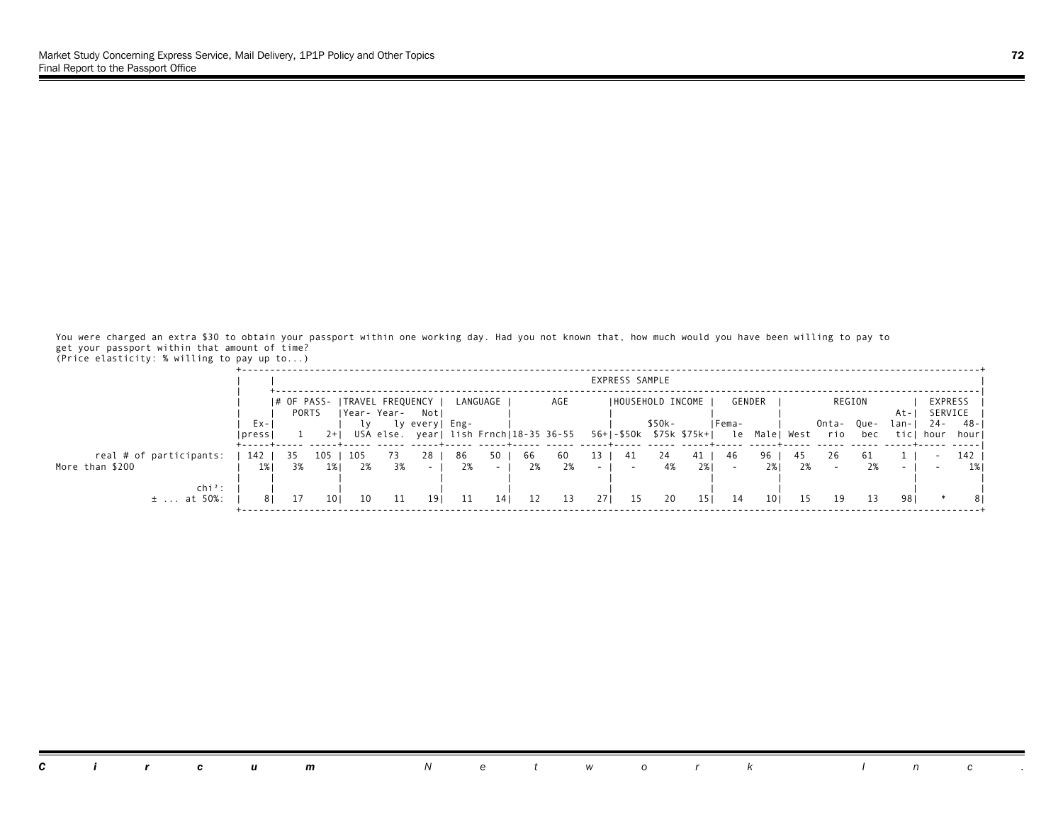You were charged an extra $30 to obtain your passport within one working day. Had you not known that, how much would you have been willing to pay to get your passport within that amount of time?
(Price elasticity: % willing to pay up to...)

| | | EXPRESS SAMPLE | | | | | | | | | | | | | | | | | | | | | |
|---|---|---|---|---|---|---|---|---|---|---|---|---|---|---|---|---|---|---|---|---|---|---|---|
| | | # OF PASSPORTS | | TRAVEL FREQUENCY | | | LANGUAGE | | AGE | | | HOUSEHOLD INCOME | | | GENDER | | REGION | | | | EXPRESS SERVICE | |
| | Express | 1 | 2+ | Yearly USA | Yearly else. | Not every year | English | Frnch | 18-35 | 36-55 | 56+ | -$50k | $50k-$75k | $75k+ | Female | Male | West | Ontario | Quebec | Atlantic | 24-hour | 48-hour |
| real # of participants: | 142 | 35 | 105 | 105 | 73 | 28 | 86 | 50 | 66 | 60 | 13 | 41 | 24 | 41 | 46 | 96 | 45 | 26 | 61 | 1 | - | 142 |
| More than $200 | 1% | 3% | 1% | 2% | 3% | - | 2% | - | 2% | 2% | - | - | 4% | 2% | - | 2% | 2% | - | 2% | - | - | 1% |
| chi²: | | | | | | | | | | | | | | | | | | | | | | |
| ± ... at 50%: | 8 | 17 | 10 | 10 | 11 | 19 | 11 | 14 | 12 | 13 | 27 | 15 | 20 | 15 | 14 | 10 | 15 | 19 | 13 | 98 | * | 8 |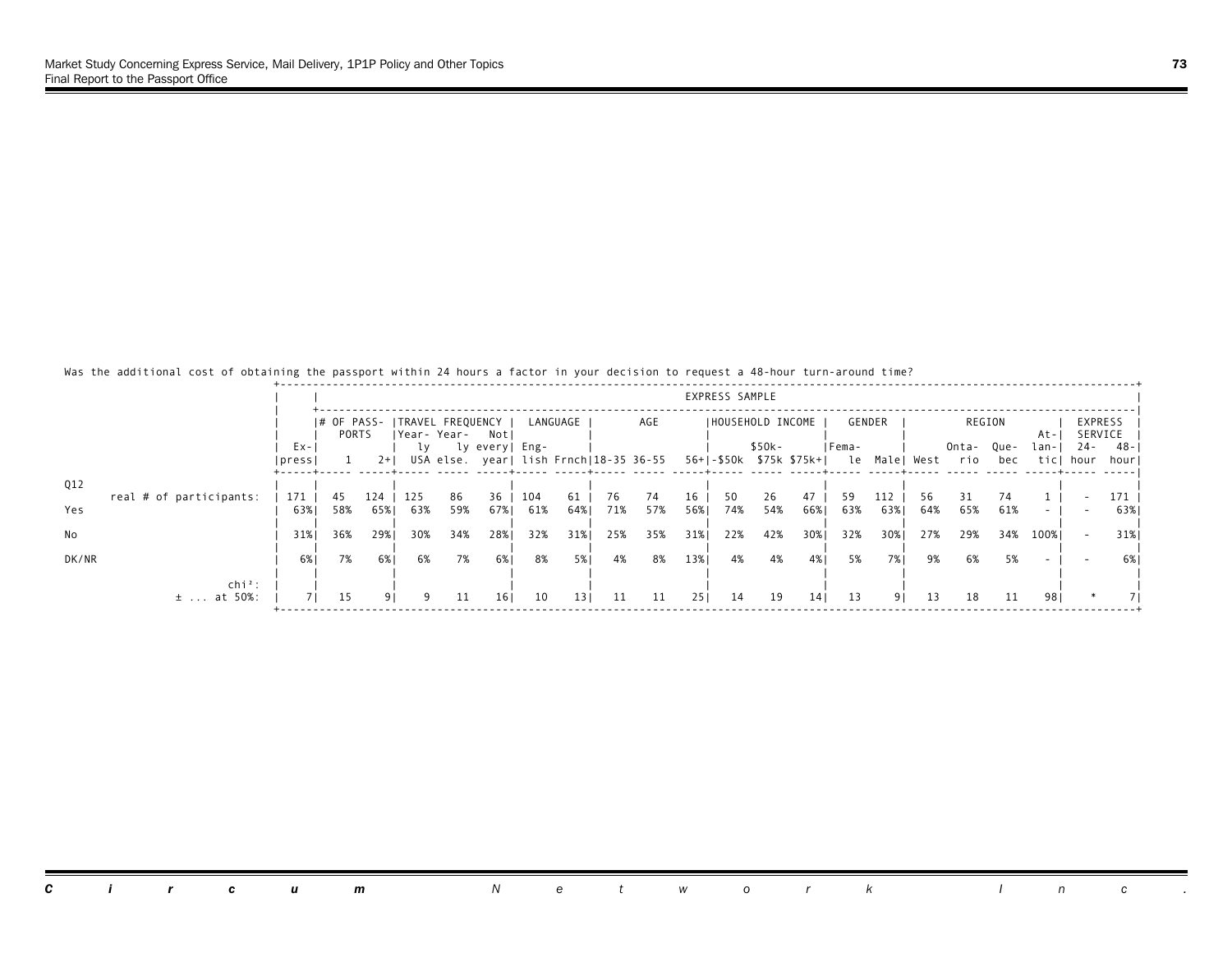Was the additional cost of obtaining the passport within 24 hours a factor in your decision to request a 48-hour turn-around time?

| | | EXPRESS SAMPLE | | | | | | | | | | | | | | | | | | | | | |
|---|---|---|---|---|---|---|---|---|---|---|---|---|---|---|---|---|---|---|---|---|---|---|---|
| | | # OF PASSPORTS | | TRAVEL FREQUENCY | | | LANGUAGE | | AGE | | | HOUSEHOLD INCOME | | | GENDER | | REGION | | | | EXPRESS SERVICE | |
| | Express | 1 | 2+ | Yearly USA | Yearly else. | Not every year | English | Frnch | 18-35 | 36-55 | 56+ | -$50k | $50k-$75k | $75k+ | Female | Male | West | Ontario | Quebec | Atlantic | 24-hour | 48-hour |
| Q12 real # of participants: | 171 | 45 | 124 | 125 | 86 | 36 | 104 | 61 | 76 | 74 | 16 | 50 | 26 | 47 | 59 | 112 | 56 | 31 | 74 | 1 | - | 171 |
| Yes | 63% | 58% | 65% | 63% | 59% | 67% | 61% | 64% | 71% | 57% | 56% | 74% | 54% | 66% | 63% | 63% | 64% | 65% | 61% | - | - | 63% |
| No | 31% | 36% | 29% | 30% | 34% | 28% | 32% | 31% | 25% | 35% | 31% | 22% | 42% | 30% | 32% | 30% | 27% | 29% | 34% | 100% | - | 31% |
| DK/NR | 6% | 7% | 6% | 6% | 7% | 6% | 8% | 5% | 4% | 8% | 13% | 4% | 4% | 4% | 5% | 7% | 9% | 6% | 5% | - | - | 6% |
| chi²: | | | | | | | | | | | | | | | | | | | | | | |
| ± ... at 50%: | 7 | 15 | 9 | 9 | 11 | 16 | 10 | 13 | 11 | 11 | 25 | 14 | 19 | 14 | 13 | 9 | 13 | 18 | 11 | 98 | * | 7 |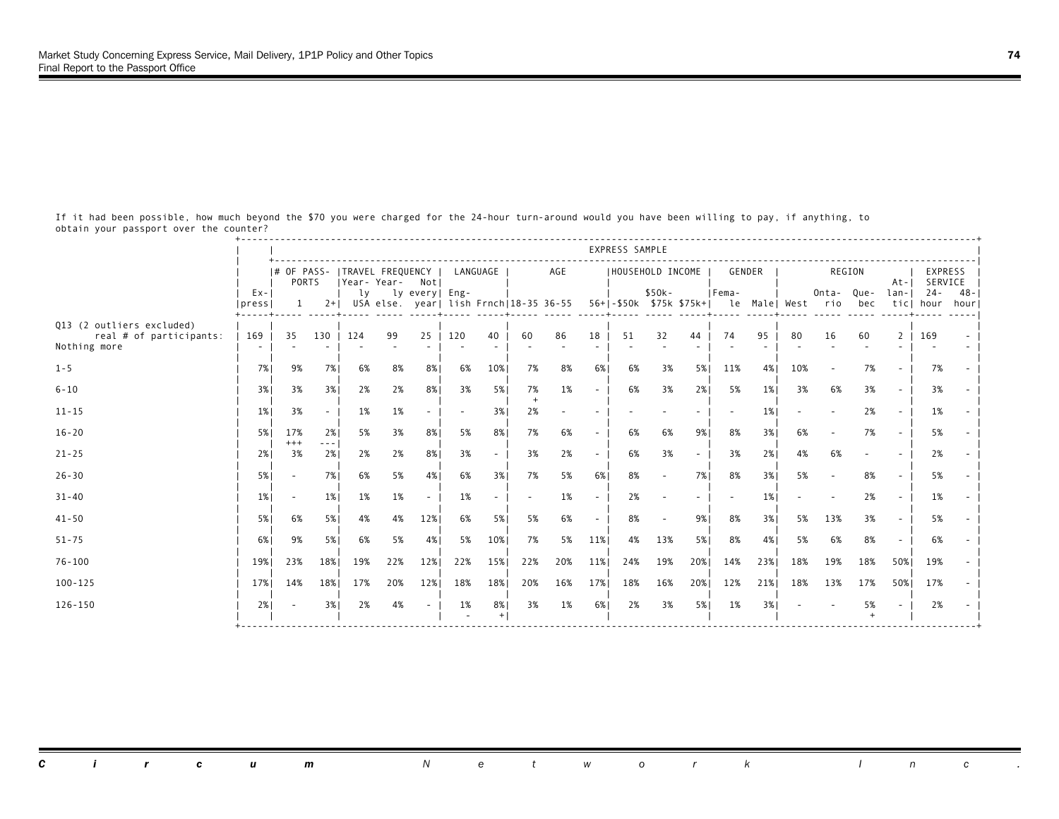If it had been possible, how much beyond the $70 you were charged for the 24-hour turn-around would you have been willing to pay, if anything, to obtain your passport over the counter?

| | EXPRESS SAMPLE | | | | | | | | | | | | | | | | | | | | | |
|---|---|---|---|---|---|---|---|---|---|---|---|---|---|---|---|---|---|---|---|---|---|---|
| | | # OF PASSPORTS | | TRAVEL FREQUENCY | | | LANGUAGE | | AGE | | | HOUSEHOLD INCOME | | | GENDER | | REGION | | | | EXPRESS SERVICE | |
| | Express | 1 | 2+ | Yearly USA | Yearly else. | Not every year | English | Frnch | 18-35 | 36-55 | 56+ | -$50k | $50k-$75k | $75k+ | Female | Male | West | Ontario | Quebec | Atlantic | 24-hour | 48-hour |
| Q13 (2 outliers excluded) real # of participants: | 169 | 35 | 130 | 124 | 99 | 25 | 120 | 40 | 60 | 86 | 18 | 51 | 32 | 44 | 74 | 95 | 80 | 16 | 60 | 2 | 169 | - |
| Nothing more | - | - | - | - | - | - | - | - | - | - | - | - | - | - | - | - | - | - | - | - | - | - |
| 1-5 | 7% | 9% | 7% | 6% | 8% | 8% | 6% | 10% | 7% | 8% | 6% | 6% | 3% | 5% | 11% | 4% | 10% | - | 7% | - | 7% | - |
| 6-10 | 3% | 3% | 3% | 2% | 2% | 8% | 3% | 5% | 7% + | 1% | - | 6% | 3% | 2% | 5% | 1% | 3% | 6% | 3% | - | 3% | - |
| 11-15 | 1% | 3% | - | 1% | 1% | - | - | 3% | 2% | - | - | - | - | - | - | 1% | - | - | 2% | - | 1% | - |
| 16-20 | 5% | 17% +++ | 2% --- | 5% | 3% | 8% | 5% | 8% | 7% | 6% | - | 6% | 6% | 9% | 8% | 3% | 6% | - | 7% | - | 5% | - |
| 21-25 | 2% | 3% | 2% | 2% | 2% | 8% | 3% | - | 3% | 2% | - | 6% | 3% | - | 3% | 2% | 4% | 6% | - | - | 2% | - |
| 26-30 | 5% | - | 7% | 6% | 5% | 4% | 6% | 3% | 7% | 5% | 6% | 8% | - | 7% | 8% | 3% | 5% | - | 8% | - | 5% | - |
| 31-40 | 1% | - | 1% | 1% | 1% | - | 1% | - | - | 1% | - | 2% | - | - | - | 1% | - | - | 2% | - | 1% | - |
| 41-50 | 5% | 6% | 5% | 4% | 4% | 12% | 6% | 5% | 5% | 6% | - | 8% | - | 9% | 8% | 3% | 5% | 13% | 3% | - | 5% | - |
| 51-75 | 6% | 9% | 5% | 6% | 5% | 4% | 5% | 10% | 7% | 5% | 11% | 4% | 13% | 5% | 8% | 4% | 5% | 6% | 8% | - | 6% | - |
| 76-100 | 19% | 23% | 18% | 19% | 22% | 12% | 22% | 15% | 22% | 20% | 11% | 24% | 19% | 20% | 14% | 23% | 18% | 19% | 18% | 50% | 19% | - |
| 100-125 | 17% | 14% | 18% | 17% | 20% | 12% | 18% | 18% | 20% | 16% | 17% | 18% | 16% | 20% | 12% | 21% | 18% | 13% | 17% | 50% | 17% | - |
| 126-150 | 2% | - | 3% | 2% | 4% | - | 1% - | 8% + | 3% | 1% | 6% | 2% | 3% | 5% | 1% | 3% | - | - | 5% + | - | 2% | - |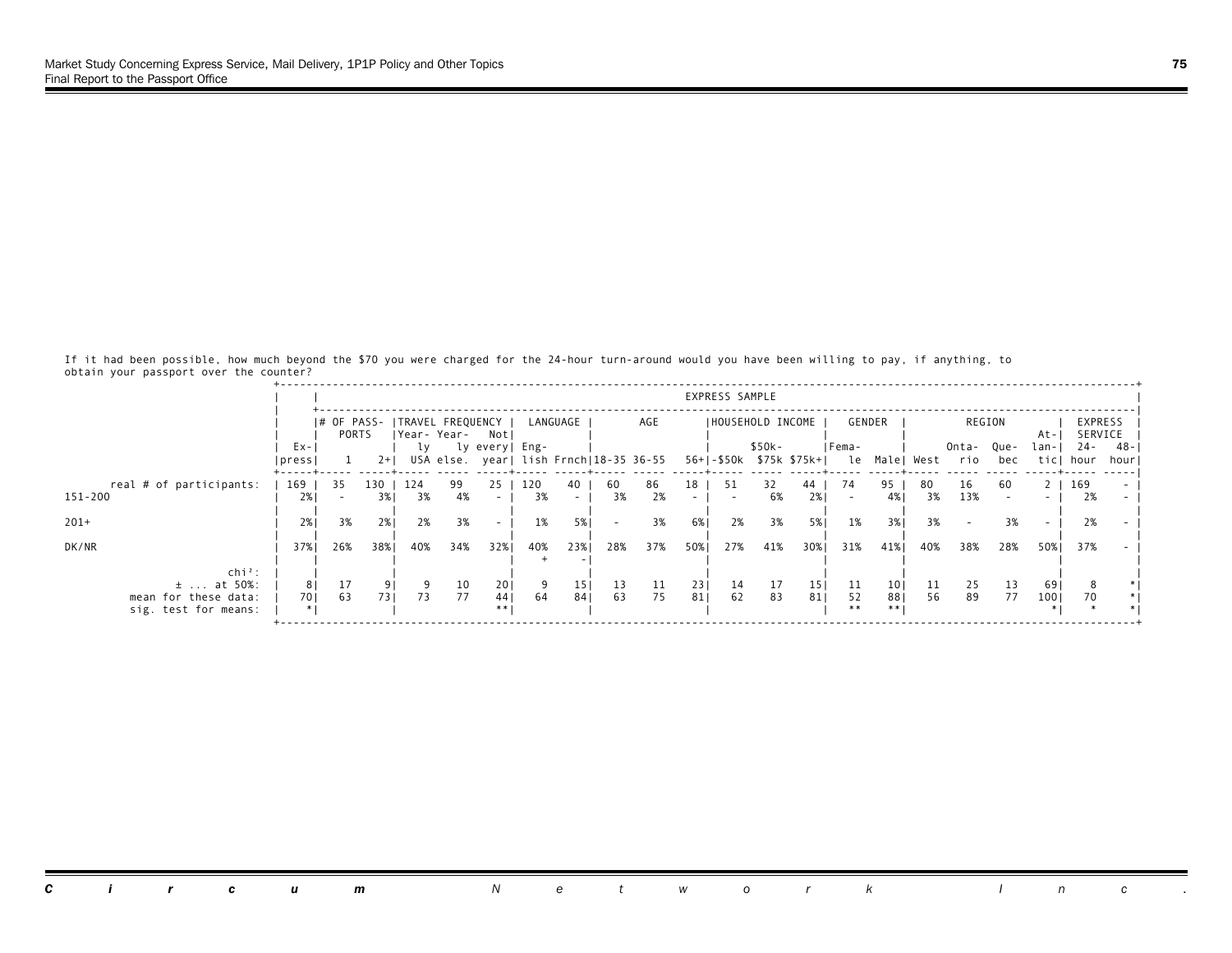If it had been possible, how much beyond the $70 you were charged for the 24-hour turn-around would you have been willing to pay, if anything, to obtain your passport over the counter?

| | | EXPRESS SAMPLE | | | | | | | | | | | | | | | | | | | | |
|---|---|---|---|---|---|---|---|---|---|---|---|---|---|---|---|---|---|---|---|---|---|---|
| | Ex-press | # OF PASS-PORTS | | TRAVEL FREQUENCY | | | LANGUAGE | | AGE | | | HOUSEHOLD INCOME | | | GENDER | | REGION | | | | EXPRESS SERVICE | |
| | | 1 | 2+ | Yearly USA | Yearly else. | Not every year | Eng-lish | Frnch | 18-35 | 36-55 | 56+ | -$50k | $50k-$75k | $75k+ | Fema-le | Male | West | Onta-rio | Que-bec | At-lan-tic | 24-hour | 48-hour |
| real # of participants: | 169 | 35 | 130 | 124 | 99 | 25 | 120 | 40 | 60 | 86 | 18 | 51 | 32 | 44 | 74 | 95 | 80 | 16 | 60 | 2 | 169 | - |
| 151-200 | 2% | - | 3% | 3% | 4% | - | 3% | - | 3% | 2% | - | - | 6% | 2% | - | 4% | 3% | 13% | - | - | 2% | - |
| 201+ | 2% | 3% | 2% | 2% | 3% | - | 1% | 5% | - | 3% | 6% | 2% | 3% | 5% | 1% | 3% | 3% | - | 3% | - | 2% | - |
| DK/NR | 37% | 26% | 38% | 40% | 34% | 32% | 40% | 23% | 28% | 37% | 50% | 27% | 41% | 30% | 31% | 41% | 40% | 38% | 28% | 50% | 37% | - |
| | | | | | | | + | - | | | | | | | | | | | | | | |
| chi²: | | | | | | | | | | | | | | | | | | | | | | |
| ± ... at 50%: | 8 | 17 | 9 | 9 | 10 | 20 | 9 | 15 | 13 | 11 | 23 | 14 | 17 | 15 | 11 | 10 | 11 | 25 | 13 | 69 | 8 | * |
| mean for these data: | 70 | 63 | 73 | 73 | 77 | 44 | 64 | 84 | 63 | 75 | 81 | 62 | 83 | 81 | 52 | 88 | 56 | 89 | 77 | 100 | 70 | * |
| sig. test for means: | * | | | | | ** | | | | | | | | | ** | ** | | | | * | * | * |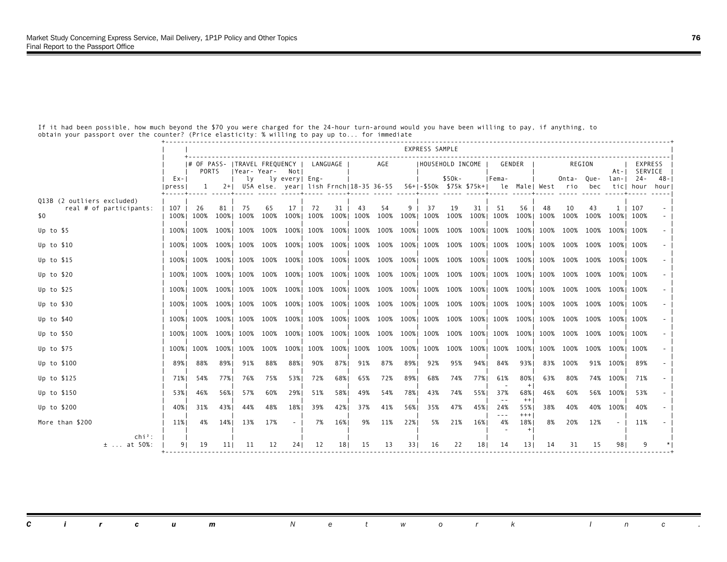If it had been possible, how much beyond the $70 you were charged for the 24-hour turn-around would you have been willing to pay, if anything, to obtain your passport over the counter? (Price elasticity: % willing to pay up to... for immediate

| | | EXPRESS SAMPLE | | | | | | | | | | | | | | | | | | | | |
|---|---|---|---|---|---|---|---|---|---|---|---|---|---|---|---|---|---|---|---|---|---|---|
| | | # OF PASSPORTS | | TRAVEL FREQUENCY | | | LANGUAGE | | AGE | | | HOUSEHOLD INCOME | | | GENDER | | REGION | | | | EXPRESS SERVICE | |
| | Express | 1 | 2+ | Yearly USA | Yearly else. | Not every year | English | Frnch | 18-35 | 36-55 | 56+ | -$50k | $50k-$75k | $75k+ | Female | Male | West | Ontario | Quebec | Atlantic | 24-hour | 48-hour |
| Q13B (2 outliers excluded) real # of participants: | 107 | 26 | 81 | 75 | 65 | 17 | 72 | 31 | 43 | 54 | 9 | 37 | 19 | 31 | 51 | 56 | 48 | 10 | 43 | 1 | 107 | - |
| $0 | 100% | 100% | 100% | 100% | 100% | 100% | 100% | 100% | 100% | 100% | 100% | 100% | 100% | 100% | 100% | 100% | 100% | 100% | 100% | 100% | 100% | - |
| Up to $5 | 100% | 100% | 100% | 100% | 100% | 100% | 100% | 100% | 100% | 100% | 100% | 100% | 100% | 100% | 100% | 100% | 100% | 100% | 100% | 100% | 100% | - |
| Up to $10 | 100% | 100% | 100% | 100% | 100% | 100% | 100% | 100% | 100% | 100% | 100% | 100% | 100% | 100% | 100% | 100% | 100% | 100% | 100% | 100% | 100% | - |
| Up to $15 | 100% | 100% | 100% | 100% | 100% | 100% | 100% | 100% | 100% | 100% | 100% | 100% | 100% | 100% | 100% | 100% | 100% | 100% | 100% | 100% | 100% | - |
| Up to $20 | 100% | 100% | 100% | 100% | 100% | 100% | 100% | 100% | 100% | 100% | 100% | 100% | 100% | 100% | 100% | 100% | 100% | 100% | 100% | 100% | 100% | - |
| Up to $25 | 100% | 100% | 100% | 100% | 100% | 100% | 100% | 100% | 100% | 100% | 100% | 100% | 100% | 100% | 100% | 100% | 100% | 100% | 100% | 100% | 100% | - |
| Up to $30 | 100% | 100% | 100% | 100% | 100% | 100% | 100% | 100% | 100% | 100% | 100% | 100% | 100% | 100% | 100% | 100% | 100% | 100% | 100% | 100% | 100% | - |
| Up to $40 | 100% | 100% | 100% | 100% | 100% | 100% | 100% | 100% | 100% | 100% | 100% | 100% | 100% | 100% | 100% | 100% | 100% | 100% | 100% | 100% | 100% | - |
| Up to $50 | 100% | 100% | 100% | 100% | 100% | 100% | 100% | 100% | 100% | 100% | 100% | 100% | 100% | 100% | 100% | 100% | 100% | 100% | 100% | 100% | 100% | - |
| Up to $75 | 100% | 100% | 100% | 100% | 100% | 100% | 100% | 100% | 100% | 100% | 100% | 100% | 100% | 100% | 100% | 100% | 100% | 100% | 100% | 100% | 100% | - |
| Up to $100 | 89% | 88% | 89% | 91% | 88% | 88% | 90% | 87% | 91% | 87% | 89% | 92% | 95% | 94% | 84% | 93% | 83% | 100% | 91% | 100% | 89% | - |
| Up to $125 | 71% | 54% | 77% | 76% | 75% | 53% | 72% | 68% | 65% | 72% | 89% | 68% | 74% | 77% | 61% - | 80% + | 63% | 80% | 74% | 100% | 71% | - |
| Up to $150 | 53% | 46% | 56% | 57% | 60% | 29% | 51% | 58% | 49% | 54% | 78% | 43% | 74% | 55% | 37% -- | 68% ++ | 46% | 60% | 56% | 100% | 53% | - |
| Up to $200 | 40% | 31% | 43% | 44% | 48% | 18% | 39% | 42% | 37% | 41% | 56% | 35% | 47% | 45% | 24% --- | 55% +++ | 38% | 40% | 40% | 100% | 40% | - |
| More than $200 | 11% | 4% | 14% | 13% | 17% | - | 7% | 16% | 9% | 11% | 22% | 5% | 21% | 16% | 4% - | 18% + | 8% | 20% | 12% | - | 11% | - |
| chi²: | | | | | | | | | | | | | | | | | | | | | | |
| ± ... at 50%: | 9 | 19 | 11 | 11 | 12 | 24 | 12 | 18 | 15 | 13 | 33 | 16 | 22 | 18 | 14 | 13 | 14 | 31 | 15 | 98 | 9 | * |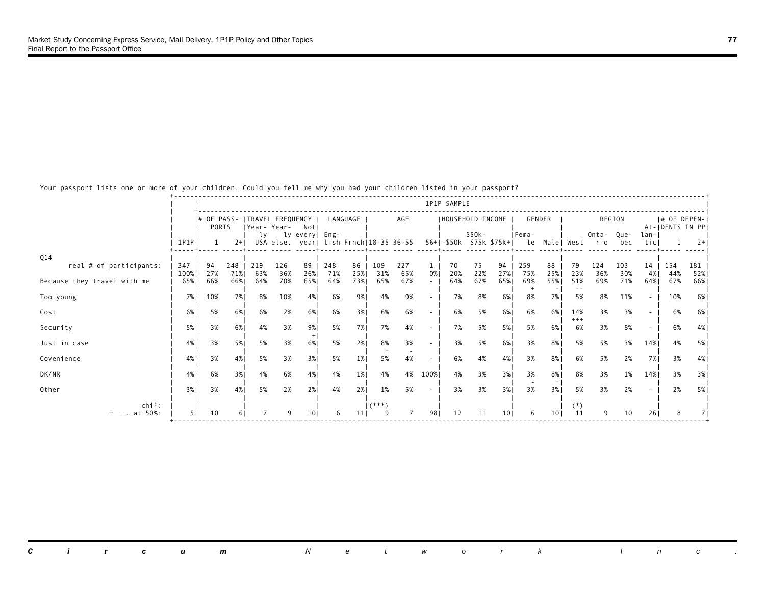Your passport lists one or more of your children. Could you tell me why you had your children listed in your passport?

| | 1P1P | # OF PASSPORTS | | TRAVEL FREQUENCY | | | LANGUAGE | | AGE | | | HOUSEHOLD INCOME | | | GENDER | | REGION | | | | # OF DEPENDENTS IN PP | |
|---|---|---|---|---|---|---|---|---|---|---|---|---|---|---|---|---|---|---|---|---|---|---|
| | | 1 | 2+ | Yearly USA | Yearly else. | Not every year | English | Frnch | 18-35 | 36-55 | 56+ | -$50k | $50k-$75k | $75k+ | Female | Male | West | Ontario | Quebec | Atlantic | 1 | 2+ |
| Q14 | | | | | | | | | | | | | | | | | | | | | | |
| real # of participants: | 347 | 94 | 248 | 219 | 126 | 89 | 248 | 86 | 109 | 227 | 1 | 70 | 75 | 94 | 259 | 88 | 79 | 124 | 103 | 14 | 154 | 181 |
| | 100% | 27% | 71% | 63% | 36% | 26% | 71% | 25% | 31% | 65% | 0% | 20% | 22% | 27% | 75% | 25% | 23% | 36% | 30% | 4% | 44% | 52% |
| Because they travel with me | 65% | 66% | 66% | 64% | 70% | 65% | 64% | 73% | 65% | 67% | - | 64% | 67% | 65% | 69% + | 55% - | 51% -- | 69% | 71% | 64% | 67% | 66% |
| Too young | 7% | 10% | 7% | 8% | 10% | 4% | 6% | 9% | 4% | 9% | - | 7% | 8% | 6% | 8% | 7% | 5% | 8% | 11% | - | 10% | 6% |
| Cost | 6% | 5% | 6% | 6% | 2% | 6% | 6% | 3% | 6% | 6% | - | 6% | 5% | 6% | 6% | 6% | 14% +++ | 3% | 3% | - | 6% | 6% |
| Security | 5% | 3% | 6% | 4% | 3% | 9% + | 5% | 7% | 7% | 4% | - | 7% | 5% | 5% | 5% | 6% | 6% | 3% | 8% | - | 6% | 4% |
| Just in case | 4% | 3% | 5% | 5% | 3% | 6% | 5% | 2% | 8% + | 3% - | - | 3% | 5% | 6% | 3% | 8% | 5% | 5% | 3% | 14% | 4% | 5% |
| Covenience | 4% | 3% | 4% | 5% | 3% | 3% | 5% | 1% | 5% | 4% | - | 6% | 4% | 4% | 3% | 8% | 6% | 5% | 2% | 7% | 3% | 4% |
| DK/NR | 4% | 6% | 3% | 4% | 6% | 4% | 4% | 1% | 4% | 4% | 100% | 4% | 3% | 3% | 3% - | 8% + | 8% | 3% | 1% | 14% | 3% | 3% |
| Other | 3% | 3% | 4% | 5% | 2% | 2% | 4% | 2% | 1% | 5% | - | 3% | 3% | 3% | 3% | 3% | 5% | 3% | 2% | - | 2% | 5% |
| chi²: | | | | | | | | | (***) | | | | | | | | (*) | | | | | |
| ± ... at 50%: | 5 | 10 | 6 | 7 | 9 | 10 | 6 | 11 | 9 | 7 | 98 | 12 | 11 | 10 | 6 | 10 | 11 | 9 | 10 | 26 | 8 | 7 |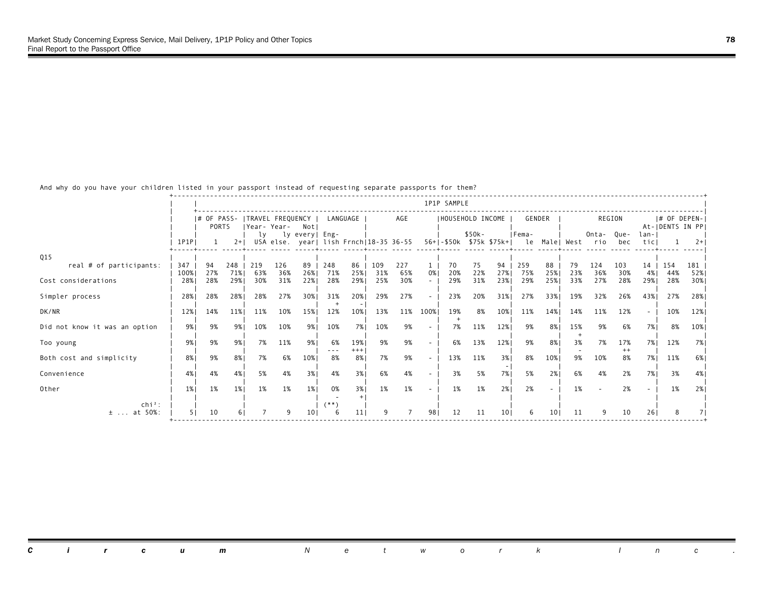And why do you have your children listed in your passport instead of requesting separate passports for them?

| | 1P1P | # OF PASSPORTS | | TRAVEL FREQUENCY | | | LANGUAGE | | AGE | | | HOUSEHOLD INCOME | | | GENDER | | REGION | | | | # OF DEPENDENTS IN PP | |
|---|---|---|---|---|---|---|---|---|---|---|---|---|---|---|---|---|---|---|---|---|---|---|
| | | 1 | 2+ | Yearly USA | Yearly else. | Not every year | English | Frnch | 18-35 | 36-55 | 56+ | -$50k | $50k-$75k | $75k+ | Female | Male | West | Ontario | Quebec | Atlantic | 1 | 2+ |
| **Q15** | | | | | | | | | | | | | | | | | | | | | | |
| real # of participants: | 347 | 94 | 248 | 219 | 126 | 89 | 248 | 86 | 109 | 227 | 1 | 70 | 75 | 94 | 259 | 88 | 79 | 124 | 103 | 14 | 154 | 181 |
| | 100% | 27% | 71% | 63% | 36% | 26% | 71% | 25% | 31% | 65% | 0% | 20% | 22% | 27% | 75% | 25% | 23% | 36% | 30% | 4% | 44% | 52% |
| Cost considerations | 28% | 28% | 29% | 30% | 31% | 22% | 28% | 29% | 25% | 30% | - | 29% | 31% | 23% | 29% | 25% | 33% | 27% | 28% | 29% | 28% | 30% |
| Simpler process | 28% | 28% | 28% | 28% | 27% | 30% | 31% + | 20% - | 29% | 27% | - | 23% | 20% | 31% | 27% | 33% | 19% | 32% | 26% | 43% | 27% | 28% |
| DK/NR | 12% | 14% | 11% | 11% | 10% | 15% | 12% | 10% | 13% | 11% | 100% + | 19% | 8% | 10% | 11% | 14% | 14% | 11% | 12% | - | 10% | 12% |
| Did not know it was an option | 9% | 9% | 9% | 10% | 10% | 9% | 10% | 7% | 10% | 9% | - | 7% | 11% | 12% | 9% | 8% | 15% + | 9% | 6% | 7% | 8% | 10% |
| Too young | 9% | 9% | 9% | 7% | 11% | 9% | 6% --- | 19% +++ | 9% | 9% | - | 6% | 13% | 12% | 9% | 8% | 3% - | 7% | 17% ++ | 7% | 12% | 7% |
| Both cost and simplicity | 8% | 9% | 8% | 7% | 6% | 10% | 8% | 8% | 7% | 9% | - | 13% | 11% | 3% - | 8% | 10% | 9% | 10% | 8% | 7% | 11% | 6% |
| Convenience | 4% | 4% | 4% | 5% | 4% | 3% | 4% | 3% | 6% | 4% | - | 3% | 5% | 7% | 5% | 2% | 6% | 4% | 2% | 7% | 3% | 4% |
| Other | 1% | 1% | 1% | 1% | 1% | 1% | 0% - | 3% + | 1% | 1% | - | 1% | 1% | 2% | 2% | - | 1% | - | 2% | - | 1% | 2% |
| chi²: | | | | | | | (**) | | | | | | | | | | | | | | | |
| ± ... at 50%: | 5 | 10 | 6 | 7 | 9 | 10 | 6 | 11 | 9 | 7 | 98 | 12 | 11 | 10 | 6 | 10 | 11 | 9 | 10 | 26 | 8 | 7 |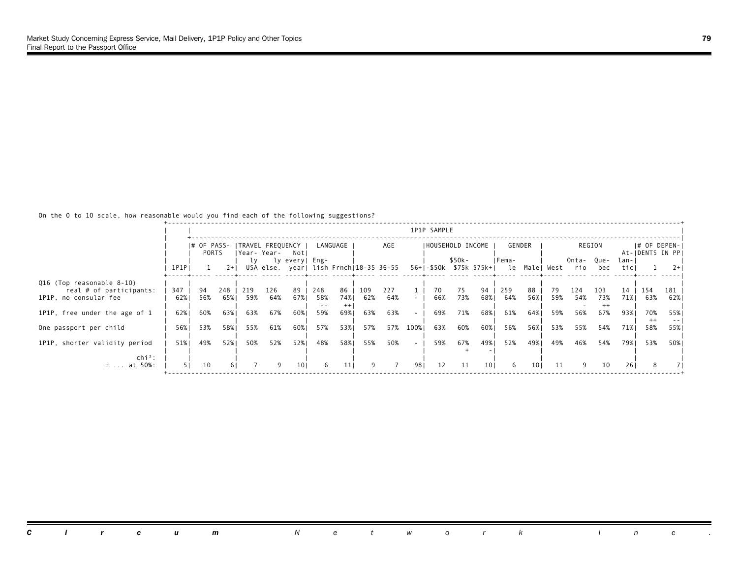On the 0 to 10 scale, how reasonable would you find each of the following suggestions?

| | 1P1P | # OF PASSPORTS | | TRAVEL FREQUENCY | | | LANGUAGE | | AGE | | | HOUSEHOLD INCOME | | | GENDER | | REGION | | | | # OF DEPENDENTS IN PP | |
|---|---|---|---|---|---|---|---|---|---|---|---|---|---|---|---|---|---|---|---|---|---|---|
| | | 1 | 2+ | Yearly USA | Yearly else. | Not every year | English | Frnch | 18-35 | 36-55 | 56+ | -$50k | $50k-$75k | $75k+ | Female | Male | West | Ontario | Quebec | Atlantic | 1 | 2+ |
| Q16 (Top reasonable 8-10) | | | | | | | | | | | | | | | | | | | | | | |
| real # of participants: | 347 | 94 | 248 | 219 | 126 | 89 | 248 | 86 | 109 | 227 | 1 | 70 | 75 | 94 | 259 | 88 | 79 | 124 | 103 | 14 | 154 | 181 |
| 1P1P, no consular fee | 62% | 56% | 65% | 59% | 64% | 67% | 58% -- | 74% ++ | 62% | 64% | - | 66% | 73% | 68% | 64% | 56% | 59% | 54% - | 73% ++ | 71% | 63% | 62% |
| 1P1P, free under the age of 1 | 62% | 60% | 63% | 63% | 67% | 60% | 59% | 69% | 63% | 63% | - | 69% | 71% | 68% | 61% | 64% | 59% | 56% | 67% | 93% | 70% ++ | 55% -- |
| One passport per child | 56% | 53% | 58% | 55% | 61% | 60% | 57% | 53% | 57% | 57% | 100% | 63% | 60% | 60% | 56% | 56% | 53% | 55% | 54% | 71% | 58% | 55% |
| 1P1P, shorter validity period | 51% | 49% | 52% | 50% | 52% | 52% | 48% | 58% | 55% | 50% | - | 59% | 67% + | 49% - | 52% | 49% | 49% | 46% | 54% | 79% | 53% | 50% |
| chi²: | | | | | | | | | | | | | | | | | | | | | | |
| ± ... at 50%: | 5 | 10 | 6 | 7 | 9 | 10 | 6 | 11 | 9 | 7 | 98 | 12 | 11 | 10 | 6 | 10 | 11 | 9 | 10 | 26 | 8 | 7 |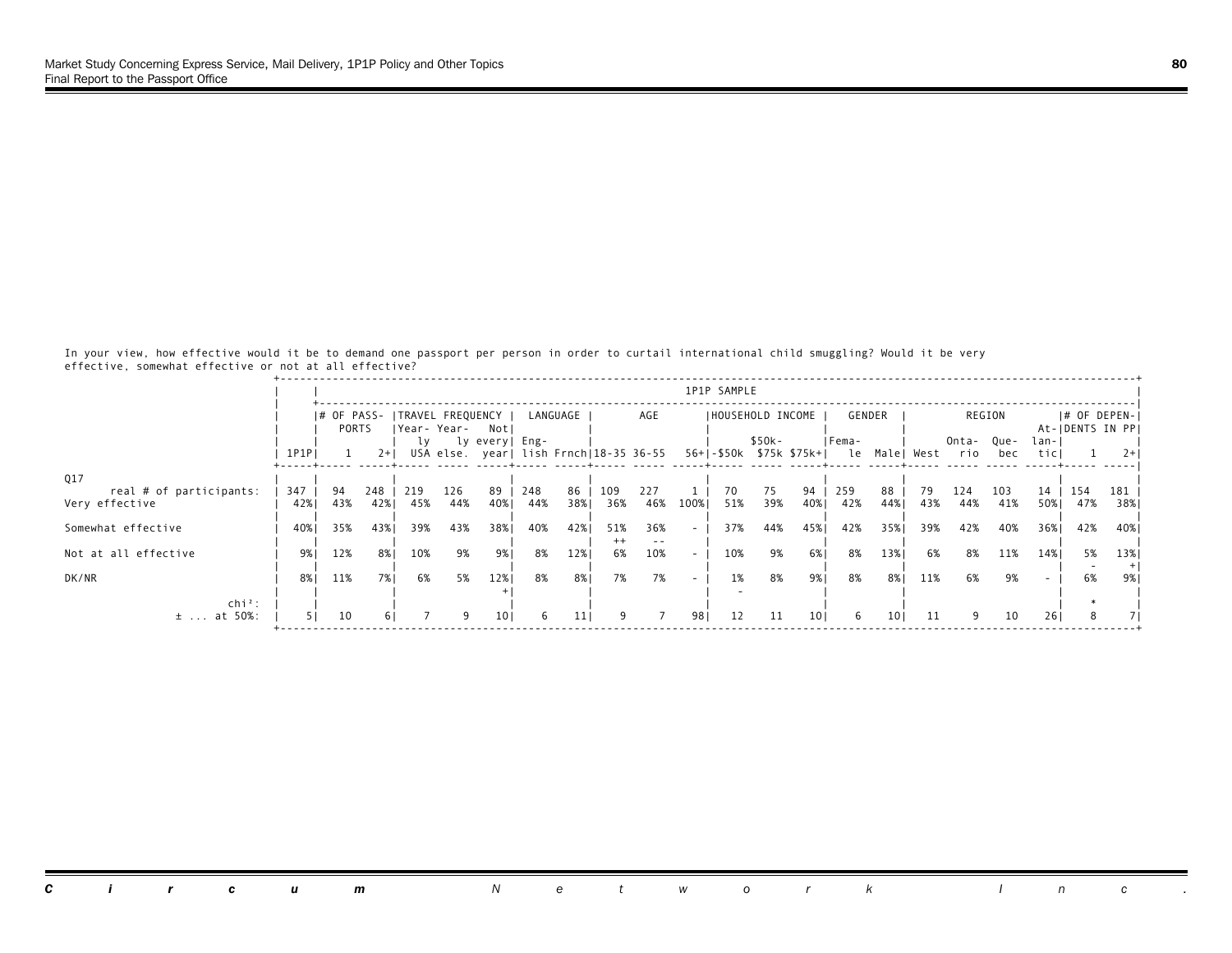In your view, how effective would it be to demand one passport per person in order to curtail international child smuggling? Would it be very effective, somewhat effective or not at all effective?

| | 1P1P SAMPLE | | | | | | | | | | | | | | | | | | | | | |
|---|---|---|---|---|---|---|---|---|---|---|---|---|---|---|---|---|---|---|---|---|---|---|
| | | # OF PASSPORTS | | TRAVEL FREQUENCY | | | LANGUAGE | | AGE | | | HOUSEHOLD INCOME | | | GENDER | | REGION | | | | # OF DEPENDENTS IN PP | |
| | 1P1P | 1 | 2+ | Yearly USA | Yearly else. | Not every year | English | Frnch | 18-35 | 36-55 | 56+ | -$50k | $50k-$75k | $75k+ | Female | Male | West | Ontario | Quebec | Atlantic | 1 | 2+ |
| Q17 | | | | | | | | | | | | | | | | | | | | | | |
| real # of participants: | 347 | 94 | 248 | 219 | 126 | 89 | 248 | 86 | 109 | 227 | 1 | 70 | 75 | 94 | 259 | 88 | 79 | 124 | 103 | 14 | 154 | 181 |
| Very effective | 42% | 43% | 42% | 45% | 44% | 40% | 44% | 38% | 36% | 46% | 100% | 51% | 39% | 40% | 42% | 44% | 43% | 44% | 41% | 50% | 47% | 38% |
| Somewhat effective | 40% | 35% | 43% | 39% | 43% | 38% | 40% | 42% | 51% ++ | 36% -- | - | 37% | 44% | 45% | 42% | 35% | 39% | 42% | 40% | 36% | 42% | 40% |
| Not at all effective | 9% | 12% | 8% | 10% | 9% | 9% | 8% | 12% | 6% | 10% | - | 10% | 9% | 6% | 8% | 13% | 6% | 8% | 11% | 14% | 5% - | 13% + |
| DK/NR | 8% | 11% | 7% | 6% | 5% | 12% + | 8% | 8% | 7% | 7% | - | 1% - | 8% | 9% | 8% | 8% | 11% | 6% | 9% | - | 6% | 9% |
| chi²: | | | | | | | | | | | | | | | | | | | | | * | |
| ± ... at 50%: | 5 | 10 | 6 | 7 | 9 | 10 | 6 | 11 | 9 | 7 | 98 | 12 | 11 | 10 | 6 | 10 | 11 | 9 | 10 | 26 | 8 | 7 |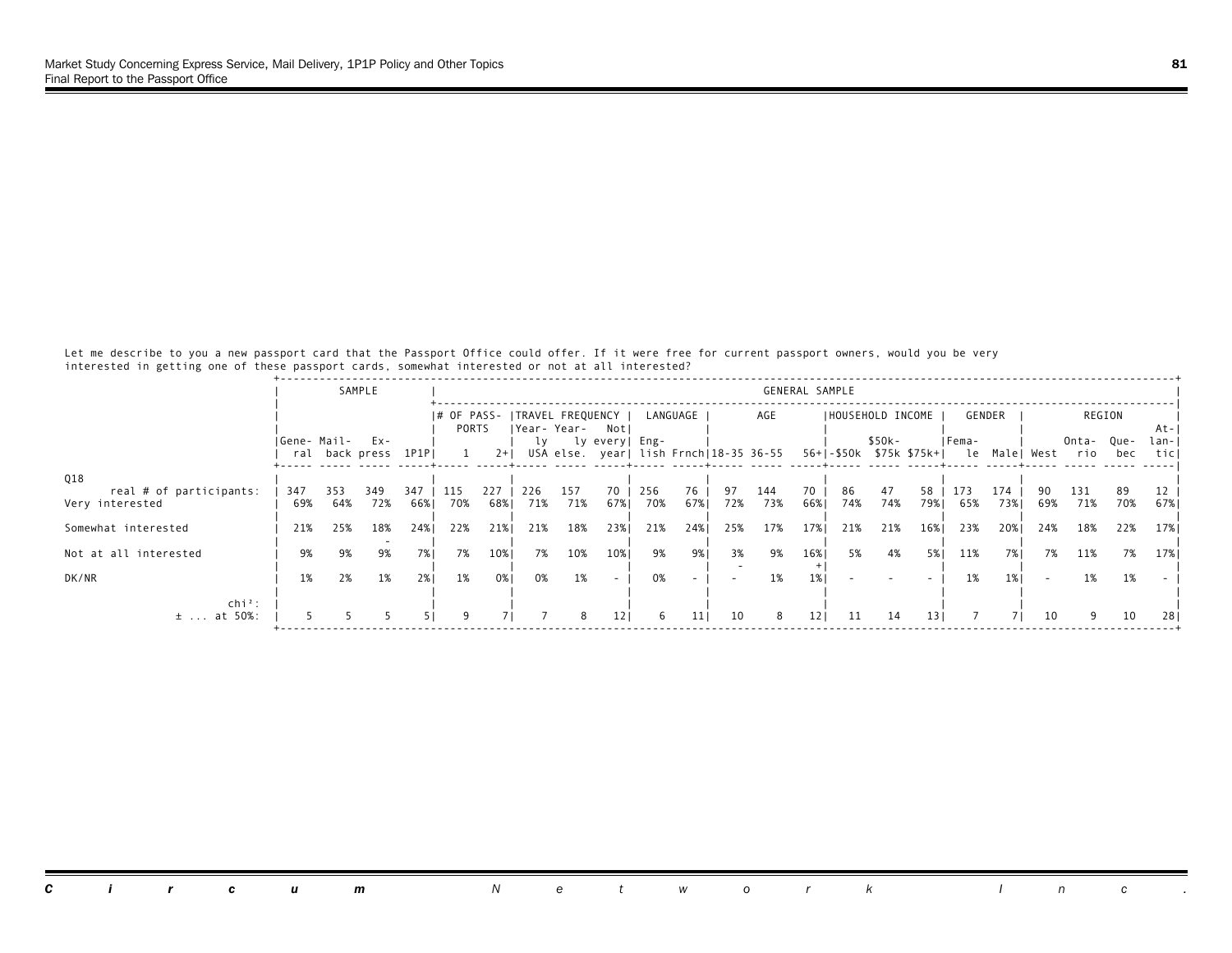Let me describe to you a new passport card that the Passport Office could offer. If it were free for current passport owners, would you be very interested in getting one of these passport cards, somewhat interested or not at all interested?

| | SAMPLE | | | | GENERAL SAMPLE | | | | | | | | | | | | | | | | | | | |
|---|---|---|---|---|---|---|---|---|---|---|---|---|---|---|---|---|---|---|---|---|---|---|---|---|
| | | | | | # OF PASSPORTS | | TRAVEL FREQUENCY | | | LANGUAGE | | AGE | | | HOUSEHOLD INCOME | | | GENDER | | REGION | | | | |
| | General | Mail-back | Express | 1P1P | 1 | 2+ | Yearly USA | Yearly else. | Not every year | English | Frnch | 18-35 | 36-55 | 56+ | -$50k | $50k-$75k | $75k+ | Female | Male | West | Ontario | Quebec | Atlantic |
| Q18 | | | | | | | | | | | | | | | | | | | | | | | |
| real # of participants: | 347 | 353 | 349 | 347 | 115 | 227 | 226 | 157 | 70 | 256 | 76 | 97 | 144 | 70 | 86 | 47 | 58 | 173 | 174 | 90 | 131 | 89 | 12 |
| Very interested | 69% | 64% | 72% | 66% | 70% | 68% | 71% | 71% | 67% | 70% | 67% | 72% | 73% | 66% | 74% | 74% | 79% | 65% | 73% | 69% | 71% | 70% | 67% |
| Somewhat interested | 21% | 25% | 18% | 24% | 22% | 21% | 21% | 18% | 23% | 21% | 24% | 25% | 17% | 17% | 21% | 21% | 16% | 23% | 20% | 24% | 18% | 22% | 17% |
| Not at all interested | 9% | 9% | 9% - | 7% | 7% | 10% | 7% | 10% | 10% | 9% | 9% | 3% - | 9% | 16% + | 5% | 4% | 5% | 11% | 7% | 7% | 11% | 7% | 17% |
| DK/NR | 1% | 2% | 1% | 2% | 1% | 0% | 0% | 1% | - | 0% | - | - | 1% | 1% | - | - | - | 1% | 1% | - | 1% | 1% | - |
| chi²: | | | | | | | | | | | | | | | | | | | | | | | |
| ± ... at 50%: | 5 | 5 | 5 | 5 | 9 | 7 | 7 | 8 | 12 | 6 | 11 | 10 | 8 | 12 | 11 | 14 | 13 | 7 | 7 | 10 | 9 | 10 | 28 |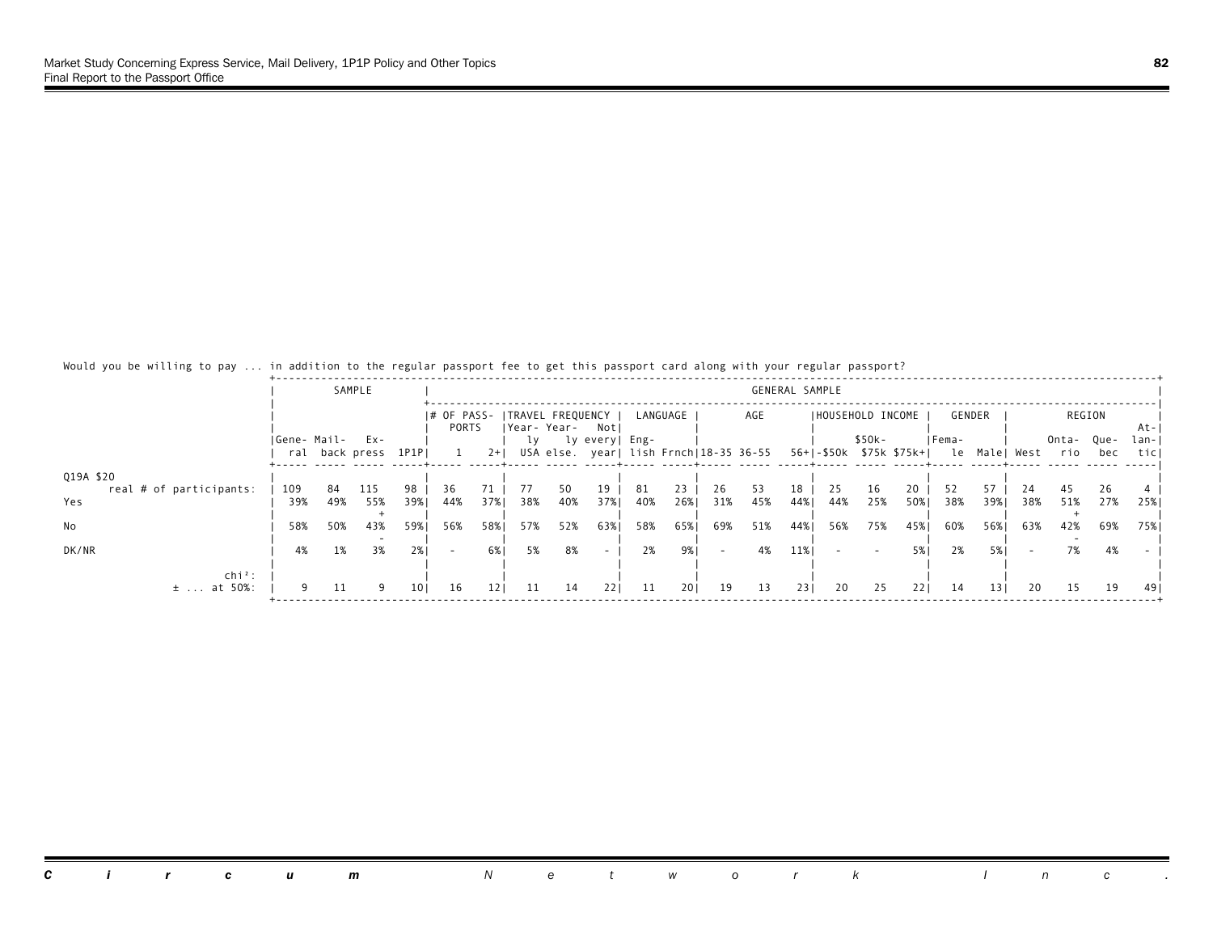Would you be willing to pay ... in addition to the regular passport fee to get this passport card along with your regular passport?

| | SAMPLE | | | | GENERAL SAMPLE | | | | | | | | | | | | | | | | | | | |
|---|---|---|---|---|---|---|---|---|---|---|---|---|---|---|---|---|---|---|---|---|---|---|---|---|
| | | | | | # OF PASSPORTS | | TRAVEL FREQUENCY | | | LANGUAGE | | AGE | | | HOUSEHOLD INCOME | | | GENDER | | REGION | | | | |
| | General | Mail-back | Express | 1P1P | 1 | 2+ | Yearly USA | Yearly else. | Not every year | English | Frnch | 18-35 | 36-55 | 56+ | -$50k | $50k-$75k | $75k+ | Female | Male | West | Ontario | Quebec | Atlantic |
| Q19A $20 | | | | | | | | | | | | | | | | | | | | | | | |
| real # of participants: | 109 | 84 | 115 | 98 | 36 | 71 | 77 | 50 | 19 | 81 | 23 | 26 | 53 | 18 | 25 | 16 | 20 | 52 | 57 | 24 | 45 | 26 | 4 |
| Yes | 39% | 49% | 55% + | 39% | 44% | 37% | 38% | 40% | 37% | 40% | 26% | 31% | 45% | 44% | 44% | 25% | 50% | 38% | 39% | 38% | 51% + | 27% | 25% |
| No | 58% | 50% | 43% - | 59% | 56% | 58% | 57% | 52% | 63% | 58% | 65% | 69% | 51% | 44% | 56% | 75% | 45% | 60% | 56% | 63% | 42% - | 69% | 75% |
| DK/NR | 4% | 1% | 3% | 2% | - | 6% | 5% | 8% | - | 2% | 9% | - | 4% | 11% | - | - | 5% | 2% | 5% | - | 7% | 4% | - |
| chi²: | | | | | | | | | | | | | | | | | | | | | | | |
| ± ... at 50%: | 9 | 11 | 9 | 10 | 16 | 12 | 11 | 14 | 22 | 11 | 20 | 19 | 13 | 23 | 20 | 25 | 22 | 14 | 13 | 20 | 15 | 19 | 49 |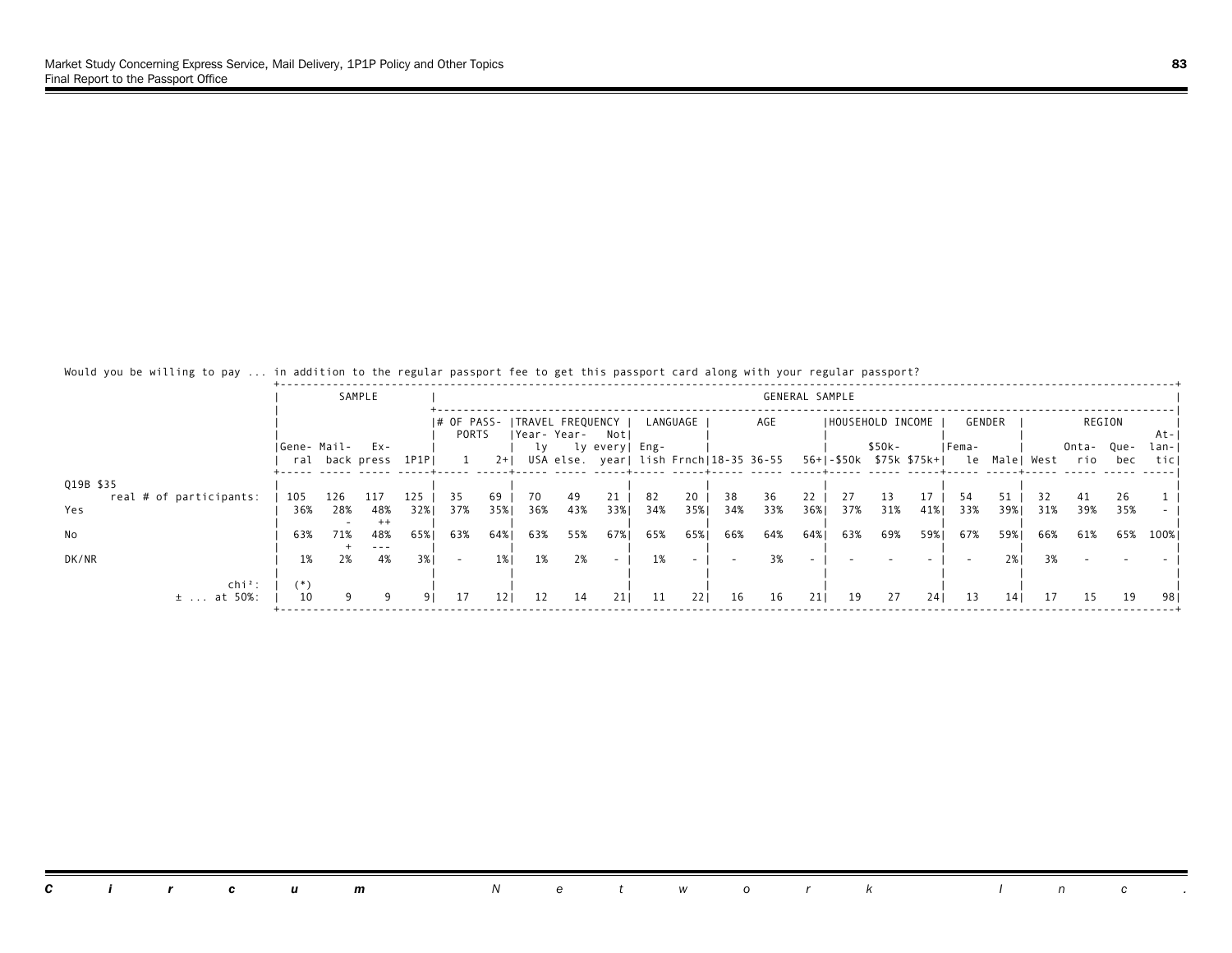Would you be willing to pay ... in addition to the regular passport fee to get this passport card along with your regular passport?

| | SAMPLE | | | | GENERAL SAMPLE | | | | | | | | | | | | | | | | | | | |
|---|---|---|---|---|---|---|---|---|---|---|---|---|---|---|---|---|---|---|---|---|---|---|---|---|
| | | | | | # OF PASSPORTS | | TRAVEL FREQUENCY | | | LANGUAGE | | AGE | | | HOUSEHOLD INCOME | | | GENDER | | REGION | | | | |
| | General | Mail-back | Express | 1P1P | 1 | 2+ | Yearly USA | Yearly else. | Not every year | English | Frnch | 18-35 | 36-55 | 56+ | -$50k | $50k-$75k | $75k+ | Female | Male | West | Ontario | Quebec | Atlantic |
| **Q19B $35** | | | | | | | | | | | | | | | | | | | | | | | |
| real # of participants: | 105 | 126 | 117 | 125 | 35 | 69 | 70 | 49 | 21 | 82 | 20 | 38 | 36 | 22 | 27 | 13 | 17 | 54 | 51 | 32 | 41 | 26 | 1 |
| Yes | 36% | 28% | 48% | 32% | 37% | 35% | 36% | 43% | 33% | 34% | 35% | 34% | 33% | 36% | 37% | 31% | 41% | 33% | 39% | 31% | 39% | 35% | - |
| | | - | ++ | | | | | | | | | | | | | | | | | | | | |
| No | 63% | 71% | 48% | 65% | 63% | 64% | 63% | 55% | 67% | 65% | 65% | 66% | 64% | 64% | 63% | 69% | 59% | 67% | 59% | 66% | 61% | 65% | 100% |
| | | + | --- | | | | | | | | | | | | | | | | | | | | |
| DK/NR | 1% | 2% | 4% | 3% | - | 1% | 1% | 2% | - | 1% | - | - | 3% | - | - | - | - | - | 2% | 3% | - | - | - |
| chi²: | (*) | | | | | | | | | | | | | | | | | | | | | | |
| ± ... at 50%: | 10 | 9 | 9 | 9 | 17 | 12 | 12 | 14 | 21 | 11 | 22 | 16 | 16 | 21 | 19 | 27 | 24 | 13 | 14 | 17 | 15 | 19 | 98 |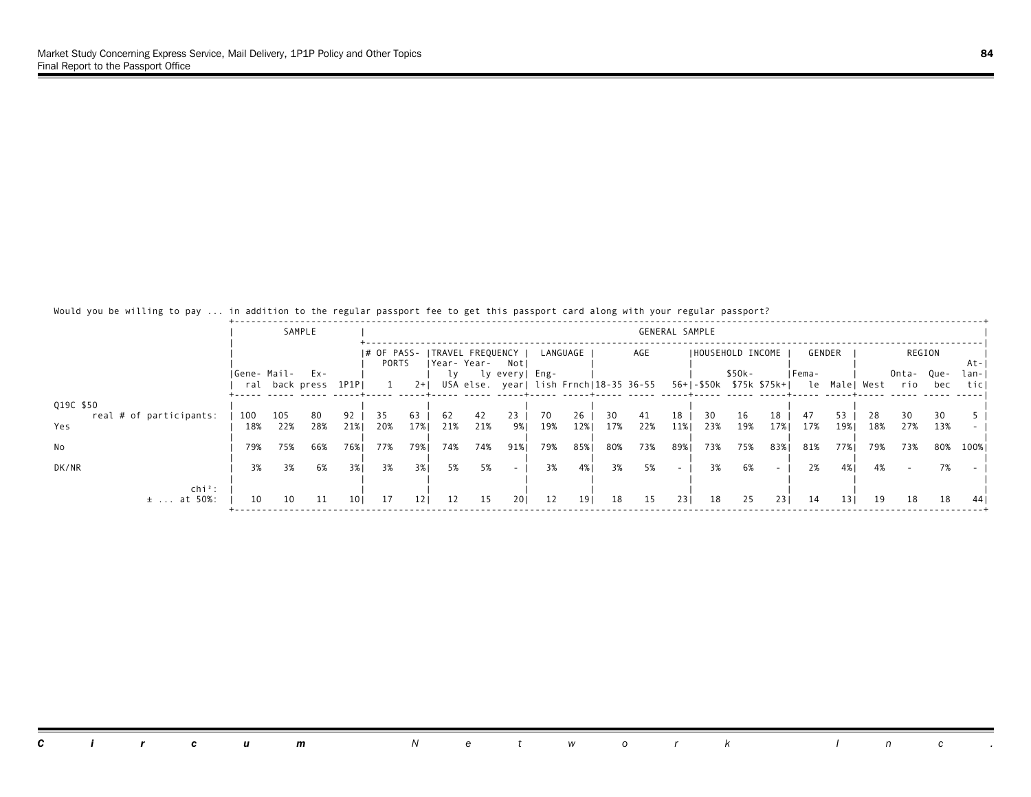Would you be willing to pay ... in addition to the regular passport fee to get this passport card along with your regular passport?

| | SAMPLE | | | | GENERAL SAMPLE | | | | | | | | | | | | | | | | | | | |
|---|---|---|---|---|---|---|---|---|---|---|---|---|---|---|---|---|---|---|---|---|---|---|---|---|
| | | | | | # OF PASSPORTS | | TRAVEL FREQUENCY | | | LANGUAGE | | AGE | | | HOUSEHOLD INCOME | | | GENDER | | REGION | | | | |
| | General | Mailback | Express | 1P1P | 1 | 2+ | Yearly USA | Yearly else. | Not every year | English | Frnch | 18-35 | 36-55 | 56+ | -$50k | $50k-$75k | $75k+ | Female | Male | West | Ontario | Quebec | Atlantic |
| Q19C $50 | | | | | | | | | | | | | | | | | | | | | | | |
| real # of participants: | 100 | 105 | 80 | 92 | 35 | 63 | 62 | 42 | 23 | 70 | 26 | 30 | 41 | 18 | 30 | 16 | 18 | 47 | 53 | 28 | 30 | 30 | 5 |
| Yes | 18% | 22% | 28% | 21% | 20% | 17% | 21% | 21% | 9% | 19% | 12% | 17% | 22% | 11% | 23% | 19% | 17% | 17% | 19% | 18% | 27% | 13% | - |
| No | 79% | 75% | 66% | 76% | 77% | 79% | 74% | 74% | 91% | 79% | 85% | 80% | 73% | 89% | 73% | 75% | 83% | 81% | 77% | 79% | 73% | 80% | 100% |
| DK/NR | 3% | 3% | 6% | 3% | 3% | 3% | 5% | 5% | - | 3% | 4% | 3% | 5% | - | 3% | 6% | - | 2% | 4% | 4% | - | 7% | - |
| chi²: | | | | | | | | | | | | | | | | | | | | | | | |
| ± ... at 50%: | 10 | 10 | 11 | 10 | 17 | 12 | 12 | 15 | 20 | 12 | 19 | 18 | 15 | 23 | 18 | 25 | 23 | 14 | 13 | 19 | 18 | 18 | 44 |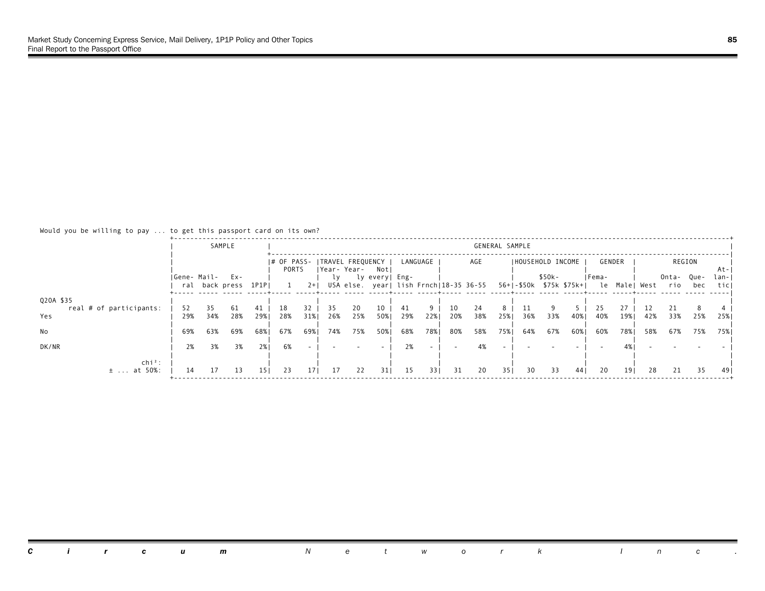Would you be willing to pay ... to get this passport card on its own?

| | SAMPLE | | | | GENERAL SAMPLE | | | | | | | | | | | | | | | | | | | |
|---|---|---|---|---|---|---|---|---|---|---|---|---|---|---|---|---|---|---|---|---|---|---|---|---|
| | | | | | # OF PASSPORTS | | TRAVEL FREQUENCY | | | LANGUAGE | | AGE | | | HOUSEHOLD INCOME | | | GENDER | | REGION | | | | |
| | General | Mail-back | Express | 1P1P | 1 | 2+ | Yearly USA | Yearly else. | Not every year | English | Frnch | 18-35 | 36-55 | 56+ | -$50k | $50k-$75k | $75k+ | Female | Male | West | Ontario | Quebec | Atlantic |
| Q20A $35 | | | | | | | | | | | | | | | | | | | | | | | |
| real # of participants: | 52 | 35 | 61 | 41 | 18 | 32 | 35 | 20 | 10 | 41 | 9 | 10 | 24 | 8 | 11 | 9 | 5 | 25 | 27 | 12 | 21 | 8 | 4 |
| Yes | 29% | 34% | 28% | 29% | 28% | 31% | 26% | 25% | 50% | 29% | 22% | 20% | 38% | 25% | 36% | 33% | 40% | 40% | 19% | 42% | 33% | 25% | 25% |
| No | 69% | 63% | 69% | 68% | 67% | 69% | 74% | 75% | 50% | 68% | 78% | 80% | 58% | 75% | 64% | 67% | 60% | 60% | 78% | 58% | 67% | 75% | 75% |
| DK/NR | 2% | 3% | 3% | 2% | 6% | - | - | - | - | 2% | - | - | 4% | - | - | - | - | - | 4% | - | - | - | - |
| chi²: | | | | | | | | | | | | | | | | | | | | | | | |
| ± ... at 50%: | 14 | 17 | 13 | 15 | 23 | 17 | 17 | 22 | 31 | 15 | 33 | 31 | 20 | 35 | 30 | 33 | 44 | 20 | 19 | 28 | 21 | 35 | 49 |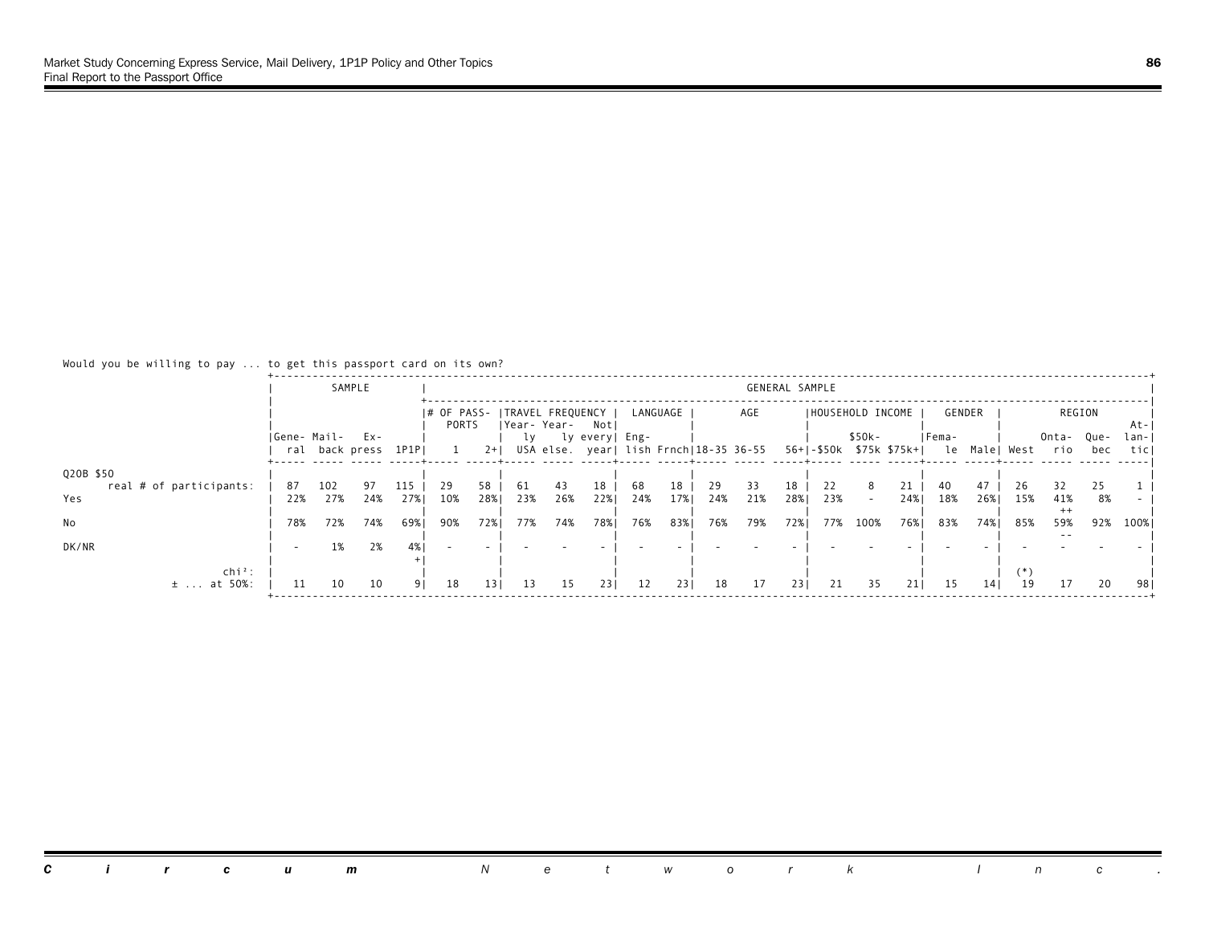Would you be willing to pay ... to get this passport card on its own?

| | SAMPLE | | | | GENERAL SAMPLE | | | | | | | | | | | | | | | | | | |
|---|---|---|---|---|---|---|---|---|---|---|---|---|---|---|---|---|---|---|---|---|---|---|---|
| | | | | | # OF PASSPORTS | | TRAVEL FREQUENCY | | | LANGUAGE | | AGE | | | HOUSEHOLD INCOME | | | GENDER | | REGION | | | |
| | General | Mailback | Express | 1P1P | 1 | 2+ | Yearly USA | Yearly else. | Not every year | English | Frnch | 18-35 | 36-55 | 56+ | -$50k | $50k-$75k | $75k+ | Female | Male | West | Ontario | Quebec | Atlantic |
| Q20B $50 | | | | | | | | | | | | | | | | | | | | | | | |
| real # of participants: | 87 | 102 | 97 | 115 | 29 | 58 | 61 | 43 | 18 | 68 | 18 | 29 | 33 | 18 | 22 | 8 | 21 | 40 | 47 | 26 | 32 | 25 | 1 |
| Yes | 22% | 27% | 24% | 27% | 10% | 28% | 23% | 26% | 22% | 24% | 17% | 24% | 21% | 28% | 23% | - | 24% | 18% | 26% | 15% | 41% ++ | 8% | - |
| No | 78% | 72% | 74% | 69% | 90% | 72% | 77% | 74% | 78% | 76% | 83% | 76% | 79% | 72% | 77% | 100% | 76% | 83% | 74% | 85% | 59% -- | 92% | 100% |
| DK/NR | - | 1% | 2% | 4% + | - | - | - | - | - | - | - | - | - | - | - | - | - | - | - | - | - | - | - |
| chi²: | | | | | | | | | | | | | | | | | | | | (*) | | | |
| ± ... at 50%: | 11 | 10 | 10 | 9 | 18 | 13 | 13 | 15 | 23 | 12 | 23 | 18 | 17 | 23 | 21 | 35 | 21 | 15 | 14 | 19 | 17 | 20 | 98 |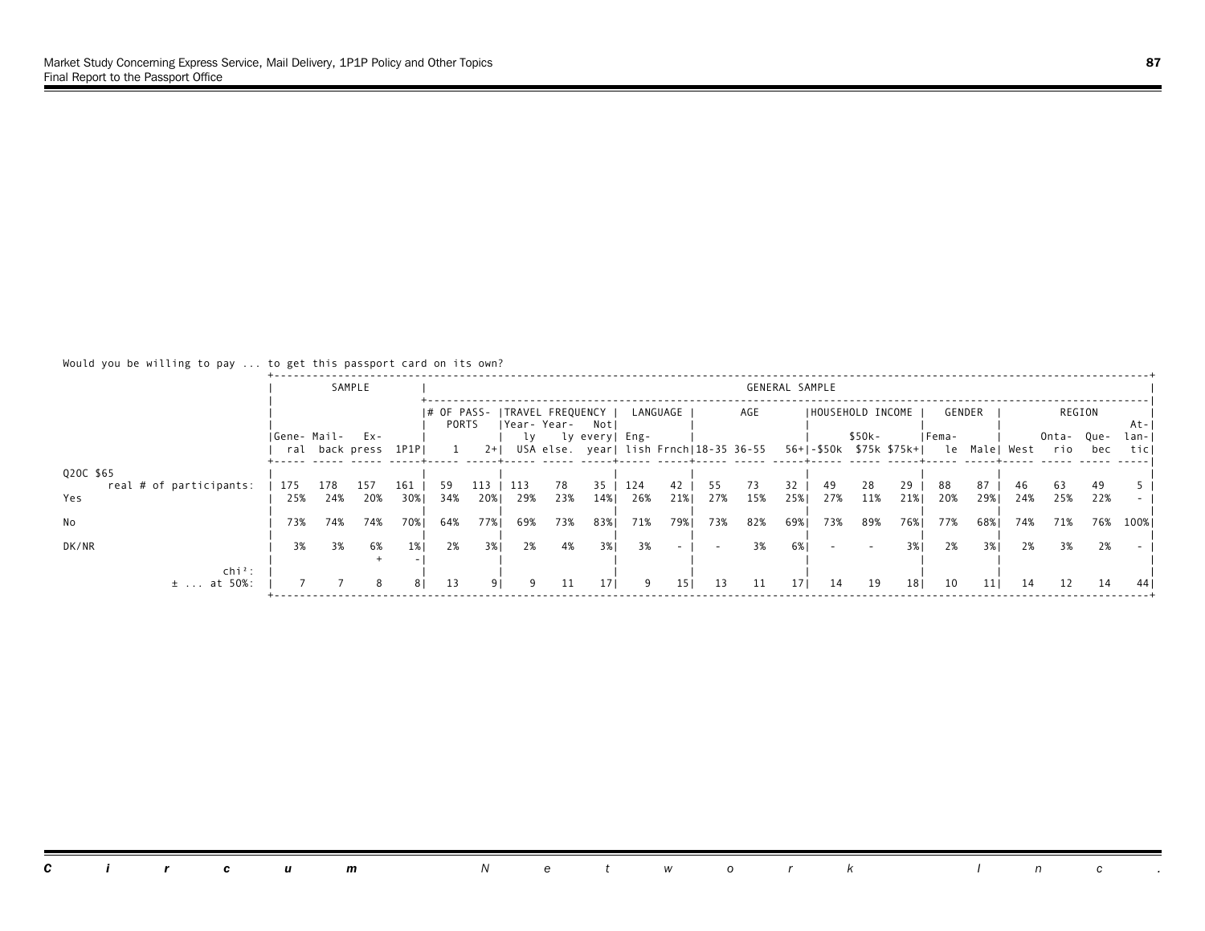Would you be willing to pay ... to get this passport card on its own?

| | SAMPLE | | | | GENERAL SAMPLE | | | | | | | | | | | | | | | | | | | | |
|---|---|---|---|---|---|---|---|---|---|---|---|---|---|---|---|---|---|---|---|---|---|---|---|---|---|
| | | | | | # OF PASSPORTS | | TRAVEL FREQUENCY | | | LANGUAGE | | AGE | | | HOUSEHOLD INCOME | | | GENDER | | REGION | | | |
| | General | Mailback | Express | 1P1P | 1 | 2+ | Yearly USA | Yearly else. | Not every year | English | Frnch | 18-35 | 36-55 | 56+ | -$50k | $50k-$75k | $75k+ | Female | Male | West | Ontario | Quebec | Atlantic |
| Q20C $65 | | | | | | | | | | | | | | | | | | | | | | | |
| real # of participants: | 175 | 178 | 157 | 161 | 59 | 113 | 113 | 78 | 35 | 124 | 42 | 55 | 73 | 32 | 49 | 28 | 29 | 88 | 87 | 46 | 63 | 49 | 5 |
| Yes | 25% | 24% | 20% | 30% | 34% | 20% | 29% | 23% | 14% | 26% | 21% | 27% | 15% | 25% | 27% | 11% | 21% | 20% | 29% | 24% | 25% | 22% | - |
| No | 73% | 74% | 74% | 70% | 64% | 77% | 69% | 73% | 83% | 71% | 79% | 73% | 82% | 69% | 73% | 89% | 76% | 77% | 68% | 74% | 71% | 76% | 100% |
| DK/NR | 3% | 3% | 6% | 1% | 2% | 3% | 2% | 4% | 3% | 3% | - | - | 3% | 6% | - | - | 3% | 2% | 3% | 2% | 3% | 2% | - |
| | | | + | - | | | | | | | | | | | | | | | | | | | |
| chi²: | | | | | | | | | | | | | | | | | | | | | | | |
| ± ... at 50%: | 7 | 7 | 8 | 8 | 13 | 9 | 9 | 11 | 17 | 9 | 15 | 13 | 11 | 17 | 14 | 19 | 18 | 10 | 11 | 14 | 12 | 14 | 44 |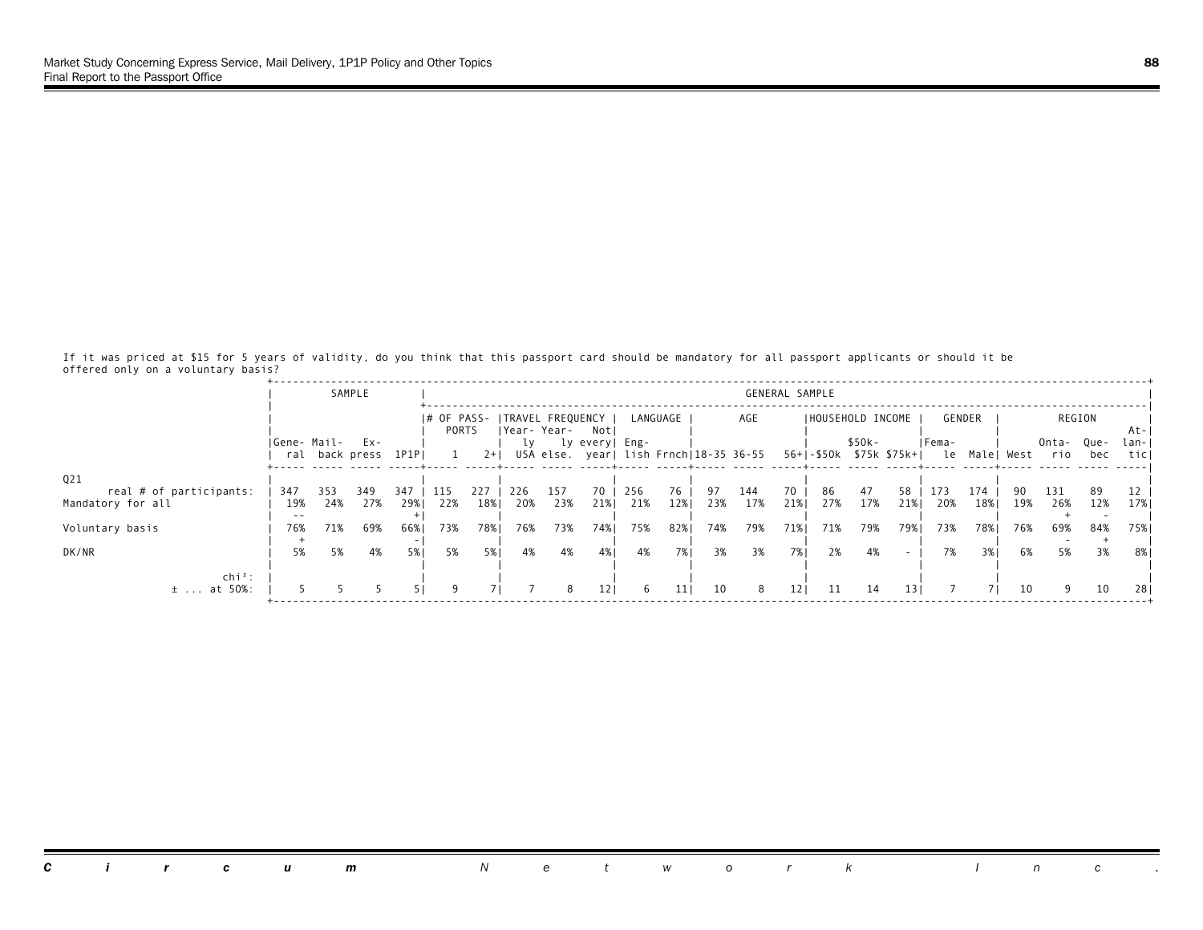If it was priced at $15 for 5 years of validity, do you think that this passport card should be mandatory for all passport applicants or should it be offered only on a voluntary basis?

| | SAMPLE | | | | GENERAL SAMPLE | | | | | | | | | | | | | | | | | | | |
|---|---|---|---|---|---|---|---|---|---|---|---|---|---|---|---|---|---|---|---|---|---|---|---|---|
| | | | | | # OF PASSPORTS | | TRAVEL FREQUENCY | | | LANGUAGE | | AGE | | | HOUSEHOLD INCOME | | | GENDER | | REGION | | | | |
| | General | Mail-back | Express | 1P1P | 1 | 2+ | Yearly USA | Yearly else. | Not every year | English | Frnch | 18-35 | 36-55 | 56+ | -$50k | $50k-$75k | $75k+ | Female | Male | West | Ontario | Quebec | Atlantic |
| Q21 | | | | | | | | | | | | | | | | | | | | | | | |
| real # of participants: | 347 | 353 | 349 | 347 | 115 | 227 | 226 | 157 | 70 | 256 | 76 | 97 | 144 | 70 | 86 | 47 | 58 | 173 | 174 | 90 | 131 | 89 | 12 |
| Mandatory for all | 19% | 24% | 27% | 29% | 22% | 18% | 20% | 23% | 21% | 21% | 12% | 23% | 17% | 21% | 27% | 17% | 21% | 20% | 18% | 19% | 26% | 12% | 17% |
| | -- | | | + | | | | | | | | | | | | | | | | | + | - | |
| Voluntary basis | 76% | 71% | 69% | 66% | 73% | 78% | 76% | 73% | 74% | 75% | 82% | 74% | 79% | 71% | 71% | 79% | 79% | 73% | 78% | 76% | 69% | 84% | 75% |
| | + | | | - | | | | | | | | | | | | | | | | | - | + | |
| DK/NR | 5% | 5% | 4% | 5% | 5% | 5% | 4% | 4% | 4% | 4% | 7% | 3% | 3% | 7% | 2% | 4% | - | 7% | 3% | 6% | 5% | 3% | 8% |
| chi²: | | | | | | | | | | | | | | | | | | | | | | | |
| ± ... at 50%: | 5 | 5 | 5 | 5 | 9 | 7 | 7 | 8 | 12 | 6 | 11 | 10 | 8 | 12 | 11 | 14 | 13 | 7 | 7 | 10 | 9 | 10 | 28 |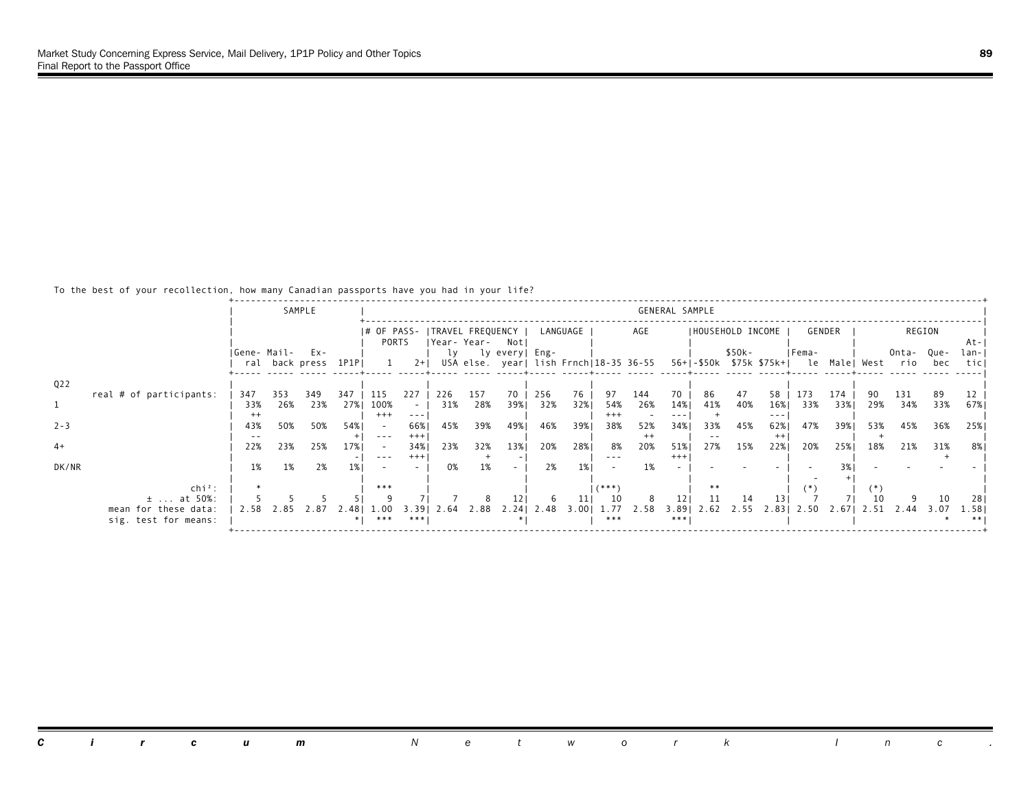To the best of your recollection, how many Canadian passports have you had in your life?

| | SAMPLE | | | | GENERAL SAMPLE | | | | | | | | | | | | | | | | | | | | |
|---|---|---|---|---|---|---|---|---|---|---|---|---|---|---|---|---|---|---|---|---|---|---|---|---|---|
| | | | | | # OF PASSPORTS | | TRAVEL FREQUENCY | | | LANGUAGE | | AGE | | | HOUSEHOLD INCOME | | | GENDER | | REGION | | | |
| | General | Mail-back | Express | 1P1P | 1 | 2+ | Yearly USA | Yearly else. | Not every year | English | Frnch | 18-35 | 36-55 | 56+ | -$50k | $50k-$75k | $75k+ | Female | Male | West | Ontario | Quebec | Atlantic |
| Q22 | | | | | | | | | | | | | | | | | | | | | | | |
| real # of participants: | 347 | 353 | 349 | 347 | 115 | 227 | 226 | 157 | 70 | 256 | 76 | 97 | 144 | 70 | 86 | 47 | 58 | 173 | 174 | 90 | 131 | 89 | 12 |
| 1 | 33% | 26% | 23% | 27% | 100% | - | 31% | 28% | 39% | 32% | 32% | 54% | 26% | 14% | 41% | 40% | 16% | 33% | 33% | 29% | 34% | 33% | 67% |
| | ++ | | | | +++ | --- | | | | | | +++ | - | --- | + | | --- | | | | | | |
| 2-3 | 43% | 50% | 50% | 54% | - | 66% | 45% | 39% | 49% | 46% | 39% | 38% | 52% | 34% | 33% | 45% | 62% | 47% | 39% | 53% | 45% | 36% | 25% |
| | -- | | | + | --- | +++ | | | | | | | ++ | | -- | | ++ | | | + | | | |
| 4+ | 22% | 23% | 25% | 17% | - | 34% | 23% | 32% | 13% | 20% | 28% | 8% | 20% | 51% | 27% | 15% | 22% | 20% | 25% | 18% | 21% | 31% | 8% |
| | | | | - | --- | +++ | | + | - | | | --- | | +++ | | | | | | | | + | |
| DK/NR | 1% | 1% | 2% | 1% | - | - | 0% | 1% | - | 2% | 1% | - | 1% | - | - | - | - | - | 3% | - | - | - | - |
| | | | | | | | | | | | | | | | | | | - | + | | | | |
| chi²: | * | | | | *** | | | | | | | (***) | | | ** | | | (*) | | (*) | | | |
| ± ... at 50%: | 5 | 5 | 5 | 5 | 9 | 7 | 7 | 8 | 12 | 6 | 11 | 10 | 8 | 12 | 11 | 14 | 13 | 7 | 7 | 10 | 9 | 10 | 28 |
| mean for these data: | 2.58 | 2.85 | 2.87 | 2.48 | 1.00 | 3.39 | 2.64 | 2.88 | 2.24 | 2.48 | 3.00 | 1.77 | 2.58 | 3.89 | 2.62 | 2.55 | 2.83 | 2.50 | 2.67 | 2.51 | 2.44 | 3.07 | 1.58 |
| sig. test for means: | | | | * | *** | *** | | | * | | | *** | | *** | | | | | | | | * | ** |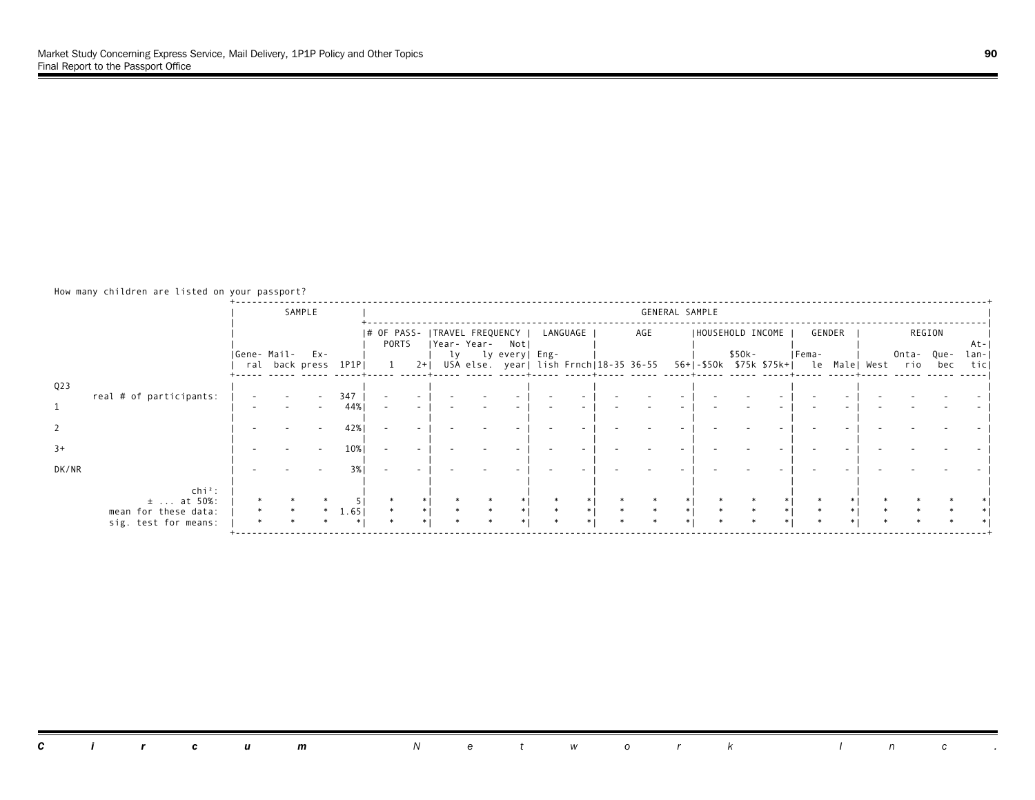How many children are listed on your passport?

| | SAMPLE | | | | GENERAL SAMPLE | | | | | | | | | | | | | | | | | | | |
|---|---|---|---|---|---|---|---|---|---|---|---|---|---|---|---|---|---|---|---|---|---|---|---|---|
| | | | | | # OF PASSPORTS | | TRAVEL FREQUENCY | | | LANGUAGE | | AGE | | | HOUSEHOLD INCOME | | | GENDER | | REGION | | | | |
| | Gene-ral | Mail-back | Ex-press | 1P1P | 1 | 2+ | Year-ly USA | Year-ly else. | Not every year | Eng-lish | Frnch | 18-35 | 36-55 | 56+ | -$50k | $50k-$75k | $75k+ | Fema-le | Male | West | Onta-rio | Que-bec | At-lan-tic |
| **Q23** | | | | | | | | | | | | | | | | | | | | | | | | |
| real # of participants: | - | - | - | 347 | - | - | - | - | - | - | - | - | - | - | - | - | - | - | - | - | - | - | - | - |
| 1 | - | - | - | 44% | - | - | - | - | - | - | - | - | - | - | - | - | - | - | - | - | - | - | - | - |
| 2 | - | - | - | 42% | - | - | - | - | - | - | - | - | - | - | - | - | - | - | - | - | - | - | - | - |
| 3+ | - | - | - | 10% | - | - | - | - | - | - | - | - | - | - | - | - | - | - | - | - | - | - | - | - |
| DK/NR | - | - | - | 3% | - | - | - | - | - | - | - | - | - | - | - | - | - | - | - | - | - | - | - | - |
| chi²: | | | | | | | | | | | | | | | | | | | | | | | | |
| ± ... at 50%: | * | * | * | 5 | * | * | * | * | * | * | * | * | * | * | * | * | * | * | * | * | * | * | * | * |
| mean for these data: | * | * | * | 1.65 | * | * | * | * | * | * | * | * | * | * | * | * | * | * | * | * | * | * | * | * |
| sig. test for means: | * | * | * | * | * | * | * | * | * | * | * | * | * | * | * | * | * | * | * | * | * | * | * | * |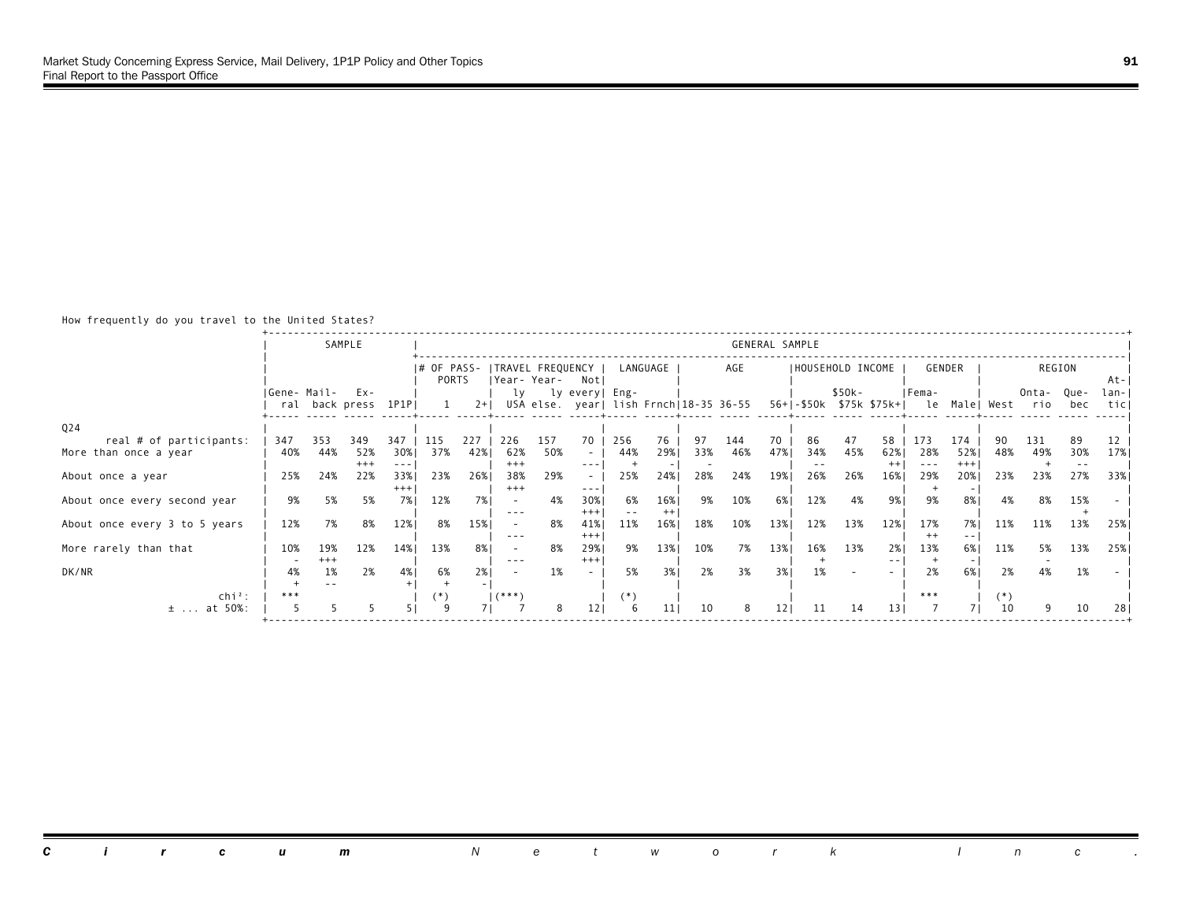How frequently do you travel to the United States?

| Q24 | SAMPLE | | | | GENERAL SAMPLE | | | | | | | | | | | | | | | | | | | | |
|---|---|---|---|---|---|---|---|---|---|---|---|---|---|---|---|---|---|---|---|---|---|---|---|---|---|
| | | | | | # OF PASSPORTS | | TRAVEL FREQUENCY | | | LANGUAGE | | AGE | | | HOUSEHOLD INCOME | | | GENDER | | REGION | | | |
| | General | Mail-back | Express | 1P1P | 1 | 2+ | Yearly USA | Yearly else. | Not every year | English | Frnch | 18-35 | 36-55 | 56+ | -$50k | $50k-$75k | $75k+ | Female | Male | West | Ontario | Quebec | Atlantic |
| real # of participants: | 347 | 353 | 349 | 347 | 115 | 227 | 226 | 157 | 70 | 256 | 76 | 97 | 144 | 70 | 86 | 47 | 58 | 173 | 174 | 90 | 131 | 89 | 12 |
| More than once a year | 40% | 44% | 52% | 30% | 37% | 42% | 62% | 50% | - | 44% | 29% | 33% | 46% | 47% | 34% | 45% | 62% | 28% | 52% | 48% | 49% | 30% | 17% |
| | | | +++ | --- | | | +++ | | --- | + | - | - | | | -- | | ++ | --- | +++ | | + | -- | |
| About once a year | 25% | 24% | 22% | 33% | 23% | 26% | 38% | 29% | - | 25% | 24% | 28% | 24% | 19% | 26% | 26% | 16% | 29% | 20% | 23% | 23% | 27% | 33% |
| | | | | +++ | | | +++ | | --- | | | | | | | | | + | - | | | | |
| About once every second year | 9% | 5% | 5% | 7% | 12% | 7% | - | 4% | 30% | 6% | 16% | 9% | 10% | 6% | 12% | 4% | 9% | 9% | 8% | 4% | 8% | 15% | - |
| | | | | | | | --- | | +++ | -- | ++ | | | | | | | | | | | + | |
| About once every 3 to 5 years | 12% | 7% | 8% | 12% | 8% | 15% | - | 8% | 41% | 11% | 16% | 18% | 10% | 13% | 12% | 13% | 12% | 17% | 7% | 11% | 11% | 13% | 25% |
| | | | | | | | --- | | +++ | | | | | | | | | ++ | -- | | | | |
| More rarely than that | 10% | 19% | 12% | 14% | 13% | 8% | - | 8% | 29% | 9% | 13% | 10% | 7% | 13% | 16% | 13% | 2% | 13% | 6% | 11% | 5% | 13% | 25% |
| | - | +++ | | | | | --- | | +++ | | | | | | + | | -- | + | - | | - | | |
| DK/NR | 4% | 1% | 2% | 4% | 6% | 2% | - | 1% | - | 5% | 3% | 2% | 3% | 3% | 1% | - | - | 2% | 6% | 2% | 4% | 1% | - |
| | + | -- | | + | + | - | | | | | | | | | | | | | | | | | |
| chi²: | *** | | | | (*) | | (***) | | | (*) | | | | | | | | *** | | (*) | | | |
| ± ... at 50%: | 5 | 5 | 5 | 5 | 9 | 7 | 7 | 8 | 12 | 6 | 11 | 10 | 8 | 12 | 11 | 14 | 13 | 7 | 7 | 10 | 9 | 10 | 28 |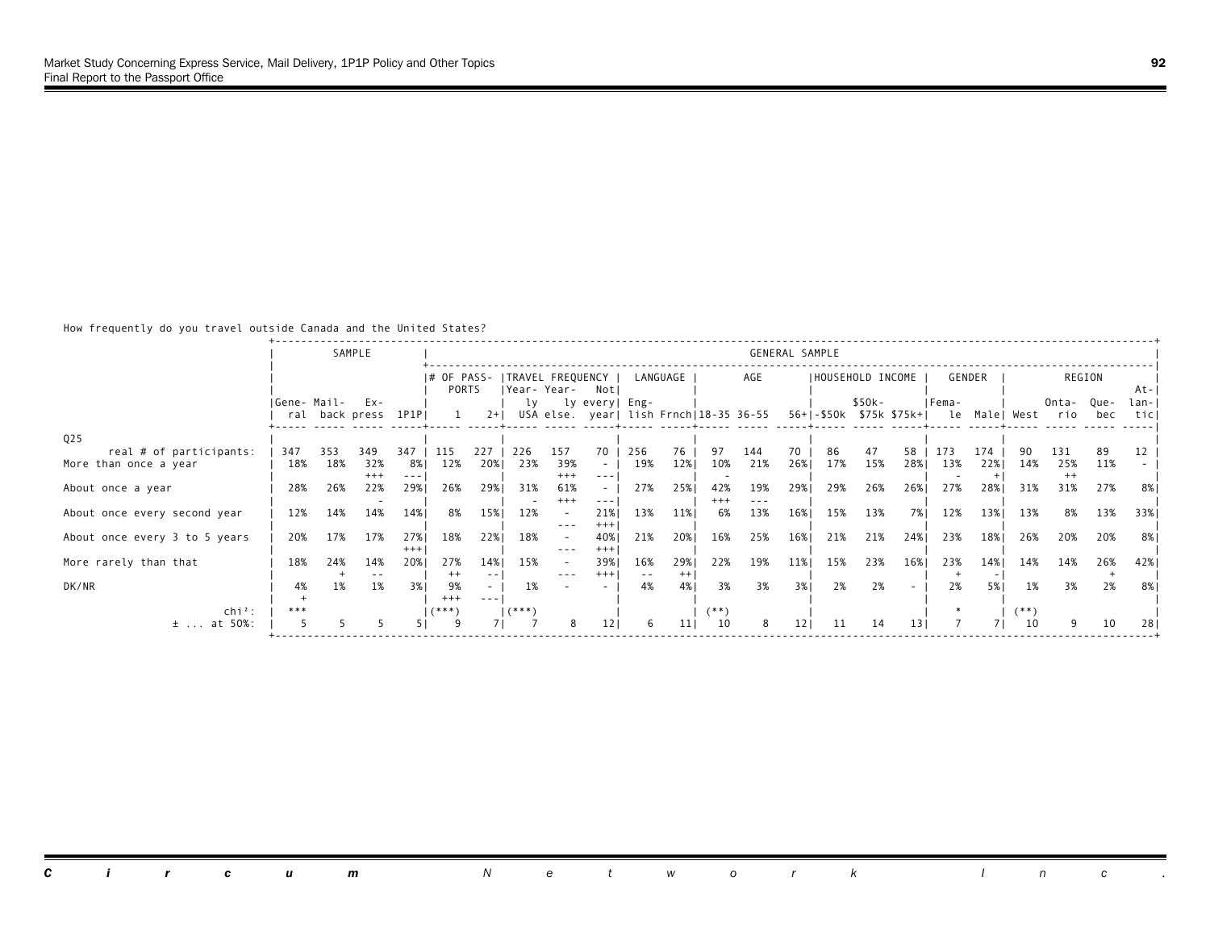How frequently do you travel outside Canada and the United States?

| | SAMPLE | | | | GENERAL SAMPLE | | | | | | | | | | | | | | | | | | | |
|---|---|---|---|---|---|---|---|---|---|---|---|---|---|---|---|---|---|---|---|---|---|---|---|---|
| | | | | | # OF PASSPORTS | | TRAVEL FREQUENCY | | | LANGUAGE | | AGE | | | HOUSEHOLD INCOME | | | GENDER | | REGION | | | | |
| | General | Mail-back | Express | 1P1P | 1 | 2+ | Yearly USA | Yearly else. | Not every year | English | Frnch | 18-35 | 36-55 | 56+ | -$50k | $50k-$75k | $75k+ | Female | Male | West | Ontario | Quebec | Atlantic |
| Q25 | | | | | | | | | | | | | | | | | | | | | | | | |
| real # of participants: | 347 | 353 | 349 | 347 | 115 | 227 | 226 | 157 | 70 | 256 | 76 | 97 | 144 | 70 | 86 | 47 | 58 | 173 | 174 | 90 | 131 | 89 | 12 |
| More than once a year | 18% | 18% | 32% +++ | 8% --- | 12% | 20% | 23% | 39% +++ | - --- | 19% | 12% | 10% - | 21% | 26% | 17% | 15% | 28% | 13% - | 22% + | 14% | 25% ++ | 11% | - |
| About once a year | 28% | 26% | 22% - | 29% | 26% | 29% | 31% - | 61% +++ | - --- | 27% | 25% | 42% +++ | 19% --- | 29% | 29% | 26% | 26% | 27% | 28% | 31% | 31% | 27% | 8% |
| About once every second year | 12% | 14% | 14% | 14% | 8% | 15% | 12% | - --- | 21% +++ | 13% | 11% | 6% | 13% | 16% | 15% | 13% | 7% | 12% | 13% | 13% | 8% | 13% | 33% |
| About once every 3 to 5 years | 20% | 17% | 17% | 27% +++ | 18% | 22% | 18% | - --- | 40% +++ | 21% | 20% | 16% | 25% | 16% | 21% | 21% | 24% | 23% | 18% | 26% | 20% | 20% | 8% |
| More rarely than that | 18% | 24% + | 14% -- | 20% | 27% ++ | 14% -- | 15% | - --- | 39% +++ | 16% -- | 29% ++ | 22% | 19% | 11% | 15% | 23% | 16% | 23% + | 14% - | 14% | 14% | 26% + | 42% |
| DK/NR | 4% + | 1% | 1% | 3% | 9% +++ | - --- | 1% | - | - | 4% | 4% | 3% | 3% | 3% | 2% | 2% | - | 2% | 5% | 1% | 3% | 2% | 8% |
| chi²: | *** | | | | (***) | | (***) | | | | | (**) | | | | | | * | | (**) | | | |
| ± ... at 50%: | 5 | 5 | 5 | 5 | 9 | 7 | 7 | 8 | 12 | 6 | 11 | 10 | 8 | 12 | 11 | 14 | 13 | 7 | 7 | 10 | 9 | 10 | 28 |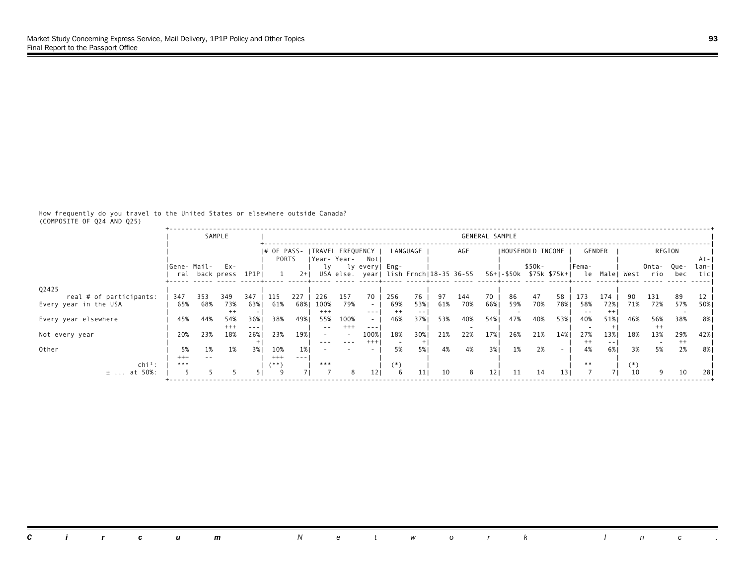How frequently do you travel to the United States or elsewhere outside Canada?
(COMPOSITE OF Q24 AND Q25)

| | SAMPLE | | | | GENERAL SAMPLE | | | | | | | | | | | | | | | | | | | |
|---|---|---|---|---|---|---|---|---|---|---|---|---|---|---|---|---|---|---|---|---|---|---|---|---|
| | | | | | # OF PASSPORTS | | TRAVEL FREQUENCY | | | LANGUAGE | | AGE | | | HOUSEHOLD INCOME | | | GENDER | | REGION | | | | |
| | General | Mail-back | Express | 1P1P | 1 | 2+ | Yearly USA | Yearly else. | Not every year | English | Frnch | 18-35 | 36-55 | 56+ | -$50k | $50k-$75k | $75k+ | Female | Male | West | Ontario | Quebec | Atlantic |
| Q2425 | | | | | | | | | | | | | | | | | | | | | | | |
| real # of participants: | 347 | 353 | 349 | 347 | 115 | 227 | 226 | 157 | 70 | 256 | 76 | 97 | 144 | 70 | 86 | 47 | 58 | 173 | 174 | 90 | 131 | 89 | 12 |
| Every year in the USA | 65% | 68% | 73% | 63% | 61% | 68% | 100% | 79% | - | 69% | 53% | 61% | 70% | 66% | 59% | 70% | 78% | 58% | 72% | 71% | 72% | 57% | 50% |
| | | | ++ | - | | | +++ | | --- | ++ | -- | | | | - | | | -- | ++ | | | - | |
| Every year elsewhere | 45% | 44% | 54% | 36% | 38% | 49% | 55% | 100% | - | 46% | 37% | 53% | 40% | 54% | 47% | 40% | 53% | 40% | 51% | 46% | 56% | 38% | 8% |
| | | | +++ | --- | | | -- | +++ | --- | | | | - | | | | | - | + | | ++ | | |
| Not every year | 20% | 23% | 18% | 26% | 23% | 19% | - | - | 100% | 18% | 30% | 21% | 22% | 17% | 26% | 21% | 14% | 27% | 13% | 18% | 13% | 29% | 42% |
| | | | | + | | | --- | --- | +++ | - | + | | | | | | | ++ | -- | | - | ++ | |
| Other | 5% | 1% | 1% | 3% | 10% | 1% | - | - | - | 5% | 5% | 4% | 4% | 3% | 1% | 2% | - | 4% | 6% | 3% | 5% | 2% | 8% |
| | +++ | -- | | | +++ | --- | | | | | | | | | | | | | | | | | |
| chi²: | *** | | | | (**) | | *** | | | (*) | | | | | | | | ** | | (*) | | | |
| ± ... at 50%: | 5 | 5 | 5 | 5 | 9 | 7 | 7 | 8 | 12 | 6 | 11 | 10 | 8 | 12 | 11 | 14 | 13 | 7 | 7 | 10 | 9 | 10 | 28 |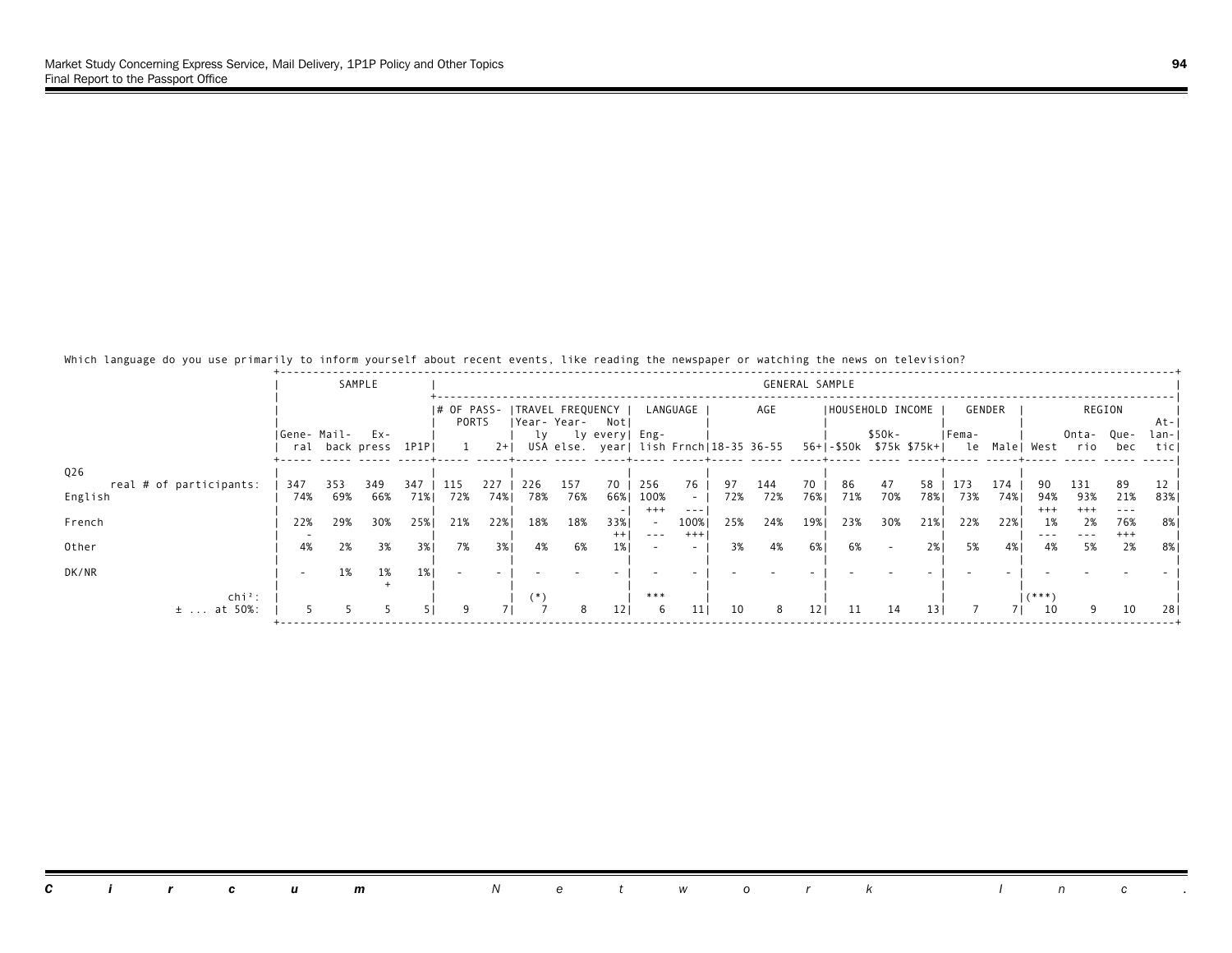Which language do you use primarily to inform yourself about recent events, like reading the newspaper or watching the news on television?

| | SAMPLE | | | | GENERAL SAMPLE | | | | | | | | | | | | | | | | | | | |
|---|---|---|---|---|---|---|---|---|---|---|---|---|---|---|---|---|---|---|---|---|---|---|---|---|
| | | | | | # OF PASSPORTS | | TRAVEL FREQUENCY | | | LANGUAGE | | AGE | | | HOUSEHOLD INCOME | | | GENDER | | REGION | | | | |
| | General | Mailback | Express | 1P1P | 1 | 2+ | Yearly USA | Yearly else. | Not every year | English | Frnch | 18-35 | 36-55 | 56+ | -$50k | $50k-$75k | $75k+ | Female | Male | West | Ontario | Quebec | Atlantic |
| Q26 | | | | | | | | | | | | | | | | | | | | | | | |
| real # of participants: | 347 | 353 | 349 | 347 | 115 | 227 | 226 | 157 | 70 | 256 | 76 | 97 | 144 | 70 | 86 | 47 | 58 | 173 | 174 | 90 | 131 | 89 | 12 |
| English | 74% | 69% | 66% | 71% | 72% | 74% | 78% | 76% | 66% | 100% | - | 72% | 72% | 76% | 71% | 70% | 78% | 73% | 74% | 94% | 93% | 21% | 83% |
| | | | | | | | | | - | +++ | --- | | | | | | | | | +++ | +++ | --- | |
| French | 22% | 29% | 30% | 25% | 21% | 22% | 18% | 18% | 33% | - | 100% | 25% | 24% | 19% | 23% | 30% | 21% | 22% | 22% | 1% | 2% | 76% | 8% |
| | - | | | | | | | | ++ | --- | +++ | | | | | | | | | --- | --- | +++ | |
| Other | 4% | 2% | 3% | 3% | 7% | 3% | 4% | 6% | 1% | - | - | 3% | 4% | 6% | 6% | - | 2% | 5% | 4% | 4% | 5% | 2% | 8% |
| DK/NR | - | 1% | 1% | 1% | - | - | - | - | - | - | - | - | - | - | - | - | - | - | - | - | - | - | - |
| | | | + | | | | | | | | | | | | | | | | | | | | |
| chi²: | | | | | | | (*) | | | *** | | | | | | | | | | (***) | | | |
| ± ... at 50%: | 5 | 5 | 5 | 5 | 9 | 7 | 7 | 8 | 12 | 6 | 11 | 10 | 8 | 12 | 11 | 14 | 13 | 7 | 7 | 10 | 9 | 10 | 28 |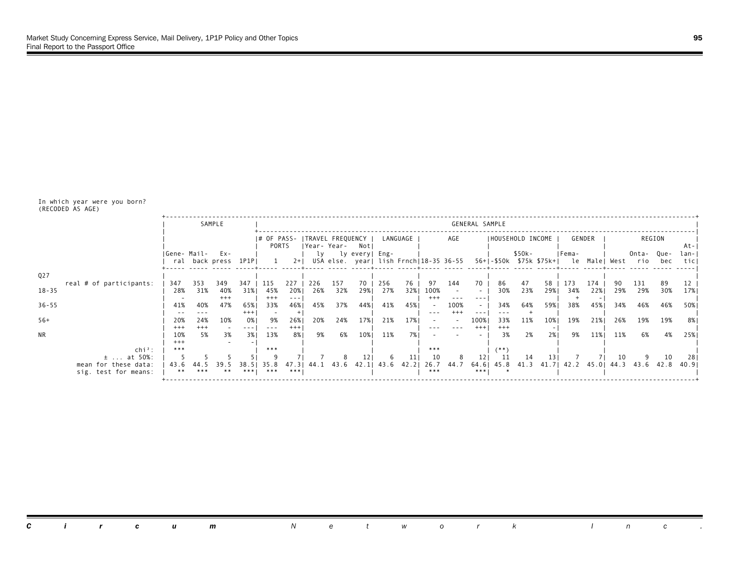In which year were you born?
(RECODED AS AGE)

| | SAMPLE | | | | GENERAL SAMPLE | | | | | | | | | | | | | | | | | | | | |
|---|---|---|---|---|---|---|---|---|---|---|---|---|---|---|---|---|---|---|---|---|---|---|---|---|---|
| | | | | | # OF PASSPORTS | | TRAVEL FREQUENCY | | | LANGUAGE | | AGE | | | HOUSEHOLD INCOME | | | GENDER | | REGION | | | |
| | General | Mail-back | Express | 1P1P | 1 | 2+ | Yearly USA | Yearly else. | Not every year | English | Frnch | 18-35 | 36-55 | 56+ | -$50k | $50k-$75k | $75k+ | Female | Male | West | Ontario | Quebec | Atlantic |
| **Q27** | | | | | | | | | | | | | | | | | | | | | | | |
| real # of participants: | 347 | 353 | 349 | 347 | 115 | 227 | 226 | 157 | 70 | 256 | 76 | 97 | 144 | 70 | 86 | 47 | 58 | 173 | 174 | 90 | 131 | 89 | 12 |
| 18-35 | 28% | 31% | 40% | 31% | 45% | 20% | 26% | 32% | 29% | 27% | 32% | 100% | - | - | 30% | 23% | 29% | 34% | 22% | 29% | 29% | 30% | 17% |
| | - | | +++ | | +++ | --- | | | | | | +++ | --- | --- | | | | + | - | | | | |
| 36-55 | 41% | 40% | 47% | 65% | 33% | 46% | 45% | 37% | 44% | 41% | 45% | - | 100% | - | 34% | 64% | 59% | 38% | 45% | 34% | 46% | 46% | 50% |
| | -- | --- | | +++ | - | + | | | | | | --- | +++ | --- | --- | + | | | | | | | |
| 56+ | 20% | 24% | 10% | 0% | 9% | 26% | 20% | 24% | 17% | 21% | 17% | - | - | 100% | 33% | 11% | 10% | 19% | 21% | 26% | 19% | 19% | 8% |
| | +++ | +++ | - | --- | --- | +++ | | | | | | --- | --- | +++ | +++ | | - | | | | | | |
| NR | 10% | 5% | 3% | 3% | 13% | 8% | 9% | 6% | 10% | 11% | 7% | - | - | - | 3% | 2% | 2% | 9% | 11% | 11% | 6% | 4% | 25% |
| | +++ | | - | - | | | | | | | | | | | | | | | | | | | |
| chi²: | *** | | | | *** | | | | | | | *** | | | (**) | | | | | | | | |
| ± ... at 50%: | 5 | 5 | 5 | 5 | 9 | 7 | 7 | 8 | 12 | 6 | 11 | 10 | 8 | 12 | 11 | 14 | 13 | 7 | 7 | 10 | 9 | 10 | 28 |
| mean for these data: | 43.6 | 44.5 | 39.5 | 38.5 | 35.8 | 47.3 | 44.1 | 43.6 | 42.1 | 43.6 | 42.2 | 26.7 | 44.7 | 64.6 | 45.8 | 41.3 | 41.7 | 42.2 | 45.0 | 44.3 | 43.6 | 42.8 | 40.9 |
| sig. test for means: | ** | *** | ** | *** | *** | *** | | | | | | *** | | *** | * | | | | | | | | |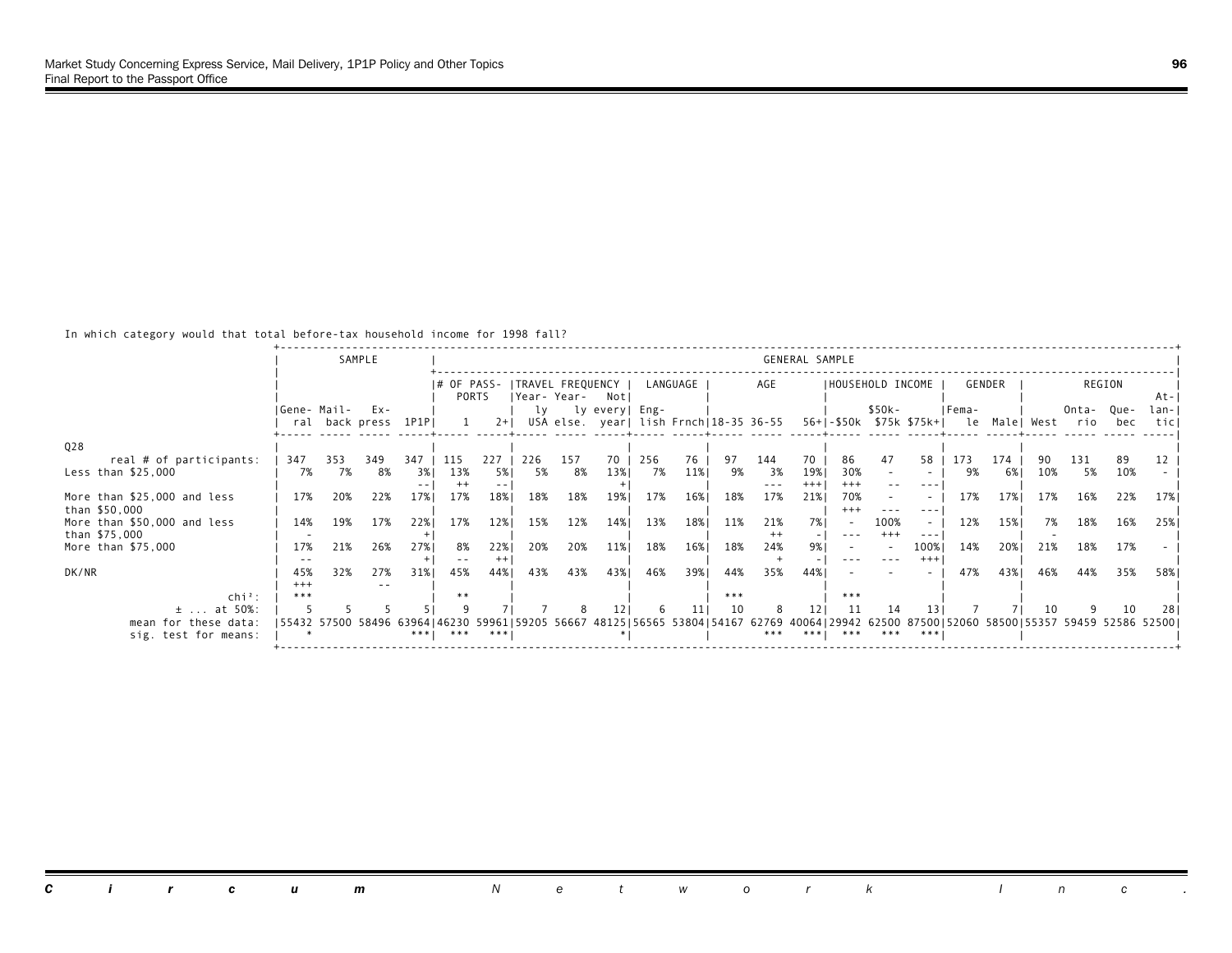In which category would that total before-tax household income for 1998 fall?

| | SAMPLE | | | | GENERAL SAMPLE | | | | | | | | | | | | | | | | | | | |
|---|---|---|---|---|---|---|---|---|---|---|---|---|---|---|---|---|---|---|---|---|---|---|---|---|
| | | | | | # OF PASSPORTS | | TRAVEL FREQUENCY | | | LANGUAGE | | AGE | | | HOUSEHOLD INCOME | | | GENDER | | REGION | | | | |
| | General | Mailback | Express | 1P1P | 1 | 2+ | Yearly USA | Yearly else. | Not every year | English | Frnch | 18-35 | 36-55 | 56+ | -$50k | $50k-$75k | $75k+ | Female | Male | West | Ontario | Quebec | Atlantic |
| **Q28** | | | | | | | | | | | | | | | | | | | | | | | |
| real # of participants: | 347 | 353 | 349 | 347 | 115 | 227 | 226 | 157 | 70 | 256 | 76 | 97 | 144 | 70 | 86 | 47 | 58 | 173 | 174 | 90 | 131 | 89 | 12 |
| Less than $25,000 | 7% | 7% | 8% | 3% -- | 13% ++ | 5% -- | 5% | 8% | 13% + | 7% | 11% | 9% | 3% --- | 19% +++ | 30% +++ | - -- | - --- | 9% | 6% | 10% | 5% | 10% | - |
| More than $25,000 and less than $50,000 | 17% | 20% | 22% | 17% | 17% | 18% | 18% | 18% | 19% | 17% | 16% | 18% | 17% | 21% | 70% +++ | - --- | - --- | 17% | 17% | 17% | 16% | 22% | 17% |
| More than $50,000 and less than $75,000 | 14% - | 19% | 17% | 22% + | 17% | 12% | 15% | 12% | 14% | 13% | 18% | 11% | 21% ++ | 7% - | - --- | 100% +++ | - --- | 12% | 15% | 7% - | 18% | 16% | 25% |
| More than $75,000 | 17% -- | 21% | 26% | 27% + | 8% -- | 22% ++ | 20% | 20% | 11% | 18% | 16% | 18% | 24% + | 9% - | - --- | - --- | 100% +++ | 14% | 20% | 21% | 18% | 17% | - |
| DK/NR | 45% +++ | 32% | 27% -- | 31% | 45% | 44% | 43% | 43% | 43% | 46% | 39% | 44% | 35% | 44% | - | - | - | 47% | 43% | 46% | 44% | 35% | 58% |
| chi²: | *** | | | | ** | | | | | | | *** | | | *** | | | | | | | | |
| ± ... at 50%: | 5 | 5 | 5 | 5 | 9 | 7 | 7 | 8 | 12 | 6 | 11 | 10 | 8 | 12 | 11 | 14 | 13 | 7 | 7 | 10 | 9 | 10 | 28 |
| mean for these data: | 55432 | 57500 | 58496 | 63964 | 46230 | 59961 | 59205 | 56667 | 48125 | 56565 | 53804 | 54167 | 62769 | 40064 | 29942 | 62500 | 87500 | 52060 | 58500 | 55357 | 59459 | 52586 | 52500 |
| sig. test for means: | * | | | *** | *** | *** | | | * | | | | *** | *** | *** | *** | *** | | | | | | |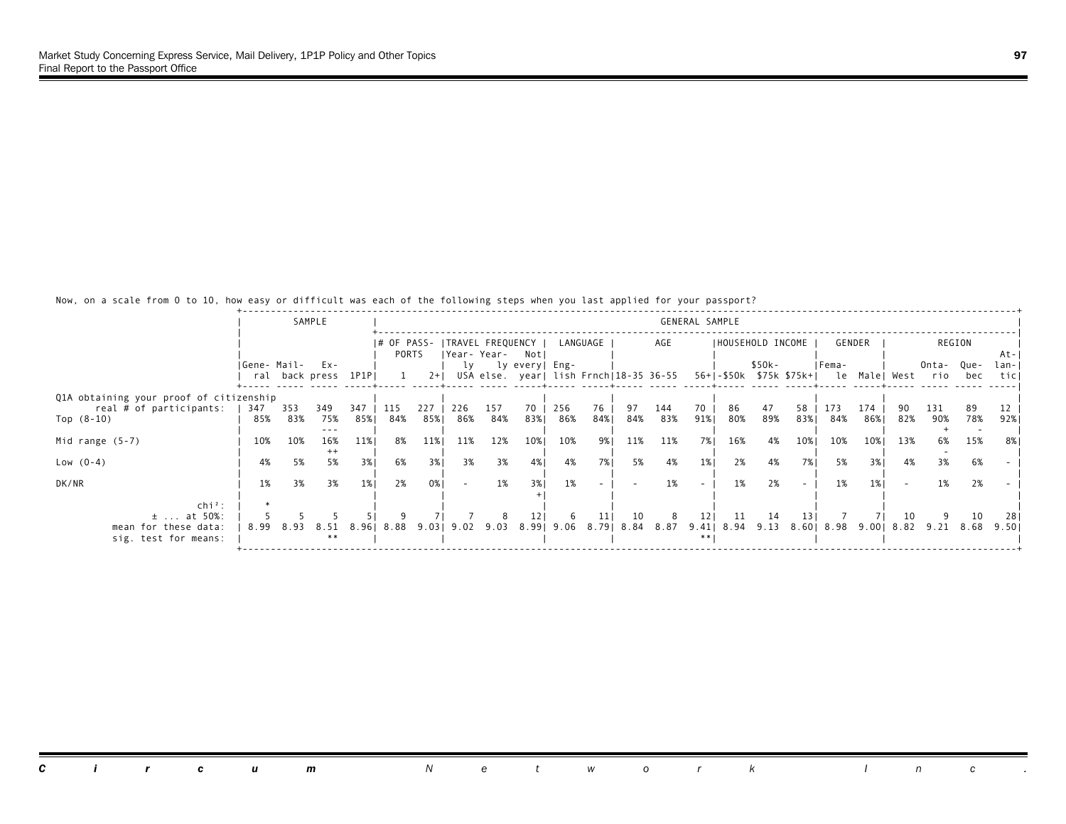Now, on a scale from 0 to 10, how easy or difficult was each of the following steps when you last applied for your passport?

| | SAMPLE | | | | GENERAL SAMPLE | | | | | | | | | | | | | | | | | | | |
|---|---|---|---|---|---|---|---|---|---|---|---|---|---|---|---|---|---|---|---|---|---|---|---|---|
| | | | | | # OF PASSPORTS | | TRAVEL FREQUENCY | | | LANGUAGE | | AGE | | | HOUSEHOLD INCOME | | | GENDER | | REGION | | | | |
| | General | Mail-back | Express | 1P1P | 1 | 2+ | Yearly USA | Yearly else. | Not every year | English | Frnch | 18-35 | 36-55 | 56+ | -$50k | $50k-$75k | $75k+ | Female | Male | West | Ontario | Quebec | Atlantic |
| **Q1A obtaining your proof of citizenship** | | | | | | | | | | | | | | | | | | | | | | | | |
| real # of participants: | 347 | 353 | 349 | 347 | 115 | 227 | 226 | 157 | 70 | 256 | 76 | 97 | 144 | 70 | 86 | 47 | 58 | 173 | 174 | 90 | 131 | 89 | 12 |
| Top (8-10) | 85% | 83% | 75% --- | 85% | 84% | 85% | 86% | 84% | 83% | 86% | 84% | 84% | 83% | 91% | 80% | 89% | 83% | 84% | 86% | 82% | 90% + | 78% - | 92% |
| Mid range (5-7) | 10% | 10% | 16% ++ | 11% | 8% | 11% | 11% | 12% | 10% | 10% | 9% | 11% | 11% | 7% | 16% | 4% | 10% | 10% | 10% | 13% | 6% - | 15% | 8% |
| Low (0-4) | 4% | 5% | 5% | 3% | 6% | 3% | 3% | 3% | 4% | 4% | 7% | 5% | 4% | 1% | 2% | 4% | 7% | 5% | 3% | 4% | 3% | 6% | - |
| DK/NR | 1% | 3% | 3% | 1% | 2% | 0% | - | 1% | 3% + | 1% | - | - | 1% | - | 1% | 2% | - | 1% | 1% | - | 1% | 2% | - |
| chi²: | * | | | | | | | | | | | | | | | | | | | | | | |
| ± ... at 50%: | 5 | 5 | 5 | 5 | 9 | 7 | 7 | 8 | 12 | 6 | 11 | 10 | 8 | 12 | 11 | 14 | 13 | 7 | 7 | 10 | 9 | 10 | 28 |
| mean for these data: | 8.99 | 8.93 | 8.51 | 8.96 | 8.88 | 9.03 | 9.02 | 9.03 | 8.99 | 9.06 | 8.79 | 8.84 | 8.87 | 9.41 | 8.94 | 9.13 | 8.60 | 8.98 | 9.00 | 8.82 | 9.21 | 8.68 | 9.50 |
| sig. test for means: | | | ** | | | | | | | | | | | ** | | | | | | | | | |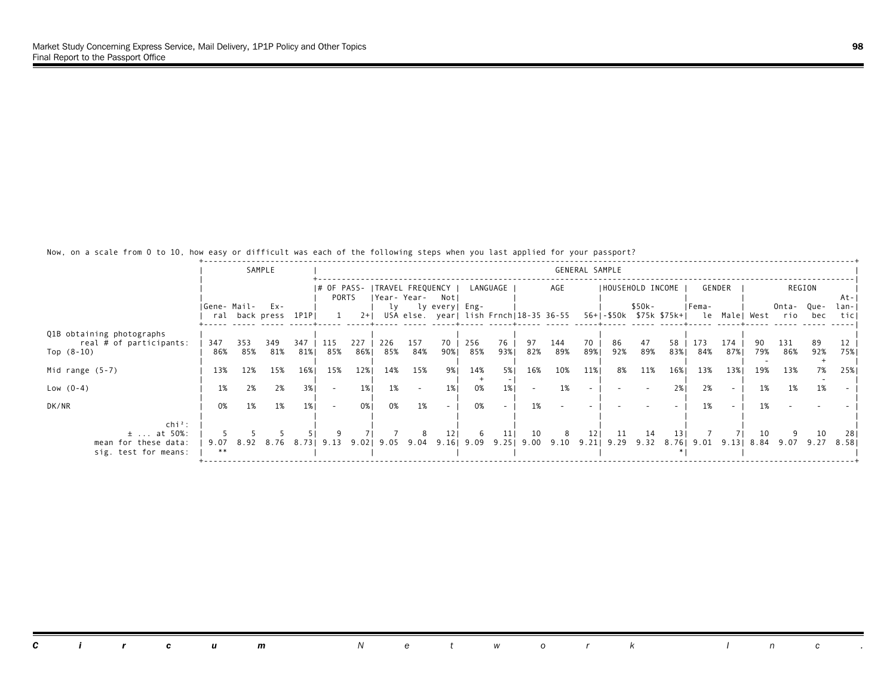Now, on a scale from 0 to 10, how easy or difficult was each of the following steps when you last applied for your passport?

| | SAMPLE | | | | GENERAL SAMPLE | | | | | | | | | | | | | | | | | | | | |
|---|---|---|---|---|---|---|---|---|---|---|---|---|---|---|---|---|---|---|---|---|---|---|---|---|---|
| | | | | | # OF PASSPORTS | | TRAVEL FREQUENCY | | | LANGUAGE | | AGE | | | HOUSEHOLD INCOME | | | GENDER | | REGION | | | |
| | General | Mail-back | Express | 1P1P | 1 | 2+ | Yearly USA | Yearly else. | Not every year | English | Frnch | 18-35 | 36-55 | 56+ | -$50k | $50k-$75k | $75k+ | Female | Male | West | Ontario | Quebec | Atlantic |
| Q1B obtaining photographs real # of participants: | 347 | 353 | 349 | 347 | 115 | 227 | 226 | 157 | 70 | 256 | 76 | 97 | 144 | 70 | 86 | 47 | 58 | 173 | 174 | 90 | 131 | 89 | 12 |
| Top (8-10) | 86% | 85% | 81% | 81% | 85% | 86% | 85% | 84% | 90% | 85% | 93% | 82% | 89% | 89% | 92% | 89% | 83% | 84% | 87% | 79% - | 86% | 92% + | 75% |
| Mid range (5-7) | 13% | 12% | 15% | 16% | 15% | 12% | 14% | 15% | 9% | 14% + | 5% - | 16% | 10% | 11% | 8% | 11% | 16% | 13% | 13% | 19% | 13% | 7% - | 25% |
| Low (0-4) | 1% | 2% | 2% | 3% | - | 1% | 1% | - | 1% | 0% | 1% | - | 1% | - | - | - | 2% | 2% | - | 1% | 1% | 1% | - |
| DK/NR | 0% | 1% | 1% | 1% | - | 0% | 0% | 1% | - | 0% | - | 1% | - | - | - | - | - | 1% | - | 1% | - | - | - |
| chi²: | | | | | | | | | | | | | | | | | | | | | | | |
| ± ... at 50%: | 5 | 5 | 5 | 5 | 9 | 7 | 7 | 8 | 12 | 6 | 11 | 10 | 8 | 12 | 11 | 14 | 13 | 7 | 7 | 10 | 9 | 10 | 28 |
| mean for these data: | 9.07 | 8.92 | 8.76 | 8.73 | 9.13 | 9.02 | 9.05 | 9.04 | 9.16 | 9.09 | 9.25 | 9.00 | 9.10 | 9.21 | 9.29 | 9.32 | 8.76 | 9.01 | 9.13 | 8.84 | 9.07 | 9.27 | 8.58 |
| sig. test for means: | ** | | | | | | | | | | | | | | | | * | | | | | | |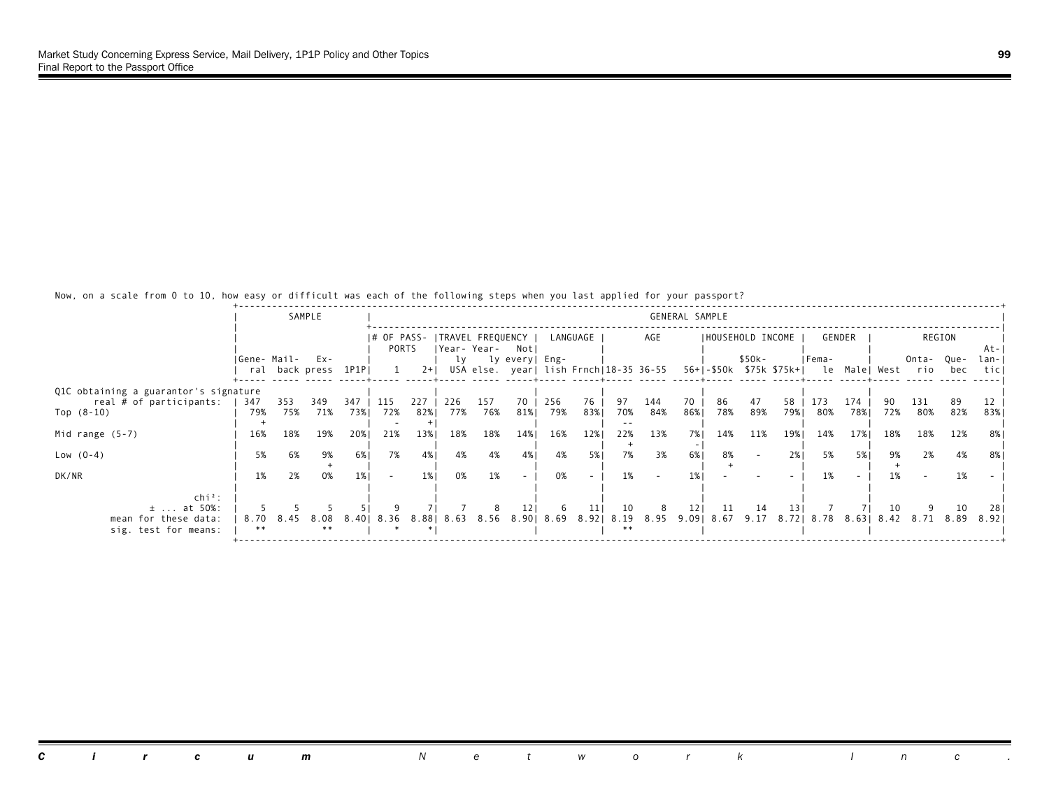Now, on a scale from 0 to 10, how easy or difficult was each of the following steps when you last applied for your passport?

| | SAMPLE | | | | GENERAL SAMPLE | | | | | | | | | | | | | | | | | | | |
|---|---|---|---|---|---|---|---|---|---|---|---|---|---|---|---|---|---|---|---|---|---|---|---|---|
| | | | | | # OF PASSPORTS | | TRAVEL FREQUENCY | | | LANGUAGE | | AGE | | | HOUSEHOLD INCOME | | | GENDER | | REGION | | | | |
| | General | Mail-back | Express | 1P1P | 1 | 2+ | Yearly USA | Yearly else. | Not every year | English | Frnch | 18-35 | 36-55 | 56+ | -$50k | $50k-$75k | $75k+ | Female | Male | West | Ontario | Quebec | Atlantic |
| **Q1C obtaining a guarantor's signature** | | | | | | | | | | | | | | | | | | | | | | | |
| real # of participants: | 347 | 353 | 349 | 347 | 115 | 227 | 226 | 157 | 70 | 256 | 76 | 97 | 144 | 70 | 86 | 47 | 58 | 173 | 174 | 90 | 131 | 89 | 12 |
| Top (8-10) | 79% + | 75% | 71% | 73% | 72% - | 82% + | 77% | 76% | 81% | 79% | 83% | 70% -- | 84% | 86% | 78% | 89% | 79% | 80% | 78% | 72% | 80% | 82% | 83% |
| Mid range (5-7) | 16% | 18% | 19% | 20% | 21% | 13% | 18% | 18% | 14% | 16% | 12% | 22% + | 13% | 7% - | 14% | 11% | 19% | 14% | 17% | 18% | 18% | 12% | 8% |
| Low (0-4) | 5% | 6% | 9% + | 6% | 7% | 4% | 4% | 4% | 4% | 4% | 5% | 7% | 3% | 6% | 8% + | - | 2% | 5% | 5% | 9% + | 2% | 4% | 8% |
| DK/NR | 1% | 2% | 0% | 1% | - | 1% | 0% | 1% | - | 0% | - | 1% | - | 1% | - | - | - | 1% | - | 1% | - | 1% | - |
| chi²: | | | | | | | | | | | | | | | | | | | | | | | |
| ± ... at 50%: | 5 | 5 | 5 | 5 | 9 | 7 | 7 | 8 | 12 | 6 | 11 | 10 | 8 | 12 | 11 | 14 | 13 | 7 | 7 | 10 | 9 | 10 | 28 |
| mean for these data: | 8.70 | 8.45 | 8.08 | 8.40 | 8.36 | 8.88 | 8.63 | 8.56 | 8.90 | 8.69 | 8.92 | 8.19 | 8.95 | 9.09 | 8.67 | 9.17 | 8.72 | 8.78 | 8.63 | 8.42 | 8.71 | 8.89 | 8.92 |
| sig. test for means: | ** | | ** | | * | * | | | | | | ** | | | | | | | | | | | |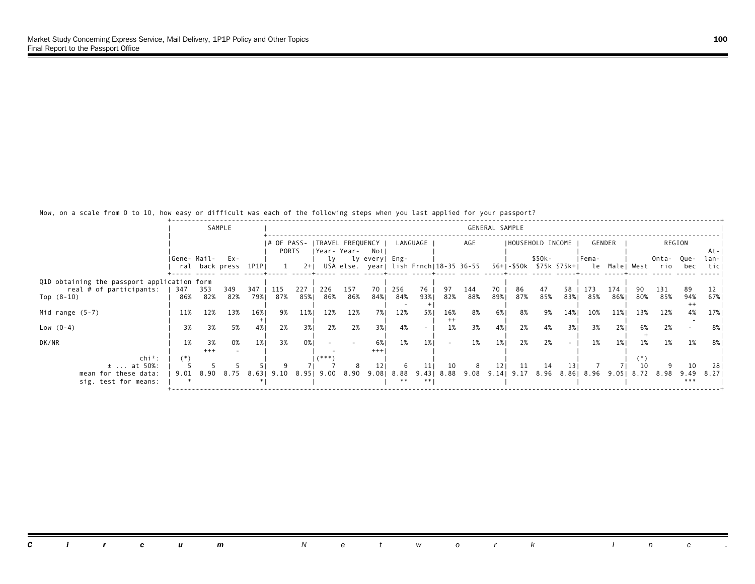Now, on a scale from 0 to 10, how easy or difficult was each of the following steps when you last applied for your passport?

| | SAMPLE | | | | GENERAL SAMPLE | | | | | | | | | | | | | | | | | | | |
|---|---|---|---|---|---|---|---|---|---|---|---|---|---|---|---|---|---|---|---|---|---|---|---|---|
| | | | | | # OF PASSPORTS | | TRAVEL FREQUENCY | | | LANGUAGE | | AGE | | | HOUSEHOLD INCOME | | | GENDER | | REGION | | | | |
| | General | Mail-back | Express | 1P1P | 1 | 2+ | Yearly USA | Yearly else. | Not every year | English | Frnch | 18-35 | 36-55 | 56+ | -$50k | $50k-$75k | $75k+ | Female | Male | West | Ontario | Quebec | Atlantic | |
| **Q1D obtaining the passport application form** | | | | | | | | | | | | | | | | | | | | | | | | |
| real # of participants: | 347 | 353 | 349 | 347 | 115 | 227 | 226 | 157 | 70 | 256 | 76 | 97 | 144 | 70 | 86 | 47 | 58 | 173 | 174 | 90 | 131 | 89 | 12 | |
| Top (8-10) | 86% | 82% | 82% | 79% | 87% | 85% | 86% | 86% | 84% | 84% | 93% | 82% | 88% | 89% | 87% | 85% | 83% | 85% | 86% | 80% | 85% | 94% | 67% | |
| | | | | | | | | | | - | + | | | | | | | | | | | ++ | | |
| Mid range (5-7) | 11% | 12% | 13% | 16% | 9% | 11% | 12% | 12% | 7% | 12% | 5% | 16% | 8% | 6% | 8% | 9% | 14% | 10% | 11% | 13% | 12% | 4% | 17% | |
| | | | | + | | | | | | | | ++ | | | | | | | | | | - | | |
| Low (0-4) | 3% | 3% | 5% | 4% | 2% | 3% | 2% | 2% | 3% | 4% | - | 1% | 3% | 4% | 2% | 4% | 3% | 3% | 2% | 6% | 2% | - | 8% | |
| | | | | | | | | | | | | | | | | | | | | + | | | | |
| DK/NR | 1% | 3% | 0% | 1% | 3% | 0% | - | - | 6% | 1% | 1% | - | 1% | 1% | 2% | 2% | - | 1% | 1% | 1% | 1% | 1% | 8% | |
| | | +++ | - | | | | - | | +++ | | | | | | | | | | | | | | | |
| chi²: | (*) | | | | | | (***) | | | | | | | | | | | | | (*) | | | | |
| ± ... at 50%: | 5 | 5 | 5 | 5 | 9 | 7 | 7 | 8 | 12 | 6 | 11 | 10 | 8 | 12 | 11 | 14 | 13 | 7 | 7 | 10 | 9 | 10 | 28 | |
| mean for these data: | 9.01 | 8.90 | 8.75 | 8.63 | 9.10 | 8.95 | 9.00 | 8.90 | 9.08 | 8.88 | 9.43 | 8.88 | 9.08 | 9.14 | 9.17 | 8.96 | 8.86 | 8.96 | 9.05 | 8.72 | 8.98 | 9.49 | 8.27 | |
| sig. test for means: | * | | | * | | | | | | ** | ** | | | | | | | | | | | *** | | |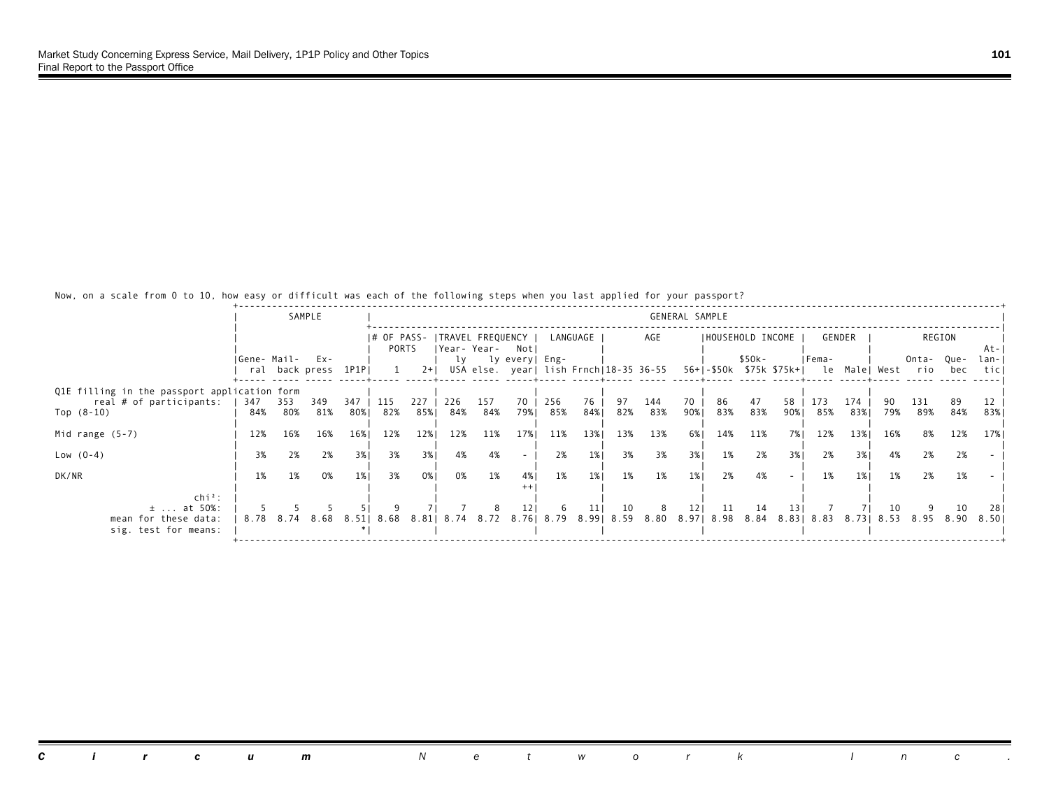Now, on a scale from 0 to 10, how easy or difficult was each of the following steps when you last applied for your passport?

| | SAMPLE | | | | GENERAL SAMPLE | | | | | | | | | | | | | | | | | | | | |
|---|---|---|---|---|---|---|---|---|---|---|---|---|---|---|---|---|---|---|---|---|---|---|---|---|---|
| | | | | | # OF PASSPORTS | | TRAVEL FREQUENCY | | | LANGUAGE | | AGE | | | HOUSEHOLD INCOME | | | GENDER | | REGION | | | |
| | General | Mailback | Express | 1P1P | 1 | 2+ | Yearly USA | Yearly else. | Not every year | English | Frnch | 18-35 | 36-55 | 56+ | -$50k | $50k-$75k | $75k+ | Female | Male | West | Ontario | Quebec | Atlantic |
| **Q1E filling in the passport application form** | | | | | | | | | | | | | | | | | | | | | | | |
| real # of participants: | 347 | 353 | 349 | 347 | 115 | 227 | 226 | 157 | 70 | 256 | 76 | 97 | 144 | 70 | 86 | 47 | 58 | 173 | 174 | 90 | 131 | 89 | 12 |
| Top (8-10) | 84% | 80% | 81% | 80% | 82% | 85% | 84% | 84% | 79% | 85% | 84% | 82% | 83% | 90% | 83% | 83% | 90% | 85% | 83% | 79% | 89% | 84% | 83% |
| Mid range (5-7) | 12% | 16% | 16% | 16% | 12% | 12% | 12% | 11% | 17% | 11% | 13% | 13% | 13% | 6% | 14% | 11% | 7% | 12% | 13% | 16% | 8% | 12% | 17% |
| Low (0-4) | 3% | 2% | 2% | 3% | 3% | 3% | 4% | 4% | - | 2% | 1% | 3% | 3% | 3% | 1% | 2% | 3% | 2% | 3% | 4% | 2% | 2% | - |
| DK/NR | 1% | 1% | 0% | 1% | 3% | 0% | 0% | 1% | 4% | 1% | 1% | 1% | 1% | 1% | 2% | 4% | - | 1% | 1% | 1% | 2% | 1% | - |
| chi²: | | | | | | | | | ++ | | | | | | | | | | | | | | |
| ± ... at 50%: | 5 | 5 | 5 | 5 | 9 | 7 | 7 | 8 | 12 | 6 | 11 | 10 | 8 | 12 | 11 | 14 | 13 | 7 | 7 | 10 | 9 | 10 | 28 |
| mean for these data: | 8.78 | 8.74 | 8.68 | 8.51 | 8.68 | 8.81 | 8.74 | 8.72 | 8.76 | 8.79 | 8.99 | 8.59 | 8.80 | 8.97 | 8.98 | 8.84 | 8.83 | 8.83 | 8.73 | 8.53 | 8.95 | 8.90 | 8.50 |
| sig. test for means: | | | | * | | | | | | | | | | | | | | | | | | | |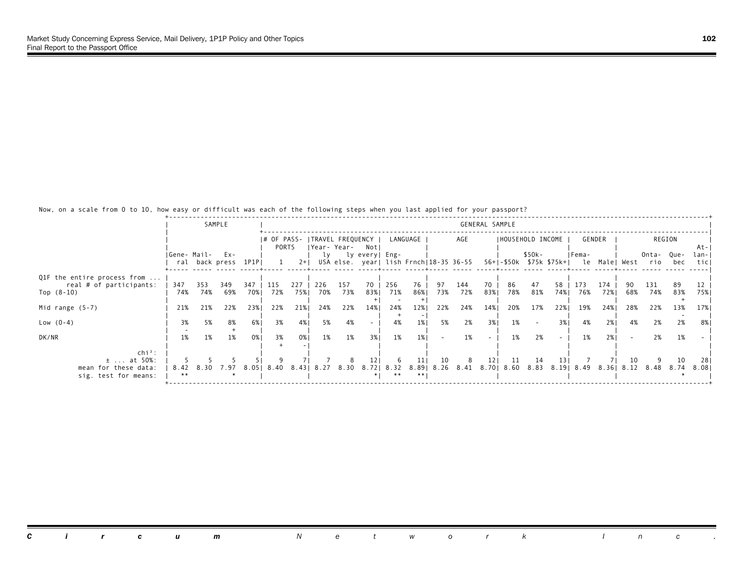Now, on a scale from 0 to 10, how easy or difficult was each of the following steps when you last applied for your passport?

| | SAMPLE | | | | GENERAL SAMPLE | | | | | | | | | | | | | | | | | | |
|---|---|---|---|---|---|---|---|---|---|---|---|---|---|---|---|---|---|---|---|---|---|---|---|
| | | | | | # OF PASSPORTS | | TRAVEL FREQUENCY | | | LANGUAGE | | AGE | | | HOUSEHOLD INCOME | | | GENDER | | REGION | | | |
| | General | Mailback | Express | 1P1P | 1 | 2+ | Yearly USA | Yearly else. | Not every year | English | Frnch | 18-35 | 36-55 | 56+ | -$50k | $50k-$75k | $75k+ | Female | Male | West | Ontario | Quebec | Atlantic |
| Q1F the entire process from ... real # of participants: | 347 | 353 | 349 | 347 | 115 | 227 | 226 | 157 | 70 | 256 | 76 | 97 | 144 | 70 | 86 | 47 | 58 | 173 | 174 | 90 | 131 | 89 | 12 |
| Top (8-10) | 74% | 74% | 69% | 70% | 72% | 75% | 70% | 73% | 83% | 71% | 86% | 73% | 72% | 83% | 78% | 81% | 74% | 76% | 72% | 68% | 74% | 83% | 75% |
| | | | | | | | | | + | - | + | | | | | | | | | | | + | |
| Mid range (5-7) | 21% | 21% | 22% | 23% | 22% | 21% | 24% | 22% | 14% | 24% | 12% | 22% | 24% | 14% | 20% | 17% | 22% | 19% | 24% | 28% | 22% | 13% | 17% |
| | | | | | | | | | | + | - | | | | | | | | | | | - | |
| Low (0-4) | 3% | 5% | 8% | 6% | 3% | 4% | 5% | 4% | - | 4% | 1% | 5% | 2% | 3% | 1% | - | 3% | 4% | 2% | 4% | 2% | 2% | 8% |
| | - | | + | | | | | | | | | | | | | | | | | | | | |
| DK/NR | 1% | 1% | 1% | 0% | 3% | 0% | 1% | 1% | 3% | 1% | 1% | - | 1% | - | 1% | 2% | - | 1% | 2% | - | 2% | 1% | - |
| | | | | | + | - | | | | | | | | | | | | | | | | | |
| chi²: | | | | | | | | | | | | | | | | | | | | | | | |
| ± ... at 50%: | 5 | 5 | 5 | 5 | 9 | 7 | 7 | 8 | 12 | 6 | 11 | 10 | 8 | 12 | 11 | 14 | 13 | 7 | 7 | 10 | 9 | 10 | 28 |
| mean for these data: | 8.42 | 8.30 | 7.97 | 8.05 | 8.40 | 8.43 | 8.27 | 8.30 | 8.72 | 8.32 | 8.89 | 8.26 | 8.41 | 8.70 | 8.60 | 8.83 | 8.19 | 8.49 | 8.36 | 8.12 | 8.48 | 8.74 | 8.08 |
| sig. test for means: | ** | | * | | | | | | * | ** | ** | | | | | | | | | | | * | |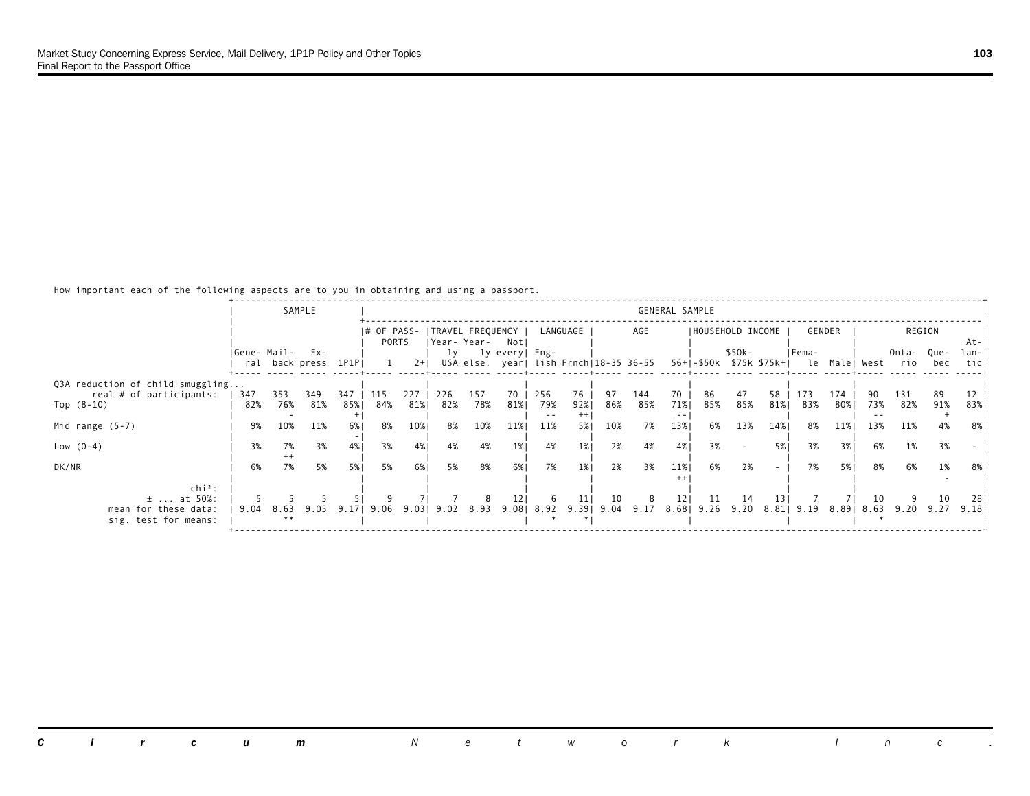How important each of the following aspects are to you in obtaining and using a passport.

| | SAMPLE | | | | GENERAL SAMPLE | | | | | | | | | | | | | | | | | | | |
|---|---|---|---|---|---|---|---|---|---|---|---|---|---|---|---|---|---|---|---|---|---|---|---|---|
| | | | | | # OF PASSPORTS | | TRAVEL FREQUENCY | | | LANGUAGE | | AGE | | | HOUSEHOLD INCOME | | | GENDER | | REGION | | | | |
| | General | Mail-back | Express | 1P1P | 1 | 2+ | Yearly USA | Yearly else. | Not every year | English | Frnch | 18-35 | 36-55 | 56+ | -$50k | $50k-$75k | $75k+ | Female | Male | West | Ontario | Quebec | Atlantic |
| Q3A reduction of child smuggling... | | | | | | | | | | | | | | | | | | | | | | | | |
| real # of participants: | 347 | 353 | 349 | 347 | 115 | 227 | 226 | 157 | 70 | 256 | 76 | 97 | 144 | 70 | 86 | 47 | 58 | 173 | 174 | 90 | 131 | 89 | 12 |
| Top (8-10) | 82% | 76% | 81% | 85% | 84% | 81% | 82% | 78% | 81% | 79% | 92% | 86% | 85% | 71% | 85% | 85% | 81% | 83% | 80% | 73% | 82% | 91% | 83% |
| | | - | | + | | | | | | -- | ++ | | | -- | | | | | | -- | | + | |
| Mid range (5-7) | 9% | 10% | 11% | 6% | 8% | 10% | 8% | 10% | 11% | 11% | 5% | 10% | 7% | 13% | 6% | 13% | 14% | 8% | 11% | 13% | 11% | 4% | 8% |
| | | | | - | | | | | | | | | | | | | | | | | | | |
| Low (0-4) | 3% | 7% | 3% | 4% | 3% | 4% | 4% | 4% | 1% | 4% | 1% | 2% | 4% | 4% | 3% | - | 5% | 3% | 3% | 6% | 1% | 3% | - |
| | | ++ | | | | | | | | | | | | | | | | | | | | | |
| DK/NR | 6% | 7% | 5% | 5% | 5% | 6% | 5% | 8% | 6% | 7% | 1% | 2% | 3% | 11% | 6% | 2% | - | 7% | 5% | 8% | 6% | 1% | 8% |
| | | | | | | | | | | | | | | ++ | | | | | | | | - | |
| chi²: | | | | | | | | | | | | | | | | | | | | | | | |
| ± ... at 50%: | 5 | 5 | 5 | 5 | 9 | 7 | 7 | 8 | 12 | 6 | 11 | 10 | 8 | 12 | 11 | 14 | 13 | 7 | 7 | 10 | 9 | 10 | 28 |
| mean for these data: | 9.04 | 8.63 | 9.05 | 9.17 | 9.06 | 9.03 | 9.02 | 8.93 | 9.08 | 8.92 | 9.39 | 9.04 | 9.17 | 8.68 | 9.26 | 9.20 | 8.81 | 9.19 | 8.89 | 8.63 | 9.20 | 9.27 | 9.18 |
| sig. test for means: | | ** | | | | | | | | * | * | | | | | | | | | * | | | |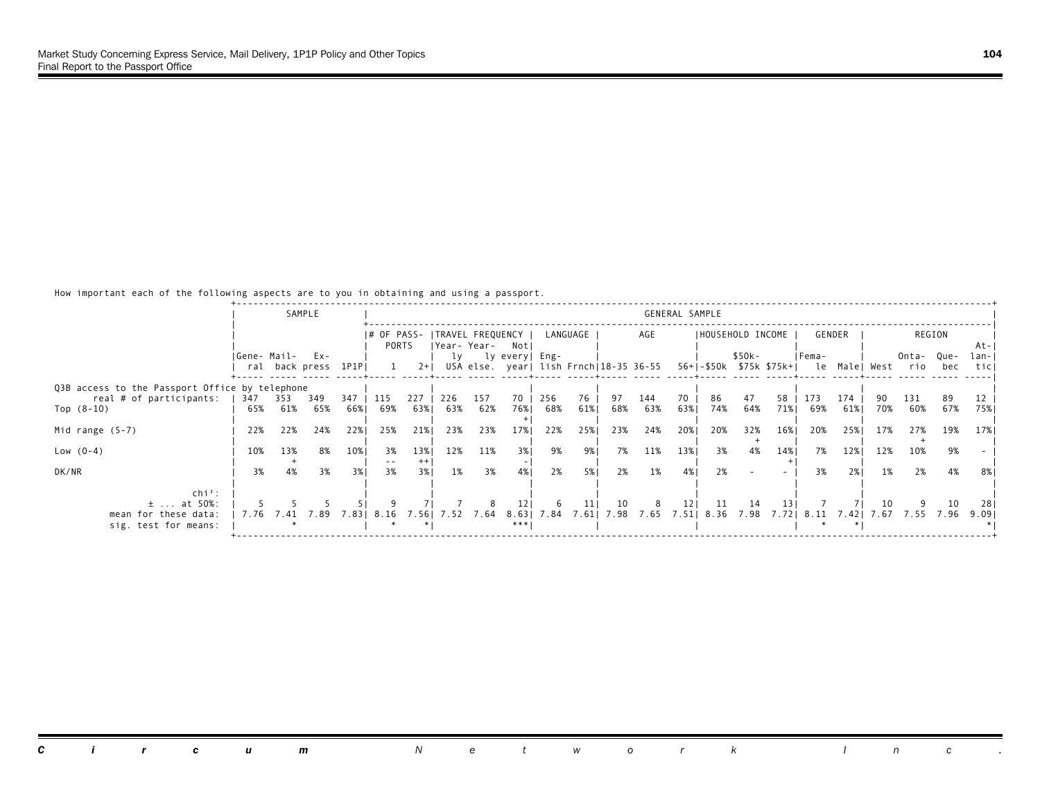How important each of the following aspects are to you in obtaining and using a passport.

| | SAMPLE | | | | GENERAL SAMPLE | | | | | | | | | | | | | | | | | | | |
|---|---|---|---|---|---|---|---|---|---|---|---|---|---|---|---|---|---|---|---|---|---|---|---|---|
| | | | | | # OF PASSPORTS | | TRAVEL FREQUENCY | | | LANGUAGE | | AGE | | | HOUSEHOLD INCOME | | | GENDER | | REGION | | | | |
| | General | Mail-back | Express | 1P1P | 1 | 2+ | Yearly USA | Yearly else. | Not every year | English | Frnch | 18-35 | 36-55 | 56+ | -$50k | $50k-$75k | $75k+ | Female | Male | West | Ontario | Quebec | Atlantic |
| **Q3B access to the Passport Office by telephone** | | | | | | | | | | | | | | | | | | | | | | | |
| real # of participants: | 347 | 353 | 349 | 347 | 115 | 227 | 226 | 157 | 70 | 256 | 76 | 97 | 144 | 70 | 86 | 47 | 58 | 173 | 174 | 90 | 131 | 89 | 12 |
| Top (8-10) | 65% | 61% | 65% | 66% | 69% | 63% | 63% | 62% | 76% + | 68% | 61% | 68% | 63% | 63% | 74% | 64% | 71% | 69% | 61% | 70% | 60% | 67% | 75% |
| Mid range (5-7) | 22% | 22% | 24% | 22% | 25% | 21% | 23% | 23% | 17% | 22% | 25% | 23% | 24% | 20% | 20% | 32% + | 16% | 20% | 25% | 17% | 27% + | 19% | 17% |
| Low (0-4) | 10% | 13% + | 8% | 10% | 3% -- | 13% ++ | 12% | 11% | 3% - | 9% | 9% | 7% | 11% | 13% | 3% | 4% | 14% + | 7% | 12% | 12% | 10% | 9% | - |
| DK/NR | 3% | 4% | 3% | 3% | 3% | 3% | 1% | 3% | 4% | 2% | 5% | 2% | 1% | 4% | 2% | - | - | 3% | 2% | 1% | 2% | 4% | 8% |
| chi²: | | | | | | | | | | | | | | | | | | | | | | | |
| ± ... at 50%: | 5 | 5 | 5 | 5 | 9 | 7 | 7 | 8 | 12 | 6 | 11 | 10 | 8 | 12 | 11 | 14 | 13 | 7 | 7 | 10 | 9 | 10 | 28 |
| mean for these data: | 7.76 | 7.41 | 7.89 | 7.83 | 8.16 | 7.56 | 7.52 | 7.64 | 8.63 | 7.84 | 7.61 | 7.98 | 7.65 | 7.51 | 8.36 | 7.98 | 7.72 | 8.11 | 7.42 | 7.67 | 7.55 | 7.96 | 9.09 |
| sig. test for means: | | * | | | * | * | | | *** | | | | | | | | | * | * | | | | * |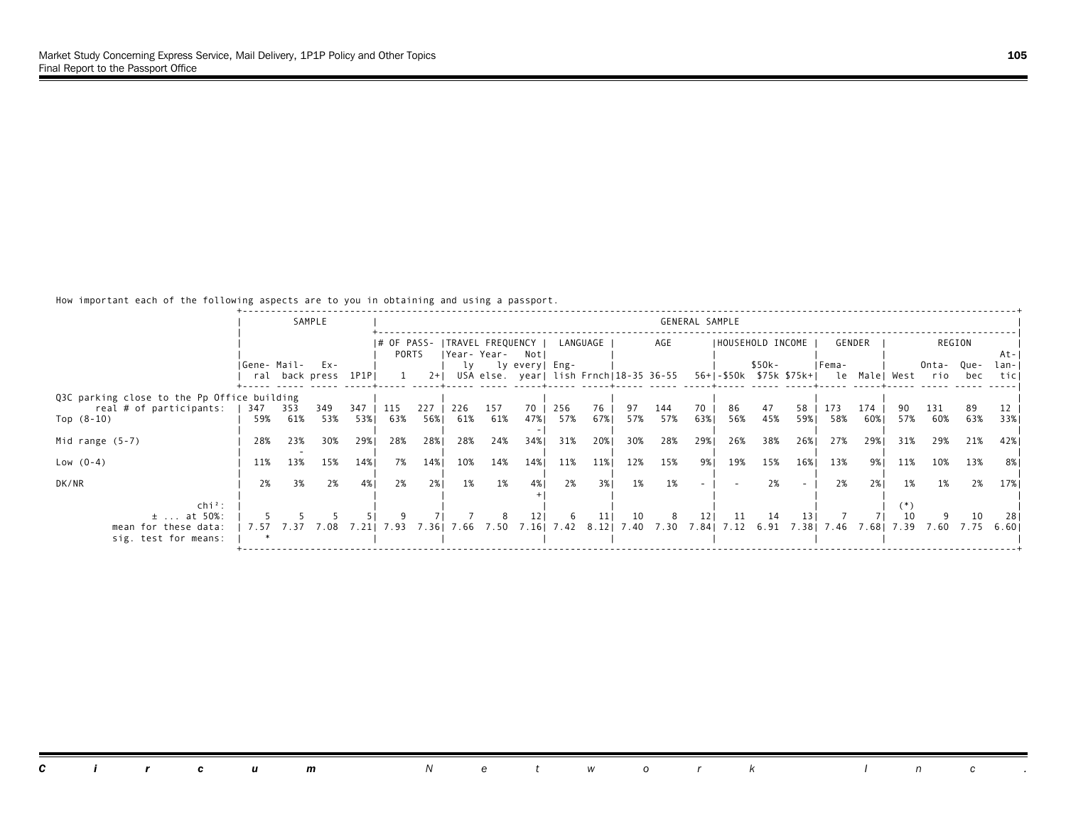How important each of the following aspects are to you in obtaining and using a passport.

| | SAMPLE | | | | GENERAL SAMPLE | | | | | | | | | | | | | | | | | | | | |
|---|---|---|---|---|---|---|---|---|---|---|---|---|---|---|---|---|---|---|---|---|---|---|---|---|---|
| | | | | | # OF PASSPORTS | | TRAVEL FREQUENCY | | | LANGUAGE | | AGE | | | HOUSEHOLD INCOME | | | GENDER | | REGION | | | |
| | General | Mail-back | Express | 1P1P | 1 | 2+ | Yearly USA | Yearly else. | Not every year | English | Frnch | 18-35 | 36-55 | 56+ | -$50k | $50k-$75k | $75k+ | Female | Male | West | Ontario | Quebec | Atlantic |
| **Q3C parking close to the Pp Office building** | | | | | | | | | | | | | | | | | | | | | | | |
| real # of participants: | 347 | 353 | 349 | 347 | 115 | 227 | 226 | 157 | 70 | 256 | 76 | 97 | 144 | 70 | 86 | 47 | 58 | 173 | 174 | 90 | 131 | 89 | 12 |
| Top (8-10) | 59% | 61% | 53% | 53% | 63% | 56% | 61% | 61% | 47% - | 57% | 67% | 57% | 57% | 63% | 56% | 45% | 59% | 58% | 60% | 57% | 60% | 63% | 33% |
| Mid range (5-7) | 28% | 23% - | 30% | 29% | 28% | 28% | 28% | 24% | 34% | 31% | 20% | 30% | 28% | 29% | 26% | 38% | 26% | 27% | 29% | 31% | 29% | 21% | 42% |
| Low (0-4) | 11% | 13% | 15% | 14% | 7% | 14% | 10% | 14% | 14% | 11% | 11% | 12% | 15% | 9% | 19% | 15% | 16% | 13% | 9% | 11% | 10% | 13% | 8% |
| DK/NR | 2% | 3% | 2% | 4% | 2% | 2% | 1% | 1% | 4% + | 2% | 3% | 1% | 1% | - | - | 2% | - | 2% | 2% | 1% | 1% | 2% | 17% |
| chi²: | | | | | | | | | | | | | | | | | | | | (*) | | | |
| ± ... at 50%: | 5 | 5 | 5 | 5 | 9 | 7 | 7 | 8 | 12 | 6 | 11 | 10 | 8 | 12 | 11 | 14 | 13 | 7 | 7 | 10 | 9 | 10 | 28 |
| mean for these data: | 7.57 | 7.37 | 7.08 | 7.21 | 7.93 | 7.36 | 7.66 | 7.50 | 7.16 | 7.42 | 8.12 | 7.40 | 7.30 | 7.84 | 7.12 | 6.91 | 7.38 | 7.46 | 7.68 | 7.39 | 7.60 | 7.75 | 6.60 |
| sig. test for means: | * | | | | | | | | | | | | | | | | | | | | | | |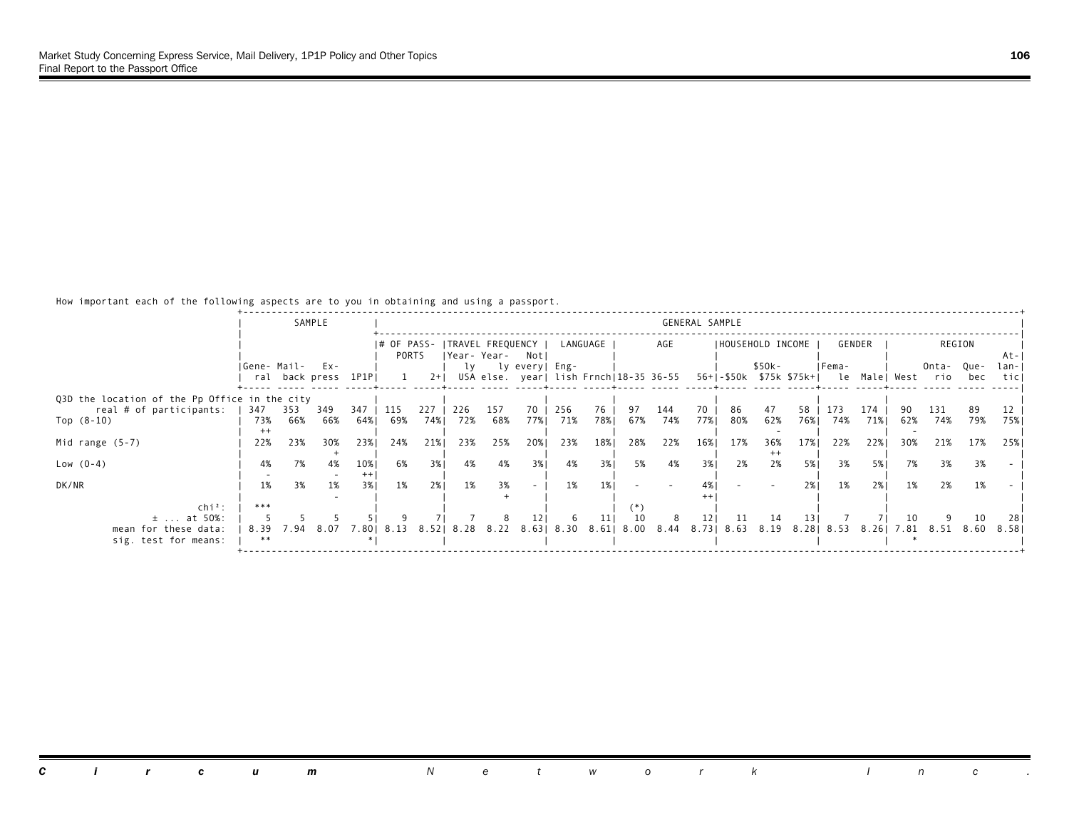How important each of the following aspects are to you in obtaining and using a passport.

| | SAMPLE | | | | GENERAL SAMPLE | | | | | | | | | | | | | | | | | | | |
|---|---|---|---|---|---|---|---|---|---|---|---|---|---|---|---|---|---|---|---|---|---|---|---|---|
| | | | | | # OF PASSPORTS | | TRAVEL FREQUENCY | | | LANGUAGE | | AGE | | | HOUSEHOLD INCOME | | | GENDER | | REGION | | | | |
| | General | Mail-back | Express | 1P1P | 1 | 2+ | Yearly USA | Yearly else. | Not every year | English | Frnch | 18-35 | 36-55 | 56+ | -$50k | $50k-$75k | $75k+ | Female | Male | West | Ontario | Quebec | Atlantic |
| **Q3D the location of the Pp Office in the city** | | | | | | | | | | | | | | | | | | | | | | | |
| real # of participants: | 347 | 353 | 349 | 347 | 115 | 227 | 226 | 157 | 70 | 256 | 76 | 97 | 144 | 70 | 86 | 47 | 58 | 173 | 174 | 90 | 131 | 89 | 12 |
| Top (8-10) | 73% ++ | 66% | 66% | 64% | 69% | 74% | 72% | 68% | 77% | 71% | 78% | 67% | 74% | 77% | 80% | 62% - | 76% | 74% | 71% | 62% - | 74% | 79% | 75% |
| Mid range (5-7) | 22% | 23% | 30% + | 23% | 24% | 21% | 23% | 25% | 20% | 23% | 18% | 28% | 22% | 16% | 17% | 36% ++ | 17% | 22% | 22% | 30% | 21% | 17% | 25% |
| Low (0-4) | 4% - | 7% | 4% - | 10% ++ | 6% | 3% | 4% | 4% | 3% | 4% | 3% | 5% | 4% | 3% | 2% | 2% | 5% | 3% | 5% | 7% | 3% | 3% | - |
| DK/NR | 1% | 3% | 1% - | 3% | 1% | 2% | 1% | 3% + | - | 1% | 1% | - | - | 4% ++ | - | - | 2% | 1% | 2% | 1% | 2% | 1% | - |
| chi²: | *** | | | | | | | | | | | (*) | | | | | | | | | | | |
| ± ... at 50%: | 5 | 5 | 5 | 5 | 9 | 7 | 7 | 8 | 12 | 6 | 11 | 10 | 8 | 12 | 11 | 14 | 13 | 7 | 7 | 10 | 9 | 10 | 28 |
| mean for these data: | 8.39 | 7.94 | 8.07 | 7.80 | 8.13 | 8.52 | 8.28 | 8.22 | 8.63 | 8.30 | 8.61 | 8.00 | 8.44 | 8.73 | 8.63 | 8.19 | 8.28 | 8.53 | 8.26 | 7.81 | 8.51 | 8.60 | 8.58 |
| sig. test for means: | ** | | | * | | | | | | | | | | | | | | | | * | | | |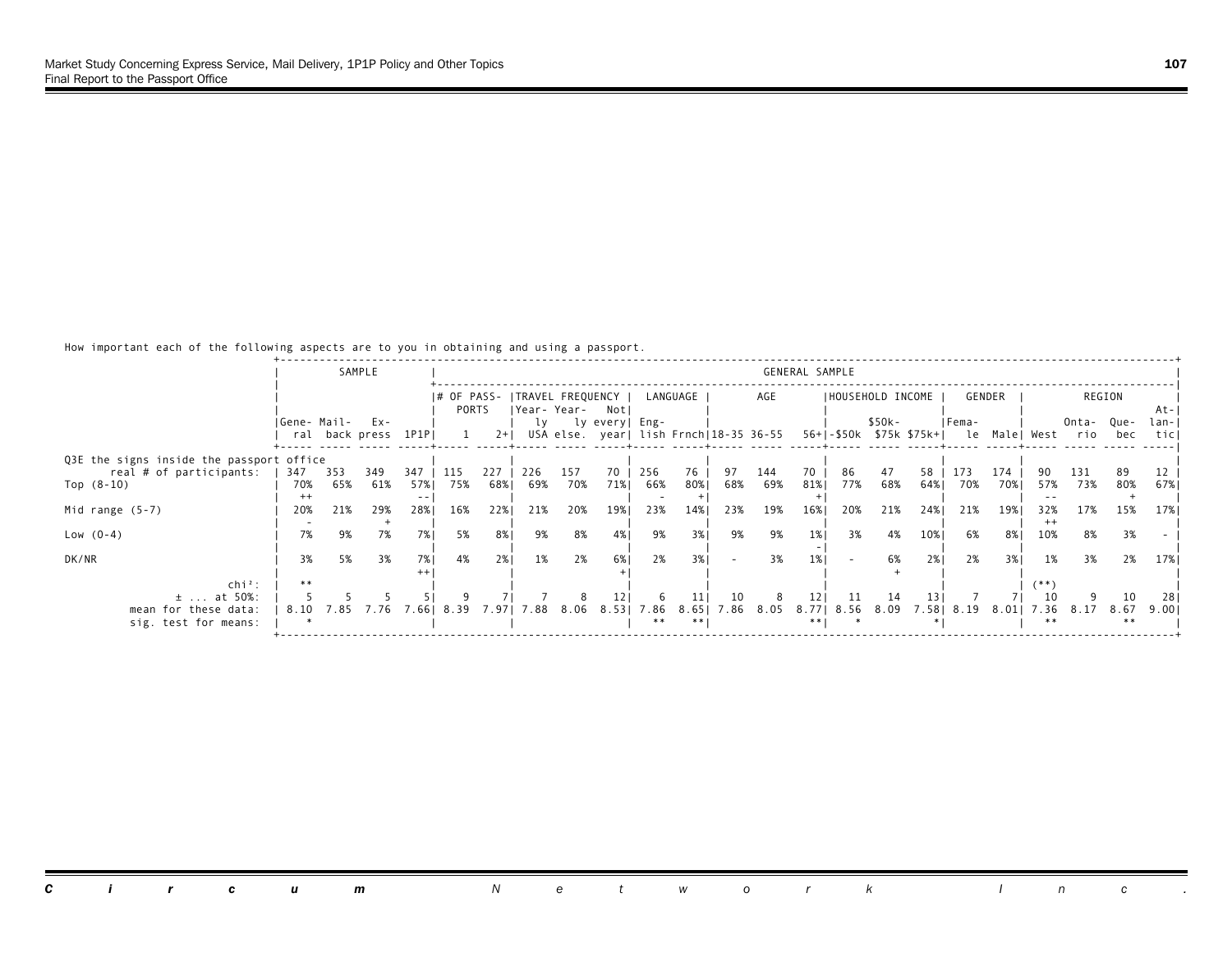How important each of the following aspects are to you in obtaining and using a passport.

| | SAMPLE | | | | GENERAL SAMPLE | | | | | | | | | | | | | | | | | | | |
|---|---|---|---|---|---|---|---|---|---|---|---|---|---|---|---|---|---|---|---|---|---|---|---|---|
| | | | | | # OF PASSPORTS | | TRAVEL FREQUENCY | | | LANGUAGE | | AGE | | | HOUSEHOLD INCOME | | | GENDER | | REGION | | | | |
| | General | Mailback | Express | 1P1P | 1 | 2+ | Yearly USA | Yearly else. | Not every year | English | Frnch | 18-35 | 36-55 | 56+ | -$50k | $50k-$75k | $75k+ | Female | Male | West | Ontario | Quebec | Atlantic |
| Q3E the signs inside the passport office | | | | | | | | | | | | | | | | | | | | | | | |
| real # of participants: | 347 | 353 | 349 | 347 | 115 | 227 | 226 | 157 | 70 | 256 | 76 | 97 | 144 | 70 | 86 | 47 | 58 | 173 | 174 | 90 | 131 | 89 | 12 |
| Top (8-10) | 70% | 65% | 61% | 57% | 75% | 68% | 69% | 70% | 71% | 66% | 80% | 68% | 69% | 81% | 77% | 68% | 64% | 70% | 70% | 57% | 73% | 80% | 67% |
| | ++ | | | -- | | | | | | - | + | | | + | | | | | | -- | | + | |
| Mid range (5-7) | 20% | 21% | 29% | 28% | 16% | 22% | 21% | 20% | 19% | 23% | 14% | 23% | 19% | 16% | 20% | 21% | 24% | 21% | 19% | 32% | 17% | 15% | 17% |
| | - | | + | | | | | | | | | | | | | | | | | ++ | | | |
| Low (0-4) | 7% | 9% | 7% | 7% | 5% | 8% | 9% | 8% | 4% | 9% | 3% | 9% | 9% | 1% | 3% | 4% | 10% | 6% | 8% | 10% | 8% | 3% | - |
| | | | | | | | | | | | | | | - | | | | | | | | | |
| DK/NR | 3% | 5% | 3% | 7% | 4% | 2% | 1% | 2% | 6% | 2% | 3% | - | 3% | 1% | - | 6% | 2% | 2% | 3% | 1% | 3% | 2% | 17% |
| | | | | ++ | | | | | + | | | | | | | + | | | | | | | |
| chi²: | ** | | | | | | | | | | | | | | | | | | | (**) | | | |
| ± ... at 50%: | 5 | 5 | 5 | 5 | 9 | 7 | 7 | 8 | 12 | 6 | 11 | 10 | 8 | 12 | 11 | 14 | 13 | 7 | 7 | 10 | 9 | 10 | 28 |
| mean for these data: | 8.10 | 7.85 | 7.76 | 7.66 | 8.39 | 7.97 | 7.88 | 8.06 | 8.53 | 7.86 | 8.65 | 7.86 | 8.05 | 8.77 | 8.56 | 8.09 | 7.58 | 8.19 | 8.01 | 7.36 | 8.17 | 8.67 | 9.00 |
| sig. test for means: | * | | | | | | | | | ** | ** | | | ** | * | | * | | | ** | | ** | |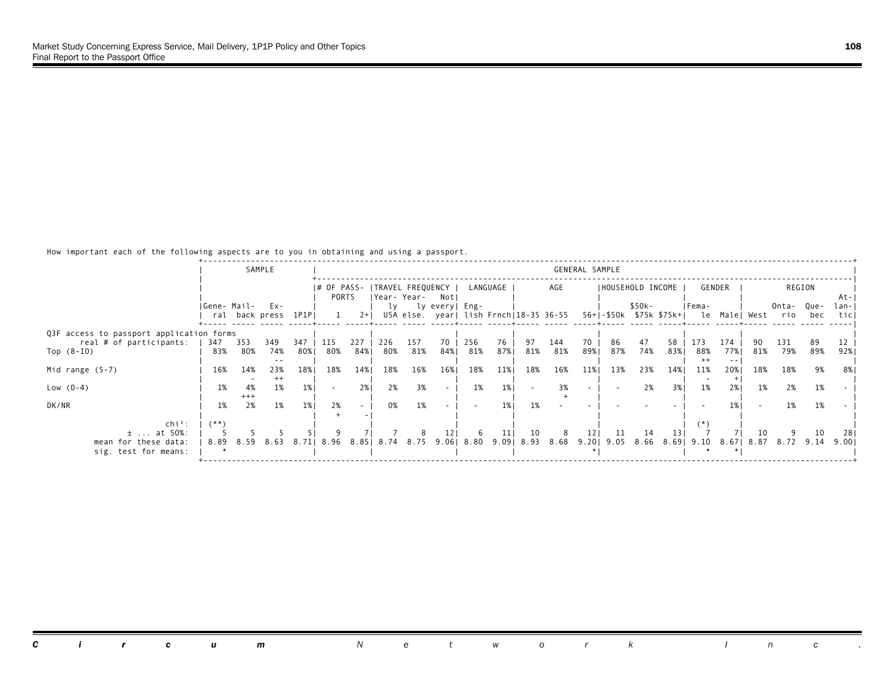How important each of the following aspects are to you in obtaining and using a passport.

| | SAMPLE | | | | GENERAL SAMPLE | | | | | | | | | | | | | | | | | | | | |
|---|---|---|---|---|---|---|---|---|---|---|---|---|---|---|---|---|---|---|---|---|---|---|---|---|---|
| | | | | | # OF PASSPORTS | | TRAVEL FREQUENCY | | | LANGUAGE | | AGE | | | HOUSEHOLD INCOME | | | GENDER | | REGION | | | |
| | General | Mail-back | Express | 1P1P | 1 | 2+ | Yearly USA | Yearly else. | Not every year | English | Frnch | 18-35 | 36-55 | 56+ | -$50k | $50k-$75k | $75k+ | Female | Male | West | Ontario | Quebec | Atlantic |
| Q3F access to passport application forms | | | | | | | | | | | | | | | | | | | | | | | |
| real # of participants: | 347 | 353 | 349 | 347 | 115 | 227 | 226 | 157 | 70 | 256 | 76 | 97 | 144 | 70 | 86 | 47 | 58 | 173 | 174 | 90 | 131 | 89 | 12 |
| Top (8-10) | 83% | 80% | 74% | 80% | 80% | 84% | 80% | 81% | 84% | 81% | 87% | 81% | 81% | 89% | 87% | 74% | 83% | 88% | 77% | 81% | 79% | 89% | 92% |
| | | | -- | | | | | | | | | | | | | | | ++ | -- | | | | |
| Mid range (5-7) | 16% | 14% | 23% | 18% | 18% | 14% | 18% | 16% | 16% | 18% | 11% | 18% | 16% | 11% | 13% | 23% | 14% | 11% | 20% | 18% | 18% | 9% | 8% |
| | | - | ++ | | | | | | | | | | | | | | | - | + | | | | |
| Low (0-4) | 1% | 4% | 1% | 1% | - | 2% | 2% | 3% | - | 1% | 1% | - | 3% | - | - | 2% | 3% | 1% | 2% | 1% | 2% | 1% | - |
| | | +++ | | | | | | | | | | | + | | | | | | | | | | |
| DK/NR | 1% | 2% | 1% | 1% | 2% | - | 0% | 1% | - | - | 1% | 1% | - | - | - | - | - | - | 1% | - | 1% | 1% | - |
| | | | | | + | - | | | | | | | | | | | | | | | | | |
| chi²: | (**) | | | | | | | | | | | | | | | | | (*) | | | | | |
| ± ... at 50%: | 5 | 5 | 5 | 5 | 9 | 7 | 7 | 8 | 12 | 6 | 11 | 10 | 8 | 12 | 11 | 14 | 13 | 7 | 7 | 10 | 9 | 10 | 28 |
| mean for these data: | 8.89 | 8.59 | 8.63 | 8.71 | 8.96 | 8.85 | 8.74 | 8.75 | 9.06 | 8.80 | 9.09 | 8.93 | 8.68 | 9.20 | 9.05 | 8.66 | 8.69 | 9.10 | 8.67 | 8.87 | 8.72 | 9.14 | 9.00 |
| sig. test for means: | * | | | | | | | | | | | | | * | | | | * | * | | | | |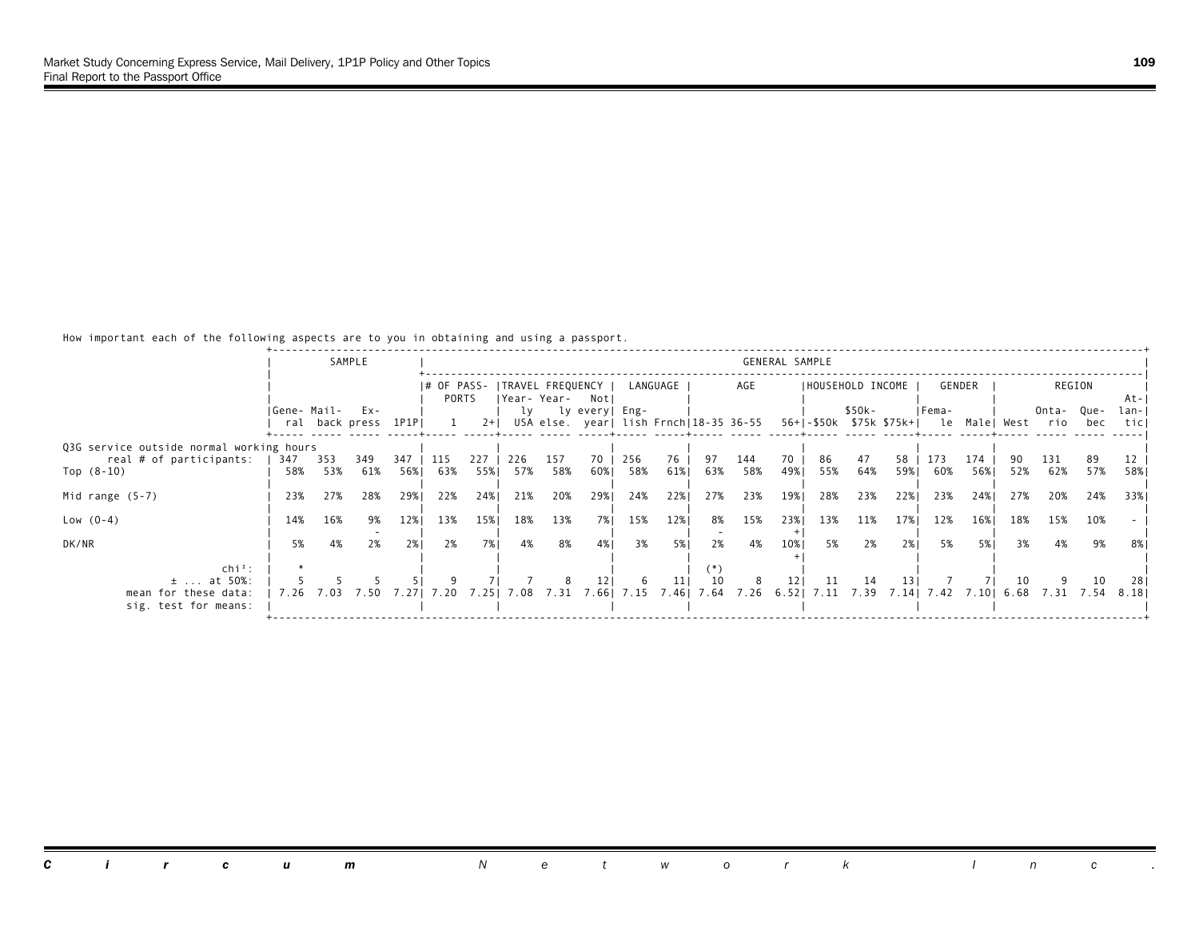How important each of the following aspects are to you in obtaining and using a passport.

| | SAMPLE | | | | GENERAL SAMPLE | | | | | | | | | | | | | | | | | | | |
|---|---|---|---|---|---|---|---|---|---|---|---|---|---|---|---|---|---|---|---|---|---|---|---|---|
| | | | | | # OF PASSPORTS | | TRAVEL FREQUENCY | | | LANGUAGE | | AGE | | | HOUSEHOLD INCOME | | | GENDER | | REGION | | | | |
| | General | Mail-back | Express | 1P1P | 1 | 2+ | Yearly USA | Yearly else. | Not every year | English | Frnch | 18-35 | 36-55 | 56+ | -$50k | $50k-$75k | $75k+ | Female | Male | West | Ontario | Quebec | Atlantic | |
| Q3G service outside normal working hours | | | | | | | | | | | | | | | | | | | | | | | | |
| real # of participants: | 347 | 353 | 349 | 347 | 115 | 227 | 226 | 157 | 70 | 256 | 76 | 97 | 144 | 70 | 86 | 47 | 58 | 173 | 174 | 90 | 131 | 89 | 12 | |
| Top (8-10) | 58% | 53% | 61% | 56% | 63% | 55% | 57% | 58% | 60% | 58% | 61% | 63% | 58% | 49% | 55% | 64% | 59% | 60% | 56% | 52% | 62% | 57% | 58% | |
| Mid range (5-7) | 23% | 27% | 28% | 29% | 22% | 24% | 21% | 20% | 29% | 24% | 22% | 27% | 23% | 19% | 28% | 23% | 22% | 23% | 24% | 27% | 20% | 24% | 33% | |
| Low (0-4) | 14% | 16% | 9% - | 12% | 13% | 15% | 18% | 13% | 7% | 15% | 12% | 8% - | 15% | 23% + | 13% | 11% | 17% | 12% | 16% | 18% | 15% | 10% | - | |
| DK/NR | 5% | 4% | 2% | 2% | 2% | 7% | 4% | 8% | 4% | 3% | 5% | 2% | 4% | 10% + | 5% | 2% | 2% | 5% | 5% | 3% | 4% | 9% | 8% | |
| chi²: | * | | | | | | | | | | | (*) | | | | | | | | | | | | |
| ± ... at 50%: | 5 | 5 | 5 | 5 | 9 | 7 | 7 | 8 | 12 | 6 | 11 | 10 | 8 | 12 | 11 | 14 | 13 | 7 | 7 | 10 | 9 | 10 | 28 | |
| mean for these data: | 7.26 | 7.03 | 7.50 | 7.27 | 7.20 | 7.25 | 7.08 | 7.31 | 7.66 | 7.15 | 7.46 | 7.64 | 7.26 | 6.52 | 7.11 | 7.39 | 7.14 | 7.42 | 7.10 | 6.68 | 7.31 | 7.54 | 8.18 | |
| sig. test for means: | | | | | | | | | | | | | | | | | | | | | | | | |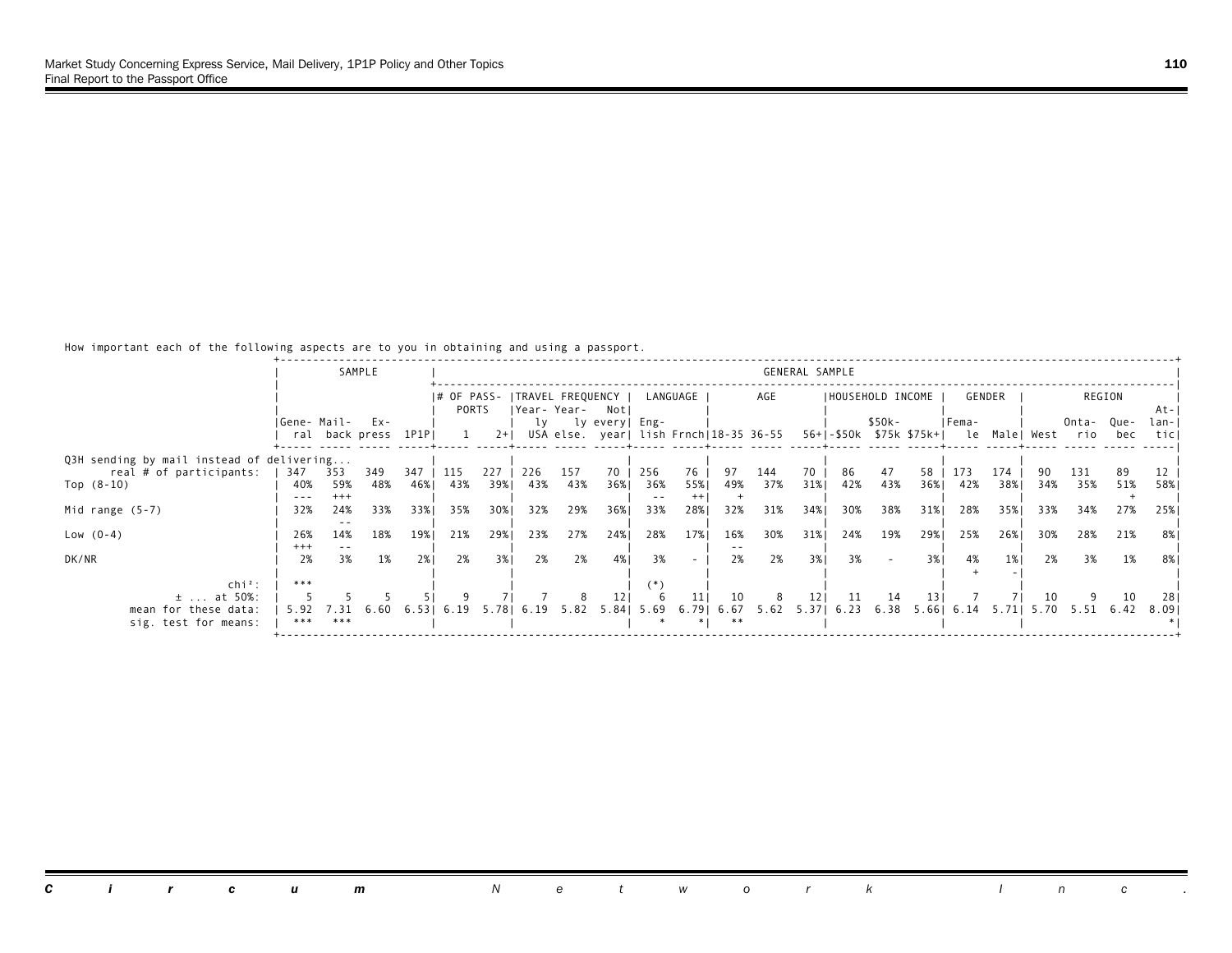How important each of the following aspects are to you in obtaining and using a passport.

| | SAMPLE | | | | GENERAL SAMPLE | | | | | | | | | | | | | | | | | | | |
|---|---|---|---|---|---|---|---|---|---|---|---|---|---|---|---|---|---|---|---|---|---|---|---|---|
| | | | | | # OF PASSPORTS | | TRAVEL FREQUENCY | | | LANGUAGE | | AGE | | | HOUSEHOLD INCOME | | | GENDER | | REGION | | | | |
| | General | Mailback | Express | 1P1P | 1 | 2+ | Yearly USA | Yearly else. | Not every year | English | Frnch | 18-35 | 36-55 | 56+ | -$50k | $50k-$75k | $75k+ | Female | Male | West | Ontario | Quebec | Atlantic |
| **Q3H sending by mail instead of delivering...** | | | | | | | | | | | | | | | | | | | | | | | |
| real # of participants: | 347 | 353 | 349 | 347 | 115 | 227 | 226 | 157 | 70 | 256 | 76 | 97 | 144 | 70 | 86 | 47 | 58 | 173 | 174 | 90 | 131 | 89 | 12 |
| Top (8-10) | 40% | 59% | 48% | 46% | 43% | 39% | 43% | 43% | 36% | 36% | 55% | 49% | 37% | 31% | 42% | 43% | 36% | 42% | 38% | 34% | 35% | 51% | 58% |
| | --- | +++ | | | | | | | | -- | ++ | + | | | | | | | | | | + | |
| Mid range (5-7) | 32% | 24% | 33% | 33% | 35% | 30% | 32% | 29% | 36% | 33% | 28% | 32% | 31% | 34% | 30% | 38% | 31% | 28% | 35% | 33% | 34% | 27% | 25% |
| | | -- | | | | | | | | | | | | | | | | | | | | | |
| Low (0-4) | 26% | 14% | 18% | 19% | 21% | 29% | 23% | 27% | 24% | 28% | 17% | 16% | 30% | 31% | 24% | 19% | 29% | 25% | 26% | 30% | 28% | 21% | 8% |
| | +++ | -- | | | | | | | | | | -- | | | | | | | | | | | |
| DK/NR | 2% | 3% | 1% | 2% | 2% | 3% | 2% | 2% | 4% | 3% | - | 2% | 2% | 3% | 3% | - | 3% | 4% | 1% | 2% | 3% | 1% | 8% |
| | | | | | | | | | | | | | | | | | | + | - | | | | |
| chi²: | *** | | | | | | | | | (*) | | | | | | | | | | | | | |
| ± ... at 50%: | 5 | 5 | 5 | 5 | 9 | 7 | 7 | 8 | 12 | 6 | 11 | 10 | 8 | 12 | 11 | 14 | 13 | 7 | 7 | 10 | 9 | 10 | 28 |
| mean for these data: | 5.92 | 7.31 | 6.60 | 6.53 | 6.19 | 5.78 | 6.19 | 5.82 | 5.84 | 5.69 | 6.79 | 6.67 | 5.62 | 5.37 | 6.23 | 6.38 | 5.66 | 6.14 | 5.71 | 5.70 | 5.51 | 6.42 | 8.09 |
| sig. test for means: | *** | *** | | | | | | | | * | * | ** | | | | | | | | | | | * |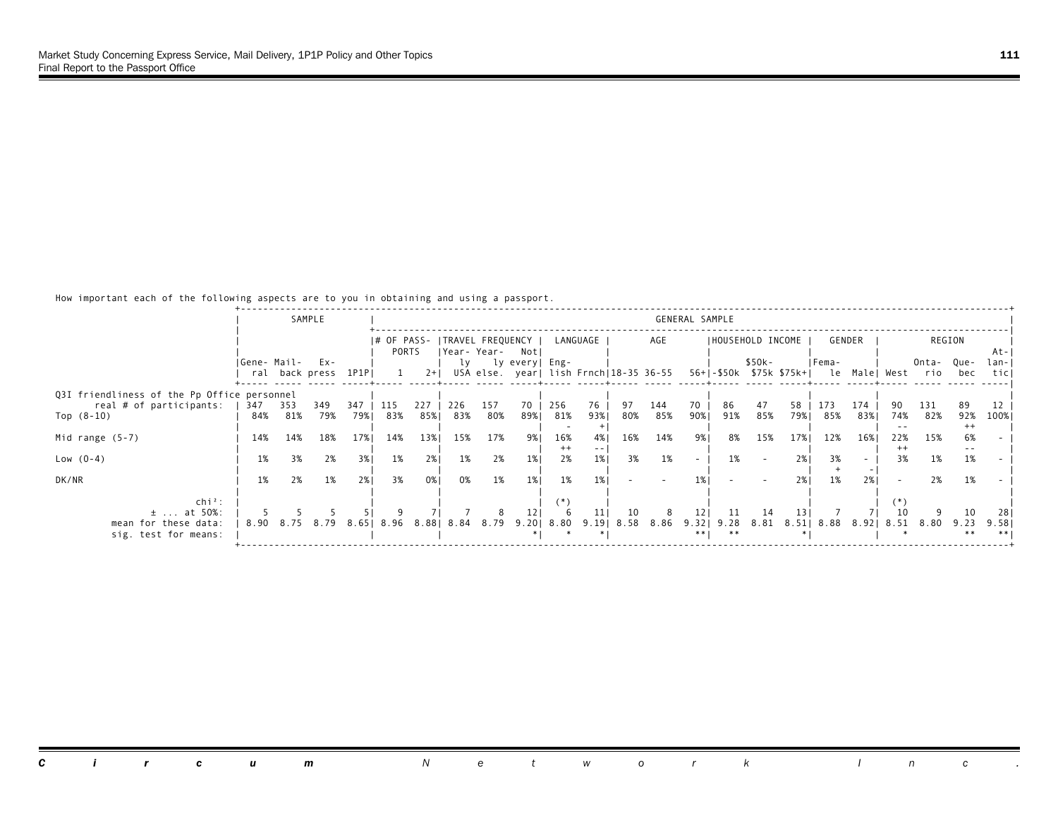How important each of the following aspects are to you in obtaining and using a passport.

| | SAMPLE | | | | GENERAL SAMPLE | | | | | | | | | | | | | | | | | | | |
|---|---|---|---|---|---|---|---|---|---|---|---|---|---|---|---|---|---|---|---|---|---|---|---|---|
| | | | | | # OF PASSPORTS | | TRAVEL FREQUENCY | | | LANGUAGE | | AGE | | | HOUSEHOLD INCOME | | | GENDER | | REGION | | | | |
| | General | Mail-back | Express | 1P1P | 1 | 2+ | Yearly USA | Yearly else. | Not every year | English | Frnch | 18-35 | 36-55 | 56+ | -$50k | $50k-$75k | $75k+ | Female | Male | West | Ontario | Quebec | Atlantic |
| **Q3I friendliness of the Pp Office personnel** | | | | | | | | | | | | | | | | | | | | | | | |
| real # of participants: | 347 | 353 | 349 | 347 | 115 | 227 | 226 | 157 | 70 | 256 | 76 | 97 | 144 | 70 | 86 | 47 | 58 | 173 | 174 | 90 | 131 | 89 | 12 |
| Top (8-10) | 84% | 81% | 79% | 79% | 83% | 85% | 83% | 80% | 89% | 81% - | 93% + | 80% | 85% | 90% | 91% | 85% | 79% | 85% | 83% | 74% -- | 82% | 92% ++ | 100% |
| Mid range (5-7) | 14% | 14% | 18% | 17% | 14% | 13% | 15% | 17% | 9% | 16% ++ | 4% -- | 16% | 14% | 9% | 8% | 15% | 17% | 12% | 16% | 22% ++ | 15% | 6% -- | - |
| Low (0-4) | 1% | 3% | 2% | 3% | 1% | 2% | 1% | 2% | 1% | 2% | 1% | 3% | 1% | - | 1% | - | 2% | 3% + | - - | 3% | 1% | 1% | - |
| DK/NR | 1% | 2% | 1% | 2% | 3% | 0% | 0% | 1% | 1% | 1% | 1% | - | - | 1% | - | - | 2% | 1% | 2% | - | 2% | 1% | - |
| chi²: | | | | | | | | | | (*) | | | | | | | | | | (*) | | | |
| ± ... at 50%: | 5 | 5 | 5 | 5 | 9 | 7 | 7 | 8 | 12 | 6 | 11 | 10 | 8 | 12 | 11 | 14 | 13 | 7 | 7 | 10 | 9 | 10 | 28 |
| mean for these data: | 8.90 | 8.75 | 8.79 | 8.65 | 8.96 | 8.88 | 8.84 | 8.79 | 9.20 | 8.80 | 9.19 | 8.58 | 8.86 | 9.32 | 9.28 | 8.81 | 8.51 | 8.88 | 8.92 | 8.51 | 8.80 | 9.23 | 9.58 |
| sig. test for means: | | | | | | | | | * | * | * | | | ** | ** | | * | | | * | | ** | ** |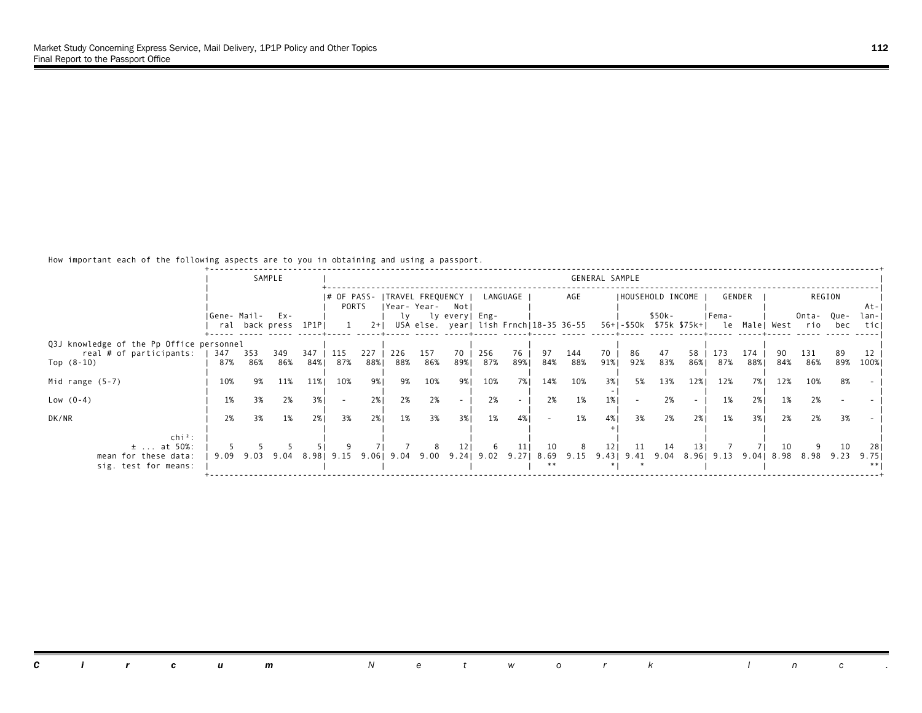How important each of the following aspects are to you in obtaining and using a passport.

| | SAMPLE | | | | GENERAL SAMPLE | | | | | | | | | | | | | | | | | | | |
|---|---|---|---|---|---|---|---|---|---|---|---|---|---|---|---|---|---|---|---|---|---|---|---|---|
| | | | | | # OF PASSPORTS | | TRAVEL FREQUENCY | | | LANGUAGE | | AGE | | | HOUSEHOLD INCOME | | | GENDER | | REGION | | | | |
| | General | Mail-back | Express | 1P1P | 1 | 2+ | Yearly USA | Yearly else. | Not every year | English | Frnch | 18-35 | 36-55 | 56+ | -$50k | $50k-$75k | $75k+ | Female | Male | West | Ontario | Quebec | Atlantic |
| **Q3J knowledge of the Pp Office personnel** | | | | | | | | | | | | | | | | | | | | | | | |
| real # of participants: | 347 | 353 | 349 | 347 | 115 | 227 | 226 | 157 | 70 | 256 | 76 | 97 | 144 | 70 | 86 | 47 | 58 | 173 | 174 | 90 | 131 | 89 | 12 |
| Top (8-10) | 87% | 86% | 86% | 84% | 87% | 88% | 88% | 86% | 89% | 87% | 89% | 84% | 88% | 91% | 92% | 83% | 86% | 87% | 88% | 84% | 86% | 89% | 100% |
| Mid range (5-7) | 10% | 9% | 11% | 11% | 10% | 9% | 9% | 10% | 9% | 10% | 7% | 14% | 10% | 3% - | 5% | 13% | 12% | 12% | 7% | 12% | 10% | 8% | - |
| Low (0-4) | 1% | 3% | 2% | 3% | - | 2% | 2% | 2% | - | 2% | - | 2% | 1% | 1% | - | 2% | - | 1% | 2% | 1% | 2% | - | - |
| DK/NR | 2% | 3% | 1% | 2% | 3% | 2% | 1% | 3% | 3% | 1% | 4% | - | 1% | 4% + | 3% | 2% | 2% | 1% | 3% | 2% | 2% | 3% | - |
| chi²: | | | | | | | | | | | | | | | | | | | | | | | |
| ± ... at 50%: | 5 | 5 | 5 | 5 | 9 | 7 | 7 | 8 | 12 | 6 | 11 | 10 | 8 | 12 | 11 | 14 | 13 | 7 | 7 | 10 | 9 | 10 | 28 |
| mean for these data: | 9.09 | 9.03 | 9.04 | 8.98 | 9.15 | 9.06 | 9.04 | 9.00 | 9.24 | 9.02 | 9.27 | 8.69 | 9.15 | 9.43 | 9.41 | 9.04 | 8.96 | 9.13 | 9.04 | 8.98 | 8.98 | 9.23 | 9.75 |
| sig. test for means: | | | | | | | | | | | | ** | | * | * | | | | | | | | ** |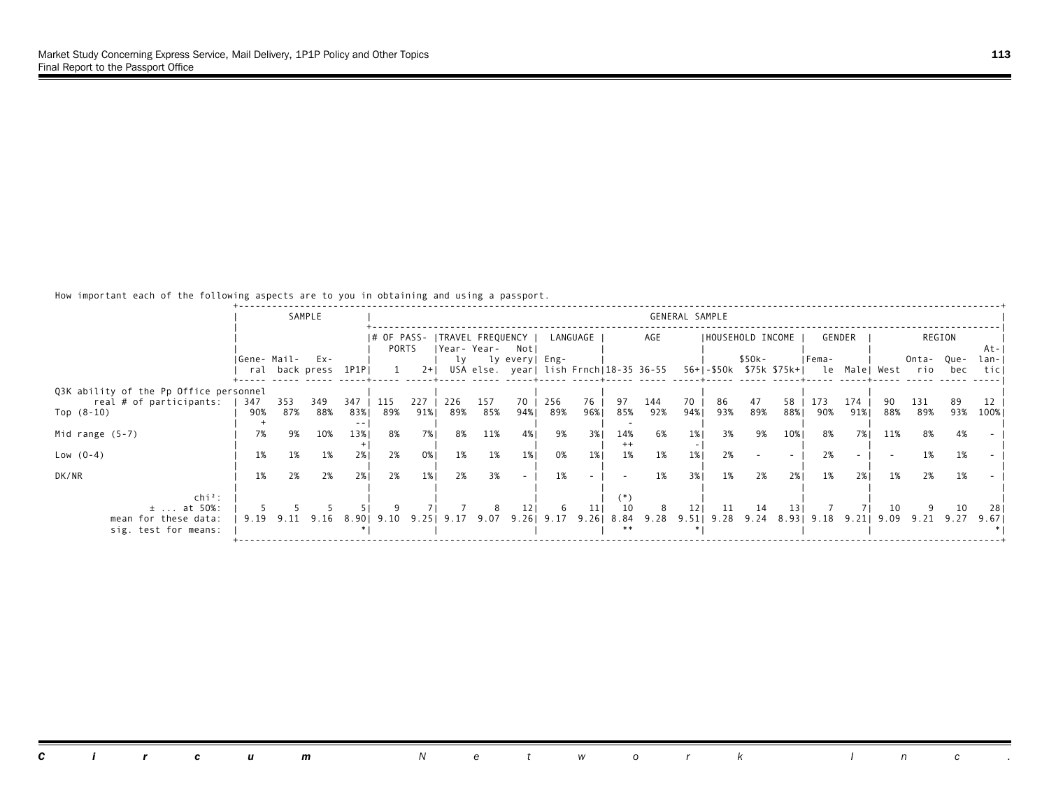How important each of the following aspects are to you in obtaining and using a passport.

| | SAMPLE | | | | GENERAL SAMPLE | | | | | | | | | | | | | | | | | | | |
|---|---|---|---|---|---|---|---|---|---|---|---|---|---|---|---|---|---|---|---|---|---|---|---|---|
| | | | | | # OF PASSPORTS | | TRAVEL FREQUENCY | | | LANGUAGE | | AGE | | | HOUSEHOLD INCOME | | | GENDER | | REGION | | | | |
| | General | Mail-back | Express | 1P1P | 1 | 2+ | Yearly USA | Yearly else. | Not every year | English | Frnch | 18-35 | 36-55 | 56+ | -$50k | $50k-$75k | $75k+ | Female | Male | West | Ontario | Quebec | Atlantic |
| Q3K ability of the Pp Office personnel | | | | | | | | | | | | | | | | | | | | | | | |
| real # of participants: | 347 | 353 | 349 | 347 | 115 | 227 | 226 | 157 | 70 | 256 | 76 | 97 | 144 | 70 | 86 | 47 | 58 | 173 | 174 | 90 | 131 | 89 | 12 |
| Top (8-10) | 90% + | 87% | 88% | 83% -- | 89% | 91% | 89% | 85% | 94% | 89% | 96% | 85% - | 92% | 94% | 93% | 89% | 88% | 90% | 91% | 88% | 89% | 93% | 100% |
| Mid range (5-7) | 7% | 9% | 10% | 13% + | 8% | 7% | 8% | 11% | 4% | 9% | 3% | 14% ++ | 6% | 1% - | 3% | 9% | 10% | 8% | 7% | 11% | 8% | 4% | - |
| Low (0-4) | 1% | 1% | 1% | 2% | 2% | 0% | 1% | 1% | 1% | 0% | 1% | 1% | 1% | 1% | 2% | - | - | 2% | - | - | 1% | 1% | - |
| DK/NR | 1% | 2% | 2% | 2% | 2% | 1% | 2% | 3% | - | 1% | - | - | 1% | 3% | 1% | 2% | 2% | 1% | 2% | 1% | 2% | 1% | - |
| chi²: | | | | | | | | | | | | (*) | | | | | | | | | | | |
| ± ... at 50%: | 5 | 5 | 5 | 5 | 9 | 7 | 7 | 8 | 12 | 6 | 11 | 10 | 8 | 12 | 11 | 14 | 13 | 7 | 7 | 10 | 9 | 10 | 28 |
| mean for these data: | 9.19 | 9.11 | 9.16 | 8.90 | 9.10 | 9.25 | 9.17 | 9.07 | 9.26 | 9.17 | 9.26 | 8.84 | 9.28 | 9.51 | 9.28 | 9.24 | 8.93 | 9.18 | 9.21 | 9.09 | 9.21 | 9.27 | 9.67 |
| sig. test for means: | | | | * | | | | | | | | ** | | * | | | | | | | | | * |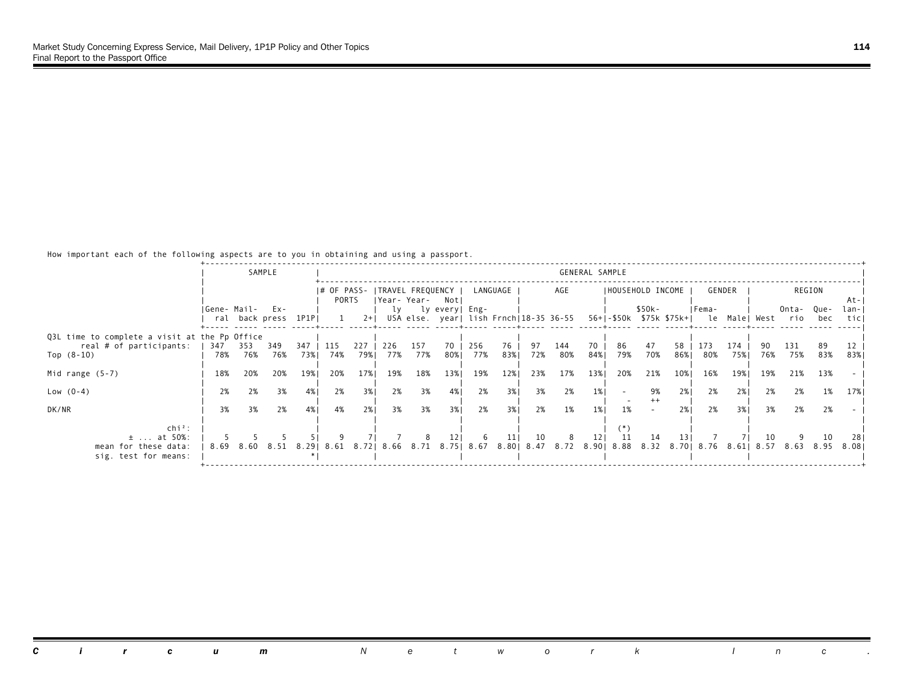How important each of the following aspects are to you in obtaining and using a passport.

| | SAMPLE | | | | GENERAL SAMPLE | | | | | | | | | | | | | | | | | | | |
|---|---|---|---|---|---|---|---|---|---|---|---|---|---|---|---|---|---|---|---|---|---|---|---|---|
| | | | | | # OF PASSPORTS | | TRAVEL FREQUENCY | | | LANGUAGE | | AGE | | | HOUSEHOLD INCOME | | | GENDER | | REGION | | | | |
| | General | Mail-back | Express | 1P1P | 1 | 2+ | Yearly USA | Yearly else. | Not every year | English | Frnch | 18-35 | 36-55 | 56+ | -$50k | $50k-$75k | $75k+ | Female | Male | West | Ontario | Quebec | Atlantic |
| Q3L time to complete a visit at the Pp Office | | | | | | | | | | | | | | | | | | | | | | | |
| real # of participants: | 347 | 353 | 349 | 347 | 115 | 227 | 226 | 157 | 70 | 256 | 76 | 97 | 144 | 70 | 86 | 47 | 58 | 173 | 174 | 90 | 131 | 89 | 12 |
| Top (8-10) | 78% | 76% | 76% | 73% | 74% | 79% | 77% | 77% | 80% | 77% | 83% | 72% | 80% | 84% | 79% | 70% | 86% | 80% | 75% | 76% | 75% | 83% | 83% |
| Mid range (5-7) | 18% | 20% | 20% | 19% | 20% | 17% | 19% | 18% | 13% | 19% | 12% | 23% | 17% | 13% | 20% | 21% | 10% | 16% | 19% | 19% | 21% | 13% | - |
| Low (0-4) | 2% | 2% | 3% | 4% | 2% | 3% | 2% | 3% | 4% | 2% | 3% | 3% | 2% | 1% | - <br> - | 9% <br> ++ | 2% | 2% | 2% | 2% | 2% | 1% | 17% |
| DK/NR | 3% | 3% | 2% | 4% | 4% | 2% | 3% | 3% | 3% | 2% | 3% | 2% | 1% | 1% | 1% | - | 2% | 2% | 3% | 3% | 2% | 2% | - |
| chi²: | | | | | | | | | | | | | | | (*) | | | | | | | | |
| ± ... at 50%: | 5 | 5 | 5 | 5 | 9 | 7 | 7 | 8 | 12 | 6 | 11 | 10 | 8 | 12 | 11 | 14 | 13 | 7 | 7 | 10 | 9 | 10 | 28 |
| mean for these data: | 8.69 | 8.60 | 8.51 | 8.29 | 8.61 | 8.72 | 8.66 | 8.71 | 8.75 | 8.67 | 8.80 | 8.47 | 8.72 | 8.90 | 8.88 | 8.32 | 8.70 | 8.76 | 8.61 | 8.57 | 8.63 | 8.95 | 8.08 |
| sig. test for means: | | | | * | | | | | | | | | | | | | | | | | | | |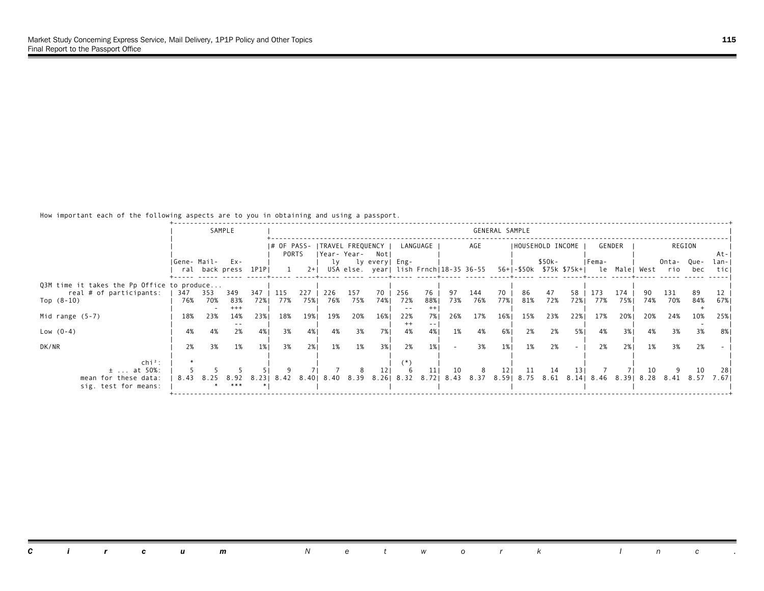How important each of the following aspects are to you in obtaining and using a passport.

| | SAMPLE | | | | GENERAL SAMPLE | | | | | | | | | | | | | | | | | | | | |
|---|---|---|---|---|---|---|---|---|---|---|---|---|---|---|---|---|---|---|---|---|---|---|---|---|---|
| | | | | | # OF PASSPORTS | | TRAVEL FREQUENCY | | | LANGUAGE | | AGE | | | HOUSEHOLD INCOME | | | GENDER | | REGION | | | |
| | General | Mailback | Express | 1P1P | 1 | 2+ | Yearly USA | Yearly else. | Not every year | English | Frnch | 18-35 | 36-55 | 56+ | -$50k | $50k-$75k | $75k+ | Female | Male | West | Ontario | Quebec | Atlantic |
| Q3M time it takes the Pp Office to produce... | | | | | | | | | | | | | | | | | | | | | | | |
| real # of participants: | 347 | 353 | 349 | 347 | 115 | 227 | 226 | 157 | 70 | 256 | 76 | 97 | 144 | 70 | 86 | 47 | 58 | 173 | 174 | 90 | 131 | 89 | 12 |
| Top (8-10) | 76% | 70% | 83% | 72% | 77% | 75% | 76% | 75% | 74% | 72% | 88% | 73% | 76% | 77% | 81% | 72% | 72% | 77% | 75% | 74% | 70% | 84% | 67% |
| | | - | +++ | | | | | | | -- | ++ | | | | | | | | | | | + | |
| Mid range (5-7) | 18% | 23% | 14% | 23% | 18% | 19% | 19% | 20% | 16% | 22% | 7% | 26% | 17% | 16% | 15% | 23% | 22% | 17% | 20% | 20% | 24% | 10% | 25% |
| | | | -- | | | | | | | ++ | -- | | | | | | | | | | | - | |
| Low (0-4) | 4% | 4% | 2% | 4% | 3% | 4% | 4% | 3% | 7% | 4% | 4% | 1% | 4% | 6% | 2% | 2% | 5% | 4% | 3% | 4% | 3% | 3% | 8% |
| DK/NR | 2% | 3% | 1% | 1% | 3% | 2% | 1% | 1% | 3% | 2% | 1% | - | 3% | 1% | 1% | 2% | - | 2% | 2% | 1% | 3% | 2% | - |
| chi²: | * | | | | | | | | | (*) | | | | | | | | | | | | | |
| ± ... at 50%: | 5 | 5 | 5 | 5 | 9 | 7 | 7 | 8 | 12 | 6 | 11 | 10 | 8 | 12 | 11 | 14 | 13 | 7 | 7 | 10 | 9 | 10 | 28 |
| mean for these data: | 8.43 | 8.25 | 8.92 | 8.23 | 8.42 | 8.40 | 8.40 | 8.39 | 8.26 | 8.32 | 8.72 | 8.43 | 8.37 | 8.59 | 8.75 | 8.61 | 8.14 | 8.46 | 8.39 | 8.28 | 8.41 | 8.57 | 7.67 |
| sig. test for means: | | * | *** | * | | | | | | | | | | | | | | | | | | | |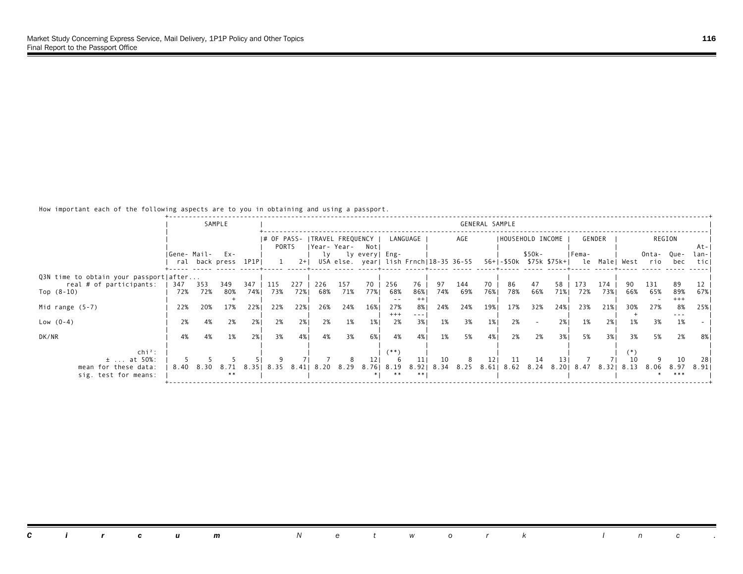How important each of the following aspects are to you in obtaining and using a passport.

| | SAMPLE | | | | GENERAL SAMPLE | | | | | | | | | | | | | | | | | | | |
|---|---|---|---|---|---|---|---|---|---|---|---|---|---|---|---|---|---|---|---|---|---|---|---|---|
| | | | | | # OF PASSPORTS | | TRAVEL FREQUENCY | | | LANGUAGE | | AGE | | | HOUSEHOLD INCOME | | | GENDER | | REGION | | | | |
| | General | Mailback | Express | 1P1P | 1 | 2+ | Yearly USA | Yearly else. | Not every year | English | Frnch | 18-35 | 36-55 | 56+ | -$50k | $50k-$75k | $75k+ | Female | Male | West | Ontario | Quebec | Atlantic |
| Q3N time to obtain your passport after... | | | | | | | | | | | | | | | | | | | | | | | |
| real # of participants: | 347 | 353 | 349 | 347 | 115 | 227 | 226 | 157 | 70 | 256 | 76 | 97 | 144 | 70 | 86 | 47 | 58 | 173 | 174 | 90 | 131 | 89 | 12 |
| Top (8-10) | 72% | 72% | 80% | 74% | 73% | 72% | 68% | 71% | 77% | 68% | 86% | 74% | 69% | 76% | 78% | 66% | 71% | 72% | 73% | 66% | 65% | 89% | 67% |
| | | | + | | | | | | | -- | ++ | | | | | | | | | | - | +++ | |
| Mid range (5-7) | 22% | 20% | 17% | 22% | 22% | 22% | 26% | 24% | 16% | 27% | 8% | 24% | 24% | 19% | 17% | 32% | 24% | 23% | 21% | 30% | 27% | 8% | 25% |
| | | | | | | | | | | +++ | --- | | | | | | | | | + | | --- | |
| Low (0-4) | 2% | 4% | 2% | 2% | 2% | 2% | 2% | 1% | 1% | 2% | 3% | 1% | 3% | 1% | 2% | - | 2% | 1% | 2% | 1% | 3% | 1% | - |
| DK/NR | 4% | 4% | 1% | 2% | 3% | 4% | 4% | 3% | 6% | 4% | 4% | 1% | 5% | 4% | 2% | 2% | 3% | 5% | 3% | 3% | 5% | 2% | 8% |
| chi²: | | | | | | | | | | (**) | | | | | | | | | | (*) | | | |
| ± ... at 50%: | 5 | 5 | 5 | 5 | 9 | 7 | 7 | 8 | 12 | 6 | 11 | 10 | 8 | 12 | 11 | 14 | 13 | 7 | 7 | 10 | 9 | 10 | 28 |
| mean for these data: | 8.40 | 8.30 | 8.71 | 8.35 | 8.35 | 8.41 | 8.20 | 8.29 | 8.76 | 8.19 | 8.92 | 8.34 | 8.25 | 8.61 | 8.62 | 8.24 | 8.20 | 8.47 | 8.32 | 8.13 | 8.06 | 8.97 | 8.91 |
| sig. test for means: | | | ** | | | | | | * | ** | ** | | | | | | | | | | * | *** | |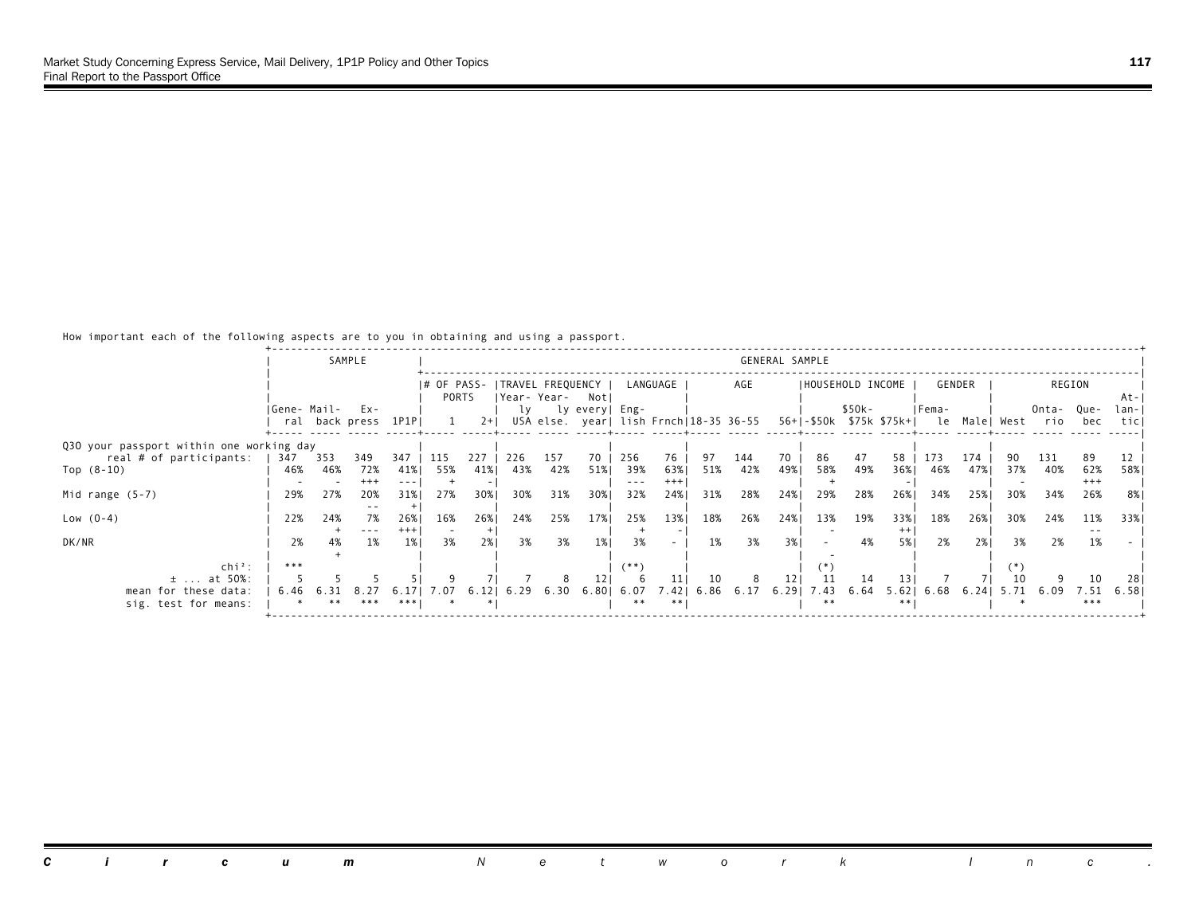How important each of the following aspects are to you in obtaining and using a passport.

| | SAMPLE | | | | GENERAL SAMPLE | | | | | | | | | | | | | | | | | | | |
|---|---|---|---|---|---|---|---|---|---|---|---|---|---|---|---|---|---|---|---|---|---|---|---|---|
| | | | | | # OF PASSPORTS | | TRAVEL FREQUENCY | | | LANGUAGE | | AGE | | | HOUSEHOLD INCOME | | | GENDER | | REGION | | | | |
| | General | Mail-back | Express | 1P1P | 1 | 2+ | Yearly USA | Yearly else. | Not every year | English | Frnch | 18-35 | 36-55 | 56+ | -$50k | $50k-$75k | $75k+ | Female | Male | West | Ontario | Quebec | Atlantic |
| Q30 your passport within one working day | | | | | | | | | | | | | | | | | | | | | | | |
| real # of participants: | 347 | 353 | 349 | 347 | 115 | 227 | 226 | 157 | 70 | 256 | 76 | 97 | 144 | 70 | 86 | 47 | 58 | 173 | 174 | 90 | 131 | 89 | 12 |
| Top (8-10) | 46% | 46% | 72% | 41% | 55% | 41% | 43% | 42% | 51% | 39% | 63% | 51% | 42% | 49% | 58% | 49% | 36% | 46% | 47% | 37% | 40% | 62% | 58% |
| | - | - | +++ | --- | + | - | | | | --- | +++ | | | | + | | - | | | - | | +++ | |
| Mid range (5-7) | 29% | 27% | 20% | 31% | 27% | 30% | 30% | 31% | 30% | 32% | 24% | 31% | 28% | 24% | 29% | 28% | 26% | 34% | 25% | 30% | 34% | 26% | 8% |
| | | | -- | + | | | | | | | | | | | | | | | | | | | |
| Low (0-4) | 22% | 24% | 7% | 26% | 16% | 26% | 24% | 25% | 17% | 25% | 13% | 18% | 26% | 24% | 13% | 19% | 33% | 18% | 26% | 30% | 24% | 11% | 33% |
| | | + | --- | +++ | - | + | | | | + | - | | | | - | | ++ | | | | | -- | |
| DK/NR | 2% | 4% | 1% | 1% | 3% | 2% | 3% | 3% | 1% | 3% | - | 1% | 3% | 3% | - | 4% | 5% | 2% | 2% | 3% | 2% | 1% | - |
| | | + | | | | | | | | | | | | | - | | | | | | | | |
| chi²: | *** | | | | | | | | | (**) | | | | | (*) | | | | | (*) | | | |
| ± ... at 50%: | 5 | 5 | 5 | 5 | 9 | 7 | 7 | 8 | 12 | 6 | 11 | 10 | 8 | 12 | 11 | 14 | 13 | 7 | 7 | 10 | 9 | 10 | 28 |
| mean for these data: | 6.46 | 6.31 | 8.27 | 6.17 | 7.07 | 6.12 | 6.29 | 6.30 | 6.80 | 6.07 | 7.42 | 6.86 | 6.17 | 6.29 | 7.43 | 6.64 | 5.62 | 6.68 | 6.24 | 5.71 | 6.09 | 7.51 | 6.58 |
| sig. test for means: | * | ** | *** | *** | * | * | | | | ** | ** | | | | ** | | ** | | | * | | *** | |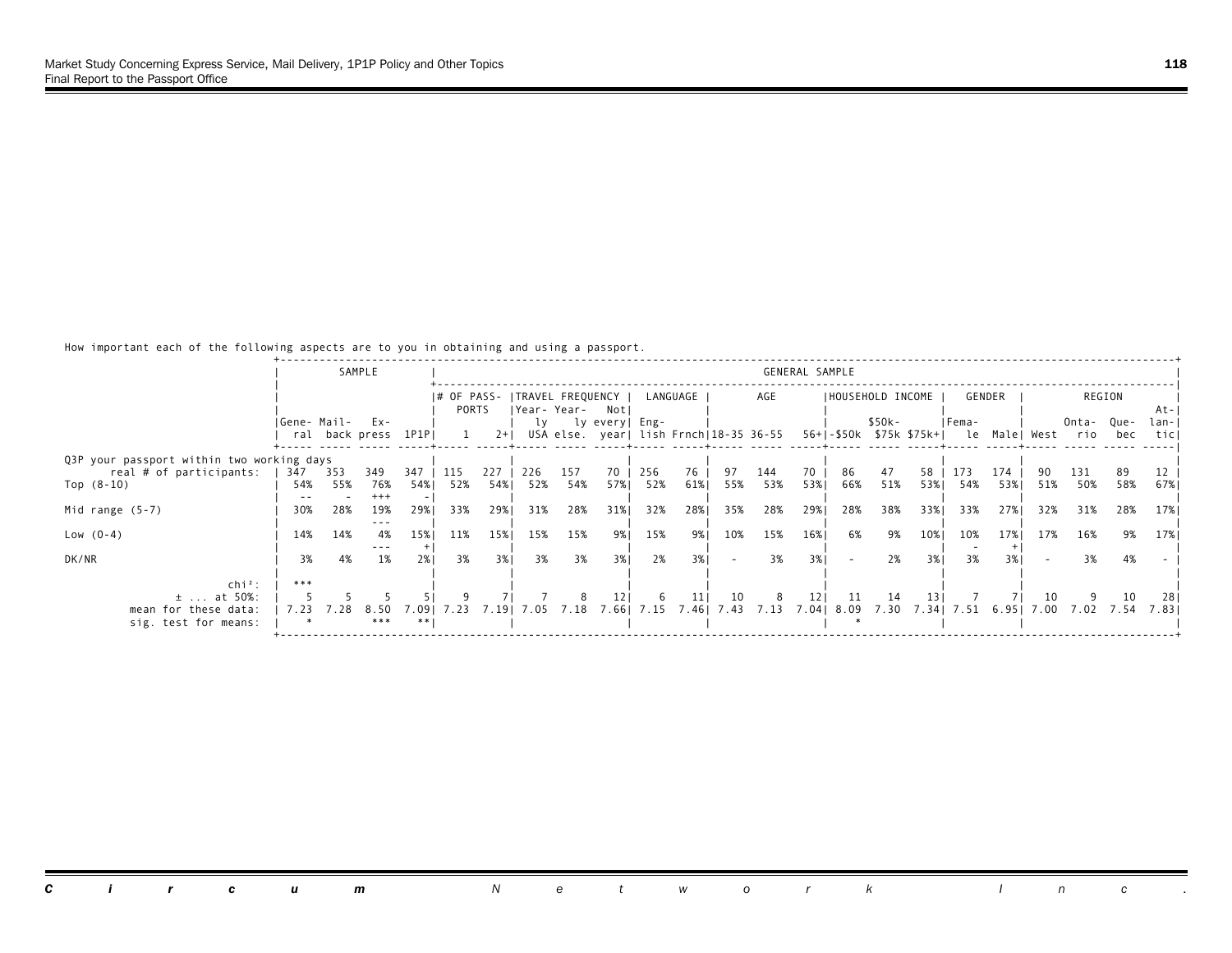How important each of the following aspects are to you in obtaining and using a passport.

| | SAMPLE | | | | GENERAL SAMPLE | | | | | | | | | | | | | | | | | | | |
|---|---|---|---|---|---|---|---|---|---|---|---|---|---|---|---|---|---|---|---|---|---|---|---|---|
| | | | | | # OF PASSPORTS | | TRAVEL FREQUENCY | | | LANGUAGE | | AGE | | | HOUSEHOLD INCOME | | | GENDER | | REGION | | | | |
| | General | Mail-back | Express | 1P1P | 1 | 2+ | Yearly USA | Yearly else. | Not every year | English | Frnch | 18-35 | 36-55 | 56+ | -$50k | $50k-$75k | $75k+ | Female | Male | West | Ontario | Quebec | Atlantic |
| Q3P your passport within two working days | | | | | | | | | | | | | | | | | | | | | | | |
| real # of participants: | 347 | 353 | 349 | 347 | 115 | 227 | 226 | 157 | 70 | 256 | 76 | 97 | 144 | 70 | 86 | 47 | 58 | 173 | 174 | 90 | 131 | 89 | 12 |
| Top (8-10) | 54% | 55% | 76% | 54% | 52% | 54% | 52% | 54% | 57% | 52% | 61% | 55% | 53% | 53% | 66% | 51% | 53% | 54% | 53% | 51% | 50% | 58% | 67% |
| | -- | - | +++ | - | | | | | | | | | | | | | | | | | | | |
| Mid range (5-7) | 30% | 28% | 19% | 29% | 33% | 29% | 31% | 28% | 31% | 32% | 28% | 35% | 28% | 29% | 28% | 38% | 33% | 33% | 27% | 32% | 31% | 28% | 17% |
| | | | --- | | | | | | | | | | | | | | | | | | | | |
| Low (0-4) | 14% | 14% | 4% | 15% | 11% | 15% | 15% | 15% | 9% | 15% | 9% | 10% | 15% | 16% | 6% | 9% | 10% | 10% | 17% | 17% | 16% | 9% | 17% |
| | | | --- | + | | | | | | | | | | | | | | - | + | | | | |
| DK/NR | 3% | 4% | 1% | 2% | 3% | 3% | 3% | 3% | 3% | 2% | 3% | - | 3% | 3% | - | 2% | 3% | 3% | 3% | - | 3% | 4% | - |
| chi²: | *** | | | | | | | | | | | | | | | | | | | | | | |
| ± ... at 50%: | 5 | 5 | 5 | 5 | 9 | 7 | 7 | 8 | 12 | 6 | 11 | 10 | 8 | 12 | 11 | 14 | 13 | 7 | 7 | 10 | 9 | 10 | 28 |
| mean for these data: | 7.23 | 7.28 | 8.50 | 7.09 | 7.23 | 7.19 | 7.05 | 7.18 | 7.66 | 7.15 | 7.46 | 7.43 | 7.13 | 7.04 | 8.09 | 7.30 | 7.34 | 7.51 | 6.95 | 7.00 | 7.02 | 7.54 | 7.83 |
| sig. test for means: | * | | *** | ** | | | | | | | | | | | * | | | | | | | | |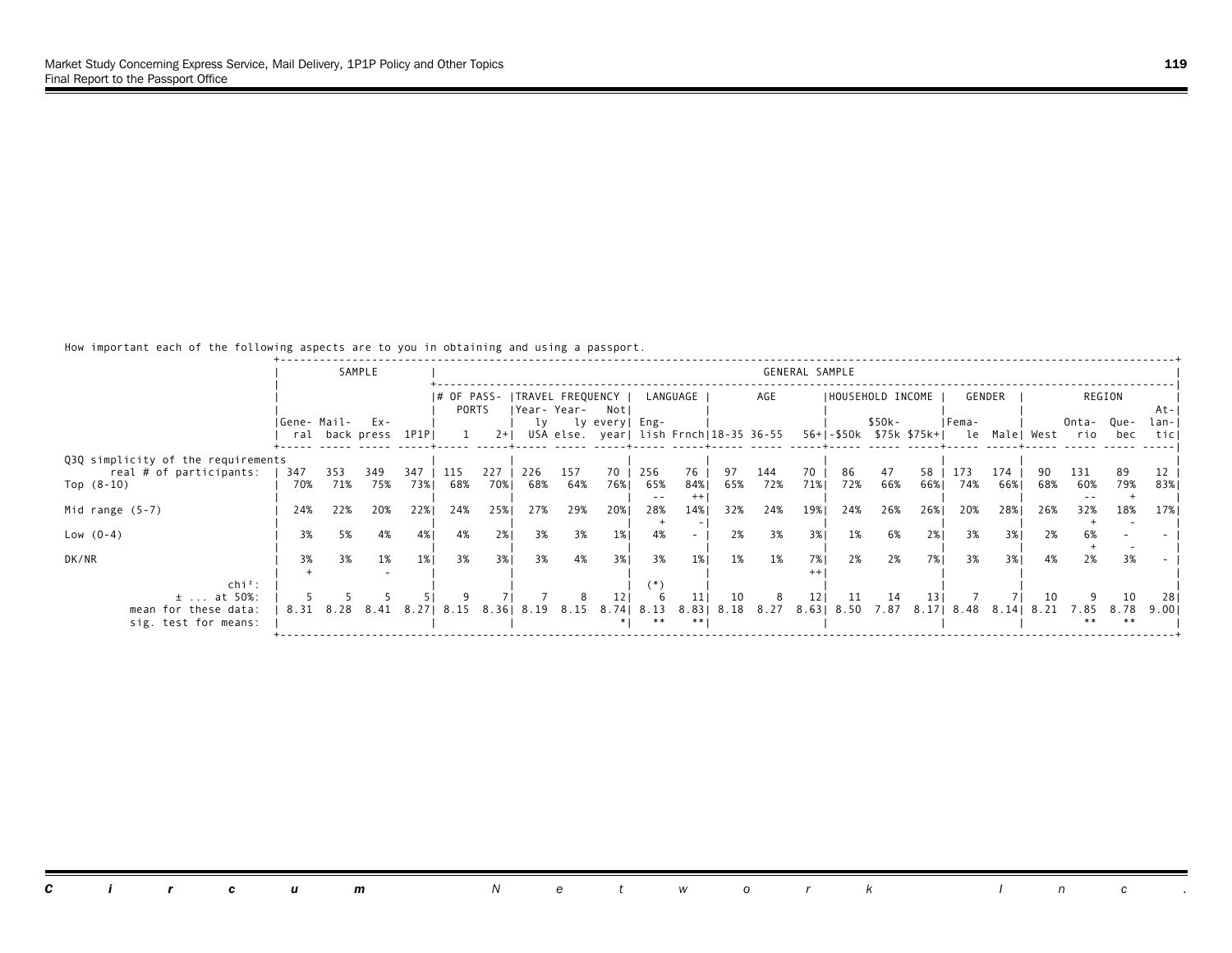How important each of the following aspects are to you in obtaining and using a passport.

| | SAMPLE | | | | GENERAL SAMPLE | | | | | | | | | | | | | | | | | | | |
|---|---|---|---|---|---|---|---|---|---|---|---|---|---|---|---|---|---|---|---|---|---|---|---|---|
| | | | | | # OF PASSPORTS | | TRAVEL FREQUENCY | | | LANGUAGE | | AGE | | | HOUSEHOLD INCOME | | | GENDER | | REGION | | | | |
| | General | Mail-back | Express | 1P1P | 1 | 2+ | Yearly USA | Yearly else. | Not every year | English | Frnch | 18-35 | 36-55 | 56+ | -$50k | $50k-$75k | $75k+ | Female | Male | West | Ontario | Quebec | Atlantic |
| **Q3Q simplicity of the requirements** | | | | | | | | | | | | | | | | | | | | | | | |
| real # of participants: | 347 | 353 | 349 | 347 | 115 | 227 | 226 | 157 | 70 | 256 | 76 | 97 | 144 | 70 | 86 | 47 | 58 | 173 | 174 | 90 | 131 | 89 | 12 |
| Top (8-10) | 70% | 71% | 75% | 73% | 68% | 70% | 68% | 64% | 76% | 65% | 84% | 65% | 72% | 71% | 72% | 66% | 66% | 74% | 66% | 68% | 60% | 79% | 83% |
| | | | | | | | | | | -- | ++ | | | | | | | | | | -- | + | |
| Mid range (5-7) | 24% | 22% | 20% | 22% | 24% | 25% | 27% | 29% | 20% | 28% | 14% | 32% | 24% | 19% | 24% | 26% | 26% | 20% | 28% | 26% | 32% | 18% | 17% |
| | | | | | | | | | | + | - | | | | | | | | | | + | - | |
| Low (0-4) | 3% | 5% | 4% | 4% | 4% | 2% | 3% | 3% | 1% | 4% | - | 2% | 3% | 3% | 1% | 6% | 2% | 3% | 3% | 2% | 6% | - | - |
| | | | | | | | | | | | | | | | | | | | | | + | - | |
| DK/NR | 3% | 3% | 1% | 1% | 3% | 3% | 3% | 4% | 3% | 3% | 1% | 1% | 1% | 7% | 2% | 2% | 7% | 3% | 3% | 4% | 2% | 3% | - |
| | + | | - | | | | | | | | | | | ++ | | | | | | | | | |
| chi²: | | | | | | | | | | (*) | | | | | | | | | | | | | |
| ± ... at 50%: | 5 | 5 | 5 | 5 | 9 | 7 | 7 | 8 | 12 | 6 | 11 | 10 | 8 | 12 | 11 | 14 | 13 | 7 | 7 | 10 | 9 | 10 | 28 |
| mean for these data: | 8.31 | 8.28 | 8.41 | 8.27 | 8.15 | 8.36 | 8.19 | 8.15 | 8.74 | 8.13 | 8.83 | 8.18 | 8.27 | 8.63 | 8.50 | 7.87 | 8.17 | 8.48 | 8.14 | 8.21 | 7.85 | 8.78 | 9.00 |
| sig. test for means: | | | | | | | | | * | ** | ** | | | | | | | | | | ** | ** | |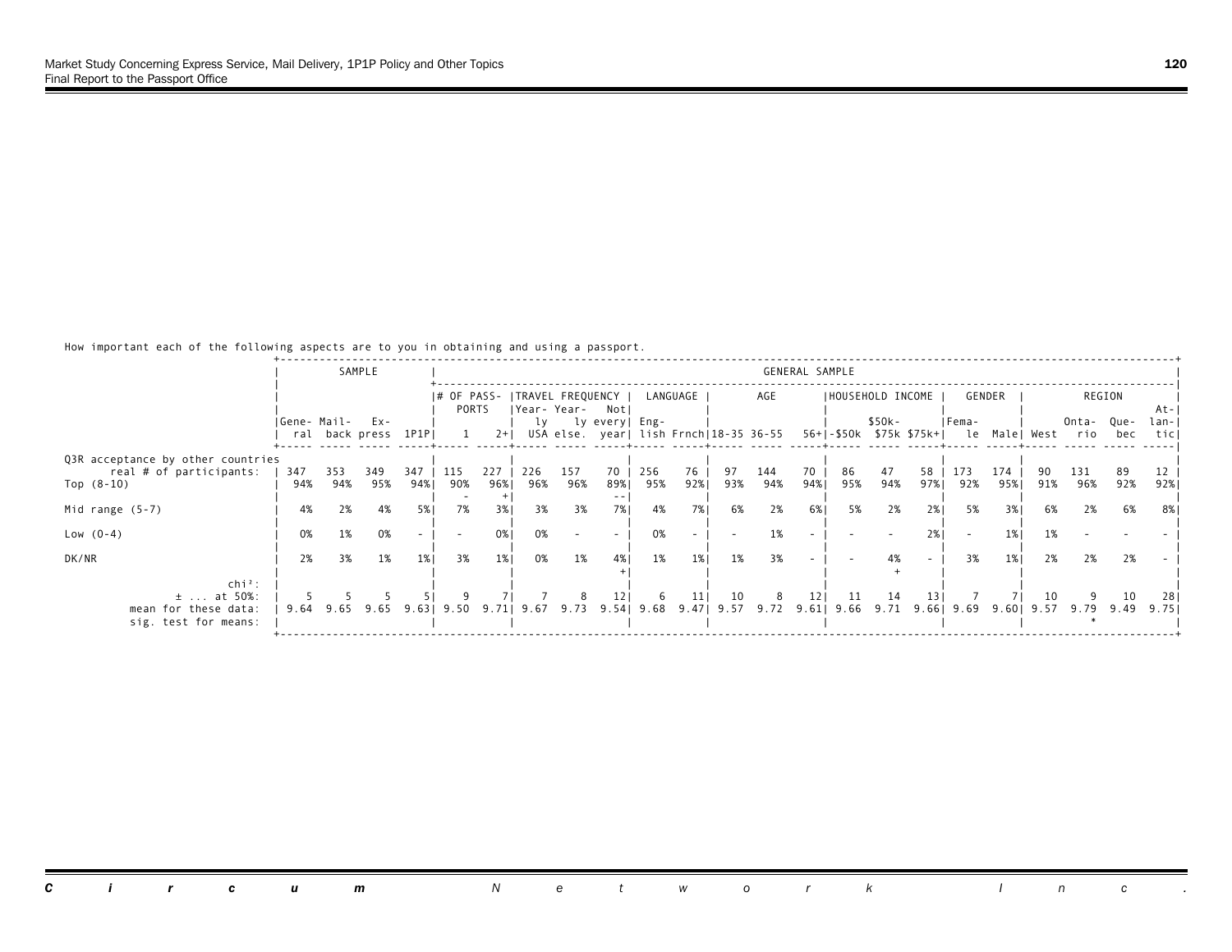How important each of the following aspects are to you in obtaining and using a passport.

| | SAMPLE | | | | GENERAL SAMPLE | | | | | | | | | | | | | | | | | | | |
|---|---|---|---|---|---|---|---|---|---|---|---|---|---|---|---|---|---|---|---|---|---|---|---|---|
| | | | | | # OF PASSPORTS | | TRAVEL FREQUENCY | | | LANGUAGE | | AGE | | | HOUSEHOLD INCOME | | | GENDER | | REGION | | | | |
| | General | Mail-back | Express | 1P1P | 1 | 2+ | Yearly USA | Yearly else. | Not every year | English | Frnch | 18-35 | 36-55 | 56+ | -$50k | $50k-$75k | $75k+ | Female | Male | West | Ontario | Quebec | Atlantic |
| Q3R acceptance by other countries | | | | | | | | | | | | | | | | | | | | | | | |
| real # of participants: | 347 | 353 | 349 | 347 | 115 | 227 | 226 | 157 | 70 | 256 | 76 | 97 | 144 | 70 | 86 | 47 | 58 | 173 | 174 | 90 | 131 | 89 | 12 |
| Top (8-10) | 94% | 94% | 95% | 94% | 90% | 96% | 96% | 96% | 89% | 95% | 92% | 93% | 94% | 94% | 95% | 94% | 97% | 92% | 95% | 91% | 96% | 92% | 92% |
| | | | | | - | + | | | -- | | | | | | | | | | | | | | |
| Mid range (5-7) | 4% | 2% | 4% | 5% | 7% | 3% | 3% | 3% | 7% | 4% | 7% | 6% | 2% | 6% | 5% | 2% | 2% | 5% | 3% | 6% | 2% | 6% | 8% |
| Low (0-4) | 0% | 1% | 0% | - | - | 0% | 0% | - | - | 0% | - | - | 1% | - | - | - | 2% | - | 1% | 1% | - | - | - |
| DK/NR | 2% | 3% | 1% | 1% | 3% | 1% | 0% | 1% | 4% | 1% | 1% | 1% | 3% | - | - | 4% | - | 3% | 1% | 2% | 2% | 2% | - |
| | | | | | | | | | + | | | | | | | + | | | | | | | |
| chi²: | | | | | | | | | | | | | | | | | | | | | | | |
| ± ... at 50%: | 5 | 5 | 5 | 5 | 9 | 7 | 7 | 8 | 12 | 6 | 11 | 10 | 8 | 12 | 11 | 14 | 13 | 7 | 7 | 10 | 9 | 10 | 28 |
| mean for these data: | 9.64 | 9.65 | 9.65 | 9.63 | 9.50 | 9.71 | 9.67 | 9.73 | 9.54 | 9.68 | 9.47 | 9.57 | 9.72 | 9.61 | 9.66 | 9.71 | 9.66 | 9.69 | 9.60 | 9.57 | 9.79 | 9.49 | 9.75 |
| sig. test for means: | | | | | | | | | | | | | | | | | | | | | * | | |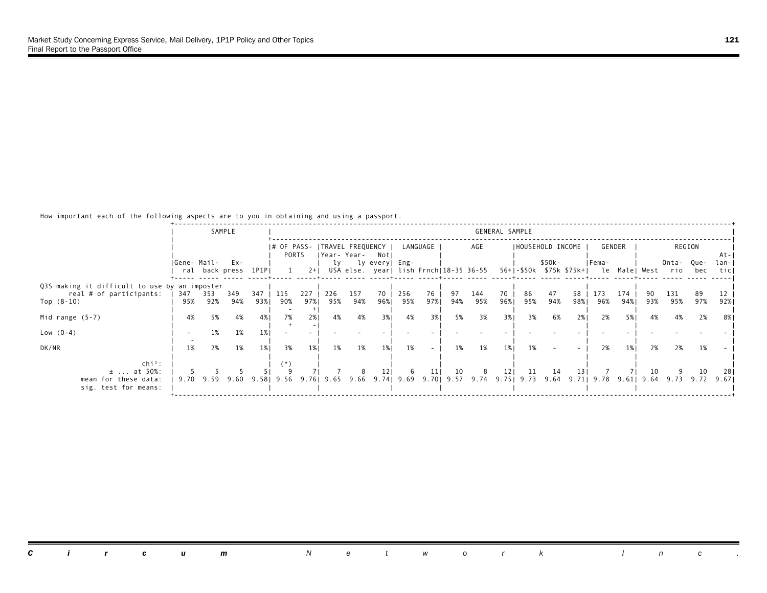How important each of the following aspects are to you in obtaining and using a passport.

| | SAMPLE | | | | GENERAL SAMPLE | | | | | | | | | | | | | | | | | | | |
|---|---|---|---|---|---|---|---|---|---|---|---|---|---|---|---|---|---|---|---|---|---|---|---|---|
| | | | | | # OF PASSPORTS | | TRAVEL FREQUENCY | | | LANGUAGE | | AGE | | | HOUSEHOLD INCOME | | | GENDER | | REGION | | | | |
| | General | Mail-back | Express | 1P1P | 1 | 2+ | Yearly USA | Yearly else. | Not every year | English | Frnch | 18-35 | 36-55 | 56+ | -$50k | $50k-$75k | $75k+ | Female | Male | West | Ontario | Quebec | Atlantic |
| Q3S making it difficult to use by an imposter | | | | | | | | | | | | | | | | | | | | | | | |
| real # of participants: | 347 | 353 | 349 | 347 | 115 | 227 | 226 | 157 | 70 | 256 | 76 | 97 | 144 | 70 | 86 | 47 | 58 | 173 | 174 | 90 | 131 | 89 | 12 |
| Top (8-10) | 95% | 92% | 94% | 93% | 90% - | 97% + | 95% | 94% | 96% | 95% | 97% | 94% | 95% | 96% | 95% | 94% | 98% | 96% | 94% | 93% | 95% | 97% | 92% |
| Mid range (5-7) | 4% | 5% | 4% | 4% | 7% + | 2% - | 4% | 4% | 3% | 4% | 3% | 5% | 3% | 3% | 3% | 6% | 2% | 2% | 5% | 4% | 4% | 2% | 8% |
| Low (0-4) | - - | 1% | 1% | 1% | - | - | - | - | - | - | - | - | - | - | - | - | - | - | - | - | - | - | - |
| DK/NR | 1% | 2% | 1% | 1% | 3% | 1% | 1% | 1% | 1% | 1% | - | 1% | 1% | 1% | 1% | - | - | 2% | 1% | 2% | 2% | 1% | - |
| chi²: | | | | | (*) | | | | | | | | | | | | | | | | | | |
| ± ... at 50%: | 5 | 5 | 5 | 5 | 9 | 7 | 7 | 8 | 12 | 6 | 11 | 10 | 8 | 12 | 11 | 14 | 13 | 7 | 7 | 10 | 9 | 10 | 28 |
| mean for these data: | 9.70 | 9.59 | 9.60 | 9.58 | 9.56 | 9.76 | 9.65 | 9.66 | 9.74 | 9.69 | 9.70 | 9.57 | 9.74 | 9.75 | 9.73 | 9.64 | 9.71 | 9.78 | 9.61 | 9.64 | 9.73 | 9.72 | 9.67 |
| sig. test for means: | | | | | | | | | | | | | | | | | | | | | | | |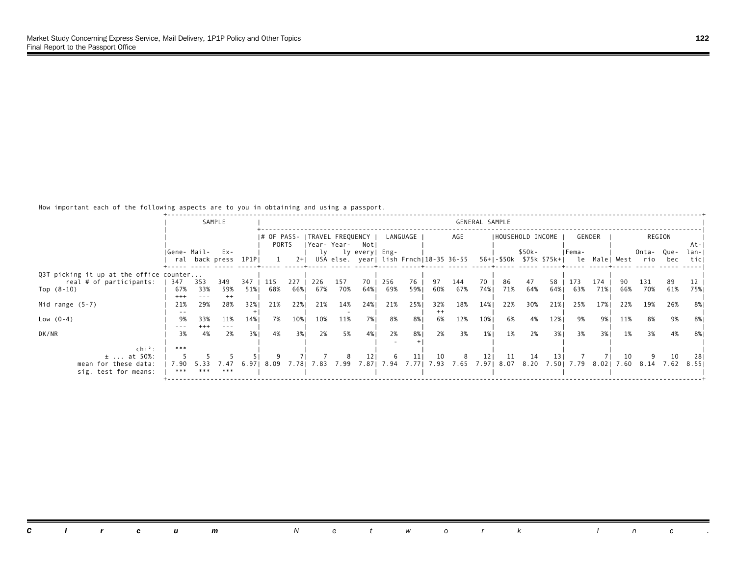How important each of the following aspects are to you in obtaining and using a passport.

| | SAMPLE | | | | GENERAL SAMPLE | | | | | | | | | | | | | | | | | | | |
|---|---|---|---|---|---|---|---|---|---|---|---|---|---|---|---|---|---|---|---|---|---|---|---|---|
| | | | | | # OF PASSPORTS | | TRAVEL FREQUENCY | | | LANGUAGE | | AGE | | | HOUSEHOLD INCOME | | | GENDER | | REGION | | | | |
| | General | Mail-back | Express | 1P1P | 1 | 2+ | Yearly USA | Yearly else. | Not every year | English | Frnch | 18-35 | 36-55 | 56+ | -$50k | $50k-$75k | $75k+ | Female | Male | West | Ontario | Quebec | Atlantic |
| Q3T picking it up at the office counter... | | | | | | | | | | | | | | | | | | | | | | | |
| real # of participants: | 347 | 353 | 349 | 347 | 115 | 227 | 226 | 157 | 70 | 256 | 76 | 97 | 144 | 70 | 86 | 47 | 58 | 173 | 174 | 90 | 131 | 89 | 12 |
| Top (8-10) | 67% +++ | 33% --- | 59% ++ | 51% | 68% | 66% | 67% | 70% | 64% | 69% | 59% | 60% | 67% | 74% | 71% | 64% | 64% | 63% | 71% | 66% | 70% | 61% | 75% |
| Mid range (5-7) | 21% -- | 29% | 28% | 32% + | 21% | 22% | 21% | 14% - | 24% | 21% | 25% | 32% ++ | 18% | 14% | 22% | 30% | 21% | 25% | 17% | 22% | 19% | 26% | 8% |
| Low (0-4) | 9% --- | 33% +++ | 11% --- | 14% | 7% | 10% | 10% | 11% | 7% | 8% | 8% | 6% | 12% | 10% | 6% | 4% | 12% | 9% | 9% | 11% | 8% | 9% | 8% |
| DK/NR | 3% | 4% | 2% | 3% | 4% | 3% | 2% | 5% | 4% | 2% - | 8% + | 2% | 3% | 1% | 1% | 2% | 3% | 3% | 3% | 1% | 3% | 4% | 8% |
| chi²: | *** | | | | | | | | | | | | | | | | | | | | | | |
| ± ... at 50%: | 5 | 5 | 5 | 5 | 9 | 7 | 7 | 8 | 12 | 6 | 11 | 10 | 8 | 12 | 11 | 14 | 13 | 7 | 7 | 10 | 9 | 10 | 28 |
| mean for these data: | 7.90 | 5.33 | 7.47 | 6.97 | 8.09 | 7.78 | 7.83 | 7.99 | 7.87 | 7.94 | 7.77 | 7.93 | 7.65 | 7.97 | 8.07 | 8.20 | 7.50 | 7.79 | 8.02 | 7.60 | 8.14 | 7.62 | 8.55 |
| sig. test for means: | *** | *** | *** | | | | | | | | | | | | | | | | | | | | |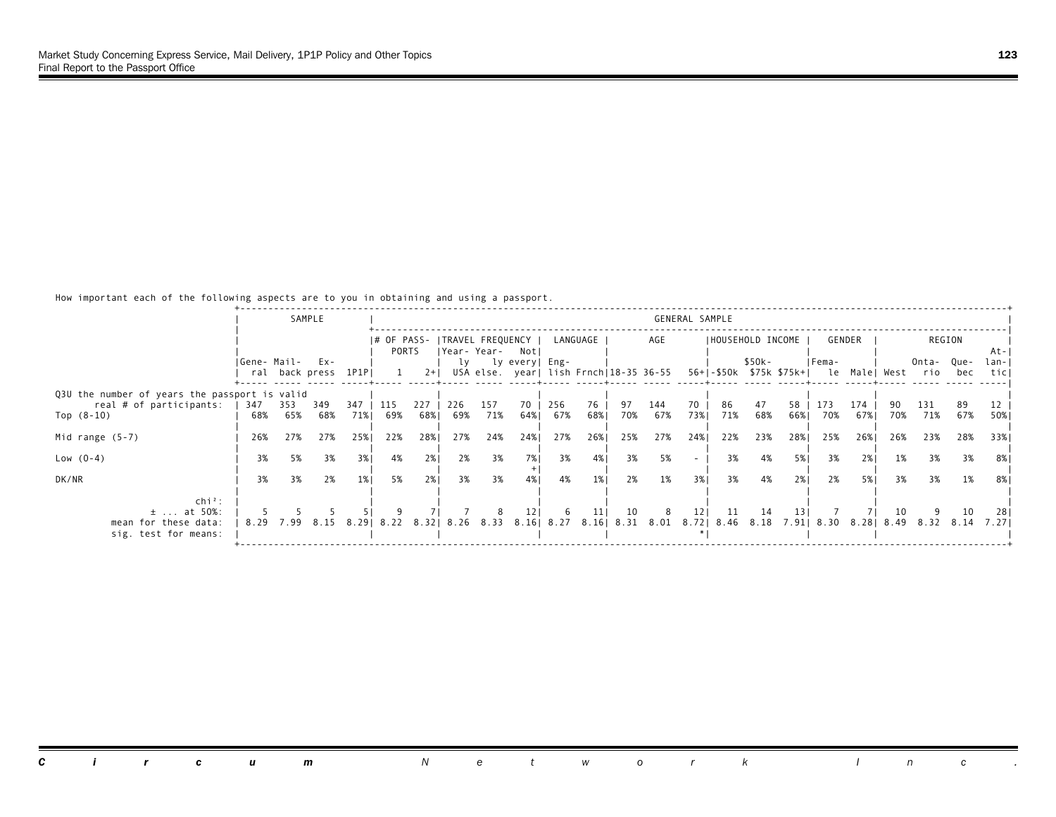How important each of the following aspects are to you in obtaining and using a passport.

| | SAMPLE | | | | GENERAL SAMPLE | | | | | | | | | | | | | | | | | | | |
|---|---|---|---|---|---|---|---|---|---|---|---|---|---|---|---|---|---|---|---|---|---|---|---|---|
| | | | | | # OF PASSPORTS | | TRAVEL FREQUENCY | | | LANGUAGE | | AGE | | | HOUSEHOLD INCOME | | | GENDER | | REGION | | | | |
| | General | Mail-back | Express | 1P1P | 1 | 2+ | Yearly USA | Yearly else. | Not every year | English | Frnch | 18-35 | 36-55 | 56+ | -$50k | $50k-$75k | $75k+ | Female | Male | West | Ontario | Quebec | Atlantic |
| **Q3U the number of years the passport is valid** | | | | | | | | | | | | | | | | | | | | | | | |
| real # of participants: | 347 | 353 | 349 | 347 | 115 | 227 | 226 | 157 | 70 | 256 | 76 | 97 | 144 | 70 | 86 | 47 | 58 | 173 | 174 | 90 | 131 | 89 | 12 |
| Top (8-10) | 68% | 65% | 68% | 71% | 69% | 68% | 69% | 71% | 64% | 67% | 68% | 70% | 67% | 73% | 71% | 68% | 66% | 70% | 67% | 70% | 71% | 67% | 50% |
| Mid range (5-7) | 26% | 27% | 27% | 25% | 22% | 28% | 27% | 24% | 24% | 27% | 26% | 25% | 27% | 24% | 22% | 23% | 28% | 25% | 26% | 26% | 23% | 28% | 33% |
| Low (0-4) | 3% | 5% | 3% | 3% | 4% | 2% | 2% | 3% | 7% + | 3% | 4% | 3% | 5% | - | 3% | 4% | 5% | 3% | 2% | 1% | 3% | 3% | 8% |
| DK/NR | 3% | 3% | 2% | 1% | 5% | 2% | 3% | 3% | 4% | 4% | 1% | 2% | 1% | 3% | 3% | 4% | 2% | 2% | 5% | 3% | 3% | 1% | 8% |
| chi²: | | | | | | | | | | | | | | | | | | | | | | | |
| ± ... at 50%: | 5 | 5 | 5 | 5 | 9 | 7 | 7 | 8 | 12 | 6 | 11 | 10 | 8 | 12 | 11 | 14 | 13 | 7 | 7 | 10 | 9 | 10 | 28 |
| mean for these data: | 8.29 | 7.99 | 8.15 | 8.29 | 8.22 | 8.32 | 8.26 | 8.33 | 8.16 | 8.27 | 8.16 | 8.31 | 8.01 | 8.72 | 8.46 | 8.18 | 7.91 | 8.30 | 8.28 | 8.49 | 8.32 | 8.14 | 7.27 |
| sig. test for means: | | | | | | | | | | | | | | * | | | | | | | | | |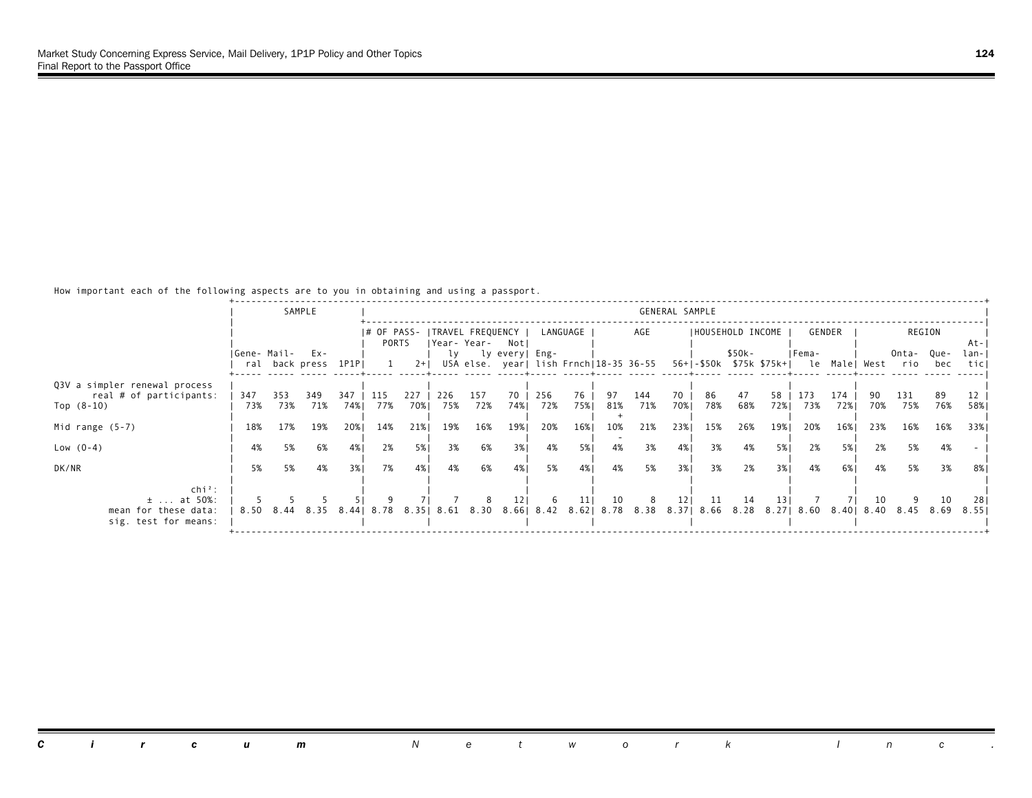How important each of the following aspects are to you in obtaining and using a passport.

| | SAMPLE | | | | GENERAL SAMPLE | | | | | | | | | | | | | | | | | | | |
|---|---|---|---|---|---|---|---|---|---|---|---|---|---|---|---|---|---|---|---|---|---|---|---|---|
| | | | | | # OF PASSPORTS | | TRAVEL FREQUENCY | | | LANGUAGE | | AGE | | | HOUSEHOLD INCOME | | | GENDER | | REGION | | | | |
| | General | Mailback | Express | 1P1P | 1 | 2+ | Yearly USA | Yearly else. | Not every year | English | Frnch | 18-35 | 36-55 | 56+ | -$50k | $50k-$75k | $75k+ | Female | Male | West | Ontario | Quebec | Atlantic |
| Q3V a simpler renewal process | | | | | | | | | | | | | | | | | | | | | | | |
| real # of participants: | 347 | 353 | 349 | 347 | 115 | 227 | 226 | 157 | 70 | 256 | 76 | 97 | 144 | 70 | 86 | 47 | 58 | 173 | 174 | 90 | 131 | 89 | 12 |
| Top (8-10) | 73% | 73% | 71% | 74% | 77% | 70% | 75% | 72% | 74% | 72% | 75% | 81% + | 71% | 70% | 78% | 68% | 72% | 73% | 72% | 70% | 75% | 76% | 58% |
| Mid range (5-7) | 18% | 17% | 19% | 20% | 14% | 21% | 19% | 16% | 19% | 20% | 16% | 10% - | 21% | 23% | 15% | 26% | 19% | 20% | 16% | 23% | 16% | 16% | 33% |
| Low (0-4) | 4% | 5% | 6% | 4% | 2% | 5% | 3% | 6% | 3% | 4% | 5% | 4% | 3% | 4% | 3% | 4% | 5% | 2% | 5% | 2% | 5% | 4% | - |
| DK/NR | 5% | 5% | 4% | 3% | 7% | 4% | 4% | 6% | 4% | 5% | 4% | 4% | 5% | 3% | 3% | 2% | 3% | 4% | 6% | 4% | 5% | 3% | 8% |
| chi²: | | | | | | | | | | | | | | | | | | | | | | | |
| ± ... at 50%: | 5 | 5 | 5 | 5 | 9 | 7 | 7 | 8 | 12 | 6 | 11 | 10 | 8 | 12 | 11 | 14 | 13 | 7 | 7 | 10 | 9 | 10 | 28 |
| mean for these data: | 8.50 | 8.44 | 8.35 | 8.44 | 8.78 | 8.35 | 8.61 | 8.30 | 8.66 | 8.42 | 8.62 | 8.78 | 8.38 | 8.37 | 8.66 | 8.28 | 8.27 | 8.60 | 8.40 | 8.40 | 8.45 | 8.69 | 8.55 |
| sig. test for means: | | | | | | | | | | | | | | | | | | | | | | | |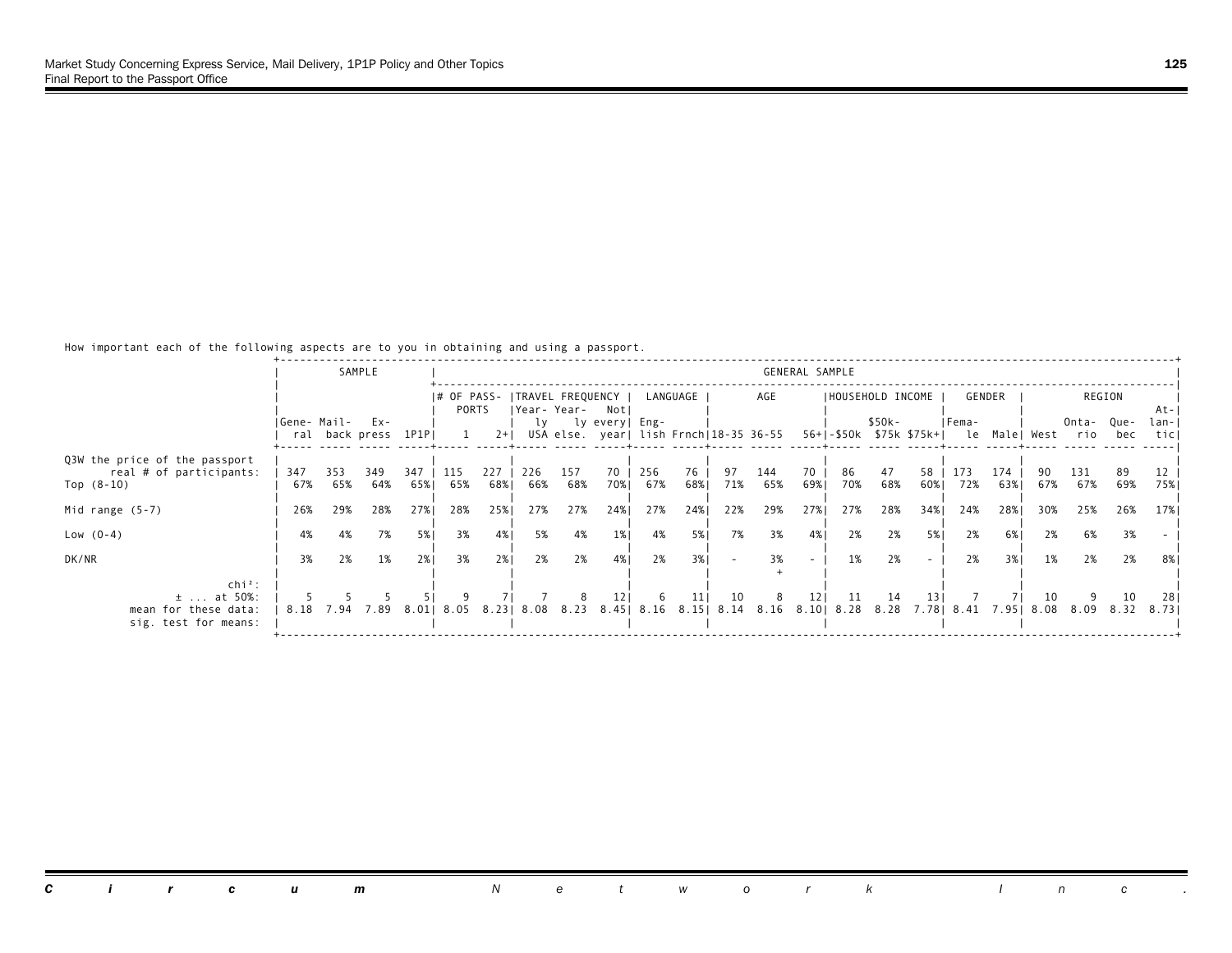How important each of the following aspects are to you in obtaining and using a passport.

| | SAMPLE | | | | GENERAL SAMPLE | | | | | | | | | | | | | | | | | | | |
|---|---|---|---|---|---|---|---|---|---|---|---|---|---|---|---|---|---|---|---|---|---|---|---|---|
| | | | | | # OF PASSPORTS | | TRAVEL FREQUENCY | | | LANGUAGE | | AGE | | | HOUSEHOLD INCOME | | | GENDER | | REGION | | | | |
| | General | Mailback | Express | 1P1P | 1 | 2+ | Yearly USA | Yearly else. | Not every year | English | Frnch | 18-35 | 36-55 | 56+ | -$50k | $50k-$75k | $75k+ | Female | Male | West | Ontario | Quebec | Atlantic |
| Q3W the price of the passport real # of participants: | 347 | 353 | 349 | 347 | 115 | 227 | 226 | 157 | 70 | 256 | 76 | 97 | 144 | 70 | 86 | 47 | 58 | 173 | 174 | 90 | 131 | 89 | 12 |
| Top (8-10) | 67% | 65% | 64% | 65% | 65% | 68% | 66% | 68% | 70% | 67% | 68% | 71% | 65% | 69% | 70% | 68% | 60% | 72% | 63% | 67% | 67% | 69% | 75% |
| Mid range (5-7) | 26% | 29% | 28% | 27% | 28% | 25% | 27% | 27% | 24% | 27% | 24% | 22% | 29% | 27% | 27% | 28% | 34% | 24% | 28% | 30% | 25% | 26% | 17% |
| Low (0-4) | 4% | 4% | 7% | 5% | 3% | 4% | 5% | 4% | 1% | 4% | 5% | 7% | 3% | 4% | 2% | 2% | 5% | 2% | 6% | 2% | 6% | 3% | - |
| DK/NR | 3% | 2% | 1% | 2% | 3% | 2% | 2% | 2% | 4% | 2% | 3% | - | 3% + | - | 1% | 2% | - | 2% | 3% | 1% | 2% | 2% | 8% |
| chi²: | | | | | | | | | | | | | | | | | | | | | | | |
| ± ... at 50%: | 5 | 5 | 5 | 5 | 9 | 7 | 7 | 8 | 12 | 6 | 11 | 10 | 8 | 12 | 11 | 14 | 13 | 7 | 7 | 10 | 9 | 10 | 28 |
| mean for these data: | 8.18 | 7.94 | 7.89 | 8.01 | 8.05 | 8.23 | 8.08 | 8.23 | 8.45 | 8.16 | 8.15 | 8.14 | 8.16 | 8.10 | 8.28 | 8.28 | 7.78 | 8.41 | 7.95 | 8.08 | 8.09 | 8.32 | 8.73 |
| sig. test for means: | | | | | | | | | | | | | | | | | | | | | | | |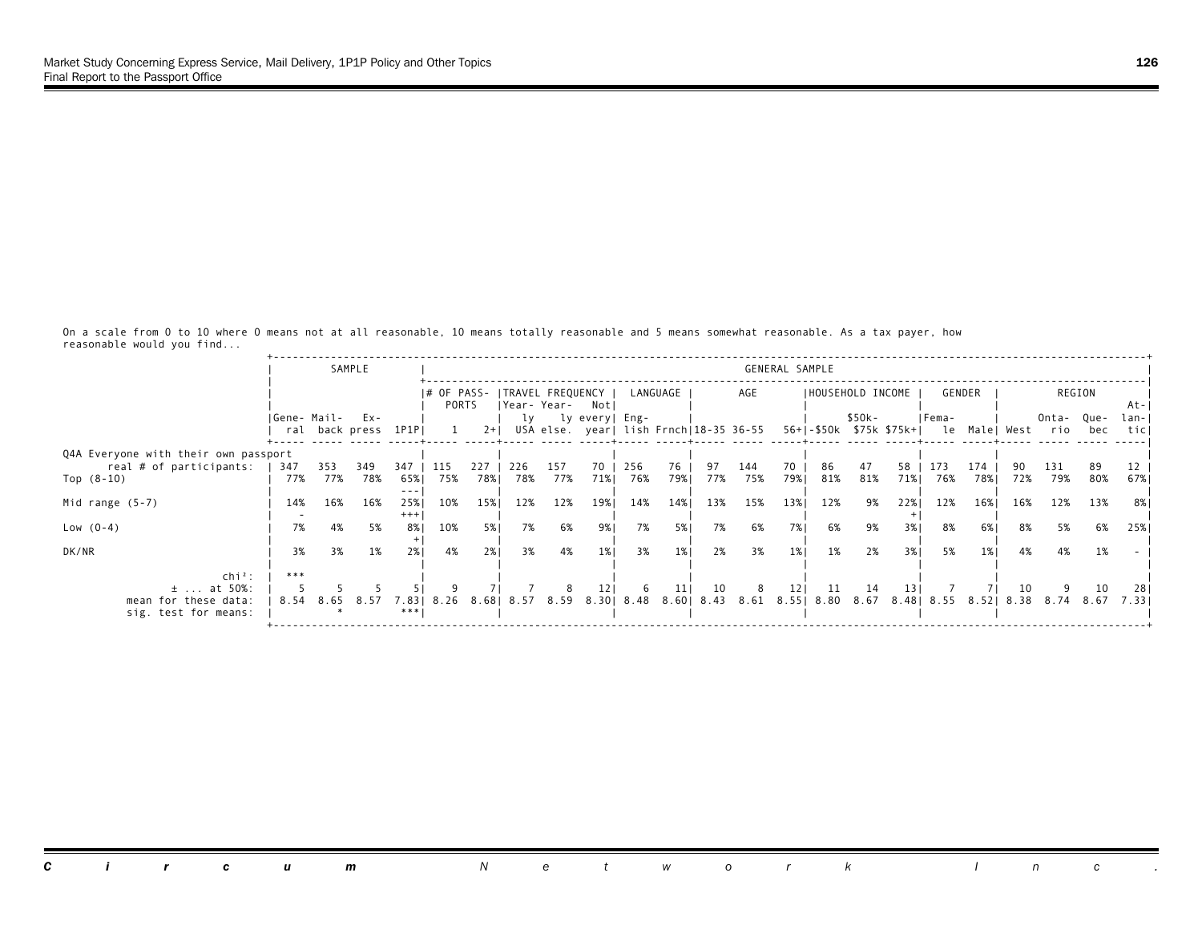On a scale from 0 to 10 where 0 means not at all reasonable, 10 means totally reasonable and 5 means somewhat reasonable. As a tax payer, how reasonable would you find...

| | SAMPLE | | | | GENERAL SAMPLE | | | | | | | | | | | | | | | | | | | |
|---|---|---|---|---|---|---|---|---|---|---|---|---|---|---|---|---|---|---|---|---|---|---|---|---|
| | | | | | # OF PASSPORTS | | TRAVEL FREQUENCY | | | LANGUAGE | | AGE | | | HOUSEHOLD INCOME | | | GENDER | | REGION | | | | |
| | General | Mail-back | Express | 1P1P | 1 | 2+ | Yearly USA | Yearly else. | Not every year | English | Frnch | 18-35 | 36-55 | 56+ | -$50k | $50k-$75k | $75k+ | Female | Male | West | Ontario | Quebec | Atlantic |
| **Q4A Everyone with their own passport** | | | | | | | | | | | | | | | | | | | | | | | |
| real # of participants: | 347 | 353 | 349 | 347 | 115 | 227 | 226 | 157 | 70 | 256 | 76 | 97 | 144 | 70 | 86 | 47 | 58 | 173 | 174 | 90 | 131 | 89 | 12 |
| Top (8-10) | 77% | 77% | 78% | 65% --- | 75% | 78% | 78% | 77% | 71% | 76% | 79% | 77% | 75% | 79% | 81% | 81% | 71% | 76% | 78% | 72% | 79% | 80% | 67% |
| Mid range (5-7) | 14% - | 16% | 16% | 25% +++ | 10% | 15% | 12% | 12% | 19% | 14% | 14% | 13% | 15% | 13% | 12% | 9% | 22% + | 12% | 16% | 16% | 12% | 13% | 8% |
| Low (0-4) | 7% | 4% | 5% | 8% + | 10% | 5% | 7% | 6% | 9% | 7% | 5% | 7% | 6% | 7% | 6% | 9% | 3% | 8% | 6% | 8% | 5% | 6% | 25% |
| DK/NR | 3% | 3% | 1% | 2% | 4% | 2% | 3% | 4% | 1% | 3% | 1% | 2% | 3% | 1% | 1% | 2% | 3% | 5% | 1% | 4% | 4% | 1% | - |
| chi²: | *** | | | | | | | | | | | | | | | | | | | | | | |
| ± ... at 50%: | 5 | 5 | 5 | 5 | 9 | 7 | 7 | 8 | 12 | 6 | 11 | 10 | 8 | 12 | 11 | 14 | 13 | 7 | 7 | 10 | 9 | 10 | 28 |
| mean for these data: | 8.54 | 8.65 | 8.57 | 7.83 | 8.26 | 8.68 | 8.57 | 8.59 | 8.30 | 8.48 | 8.60 | 8.43 | 8.61 | 8.55 | 8.80 | 8.67 | 8.48 | 8.55 | 8.52 | 8.38 | 8.74 | 8.67 | 7.33 |
| sig. test for means: | | * | | *** | | | | | | | | | | | | | | | | | | | |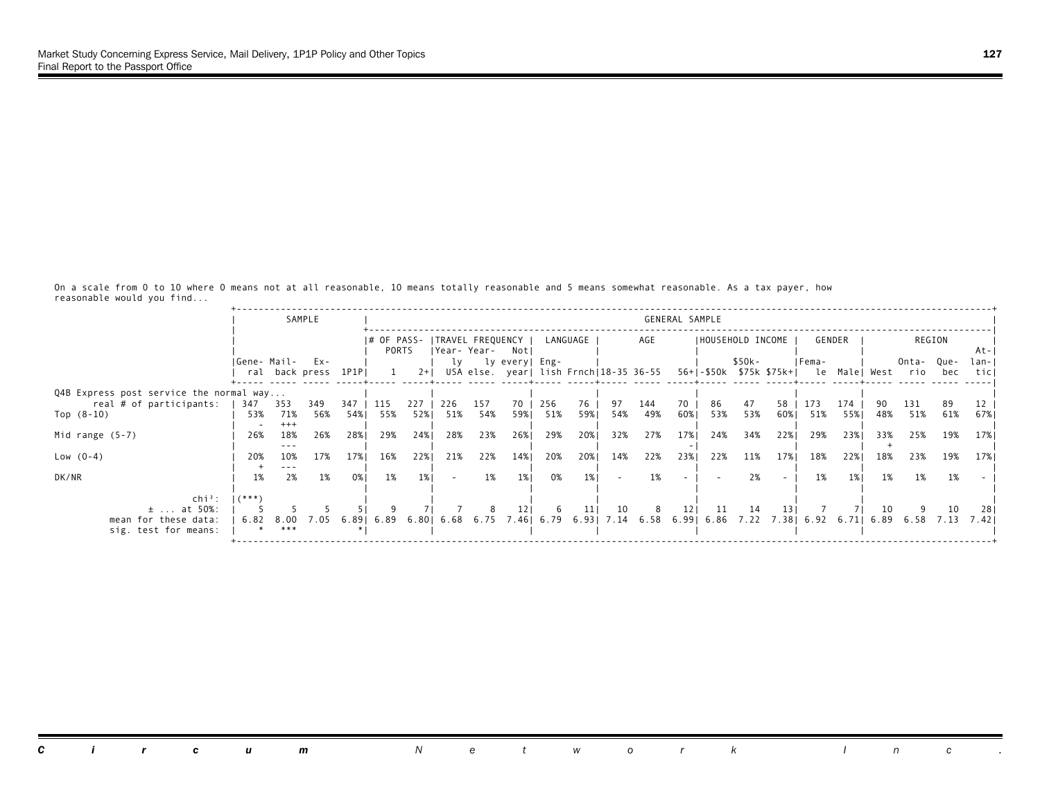On a scale from 0 to 10 where 0 means not at all reasonable, 10 means totally reasonable and 5 means somewhat reasonable. As a tax payer, how reasonable would you find...

| | SAMPLE | | | | GENERAL SAMPLE | | | | | | | | | | | | | | | | | | | |
|---|---|---|---|---|---|---|---|---|---|---|---|---|---|---|---|---|---|---|---|---|---|---|---|---|
| | | | | | # OF PASSPORTS | | TRAVEL FREQUENCY | | | LANGUAGE | | AGE | | | HOUSEHOLD INCOME | | | GENDER | | REGION | | | | |
| | General | Mail-back | Express | 1P1P | 1 | 2+ | Yearly USA | Yearly else. | Not every year | English | Frnch | 18-35 | 36-55 | 56+ | -$50k | $50k-$75k | $75k+ | Female | Male | West | Ontario | Quebec | Atlantic |
| **Q4B Express post service the normal way...** | | | | | | | | | | | | | | | | | | | | | | | | |
| real # of participants: | 347 | 353 | 349 | 347 | 115 | 227 | 226 | 157 | 70 | 256 | 76 | 97 | 144 | 70 | 86 | 47 | 58 | 173 | 174 | 90 | 131 | 89 | 12 |
| Top (8-10) | 53% - | 71% +++ | 56% | 54% | 55% | 52% | 51% | 54% | 59% | 51% | 59% | 54% | 49% | 60% | 53% | 53% | 60% | 51% | 55% | 48% | 51% | 61% | 67% |
| Mid range (5-7) | 26% | 18% --- | 26% | 28% | 29% | 24% | 28% | 23% | 26% | 29% | 20% | 32% | 27% | 17% - | 24% | 34% | 22% | 29% | 23% | 33% + | 25% | 19% | 17% |
| Low (0-4) | 20% + | 10% --- | 17% | 17% | 16% | 22% | 21% | 22% | 14% | 20% | 20% | 14% | 22% | 23% | 22% | 11% | 17% | 18% | 22% | 18% | 23% | 19% | 17% |
| DK/NR | 1% | 2% | 1% | 0% | 1% | 1% | - | 1% | 1% | 0% | 1% | - | 1% | - | - | 2% | - | 1% | 1% | 1% | 1% | 1% | - |
| chi²: | (***) | | | | | | | | | | | | | | | | | | | | | | |
| ± ... at 50%: | 5 | 5 | 5 | 5 | 9 | 7 | 7 | 8 | 12 | 6 | 11 | 10 | 8 | 12 | 11 | 14 | 13 | 7 | 7 | 10 | 9 | 10 | 28 |
| mean for these data: | 6.82 | 8.00 | 7.05 | 6.89 | 6.89 | 6.80 | 6.68 | 6.75 | 7.46 | 6.79 | 6.93 | 7.14 | 6.58 | 6.99 | 6.86 | 7.22 | 7.38 | 6.92 | 6.71 | 6.89 | 6.58 | 7.13 | 7.42 |
| sig. test for means: | * | *** | | * | | | | | | | | | | | | | | | | | | | |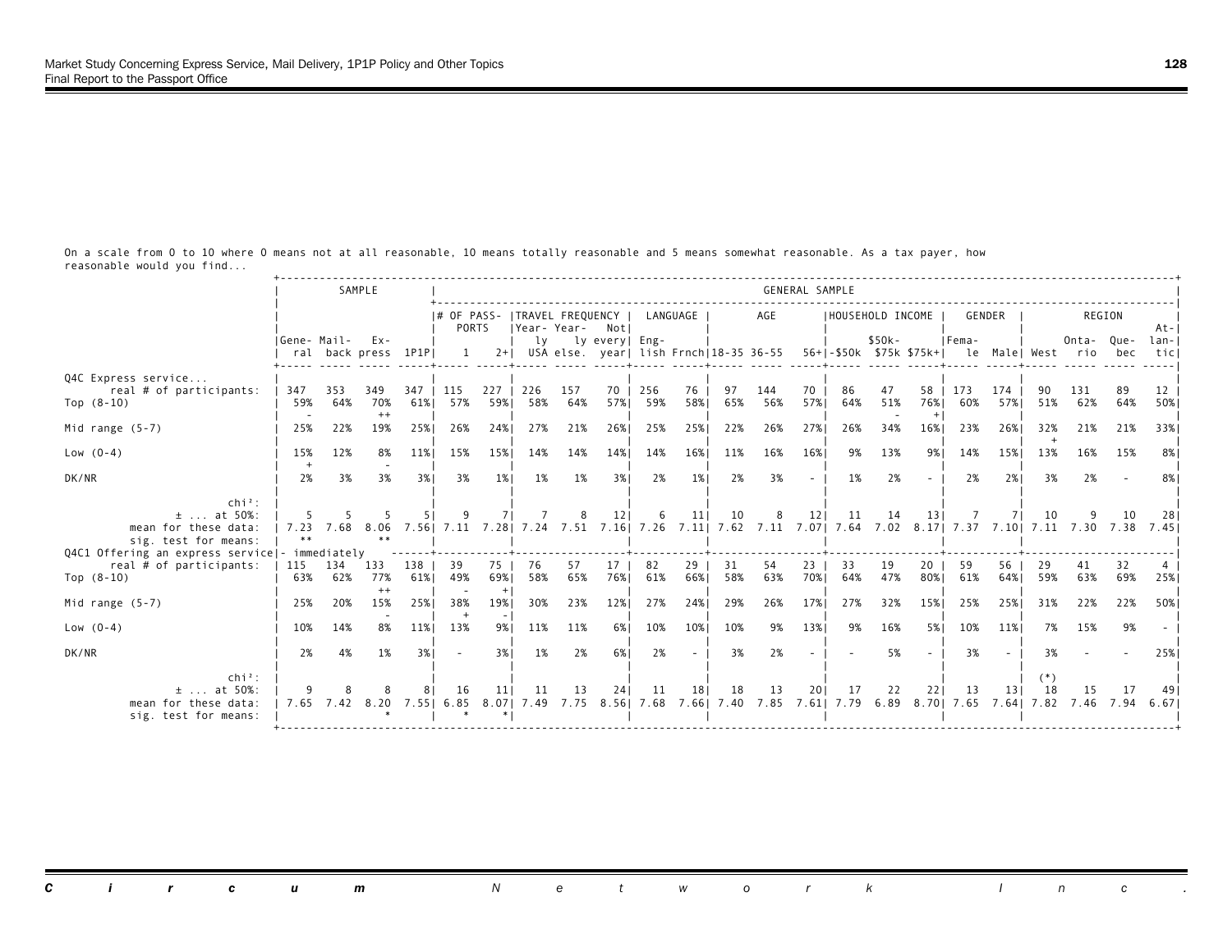On a scale from 0 to 10 where 0 means not at all reasonable, 10 means totally reasonable and 5 means somewhat reasonable. As a tax payer, how reasonable would you find...

| | SAMPLE | | | | GENERAL SAMPLE | | | | | | | | | | | | | | | | | | | |
|---|---|---|---|---|---|---|---|---|---|---|---|---|---|---|---|---|---|---|---|---|---|---|---|---|
| | | | | | # OF PASSPORTS | | TRAVEL FREQUENCY | | | LANGUAGE | | AGE | | | HOUSEHOLD INCOME | | | GENDER | | REGION | | | | |
| | General | Mail-back | Express | 1P1P | 1 | 2+ | Yearly USA | Yearly else. | Not every year | English | Frnch | 18-35 | 36-55 | 56+ | -$50k | $50k-$75k | $75k+ | Female | Male | West | Ontario | Quebec | Atlantic |
| **Q4C Express service...** | | | | | | | | | | | | | | | | | | | | | | | |
| real # of participants: | 347 | 353 | 349 | 347 | 115 | 227 | 226 | 157 | 70 | 256 | 76 | 97 | 144 | 70 | 86 | 47 | 58 | 173 | 174 | 90 | 131 | 89 | 12 |
| Top (8-10) | 59% - | 64% | 70% ++ | 61% | 57% | 59% | 58% | 64% | 57% | 59% | 58% | 65% | 56% | 57% | 64% | 51% - | 76% + | 60% | 57% | 51% | 62% | 64% | 50% |
| Mid range (5-7) | 25% | 22% | 19% | 25% | 26% | 24% | 27% | 21% | 26% | 25% | 25% | 22% | 26% | 27% | 26% | 34% | 16% | 23% | 26% | 32% + | 21% | 21% | 33% |
| Low (0-4) | 15% + | 12% | 8% - | 11% | 15% | 15% | 14% | 14% | 14% | 14% | 16% | 11% | 16% | 16% | 9% | 13% | 9% | 14% | 15% | 13% | 16% | 15% | 8% |
| DK/NR | 2% | 3% | 3% | 3% | 3% | 1% | 1% | 1% | 3% | 2% | 1% | 2% | 3% | - | 1% | 2% | - | 2% | 2% | 3% | 2% | - | 8% |
| chi²: | | | | | | | | | | | | | | | | | | | | | | | |
| ± ... at 50%: | 5 | 5 | 5 | 5 | 9 | 7 | 7 | 8 | 12 | 6 | 11 | 10 | 8 | 12 | 11 | 14 | 13 | 7 | 7 | 10 | 9 | 10 | 28 |
| mean for these data: | 7.23 | 7.68 | 8.06 | 7.56 | 7.11 | 7.28 | 7.24 | 7.51 | 7.16 | 7.26 | 7.11 | 7.62 | 7.11 | 7.07 | 7.64 | 7.02 | 8.17 | 7.37 | 7.10 | 7.11 | 7.30 | 7.38 | 7.45 |
| sig. test for means: | ** | | ** | | | | | | | | | | | | | | | | | | | | |
| **Q4C1 Offering an express service - immediately** | | | | | | | | | | | | | | | | | | | | | | | |
| real # of participants: | 115 | 134 | 133 | 138 | 39 | 75 | 76 | 57 | 17 | 82 | 29 | 31 | 54 | 23 | 33 | 19 | 20 | 59 | 56 | 29 | 41 | 32 | 4 |
| Top (8-10) | 63% | 62% | 77% ++ | 61% | 49% - | 69% + | 58% | 65% | 76% | 61% | 66% | 58% | 63% | 70% | 64% | 47% | 80% | 61% | 64% | 59% | 63% | 69% | 25% |
| Mid range (5-7) | 25% | 20% | 15% - | 25% | 38% + | 19% - | 30% | 23% | 12% | 27% | 24% | 29% | 26% | 17% | 27% | 32% | 15% | 25% | 25% | 31% | 22% | 22% | 50% |
| Low (0-4) | 10% | 14% | 8% | 11% | 13% | 9% | 11% | 11% | 6% | 10% | 10% | 10% | 9% | 13% | 9% | 16% | 5% | 10% | 11% | 7% | 15% | 9% | - |
| DK/NR | 2% | 4% | 1% | 3% | - | 3% | 1% | 2% | 6% | 2% | - | 3% | 2% | - | - | 5% | - | 3% | - | 3% | - | - | 25% |
| chi²: | | | | | | | | | | | | | | | | | | | | (*) | | | |
| ± ... at 50%: | 9 | 8 | 8 | 8 | 16 | 11 | 11 | 13 | 24 | 11 | 18 | 18 | 13 | 20 | 17 | 22 | 22 | 13 | 13 | 18 | 15 | 17 | 49 |
| mean for these data: | 7.65 | 7.42 | 8.20 | 7.55 | 6.85 | 8.07 | 7.49 | 7.75 | 8.56 | 7.68 | 7.66 | 7.40 | 7.85 | 7.61 | 7.79 | 6.89 | 8.70 | 7.65 | 7.64 | 7.82 | 7.46 | 7.94 | 6.67 |
| sig. test for means: | | | * | | * | * | | | | | | | | | | | | | | | | | |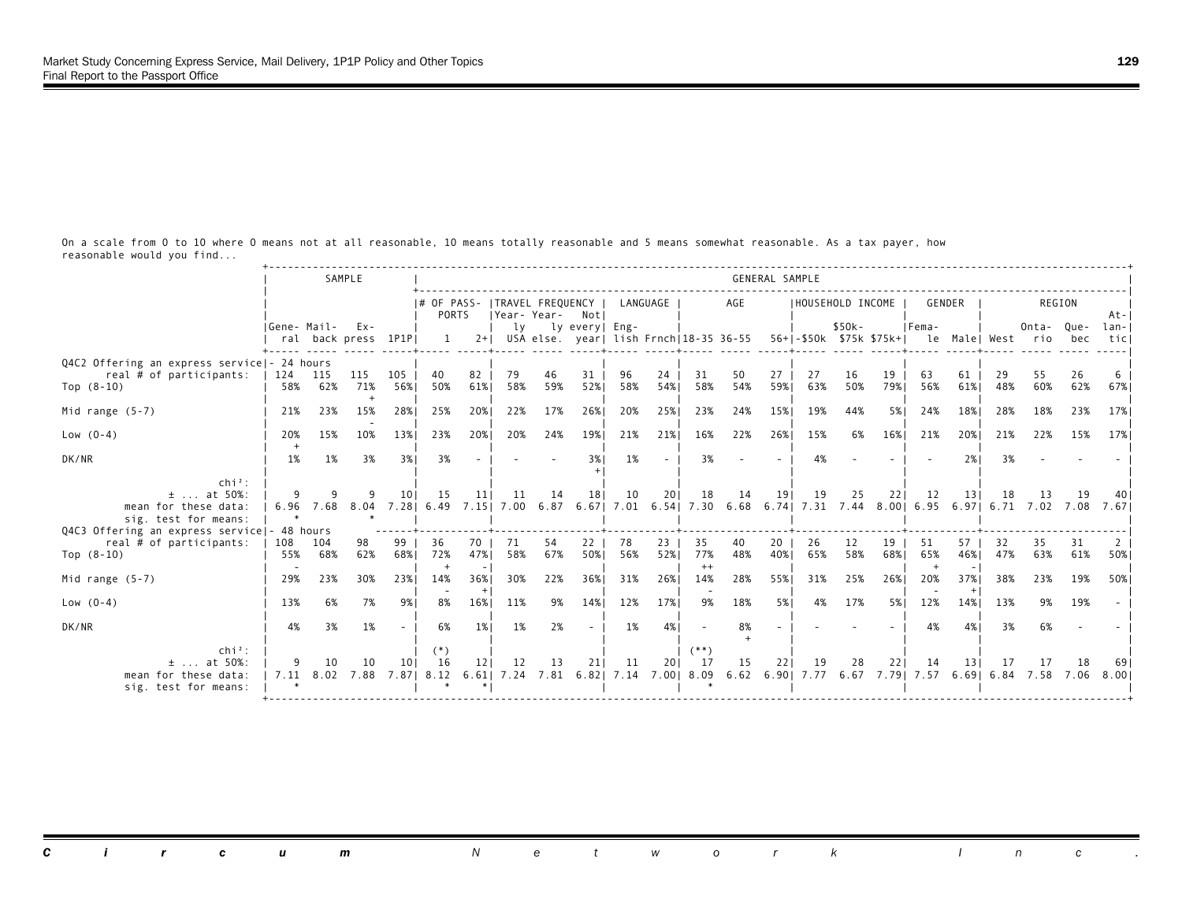On a scale from 0 to 10 where 0 means not at all reasonable, 10 means totally reasonable and 5 means somewhat reasonable. As a tax payer, how reasonable would you find...

| | SAMPLE | | | | GENERAL SAMPLE | | | | | | | | | | | | | | | | | | | | |
|---|---|---|---|---|---|---|---|---|---|---|---|---|---|---|---|---|---|---|---|---|---|---|---|---|---|
| | | | | | # OF PASSPORTS | | TRAVEL FREQUENCY | | | LANGUAGE | | AGE | | | HOUSEHOLD INCOME | | | GENDER | | REGION | | | |
| | General | Mailback | Express | 1P1P | 1 | 2+ | Yearly USA | Yearly else. | Not every year | English | Frnch | 18-35 | 36-55 | 56+ | -$50k | $50k-$75k | $75k+ | Female | Male | West | Ontario | Quebec | Atlantic |
| **Q4C2 Offering an express service - 24 hours** | | | | | | | | | | | | | | | | | | | | | | | |
| real # of participants: | 124 | 115 | 115 | 105 | 40 | 82 | 79 | 46 | 31 | 96 | 24 | 31 | 50 | 27 | 27 | 16 | 19 | 63 | 61 | 29 | 55 | 26 | 6 |
| Top (8-10) | 58% | 62% | 71% + | 56% | 50% | 61% | 58% | 59% | 52% | 58% | 54% | 58% | 54% | 59% | 63% | 50% | 79% | 56% | 61% | 48% | 60% | 62% | 67% |
| Mid range (5-7) | 21% | 23% | 15% - | 28% | 25% | 20% | 22% | 17% | 26% | 20% | 25% | 23% | 24% | 15% | 19% | 44% | 5% | 24% | 18% | 28% | 18% | 23% | 17% |
| Low (0-4) | 20% + | 15% | 10% | 13% | 23% | 20% | 20% | 24% | 19% | 21% | 21% | 16% | 22% | 26% | 15% | 6% | 16% | 21% | 20% | 21% | 22% | 15% | 17% |
| DK/NR | 1% | 1% | 3% | 3% | 3% | - | - | - | 3% + | 1% | - | 3% | - | - | 4% | - | - | - | 2% | 3% | - | - | - |
| chi²: | | | | | | | | | | | | | | | | | | | | | | | |
| ± ... at 50%: | 9 | 9 | 9 | 10 | 15 | 11 | 11 | 14 | 18 | 10 | 20 | 18 | 14 | 19 | 19 | 25 | 22 | 12 | 13 | 18 | 13 | 19 | 40 |
| mean for these data: | 6.96 | 7.68 | 8.04 | 7.28 | 6.49 | 7.15 | 7.00 | 6.87 | 6.67 | 7.01 | 6.54 | 7.30 | 6.68 | 6.74 | 7.31 | 7.44 | 8.00 | 6.95 | 6.97 | 6.71 | 7.02 | 7.08 | 7.67 |
| sig. test for means: | * | | * | | | | | | | | | | | | | | | | | | | | |
| **Q4C3 Offering an express service - 48 hours** | | | | | | | | | | | | | | | | | | | | | | | |
| real # of participants: | 108 | 104 | 98 | 99 | 36 | 70 | 71 | 54 | 22 | 78 | 23 | 35 | 40 | 20 | 26 | 12 | 19 | 51 | 57 | 32 | 35 | 31 | 2 |
| Top (8-10) | 55% - | 68% | 62% | 68% | 72% + | 47% - | 58% | 67% | 50% | 56% | 52% | 77% ++ | 48% | 40% | 65% | 58% | 68% | 65% + | 46% - | 47% | 63% | 61% | 50% |
| Mid range (5-7) | 29% | 23% | 30% | 23% | 14% - | 36% + | 30% | 22% | 36% | 31% | 26% | 14% - | 28% | 55% | 31% | 25% | 26% | 20% - | 37% + | 38% | 23% | 19% | 50% |
| Low (0-4) | 13% | 6% | 7% | 9% | 8% | 16% | 11% | 9% | 14% | 12% | 17% | 9% | 18% | 5% | 4% | 17% | 5% | 12% | 14% | 13% | 9% | 19% | - |
| DK/NR | 4% | 3% | 1% | - | 6% | 1% | 1% | 2% | - | 1% | 4% | - | 8% + | - | - | - | - | 4% | 4% | 3% | 6% | - | - |
| chi²: | | | | | (*) | | | | | | | (**) | | | | | | | | | | | |
| ± ... at 50%: | 9 | 10 | 10 | 10 | 16 | 12 | 12 | 13 | 21 | 11 | 20 | 17 | 15 | 22 | 19 | 28 | 22 | 14 | 13 | 17 | 17 | 18 | 69 |
| mean for these data: | 7.11 | 8.02 | 7.88 | 7.87 | 8.12 | 6.61 | 7.24 | 7.81 | 6.82 | 7.14 | 7.00 | 8.09 | 6.62 | 6.90 | 7.77 | 6.67 | 7.79 | 7.57 | 6.69 | 6.84 | 7.58 | 7.06 | 8.00 |
| sig. test for means: | * | | | | * | * | | | | | | * | | | | | | | | | | | |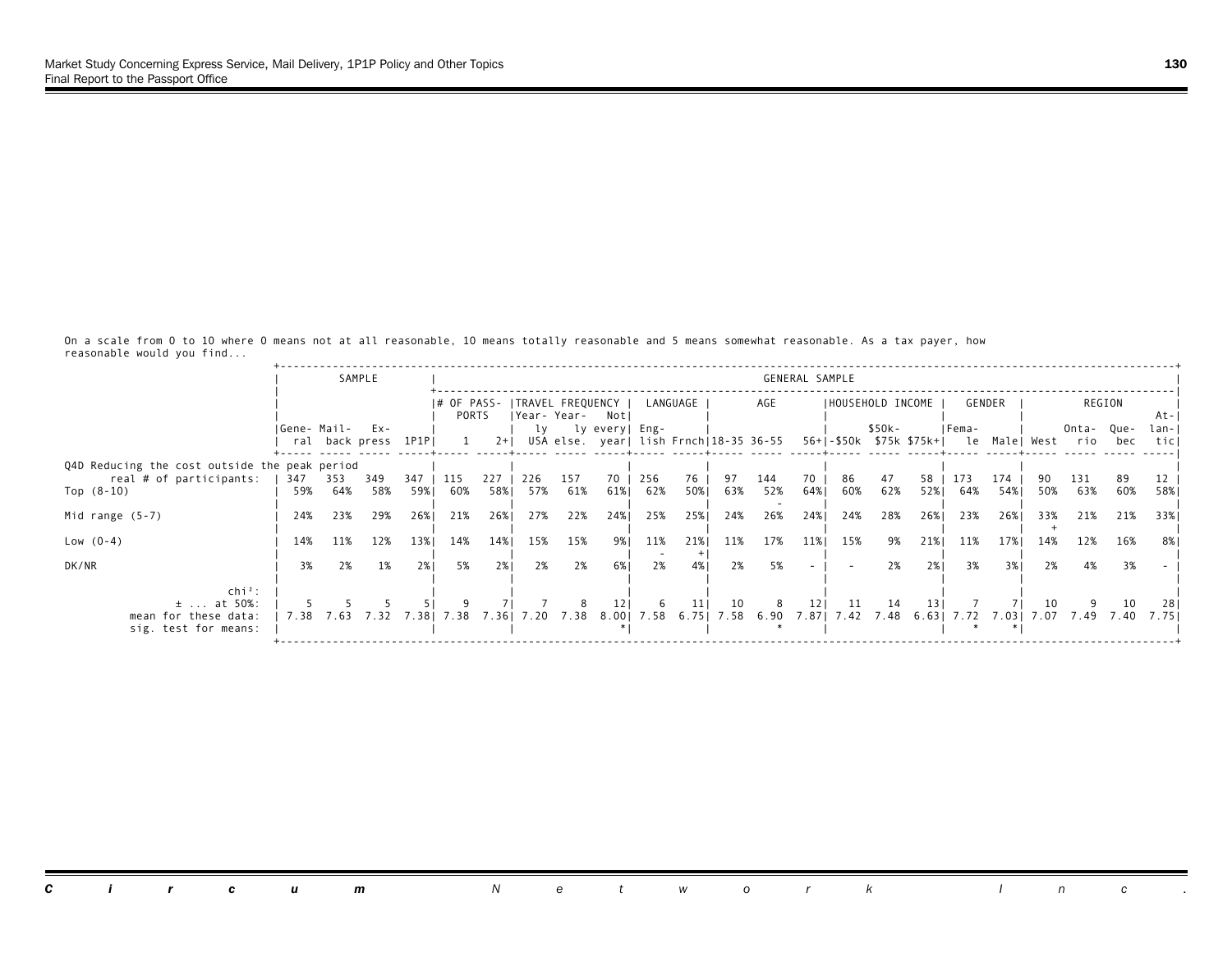On a scale from 0 to 10 where 0 means not at all reasonable, 10 means totally reasonable and 5 means somewhat reasonable. As a tax payer, how reasonable would you find...

| | SAMPLE | | | | GENERAL SAMPLE | | | | | | | | | | | | | | | | | | | | |
|---|---|---|---|---|---|---|---|---|---|---|---|---|---|---|---|---|---|---|---|---|---|---|---|---|---|
| | | | | | # OF PASSPORTS | | TRAVEL FREQUENCY | | | LANGUAGE | | AGE | | | HOUSEHOLD INCOME | | | GENDER | | REGION | | | |
| | General | Mail-back | Express | 1P1P | 1 | 2+ | Yearly USA | Yearly else. | Not every year | English | Frnch | 18-35 | 36-55 | 56+ | -$50k | $50k-$75k | $75k+ | Female | Male | West | Ontario | Quebec | Atlantic |
| **Q4D Reducing the cost outside the peak period** | | | | | | | | | | | | | | | | | | | | | | | |
| real # of participants: | 347 | 353 | 349 | 347 | 115 | 227 | 226 | 157 | 70 | 256 | 76 | 97 | 144 | 70 | 86 | 47 | 58 | 173 | 174 | 90 | 131 | 89 | 12 |
| Top (8-10) | 59% | 64% | 58% | 59% | 60% | 58% | 57% | 61% | 61% | 62% | 50% | 63% | 52% - | 64% | 60% | 62% | 52% | 64% | 54% | 50% | 63% | 60% | 58% |
| Mid range (5-7) | 24% | 23% | 29% | 26% | 21% | 26% | 27% | 22% | 24% | 25% | 25% | 24% | 26% | 24% | 24% | 28% | 26% | 23% | 26% | 33% + | 21% | 21% | 33% |
| Low (0-4) | 14% | 11% | 12% | 13% | 14% | 14% | 15% | 15% | 9% | 11% - | 21% + | 11% | 17% | 11% | 15% | 9% | 21% | 11% | 17% | 14% | 12% | 16% | 8% |
| DK/NR | 3% | 2% | 1% | 2% | 5% | 2% | 2% | 2% | 6% | 2% | 4% | 2% | 5% | - | - | 2% | 2% | 3% | 3% | 2% | 4% | 3% | - |
| chi²: | | | | | | | | | | | | | | | | | | | | | | | |
| ± ... at 50%: | 5 | 5 | 5 | 5 | 9 | 7 | 7 | 8 | 12 | 6 | 11 | 10 | 8 | 12 | 11 | 14 | 13 | 7 | 7 | 10 | 9 | 10 | 28 |
| mean for these data: | 7.38 | 7.63 | 7.32 | 7.38 | 7.38 | 7.36 | 7.20 | 7.38 | 8.00 | 7.58 | 6.75 | 7.58 | 6.90 | 7.87 | 7.42 | 7.48 | 6.63 | 7.72 | 7.03 | 7.07 | 7.49 | 7.40 | 7.75 |
| sig. test for means: | | | | | | | | | * | | | | * | | | | | * | * | | | | |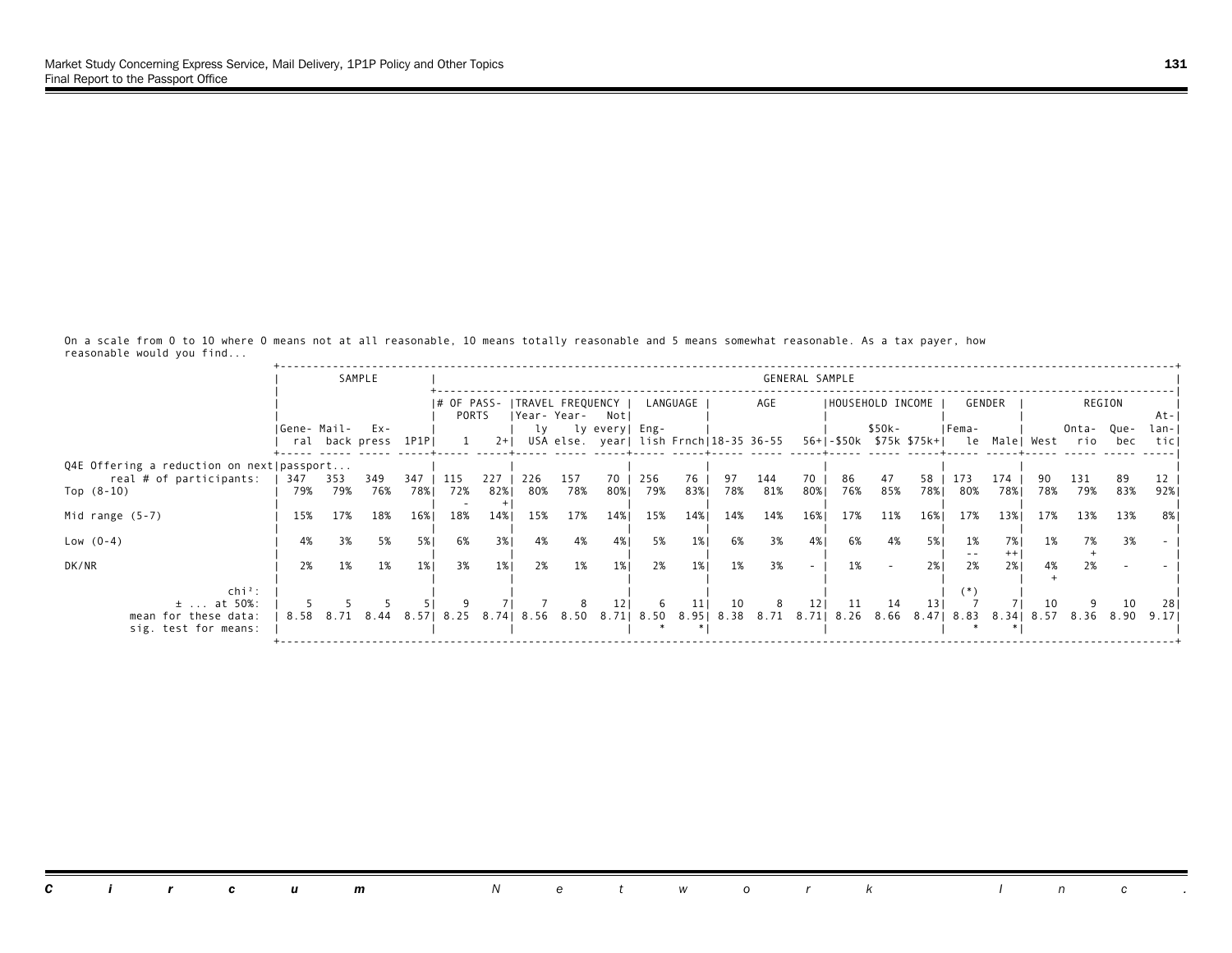On a scale from 0 to 10 where 0 means not at all reasonable, 10 means totally reasonable and 5 means somewhat reasonable. As a tax payer, how reasonable would you find...

| | SAMPLE | | | | GENERAL SAMPLE | | | | | | | | | | | | | | | | | | | | |
|---|---|---|---|---|---|---|---|---|---|---|---|---|---|---|---|---|---|---|---|---|---|---|---|---|---|
| | | | | | # OF PASSPORTS | | TRAVEL FREQUENCY | | | LANGUAGE | | AGE | | | HOUSEHOLD INCOME | | | GENDER | | REGION | | | |
| | General | Mail-back | Express | 1P1P | 1 | 2+ | Yearly USA | Yearly else. | Not every year | English | Frnch | 18-35 | 36-55 | 56+ | -$50k | $50k-$75k | $75k+ | Female | Male | West | Ontario | Quebec | Atlantic |
| **Q4E Offering a reduction on next passport...** | | | | | | | | | | | | | | | | | | | | | | | |
| real # of participants: | 347 | 353 | 349 | 347 | 115 | 227 | 226 | 157 | 70 | 256 | 76 | 97 | 144 | 70 | 86 | 47 | 58 | 173 | 174 | 90 | 131 | 89 | 12 |
| Top (8-10) | 79% | 79% | 76% | 78% | 72% - | 82% + | 80% | 78% | 80% | 79% | 83% | 78% | 81% | 80% | 76% | 85% | 78% | 80% | 78% | 78% | 79% | 83% | 92% |
| Mid range (5-7) | 15% | 17% | 18% | 16% | 18% | 14% | 15% | 17% | 14% | 15% | 14% | 14% | 14% | 16% | 17% | 11% | 16% | 17% | 13% | 17% | 13% | 13% | 8% |
| Low (0-4) | 4% | 3% | 5% | 5% | 6% | 3% | 4% | 4% | 4% | 5% | 1% | 6% | 3% | 4% | 6% | 4% | 5% | 1% -- | 7% ++ | 1% | 7% + | 3% | - |
| DK/NR | 2% | 1% | 1% | 1% | 3% | 1% | 2% | 1% | 1% | 2% | 1% | 1% | 3% | - | 1% | - | 2% | 2% | 2% | 4% + | 2% | - | - |
| chi²: | | | | | | | | | | | | | | | | | | (*) | | | | | |
| ± ... at 50%: | 5 | 5 | 5 | 5 | 9 | 7 | 7 | 8 | 12 | 6 | 11 | 10 | 8 | 12 | 11 | 14 | 13 | 7 | 7 | 10 | 9 | 10 | 28 |
| mean for these data: | 8.58 | 8.71 | 8.44 | 8.57 | 8.25 | 8.74 | 8.56 | 8.50 | 8.71 | 8.50 | 8.95 | 8.38 | 8.71 | 8.71 | 8.26 | 8.66 | 8.47 | 8.83 | 8.34 | 8.57 | 8.36 | 8.90 | 9.17 |
| sig. test for means: | | | | | | | | | | * | * | | | | | | | * | * | | | | |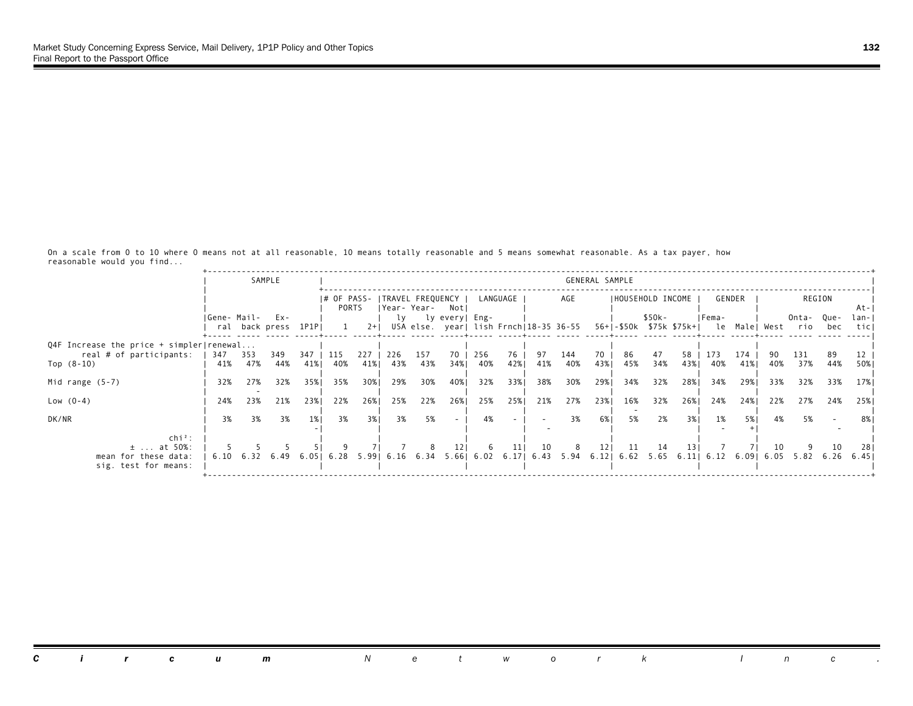On a scale from 0 to 10 where 0 means not at all reasonable, 10 means totally reasonable and 5 means somewhat reasonable. As a tax payer, how reasonable would you find...

| | SAMPLE | | | | GENERAL SAMPLE | | | | | | | | | | | | | | | | | | | | |
|---|---|---|---|---|---|---|---|---|---|---|---|---|---|---|---|---|---|---|---|---|---|---|---|---|---|
| | | | | | # OF PASSPORTS | | TRAVEL FREQUENCY | | | LANGUAGE | | AGE | | | HOUSEHOLD INCOME | | | GENDER | | REGION | | | |
| | General | Mailback | Express | 1P1P | 1 | 2+ | Yearly USA | Yearly else. | Not every year | English | Frnch | 18-35 | 36-55 | 56+ | -$50k | $50k-$75k | $75k+ | Female | Male | West | Ontario | Quebec | Atlantic |
| Q4F Increase the price + simpler renewal... real # of participants: | 347 | 353 | 349 | 347 | 115 | 227 | 226 | 157 | 70 | 256 | 76 | 97 | 144 | 70 | 86 | 47 | 58 | 173 | 174 | 90 | 131 | 89 | 12 |
| Top (8-10) | 41% | 47% | 44% | 41% | 40% | 41% | 43% | 43% | 34% | 40% | 42% | 41% | 40% | 43% | 45% | 34% | 43% | 40% | 41% | 40% | 37% | 44% | 50% |
| Mid range (5-7) | 32% | 27% - | 32% | 35% | 35% | 30% | 29% | 30% | 40% | 32% | 33% | 38% | 30% | 29% | 34% | 32% | 28% | 34% | 29% | 33% | 32% | 33% | 17% |
| Low (0-4) | 24% | 23% | 21% | 23% | 22% | 26% | 25% | 22% | 26% | 25% | 25% | 21% | 27% | 23% | 16% - | 32% | 26% | 24% | 24% | 22% | 27% | 24% | 25% |
| DK/NR | 3% | 3% | 3% | 1% - | 3% | 3% | 3% | 5% | - | 4% | - | - - | 3% | 6% | 5% | 2% | 3% | 1% - | 5% + | 4% | 5% | - - | 8% |
| chi²: | | | | | | | | | | | | | | | | | | | | | | | |
| ± ... at 50%: | 5 | 5 | 5 | 5 | 9 | 7 | 7 | 8 | 12 | 6 | 11 | 10 | 8 | 12 | 11 | 14 | 13 | 7 | 7 | 10 | 9 | 10 | 28 |
| mean for these data: | 6.10 | 6.32 | 6.49 | 6.05 | 6.28 | 5.99 | 6.16 | 6.34 | 5.66 | 6.02 | 6.17 | 6.43 | 5.94 | 6.12 | 6.62 | 5.65 | 6.11 | 6.12 | 6.09 | 6.05 | 5.82 | 6.26 | 6.45 |
| sig. test for means: | | | | | | | | | | | | | | | | | | | | | | | |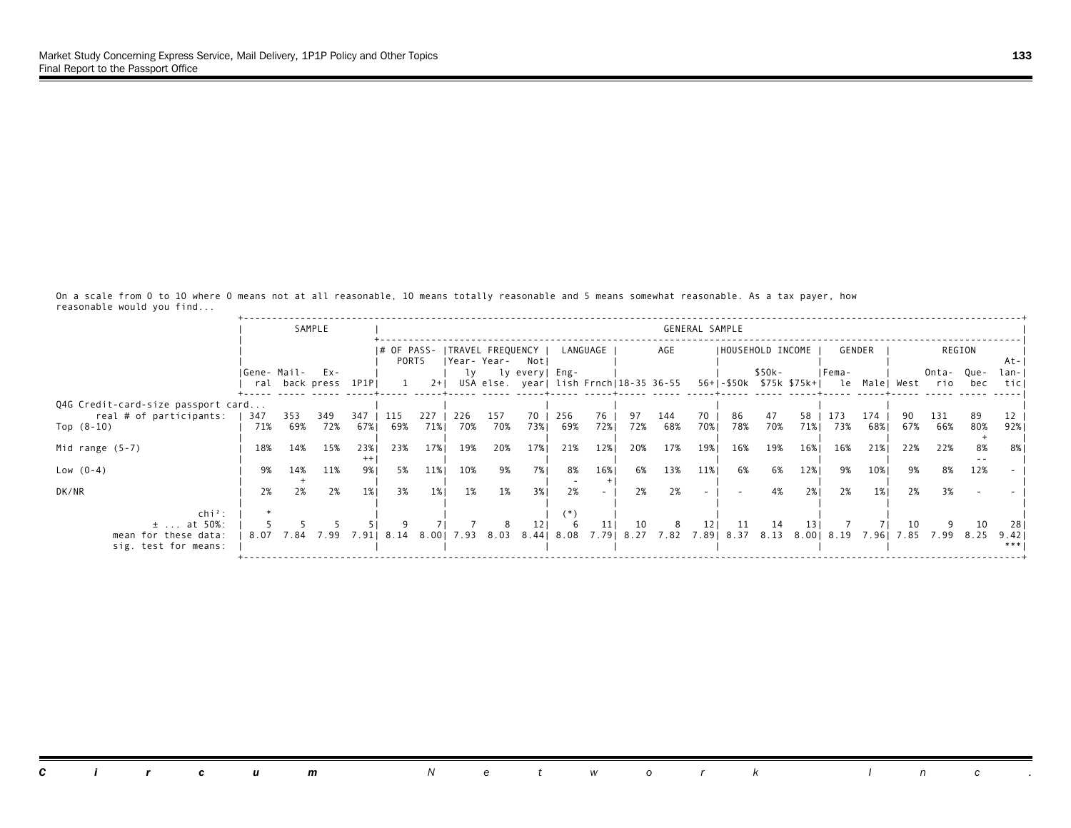On a scale from 0 to 10 where 0 means not at all reasonable, 10 means totally reasonable and 5 means somewhat reasonable. As a tax payer, how reasonable would you find...

| | SAMPLE | | | | GENERAL SAMPLE | | | | | | | | | | | | | | | | | | | | |
|---|---|---|---|---|---|---|---|---|---|---|---|---|---|---|---|---|---|---|---|---|---|---|---|---|---|
| | | | | | # OF PASSPORTS | | TRAVEL FREQUENCY | | | LANGUAGE | | AGE | | | HOUSEHOLD INCOME | | | GENDER | | REGION | | | |
| | General | Mail-back | Express | 1P1P | 1 | 2+ | Yearly USA | Yearly else. | Not every year | English | Frnch | 18-35 | 36-55 | 56+ | -$50k | $50k-$75k | $75k+ | Female | Male | West | Ontario | Quebec | Atlantic |
| **Q4G Credit-card-size passport card...** | | | | | | | | | | | | | | | | | | | | | | | |
| real # of participants: | 347 | 353 | 349 | 347 | 115 | 227 | 226 | 157 | 70 | 256 | 76 | 97 | 144 | 70 | 86 | 47 | 58 | 173 | 174 | 90 | 131 | 89 | 12 |
| Top (8-10) | 71% | 69% | 72% | 67% | 69% | 71% | 70% | 70% | 73% | 69% | 72% | 72% | 68% | 70% | 78% | 70% | 71% | 73% | 68% | 67% | 66% | 80% + | 92% |
| Mid range (5-7) | 18% | 14% | 15% | 23% ++ | 23% | 17% | 19% | 20% | 17% | 21% | 12% | 20% | 17% | 19% | 16% | 19% | 16% | 16% | 21% | 22% | 22% | 8% -- | 8% |
| Low (0-4) | 9% | 14% + | 11% | 9% | 5% | 11% | 10% | 9% | 7% | 8% - | 16% + | 6% | 13% | 11% | 6% | 6% | 12% | 9% | 10% | 9% | 8% | 12% | - |
| DK/NR | 2% | 2% | 2% | 1% | 3% | 1% | 1% | 1% | 3% | 2% | - | 2% | 2% | - | - | 4% | 2% | 2% | 1% | 2% | 3% | - | - |
| chi²: | * | | | | | | | | | (*) | | | | | | | | | | | | | |
| ± ... at 50%: | 5 | 5 | 5 | 5 | 9 | 7 | 7 | 8 | 12 | 6 | 11 | 10 | 8 | 12 | 11 | 14 | 13 | 7 | 7 | 10 | 9 | 10 | 28 |
| mean for these data: | 8.07 | 7.84 | 7.99 | 7.91 | 8.14 | 8.00 | 7.93 | 8.03 | 8.44 | 8.08 | 7.79 | 8.27 | 7.82 | 7.89 | 8.37 | 8.13 | 8.00 | 8.19 | 7.96 | 7.85 | 7.99 | 8.25 | 9.42 |
| sig. test for means: | | | | | | | | | | | | | | | | | | | | | | | *** |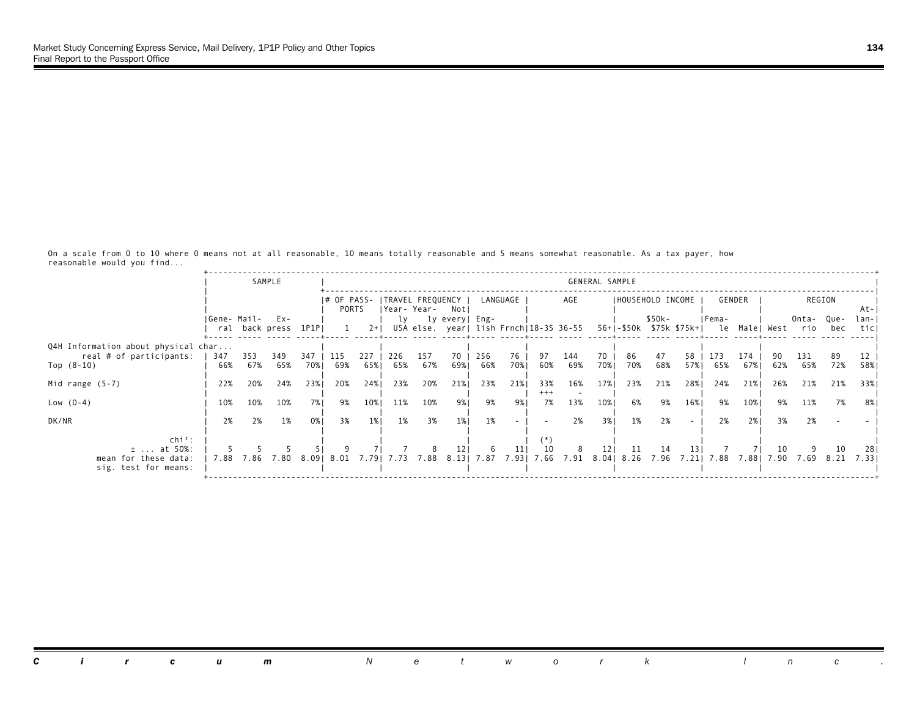On a scale from 0 to 10 where 0 means not at all reasonable, 10 means totally reasonable and 5 means somewhat reasonable. As a tax payer, how reasonable would you find...

| | SAMPLE | | | | GENERAL SAMPLE | | | | | | | | | | | | | | | | | | | |
|---|---|---|---|---|---|---|---|---|---|---|---|---|---|---|---|---|---|---|---|---|---|---|---|---|
| | | | | | # OF PASS-PORTS | | TRAVEL FREQUENCY | | | LANGUAGE | | AGE | | | HOUSEHOLD INCOME | | | GENDER | | REGION | | | |
| | General | Mail-back | Express | 1P1P | 1 | 2+ | Year-ly USA | Year-ly else. | Not every year | English | Frnch | 18-35 | 36-55 | 56+ | -$50k | $50k-$75k | $75k+ | Female | Male | West | Ontario | Quebec | Atlantic |
| Q4H Information about physical char... | | | | | | | | | | | | | | | | | | | | | | | |
| real # of participants: | 347 | 353 | 349 | 347 | 115 | 227 | 226 | 157 | 70 | 256 | 76 | 97 | 144 | 70 | 86 | 47 | 58 | 173 | 174 | 90 | 131 | 89 | 12 |
| Top (8-10) | 66% | 67% | 65% | 70% | 69% | 65% | 65% | 67% | 69% | 66% | 70% | 60% | 69% | 70% | 70% | 68% | 57% | 65% | 67% | 62% | 65% | 72% | 58% |
| Mid range (5-7) | 22% | 20% | 24% | 23% | 20% | 24% | 23% | 20% | 21% | 23% | 21% | 33% +++ | 16% - | 17% | 23% | 21% | 28% | 24% | 21% | 26% | 21% | 21% | 33% |
| Low (0-4) | 10% | 10% | 10% | 7% | 9% | 10% | 11% | 10% | 9% | 9% | 9% | 7% | 13% | 10% | 6% | 9% | 16% | 9% | 10% | 9% | 11% | 7% | 8% |
| DK/NR | 2% | 2% | 1% | 0% | 3% | 1% | 1% | 3% | 1% | 1% | - | - | 2% | 3% | 1% | 2% | - | 2% | 2% | 3% | 2% | - | - |
| chi²: | | | | | | | | | | | | (*) | | | | | | | | | | | |
| ± ... at 50%: | 5 | 5 | 5 | 5 | 9 | 7 | 7 | 8 | 12 | 6 | 11 | 10 | 8 | 12 | 11 | 14 | 13 | 7 | 7 | 10 | 9 | 10 | 28 |
| mean for these data: | 7.88 | 7.86 | 7.80 | 8.09 | 8.01 | 7.79 | 7.73 | 7.88 | 8.13 | 7.87 | 7.93 | 7.66 | 7.91 | 8.04 | 8.26 | 7.96 | 7.21 | 7.88 | 7.88 | 7.90 | 7.69 | 8.21 | 7.33 |
| sig. test for means: | | | | | | | | | | | | | | | | | | | | | | | |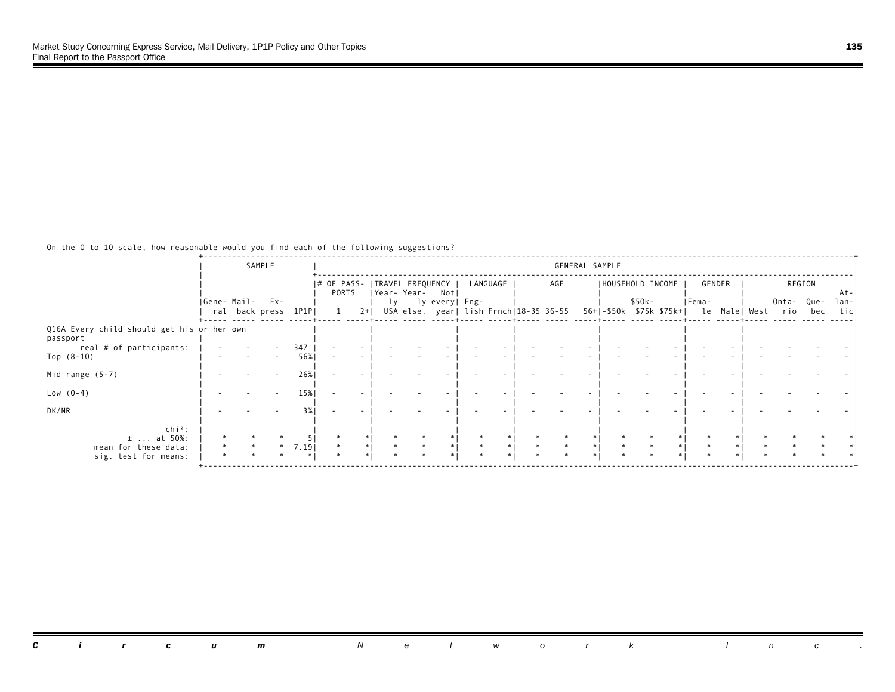On the 0 to 10 scale, how reasonable would you find each of the following suggestions?

| | SAMPLE | | | | GENERAL SAMPLE | | | | | | | | | | | | | | | | | | | | |
|---|---|---|---|---|---|---|---|---|---|---|---|---|---|---|---|---|---|---|---|---|---|---|---|---|---|
| | | | | | # OF PASSPORTS | | TRAVEL FREQUENCY | | | LANGUAGE | | AGE | | | HOUSEHOLD INCOME | | | GENDER | | REGION | | | |
| | General | Mail-back | Express | 1P1P | 1 | 2+ | Yearly USA | Yearly else. | Not every year | English | Frnch | 18-35 | 36-55 | 56+ | -$50k | $50k-$75k | $75k+ | Female | Male | West | Ontario | Quebec | Atlantic |
| Q16A Every child should get his or her own passport | | | | | | | | | | | | | | | | | | | | | | | |
| real # of participants: | - | - | - | 347 | - | - | - | - | - | - | - | - | - | - | - | - | - | - | - | - | - | - | - |
| Top (8-10) | - | - | - | 56% | - | - | - | - | - | - | - | - | - | - | - | - | - | - | - | - | - | - | - |
| Mid range (5-7) | - | - | - | 26% | - | - | - | - | - | - | - | - | - | - | - | - | - | - | - | - | - | - | - |
| Low (0-4) | - | - | - | 15% | - | - | - | - | - | - | - | - | - | - | - | - | - | - | - | - | - | - | - |
| DK/NR | - | - | - | 3% | - | - | - | - | - | - | - | - | - | - | - | - | - | - | - | - | - | - | - |
| chi²: | | | | | | | | | | | | | | | | | | | | | | | |
| ± ... at 50%: | * | * | * | 5 | * | * | * | * | * | * | * | * | * | * | * | * | * | * | * | * | * | * | * |
| mean for these data: | * | * | * | 7.19 | * | * | * | * | * | * | * | * | * | * | * | * | * | * | * | * | * | * | * |
| sig. test for means: | * | * | * | * | * | * | * | * | * | * | * | * | * | * | * | * | * | * | * | * | * | * | * |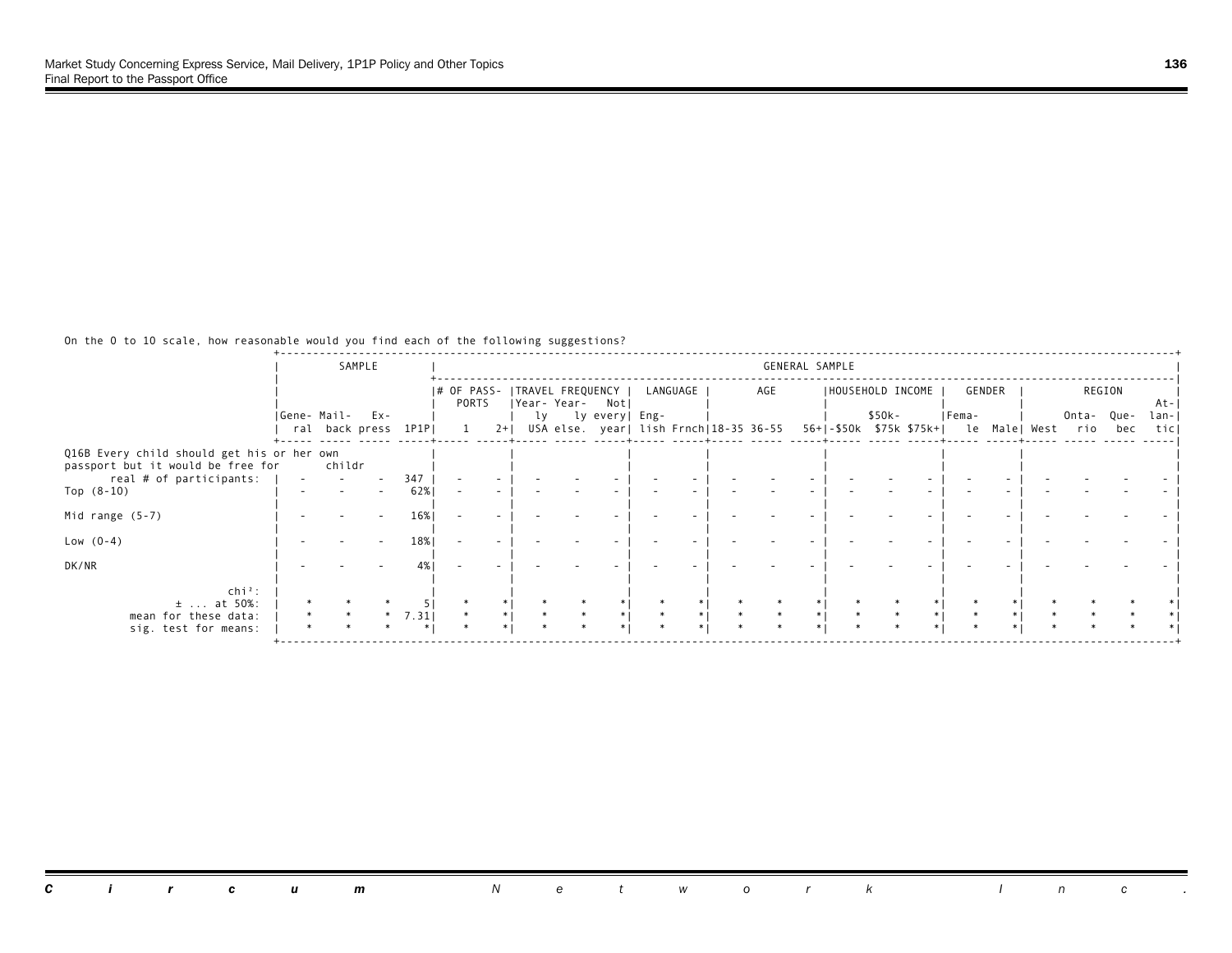On the 0 to 10 scale, how reasonable would you find each of the following suggestions?

| | SAMPLE | | | | GENERAL SAMPLE | | | | | | | | | | | | | | | | | | | |
|---|---|---|---|---|---|---|---|---|---|---|---|---|---|---|---|---|---|---|---|---|---|---|---|---|
| | | | | | # OF PASSPORTS | | TRAVEL FREQUENCY | | | LANGUAGE | | AGE | | | HOUSEHOLD INCOME | | | GENDER | | REGION | | | | |
| | General | Mailback | Express | 1P1P | 1 | 2+ | Yearly USA | Yearly else. | Not every year | English | Frnch | 18-35 | 36-55 | 56+ | -$50k | $50k-$75k | $75k+ | Female | Male | West | Ontario | Quebec | Atlantic |
| **Q16B Every child should get his or her own passport but it would be free for childr** | | | | | | | | | | | | | | | | | | | | | | | | |
| real # of participants: | - | - | - | 347 | - | - | - | - | - | - | - | - | - | - | - | - | - | - | - | - | - | - | - |
| Top (8-10) | - | - | - | 62% | - | - | - | - | - | - | - | - | - | - | - | - | - | - | - | - | - | - | - |
| Mid range (5-7) | - | - | - | 16% | - | - | - | - | - | - | - | - | - | - | - | - | - | - | - | - | - | - | - |
| Low (0-4) | - | - | - | 18% | - | - | - | - | - | - | - | - | - | - | - | - | - | - | - | - | - | - | - |
| DK/NR | - | - | - | 4% | - | - | - | - | - | - | - | - | - | - | - | - | - | - | - | - | - | - | - |
| chi²: | | | | | | | | | | | | | | | | | | | | | | | |
| ± ... at 50%: | * | * | * | 5 | * | * | * | * | * | * | * | * | * | * | * | * | * | * | * | * | * | * | * |
| mean for these data: | * | * | * | 7.31 | * | * | * | * | * | * | * | * | * | * | * | * | * | * | * | * | * | * | * |
| sig. test for means: | * | * | * | * | * | * | * | * | * | * | * | * | * | * | * | * | * | * | * | * | * | * | * |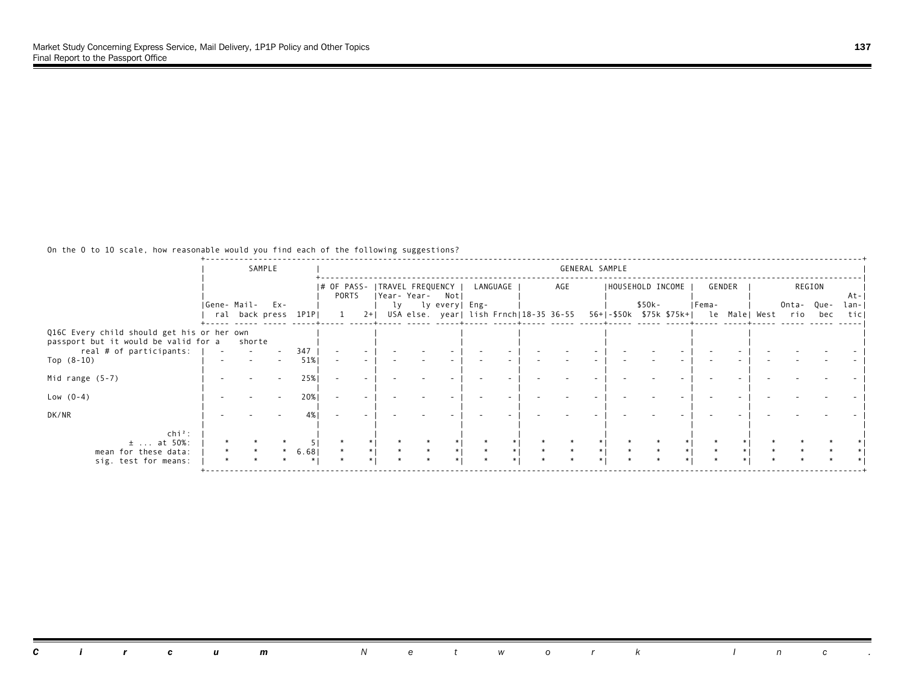On the 0 to 10 scale, how reasonable would you find each of the following suggestions?

| | SAMPLE | | | | GENERAL SAMPLE | | | | | | | | | | | | | | | | | | | | |
|---|---|---|---|---|---|---|---|---|---|---|---|---|---|---|---|---|---|---|---|---|---|---|---|---|---|
| | | | | | # OF PASS-PORTS | | TRAVEL FREQUENCY | | | LANGUAGE | | AGE | | | HOUSEHOLD INCOME | | | GENDER | | REGION | | | |
| | Gene-ral | Mail-back | Ex-press | 1P1P | 1 | 2+ | Year-ly USA | Year-ly else. | Not every year | Eng-lish | Frnch | 18-35 | 36-55 | 56+ | -$50k | $50k-$75k | $75k+ | Fema-le | Male | West | Onta-rio | Que-bec | At-lan-tic |
| Q16C Every child should get his or her own passport but it would be valid for a shorte | | | | | | | | | | | | | | | | | | | | | | | |
| real # of participants: | - | - | - | 347 | - | - | - | - | - | - | - | - | - | - | - | - | - | - | - | - | - | - | - |
| Top (8-10) | - | - | - | 51% | - | - | - | - | - | - | - | - | - | - | - | - | - | - | - | - | - | - | - |
| Mid range (5-7) | - | - | - | 25% | - | - | - | - | - | - | - | - | - | - | - | - | - | - | - | - | - | - | - |
| Low (0-4) | - | - | - | 20% | - | - | - | - | - | - | - | - | - | - | - | - | - | - | - | - | - | - | - |
| DK/NR | - | - | - | 4% | - | - | - | - | - | - | - | - | - | - | - | - | - | - | - | - | - | - | - |
| chi²: | | | | | | | | | | | | | | | | | | | | | | | |
| ± ... at 50%: | * | * | * | 5 | * | * | * | * | * | * | * | * | * | * | * | * | * | * | * | * | * | * | * |
| mean for these data: | * | * | * | 6.68 | * | * | * | * | * | * | * | * | * | * | * | * | * | * | * | * | * | * | * |
| sig. test for means: | * | * | * | * | * | * | * | * | * | * | * | * | * | * | * | * | * | * | * | * | * | * | * |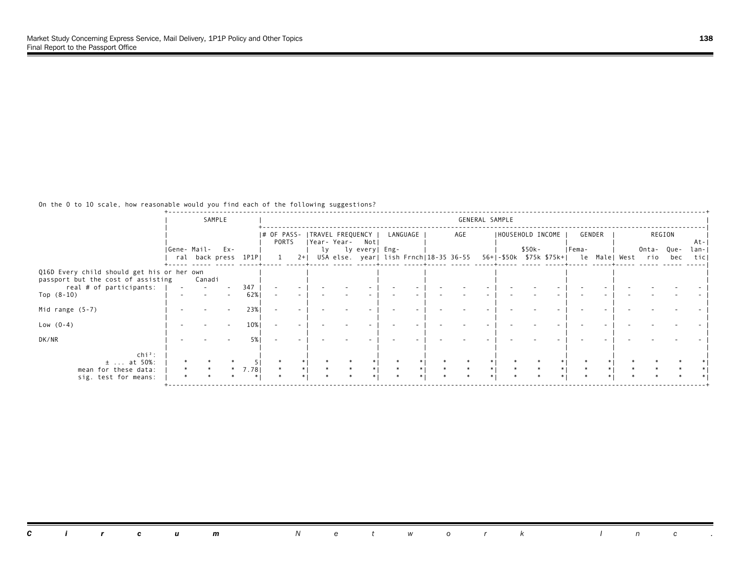On the 0 to 10 scale, how reasonable would you find each of the following suggestions?

| | SAMPLE | | | | GENERAL SAMPLE | | | | | | | | | | | | | | | | | | | |
|---|---|---|---|---|---|---|---|---|---|---|---|---|---|---|---|---|---|---|---|---|---|---|---|---|
| | | | | | # OF PASSPORTS | | TRAVEL FREQUENCY | | | LANGUAGE | | AGE | | | HOUSEHOLD INCOME | | | GENDER | | REGION | | | | |
| | General | Mail-back | Express | 1P1P | 1 | 2+ | Yearly USA | Yearly else. | Not every year | English | Frnch | 18-35 | 36-55 | 56+ | -$50k | $50k-$75k | $75k+ | Female | Male | West | Ontario | Quebec | Atlantic | |
| **Q16D Every child should get his or her own passport but the cost of assisting Canadi** | | | | | | | | | | | | | | | | | | | | | | | | |
| real # of participants: | - | - | - | 347 | - | - | - | - | - | - | - | - | - | - | - | - | - | - | - | - | - | - | - | |
| Top (8-10) | - | - | - | 62% | - | - | - | - | - | - | - | - | - | - | - | - | - | - | - | - | - | - | - | |
| Mid range (5-7) | - | - | - | 23% | - | - | - | - | - | - | - | - | - | - | - | - | - | - | - | - | - | - | - | |
| Low (0-4) | - | - | - | 10% | - | - | - | - | - | - | - | - | - | - | - | - | - | - | - | - | - | - | - | |
| DK/NR | - | - | - | 5% | - | - | - | - | - | - | - | - | - | - | - | - | - | - | - | - | - | - | - | |
| chi²: | | | | | | | | | | | | | | | | | | | | | | | | |
| ± ... at 50%: | * | * | * | 5 | * | * | * | * | * | * | * | * | * | * | * | * | * | * | * | * | * | * | * | |
| mean for these data: | * | * | * | 7.78 | * | * | * | * | * | * | * | * | * | * | * | * | * | * | * | * | * | * | * | |
| sig. test for means: | * | * | * | * | * | * | * | * | * | * | * | * | * | * | * | * | * | * | * | * | * | * | * | |